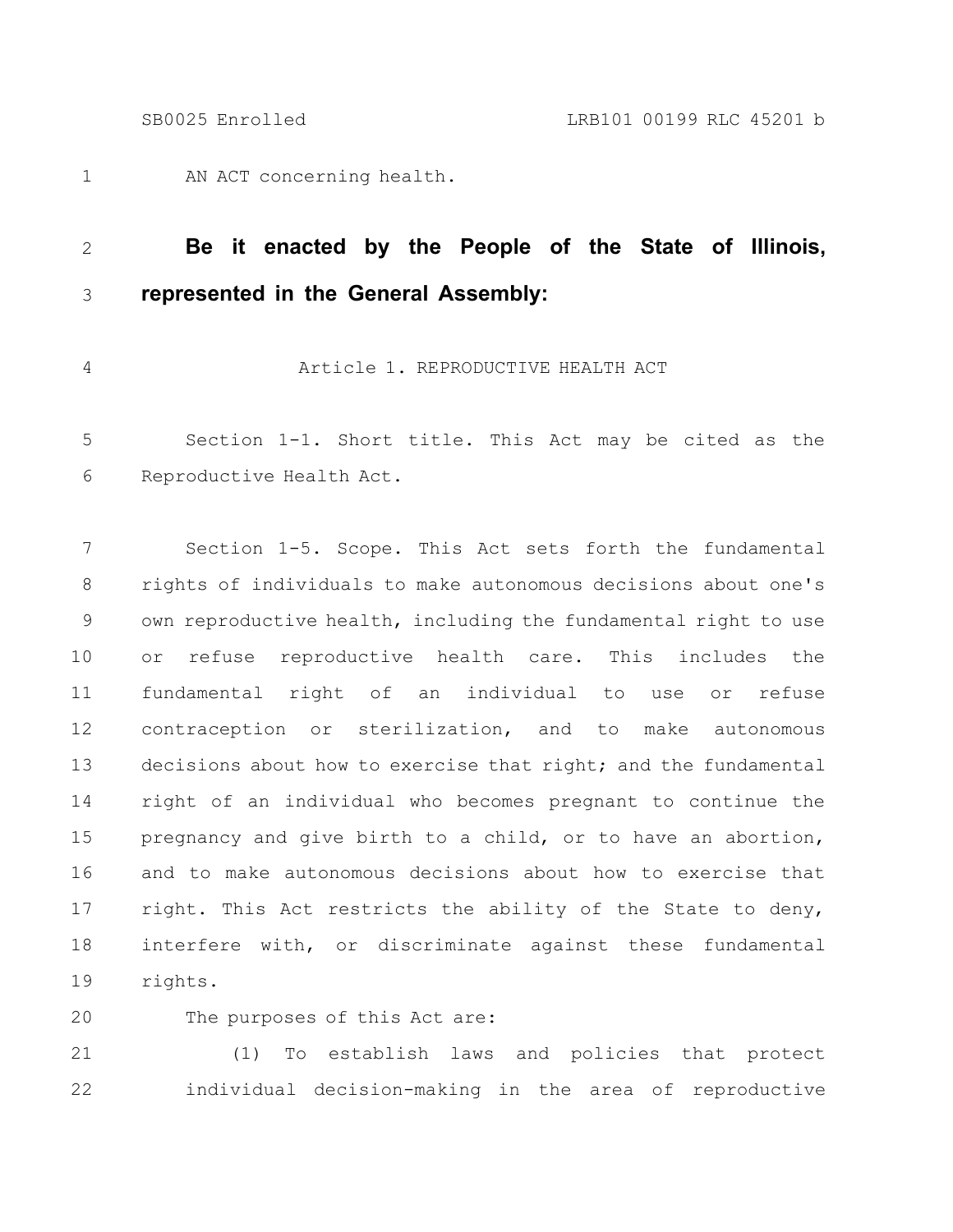AN ACT concerning health.

**Be it enacted by the People of the State of Illinois, represented in the General Assembly:**

## Article 1. REPRODUCTIVE HEALTH ACT

Section 1-1. Short title. This Act may be cited as the Reproductive Health Act.

Section 1-5. Scope. This Act sets forth the fundamental rights of individuals to make autonomous decisions about one's own reproductive health, including the fundamental right to use or refuse reproductive health care. This includes the fundamental right of an individual to use or refuse contraception or sterilization, and to make autonomous decisions about how to exercise that right; and the fundamental right of an individual who becomes pregnant to continue the pregnancy and give birth to a child, or to have an abortion, and to make autonomous decisions about how to exercise that right. This Act restricts the ability of the State to deny, interfere with, or discriminate against these fundamental rights.

The purposes of this Act are:

(1) To establish laws and policies that protect individual decision-making in the area of reproductive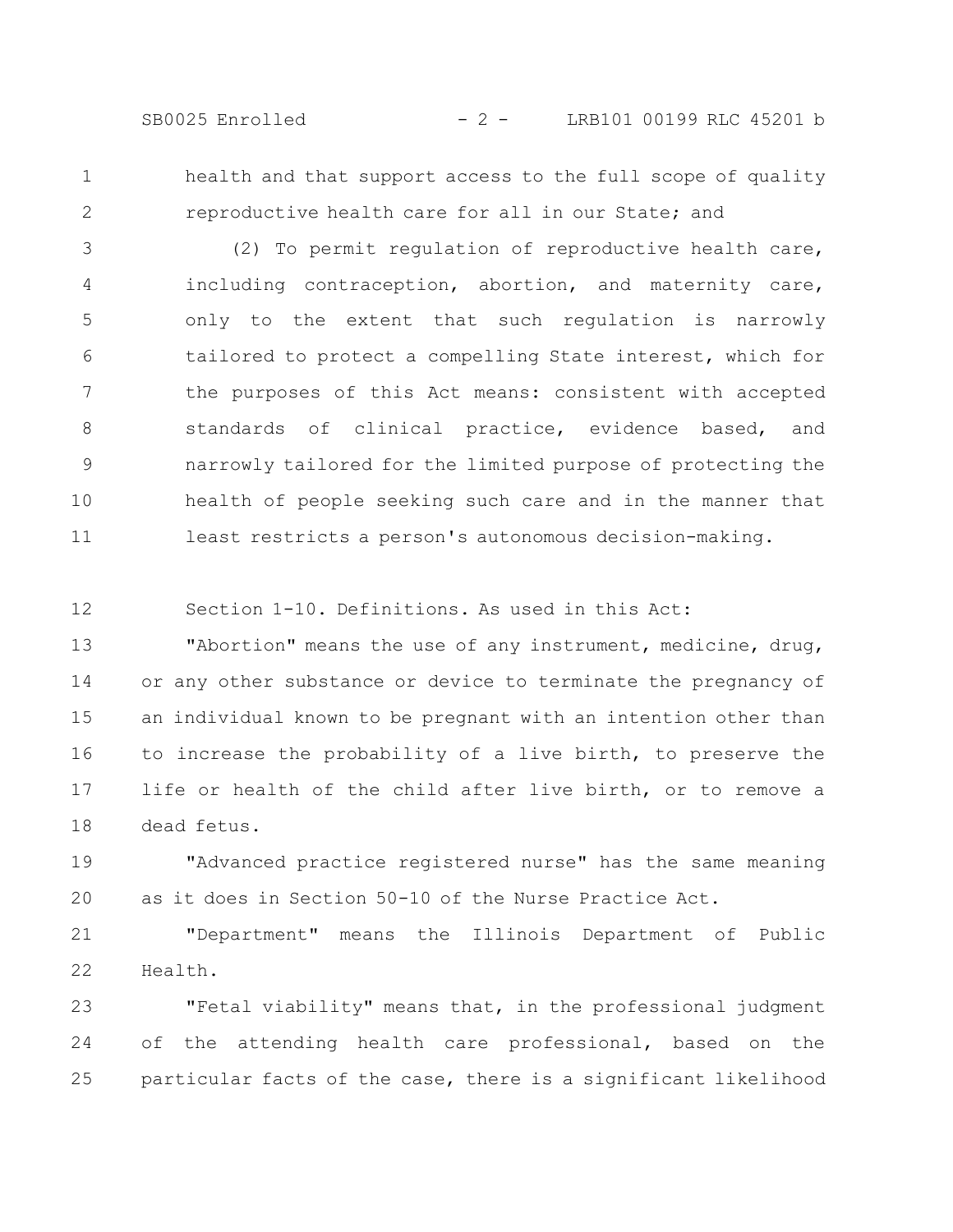health and that support access to the full scope of quality reproductive health care for all in our State; and

(2) To permit regulation of reproductive health care, including contraception, abortion, and maternity care, only to the extent that such regulation is narrowly tailored to protect a compelling State interest, which for the purposes of this Act means: consistent with accepted standards of clinical practice, evidence based, and narrowly tailored for the limited purpose of protecting the health of people seeking such care and in the manner that least restricts a person's autonomous decision-making.

Section 1-10. Definitions. As used in this Act:

"Abortion" means the use of any instrument, medicine, drug, or any other substance or device to terminate the pregnancy of an individual known to be pregnant with an intention other than to increase the probability of a live birth, to preserve the life or health of the child after live birth, or to remove a dead fetus.

"Advanced practice registered nurse" has the same meaning as it does in Section 50-10 of the Nurse Practice Act.

"Department" means the Illinois Department of Public Health.

"Fetal viability" means that, in the professional judgment of the attending health care professional, based on the particular facts of the case, there is a significant likelihood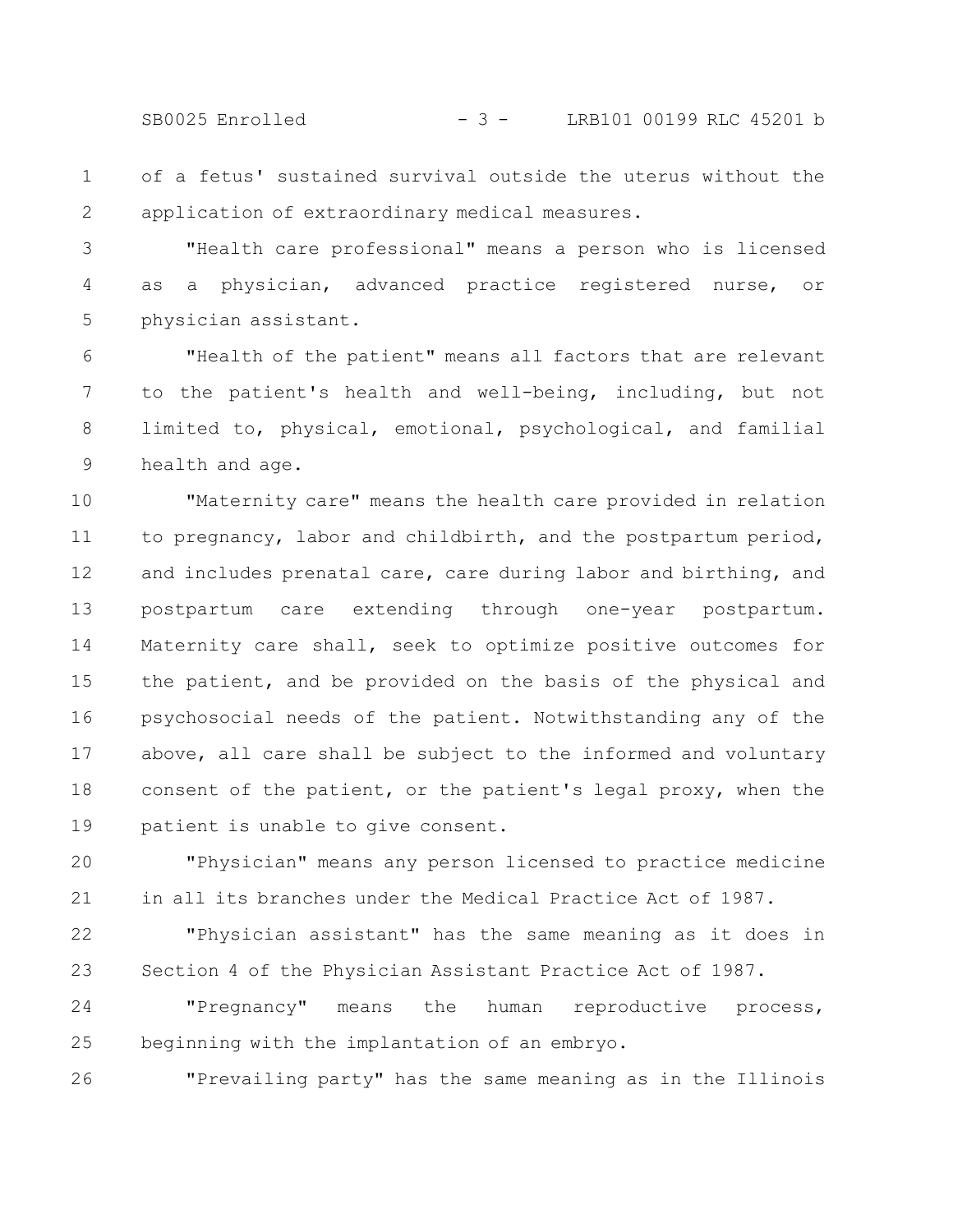of a fetus' sustained survival outside the uterus without the application of extraordinary medical measures.

"Health care professional" means a person who is licensed as a physician, advanced practice registered nurse, or physician assistant.

"Health of the patient" means all factors that are relevant to the patient's health and well-being, including, but not limited to, physical, emotional, psychological, and familial health and age.

"Maternity care" means the health care provided in relation to pregnancy, labor and childbirth, and the postpartum period, and includes prenatal care, care during labor and birthing, and postpartum care extending through one-year postpartum. Maternity care shall, seek to optimize positive outcomes for the patient, and be provided on the basis of the physical and psychosocial needs of the patient. Notwithstanding any of the above, all care shall be subject to the informed and voluntary consent of the patient, or the patient's legal proxy, when the patient is unable to give consent.

"Physician" means any person licensed to practice medicine in all its branches under the Medical Practice Act of 1987.

"Physician assistant" has the same meaning as it does in Section 4 of the Physician Assistant Practice Act of 1987.

"Pregnancy" means the human reproductive process, beginning with the implantation of an embryo.

"Prevailing party" has the same meaning as in the Illinois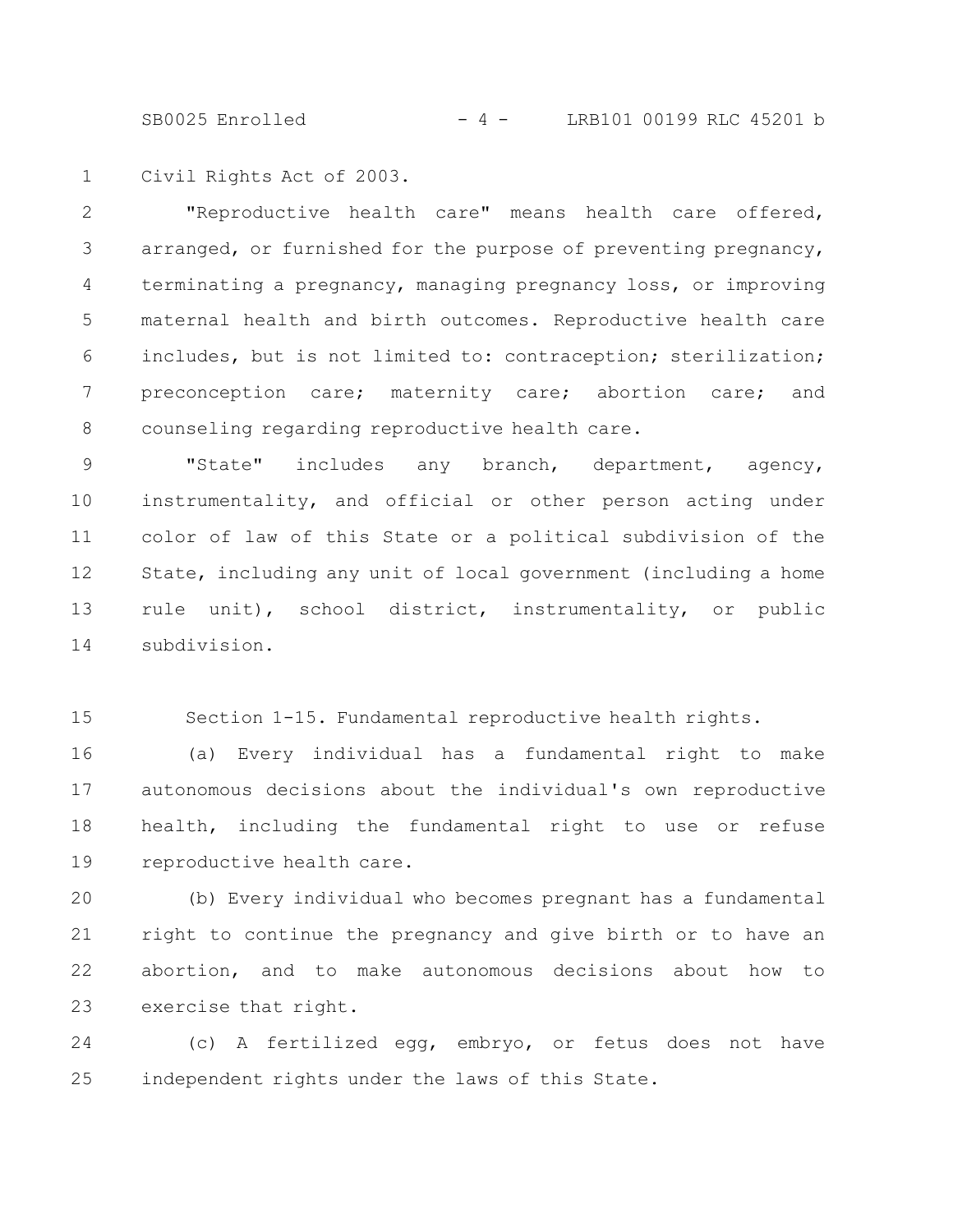Civil Rights Act of 2003.

"Reproductive health care" means health care offered, arranged, or furnished for the purpose of preventing pregnancy, terminating a pregnancy, managing pregnancy loss, or improving maternal health and birth outcomes. Reproductive health care includes, but is not limited to: contraception; sterilization; preconception care; maternity care; abortion care; and counseling regarding reproductive health care.

"State" includes any branch, department, agency, instrumentality, and official or other person acting under color of law of this State or a political subdivision of the State, including any unit of local government (including a home rule unit), school district, instrumentality, or public subdivision.

Section 1-15. Fundamental reproductive health rights.

(a) Every individual has a fundamental right to make autonomous decisions about the individual's own reproductive health, including the fundamental right to use or refuse reproductive health care.

(b) Every individual who becomes pregnant has a fundamental right to continue the pregnancy and give birth or to have an abortion, and to make autonomous decisions about how to exercise that right.

(c) A fertilized egg, embryo, or fetus does not have independent rights under the laws of this State.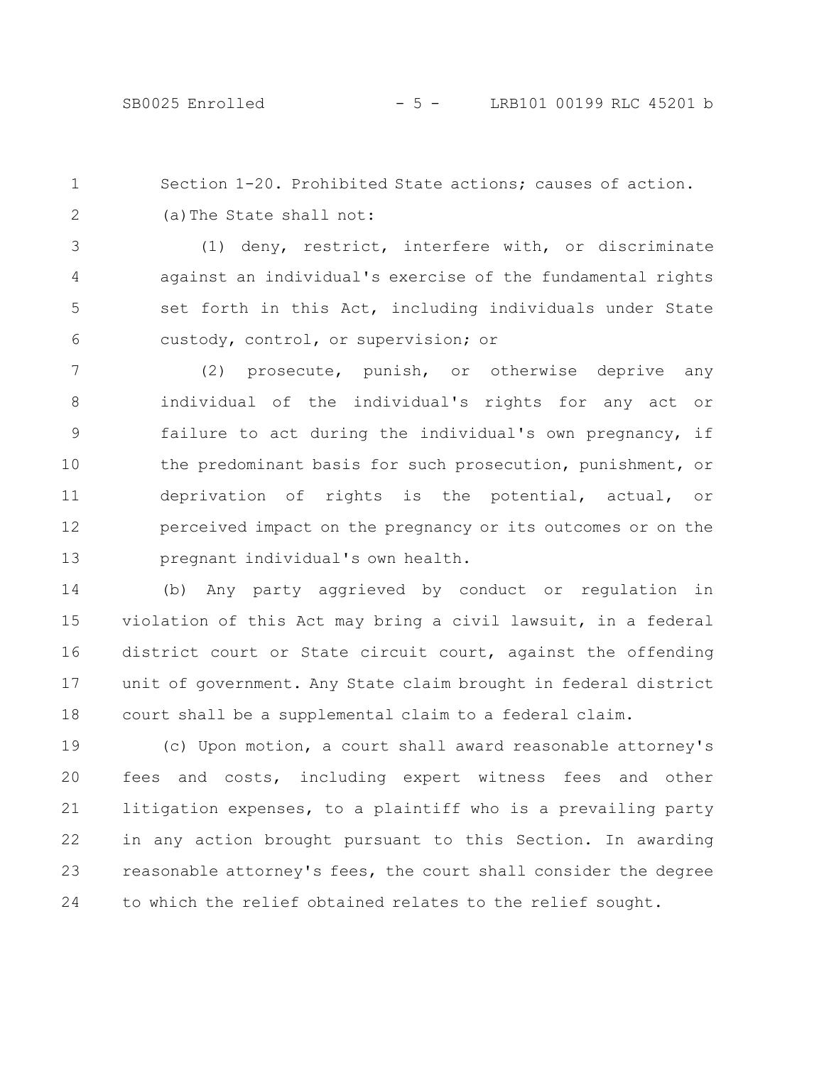Section 1-20. Prohibited State actions; causes of action.

(a) The State shall not:

(1) deny, restrict, interfere with, or discriminate against an individual's exercise of the fundamental rights set forth in this Act, including individuals under State custody, control, or supervision; or

(2) prosecute, punish, or otherwise deprive any individual of the individual's rights for any act or failure to act during the individual's own pregnancy, if the predominant basis for such prosecution, punishment, or deprivation of rights is the potential, actual, or perceived impact on the pregnancy or its outcomes or on the pregnant individual's own health.

(b) Any party aggrieved by conduct or regulation in violation of this Act may bring a civil lawsuit, in a federal district court or State circuit court, against the offending unit of government. Any State claim brought in federal district court shall be a supplemental claim to a federal claim.

(c) Upon motion, a court shall award reasonable attorney's fees and costs, including expert witness fees and other litigation expenses, to a plaintiff who is a prevailing party in any action brought pursuant to this Section. In awarding reasonable attorney's fees, the court shall consider the degree to which the relief obtained relates to the relief sought.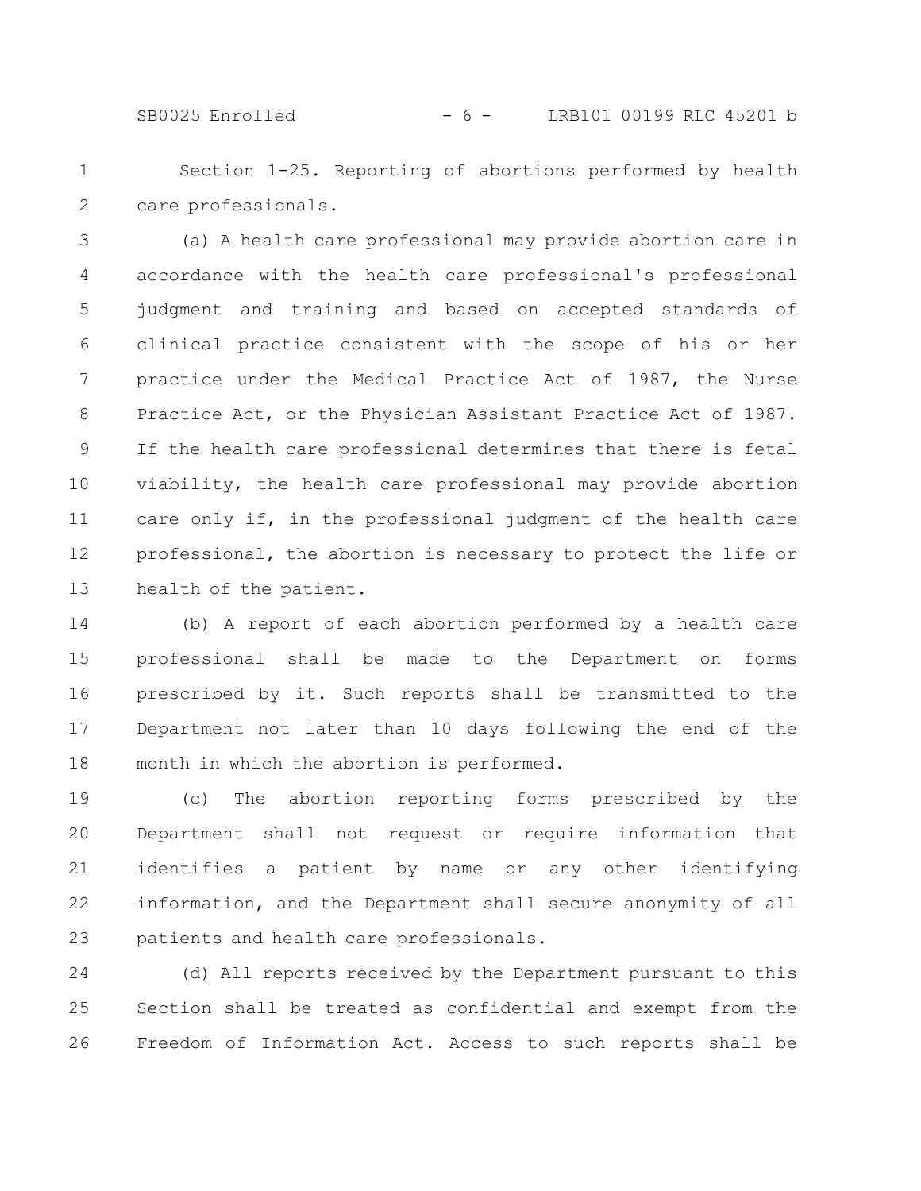Section 1-25. Reporting of abortions performed by health care professionals.

(a) A health care professional may provide abortion care in accordance with the health care professional's professional judgment and training and based on accepted standards of clinical practice consistent with the scope of his or her practice under the Medical Practice Act of 1987, the Nurse Practice Act, or the Physician Assistant Practice Act of 1987. If the health care professional determines that there is fetal viability, the health care professional may provide abortion care only if, in the professional judgment of the health care professional, the abortion is necessary to protect the life or health of the patient.

(b) A report of each abortion performed by a health care professional shall be made to the Department on forms prescribed by it. Such reports shall be transmitted to the Department not later than 10 days following the end of the month in which the abortion is performed.

(c) The abortion reporting forms prescribed by the Department shall not request or require information that identifies a patient by name or any other identifying information, and the Department shall secure anonymity of all patients and health care professionals.

(d) All reports received by the Department pursuant to this Section shall be treated as confidential and exempt from the Freedom of Information Act. Access to such reports shall be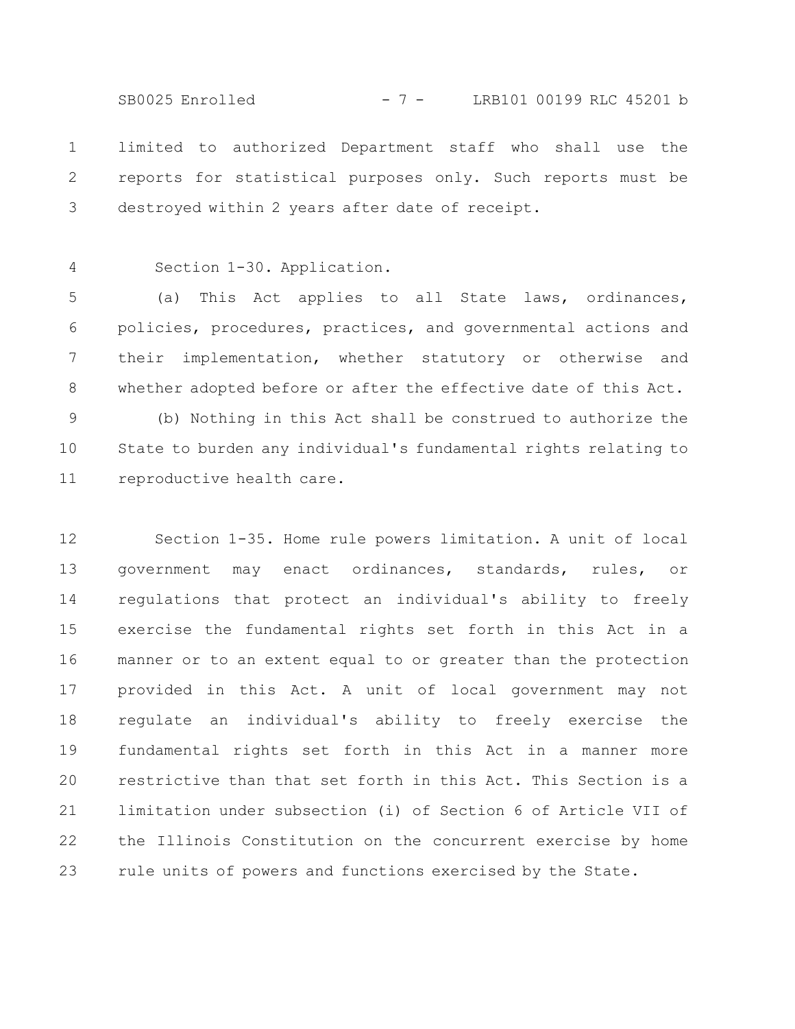limited to authorized Department staff who shall use the reports for statistical purposes only. Such reports must be destroyed within 2 years after date of receipt.

Section 1-30. Application.

(a) This Act applies to all State laws, ordinances, policies, procedures, practices, and governmental actions and their implementation, whether statutory or otherwise and whether adopted before or after the effective date of this Act.

(b) Nothing in this Act shall be construed to authorize the State to burden any individual's fundamental rights relating to reproductive health care.

Section 1-35. Home rule powers limitation. A unit of local government may enact ordinances, standards, rules, or regulations that protect an individual's ability to freely exercise the fundamental rights set forth in this Act in a manner or to an extent equal to or greater than the protection provided in this Act. A unit of local government may not regulate an individual's ability to freely exercise the fundamental rights set forth in this Act in a manner more restrictive than that set forth in this Act. This Section is a limitation under subsection (i) of Section 6 of Article VII of the Illinois Constitution on the concurrent exercise by home rule units of powers and functions exercised by the State.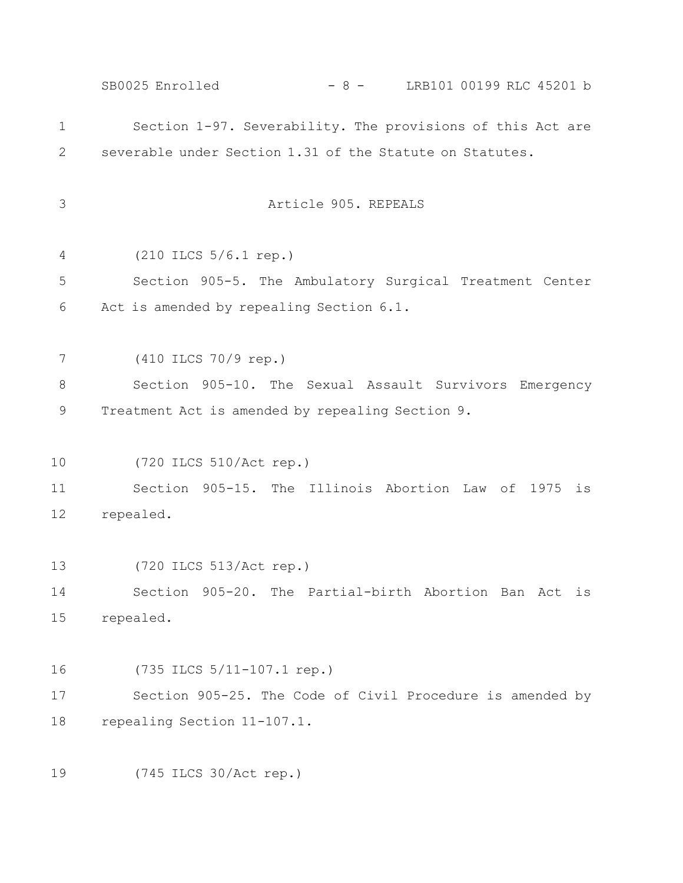Section 1-97. Severability. The provisions of this Act are severable under Section 1.31 of the Statute on Statutes.

## Article 905. REPEALS

(210 ILCS 5/6.1 rep.)

Section 905-5. The Ambulatory Surgical Treatment Center Act is amended by repealing Section 6.1.

(410 ILCS 70/9 rep.)

Section 905-10. The Sexual Assault Survivors Emergency Treatment Act is amended by repealing Section 9.

(720 ILCS 510/Act rep.)

Section 905-15. The Illinois Abortion Law of 1975 is repealed.

(720 ILCS 513/Act rep.)

Section 905-20. The Partial-birth Abortion Ban Act is repealed.

(735 ILCS 5/11-107.1 rep.)

Section 905-25. The Code of Civil Procedure is amended by repealing Section 11-107.1.

(745 ILCS 30/Act rep.)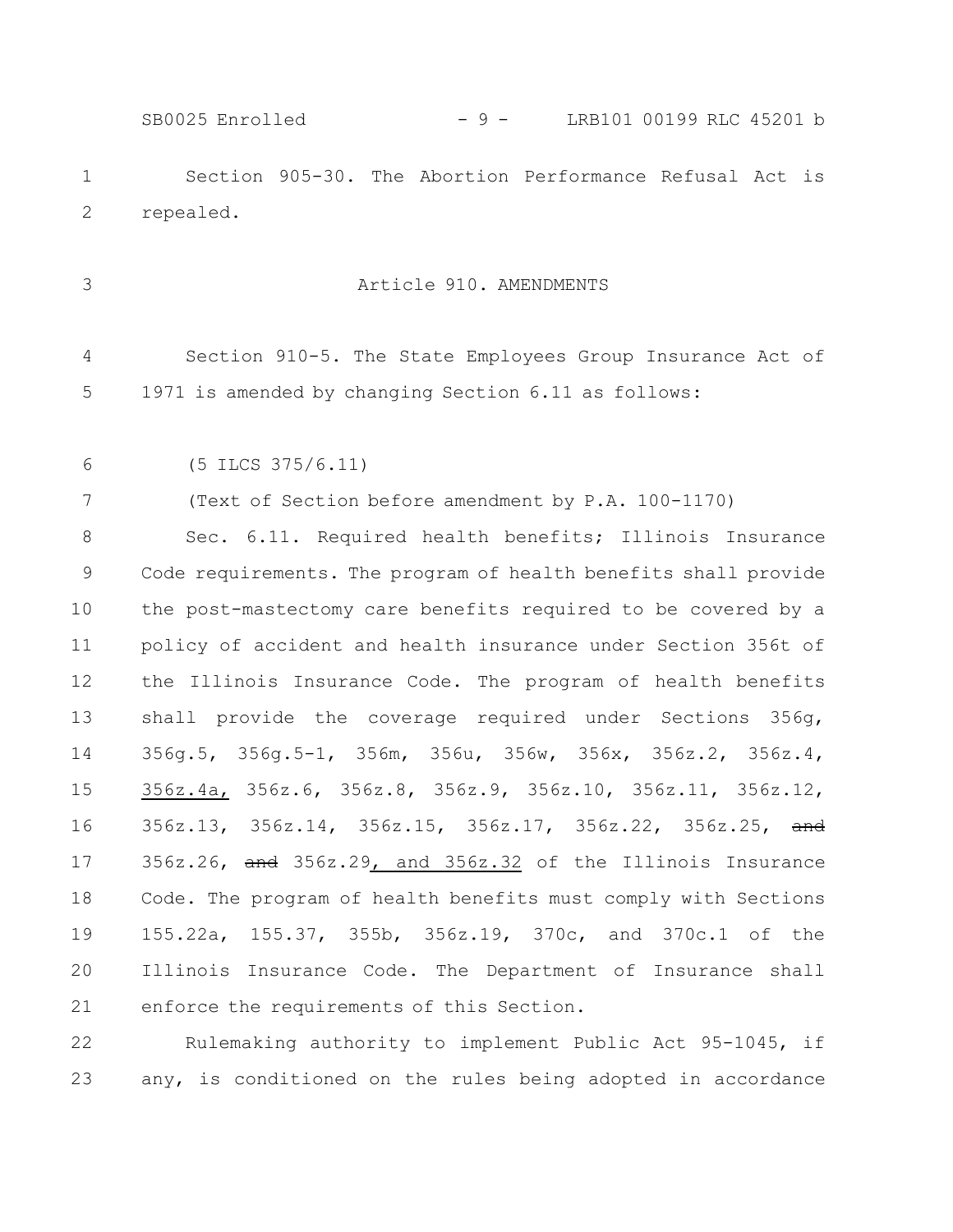Section 905-30. The Abortion Performance Refusal Act is repealed.

Article 910. AMENDMENTS

Section 910-5. The State Employees Group Insurance Act of 1971 is amended by changing Section 6.11 as follows:

(5 ILCS 375/6.11)

(Text of Section before amendment by P.A. 100-1170)

Sec. 6.11. Required health benefits; Illinois Insurance Code requirements. The program of health benefits shall provide the post-mastectomy care benefits required to be covered by a policy of accident and health insurance under Section 356t of the Illinois Insurance Code. The program of health benefits shall provide the coverage required under Sections 356g, 356g.5, 356g.5-1, 356m, 356u, 356w, 356x, 356z.2, 356z.4, <u>356z.4a,</u> 356z.6, 356z.8, 356z.9, 356z.10, 356z.11, 356z.12, 356z.13, 356z.14, 356z.15, 356z.17, 356z.22, 356z.25, ~~and~~ 356z.26, ~~and~~ 356z.29<u>, and 356z.32</u> of the Illinois Insurance Code. The program of health benefits must comply with Sections 155.22a, 155.37, 355b, 356z.19, 370c, and 370c.1 of the Illinois Insurance Code. The Department of Insurance shall enforce the requirements of this Section.

Rulemaking authority to implement Public Act 95-1045, if any, is conditioned on the rules being adopted in accordance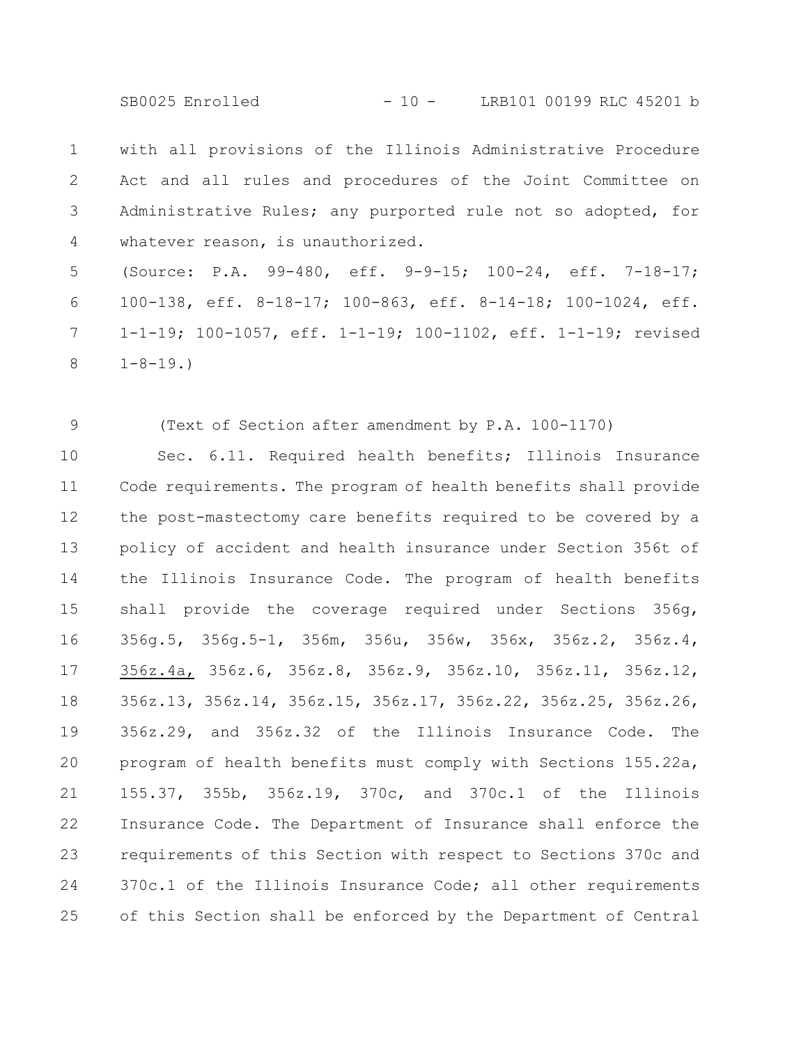with all provisions of the Illinois Administrative Procedure Act and all rules and procedures of the Joint Committee on Administrative Rules; any purported rule not so adopted, for whatever reason, is unauthorized.

(Source: P.A. 99-480, eff. 9-9-15; 100-24, eff. 7-18-17; 100-138, eff. 8-18-17; 100-863, eff. 8-14-18; 100-1024, eff. 1-1-19; 100-1057, eff. 1-1-19; 100-1102, eff. 1-1-19; revised 1-8-19.)

(Text of Section after amendment by P.A. 100-1170)

Sec. 6.11. Required health benefits; Illinois Insurance Code requirements. The program of health benefits shall provide the post-mastectomy care benefits required to be covered by a policy of accident and health insurance under Section 356t of the Illinois Insurance Code. The program of health benefits shall provide the coverage required under Sections 356g, 356g.5, 356g.5-1, 356m, 356u, 356w, 356x, 356z.2, 356z.4, <u>356z.4a,</u> 356z.6, 356z.8, 356z.9, 356z.10, 356z.11, 356z.12, 356z.13, 356z.14, 356z.15, 356z.17, 356z.22, 356z.25, 356z.26, 356z.29, and 356z.32 of the Illinois Insurance Code. The program of health benefits must comply with Sections 155.22a, 155.37, 355b, 356z.19, 370c, and 370c.1 of the Illinois Insurance Code. The Department of Insurance shall enforce the requirements of this Section with respect to Sections 370c and 370c.1 of the Illinois Insurance Code; all other requirements of this Section shall be enforced by the Department of Central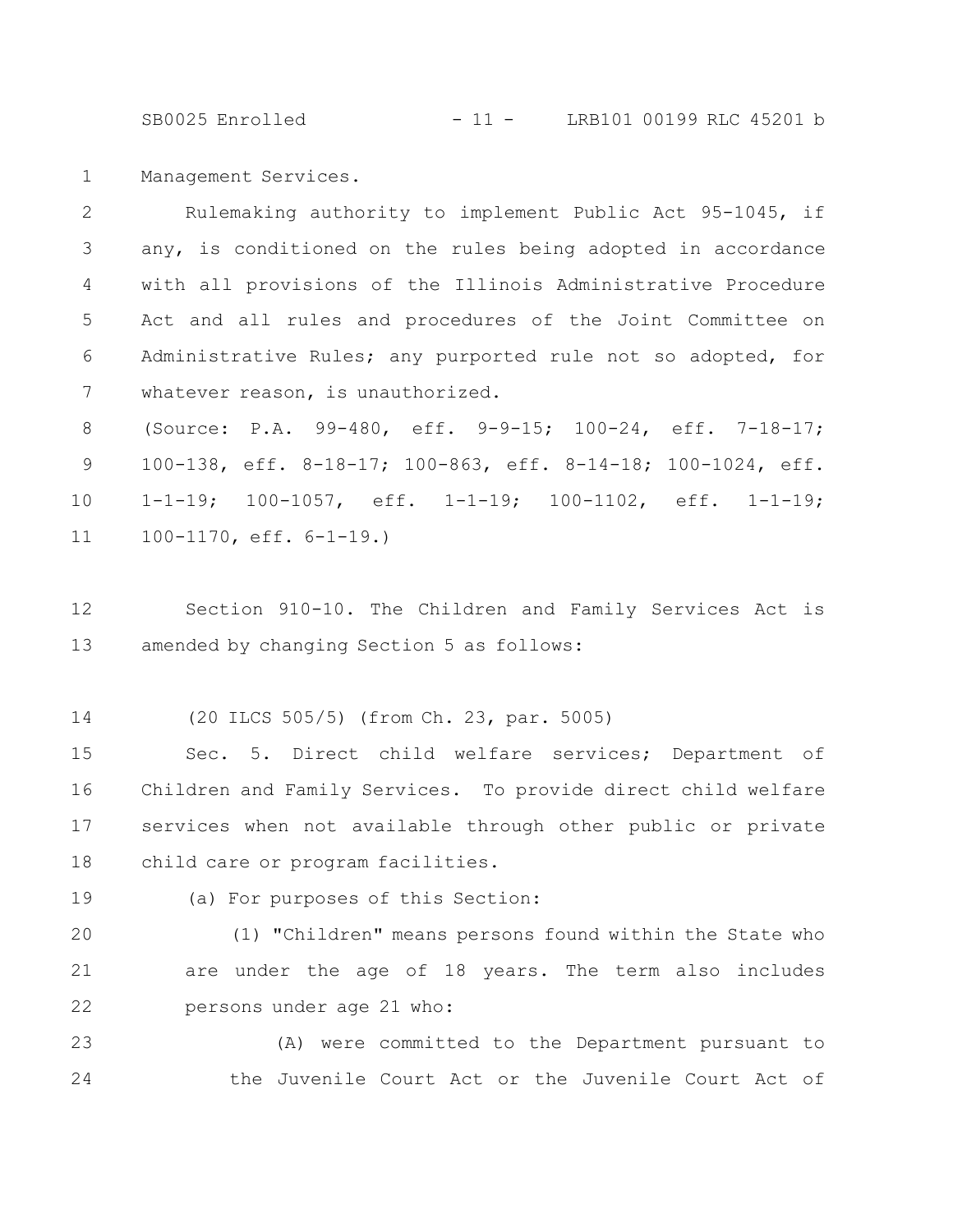Management Services.

Rulemaking authority to implement Public Act 95-1045, if any, is conditioned on the rules being adopted in accordance with all provisions of the Illinois Administrative Procedure Act and all rules and procedures of the Joint Committee on Administrative Rules; any purported rule not so adopted, for whatever reason, is unauthorized.

(Source: P.A. 99-480, eff. 9-9-15; 100-24, eff. 7-18-17; 100-138, eff. 8-18-17; 100-863, eff. 8-14-18; 100-1024, eff. 1-1-19; 100-1057, eff. 1-1-19; 100-1102, eff. 1-1-19; 100-1170, eff. 6-1-19.)

Section 910-10. The Children and Family Services Act is amended by changing Section 5 as follows:

(20 ILCS 505/5) (from Ch. 23, par. 5005)

Sec. 5. Direct child welfare services; Department of Children and Family Services. To provide direct child welfare services when not available through other public or private child care or program facilities.

(a) For purposes of this Section:

(1) "Children" means persons found within the State who are under the age of 18 years. The term also includes persons under age 21 who:

(A) were committed to the Department pursuant to the Juvenile Court Act or the Juvenile Court Act of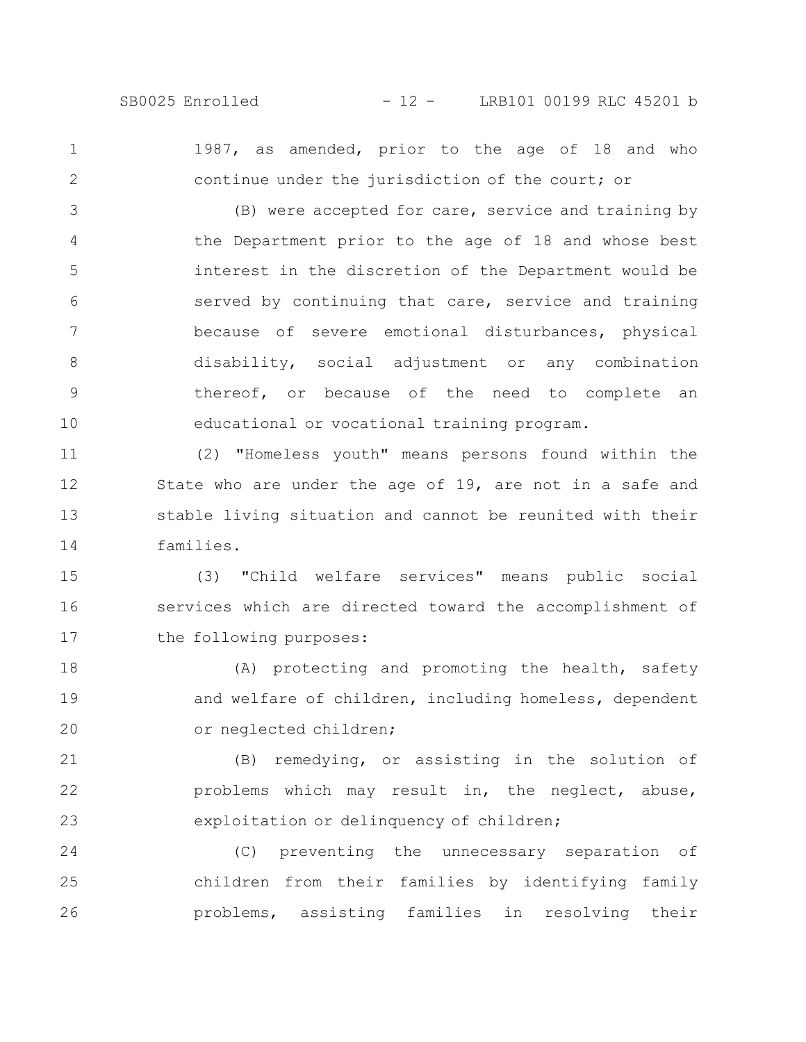1987, as amended, prior to the age of 18 and who continue under the jurisdiction of the court; or

(B) were accepted for care, service and training by the Department prior to the age of 18 and whose best interest in the discretion of the Department would be served by continuing that care, service and training because of severe emotional disturbances, physical disability, social adjustment or any combination thereof, or because of the need to complete an educational or vocational training program.

(2) "Homeless youth" means persons found within the State who are under the age of 19, are not in a safe and stable living situation and cannot be reunited with their families.

(3) "Child welfare services" means public social services which are directed toward the accomplishment of the following purposes:

(A) protecting and promoting the health, safety and welfare of children, including homeless, dependent or neglected children;

(B) remedying, or assisting in the solution of problems which may result in, the neglect, abuse, exploitation or delinquency of children;

(C) preventing the unnecessary separation of children from their families by identifying family problems, assisting families in resolving their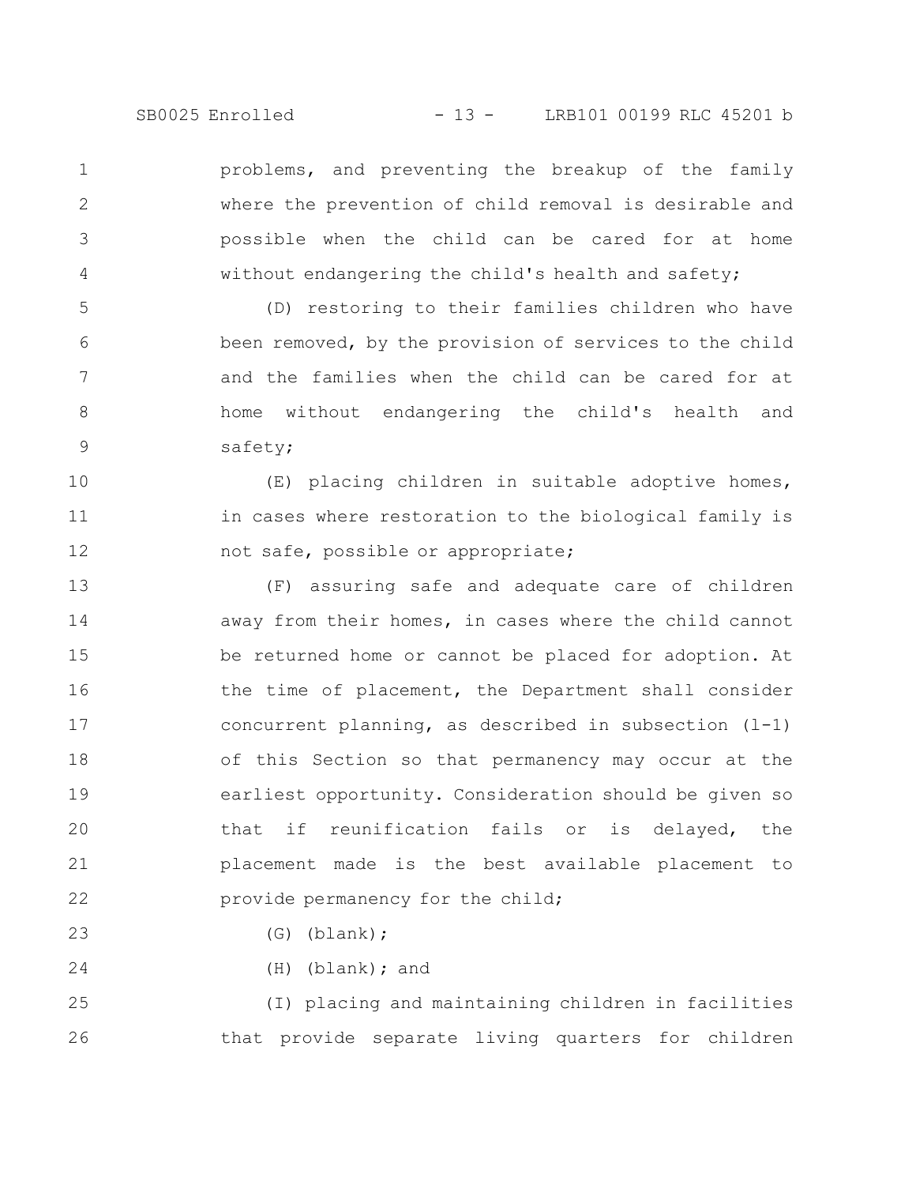problems, and preventing the breakup of the family where the prevention of child removal is desirable and possible when the child can be cared for at home without endangering the child's health and safety;

(D) restoring to their families children who have been removed, by the provision of services to the child and the families when the child can be cared for at home without endangering the child's health and safety;

(E) placing children in suitable adoptive homes, in cases where restoration to the biological family is not safe, possible or appropriate;

(F) assuring safe and adequate care of children away from their homes, in cases where the child cannot be returned home or cannot be placed for adoption. At the time of placement, the Department shall consider concurrent planning, as described in subsection (l-1) of this Section so that permanency may occur at the earliest opportunity. Consideration should be given so that if reunification fails or is delayed, the placement made is the best available placement to provide permanency for the child;

(G) (blank);

(H) (blank); and

(I) placing and maintaining children in facilities that provide separate living quarters for children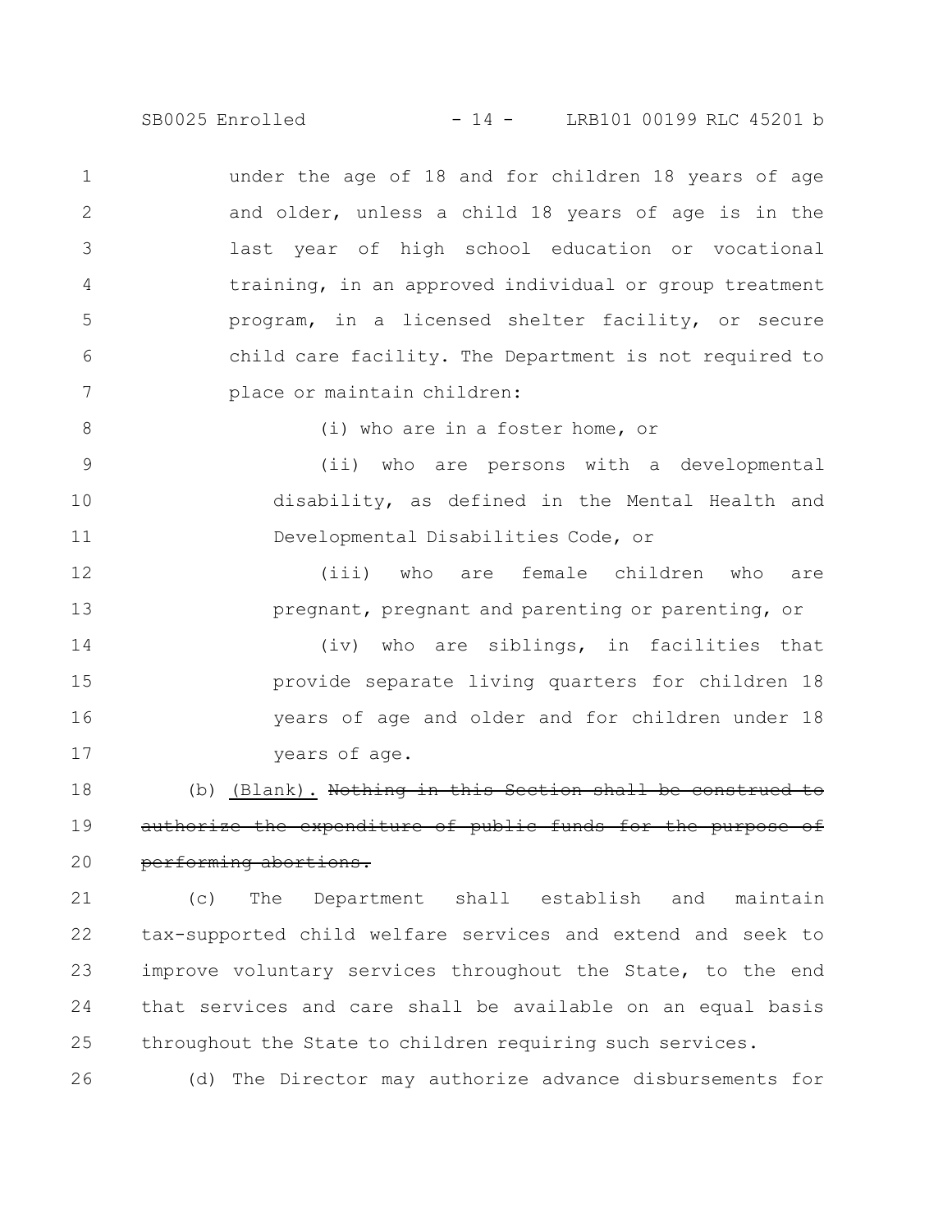under the age of 18 and for children 18 years of age and older, unless a child 18 years of age is in the last year of high school education or vocational training, in an approved individual or group treatment program, in a licensed shelter facility, or secure child care facility. The Department is not required to place or maintain children:

(i) who are in a foster home, or

(ii) who are persons with a developmental disability, as defined in the Mental Health and Developmental Disabilities Code, or

(iii) who are female children who are pregnant, pregnant and parenting or parenting, or

(iv) who are siblings, in facilities that provide separate living quarters for children 18 years of age and older and for children under 18 years of age.

(b) (Blank). ~~Nothing in this Section shall be construed to authorize the expenditure of public funds for the purpose of performing abortions.~~

(c) The Department shall establish and maintain tax-supported child welfare services and extend and seek to improve voluntary services throughout the State, to the end that services and care shall be available on an equal basis throughout the State to children requiring such services.

(d) The Director may authorize advance disbursements for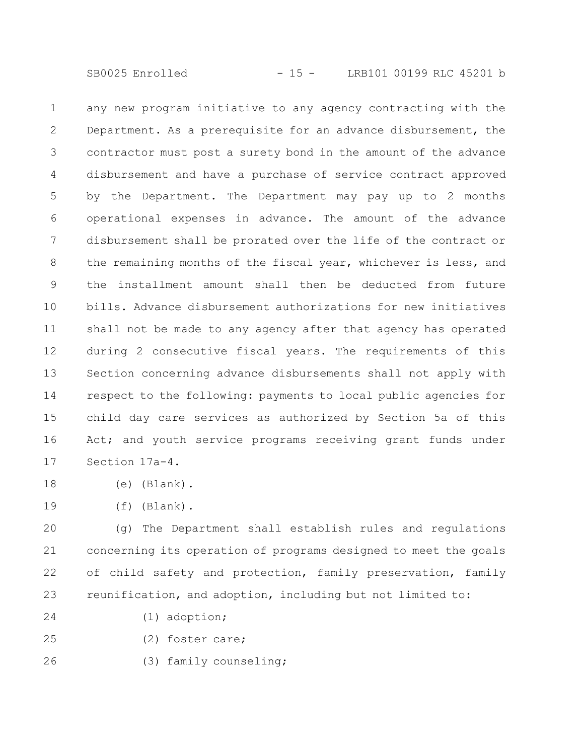any new program initiative to any agency contracting with the Department. As a prerequisite for an advance disbursement, the contractor must post a surety bond in the amount of the advance disbursement and have a purchase of service contract approved by the Department. The Department may pay up to 2 months operational expenses in advance. The amount of the advance disbursement shall be prorated over the life of the contract or the remaining months of the fiscal year, whichever is less, and the installment amount shall then be deducted from future bills. Advance disbursement authorizations for new initiatives shall not be made to any agency after that agency has operated during 2 consecutive fiscal years. The requirements of this Section concerning advance disbursements shall not apply with respect to the following: payments to local public agencies for child day care services as authorized by Section 5a of this Act; and youth service programs receiving grant funds under Section 17a-4.

(e) (Blank).

(f) (Blank).

(g) The Department shall establish rules and regulations concerning its operation of programs designed to meet the goals of child safety and protection, family preservation, family reunification, and adoption, including but not limited to:

(1) adoption;

(2) foster care;

(3) family counseling;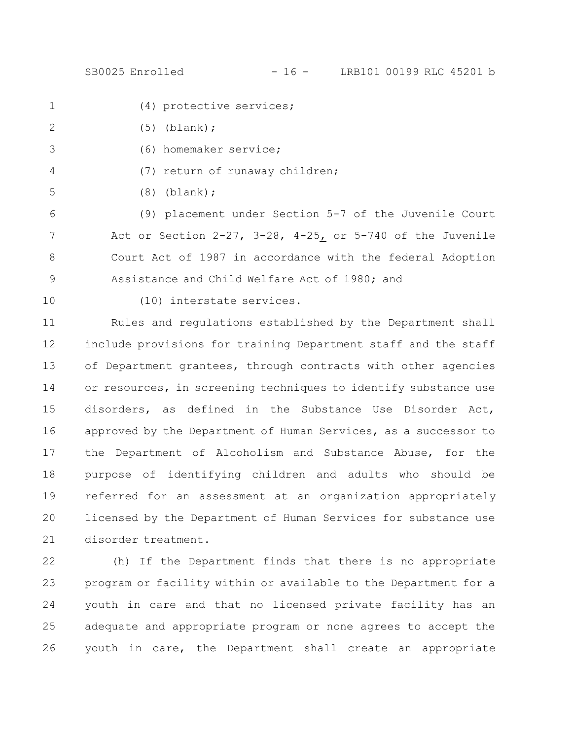(4) protective services;

(5) (blank);

(6) homemaker service;

(7) return of runaway children;

(8) (blank);

(9) placement under Section 5-7 of the Juvenile Court Act or Section 2-27, 3-28, 4-25, or 5-740 of the Juvenile Court Act of 1987 in accordance with the federal Adoption Assistance and Child Welfare Act of 1980; and

(10) interstate services.

Rules and regulations established by the Department shall include provisions for training Department staff and the staff of Department grantees, through contracts with other agencies or resources, in screening techniques to identify substance use disorders, as defined in the Substance Use Disorder Act, approved by the Department of Human Services, as a successor to the Department of Alcoholism and Substance Abuse, for the purpose of identifying children and adults who should be referred for an assessment at an organization appropriately licensed by the Department of Human Services for substance use disorder treatment.

(h) If the Department finds that there is no appropriate program or facility within or available to the Department for a youth in care and that no licensed private facility has an adequate and appropriate program or none agrees to accept the youth in care, the Department shall create an appropriate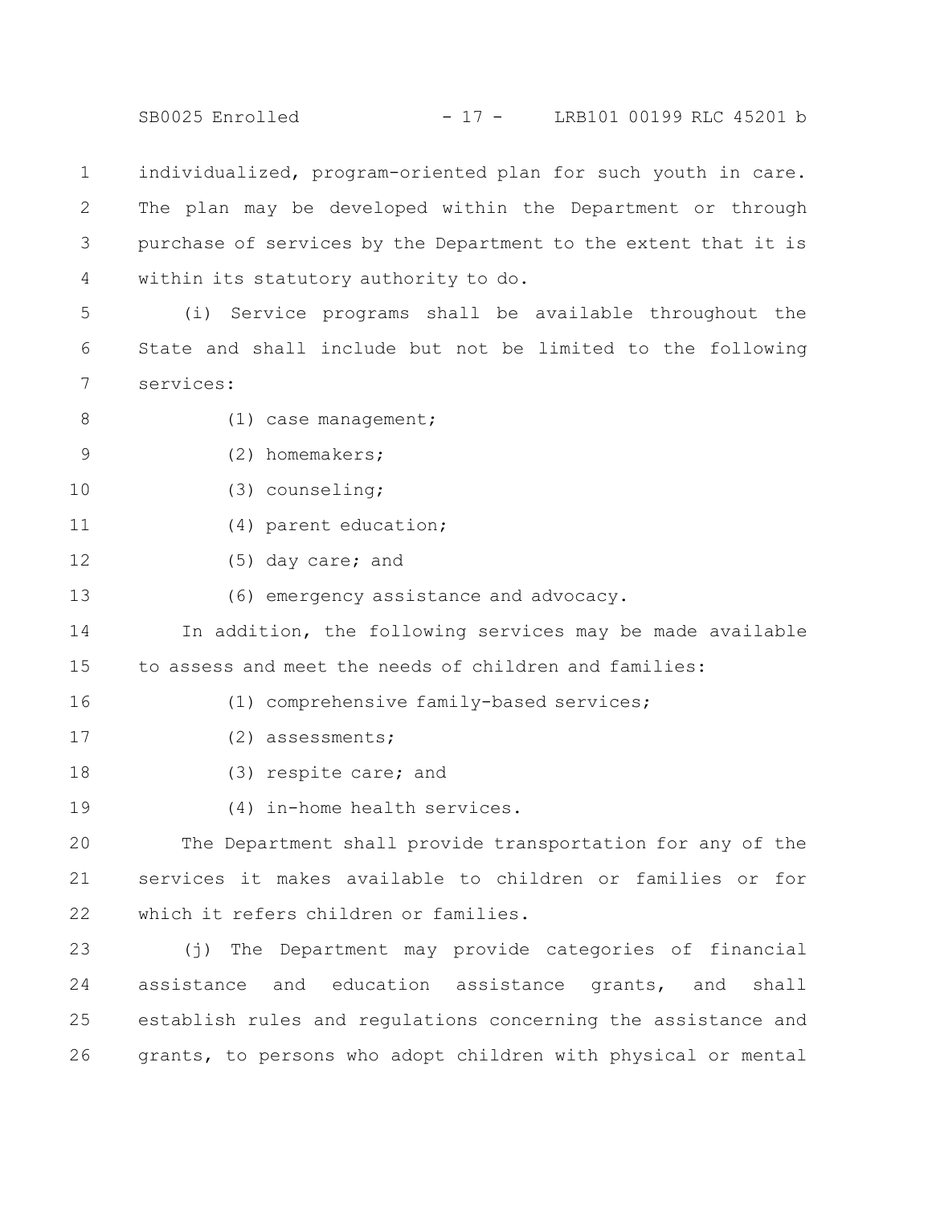individualized, program-oriented plan for such youth in care. The plan may be developed within the Department or through purchase of services by the Department to the extent that it is within its statutory authority to do.

(i) Service programs shall be available throughout the State and shall include but not be limited to the following services:

(1) case management;

(2) homemakers;

(3) counseling;

(4) parent education;

(5) day care; and

(6) emergency assistance and advocacy.

In addition, the following services may be made available to assess and meet the needs of children and families:

(1) comprehensive family-based services;

(2) assessments;

(3) respite care; and

(4) in-home health services.

The Department shall provide transportation for any of the services it makes available to children or families or for which it refers children or families.

(j) The Department may provide categories of financial assistance and education assistance grants, and shall establish rules and regulations concerning the assistance and grants, to persons who adopt children with physical or mental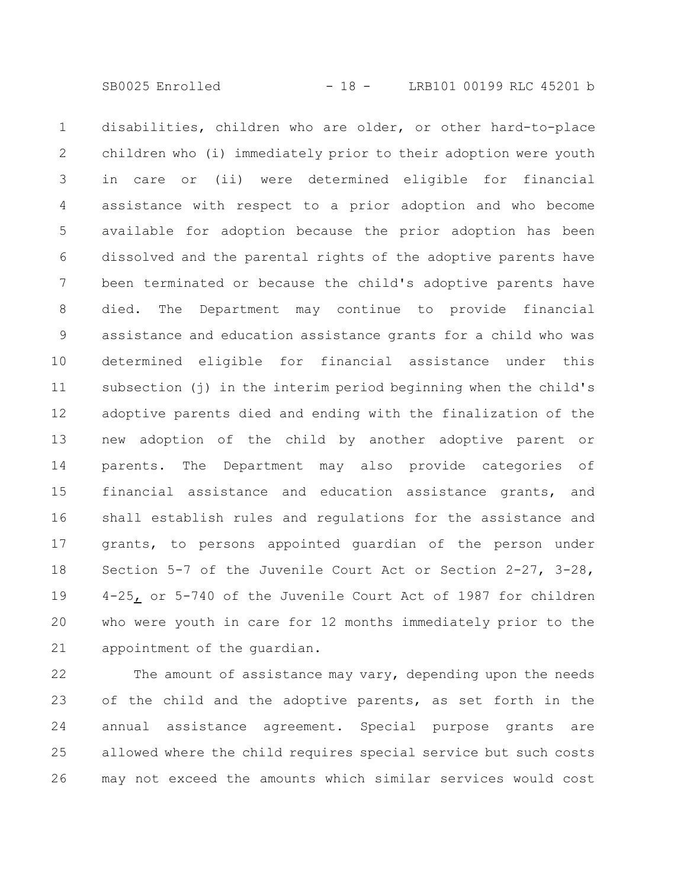disabilities, children who are older, or other hard-to-place children who (i) immediately prior to their adoption were youth in care or (ii) were determined eligible for financial assistance with respect to a prior adoption and who become available for adoption because the prior adoption has been dissolved and the parental rights of the adoptive parents have been terminated or because the child's adoptive parents have died. The Department may continue to provide financial assistance and education assistance grants for a child who was determined eligible for financial assistance under this subsection (j) in the interim period beginning when the child's adoptive parents died and ending with the finalization of the new adoption of the child by another adoptive parent or parents. The Department may also provide categories of financial assistance and education assistance grants, and shall establish rules and regulations for the assistance and grants, to persons appointed guardian of the person under Section 5-7 of the Juvenile Court Act or Section 2-27, 3-28, 4-25, or 5-740 of the Juvenile Court Act of 1987 for children who were youth in care for 12 months immediately prior to the appointment of the guardian.

The amount of assistance may vary, depending upon the needs of the child and the adoptive parents, as set forth in the annual assistance agreement. Special purpose grants are allowed where the child requires special service but such costs may not exceed the amounts which similar services would cost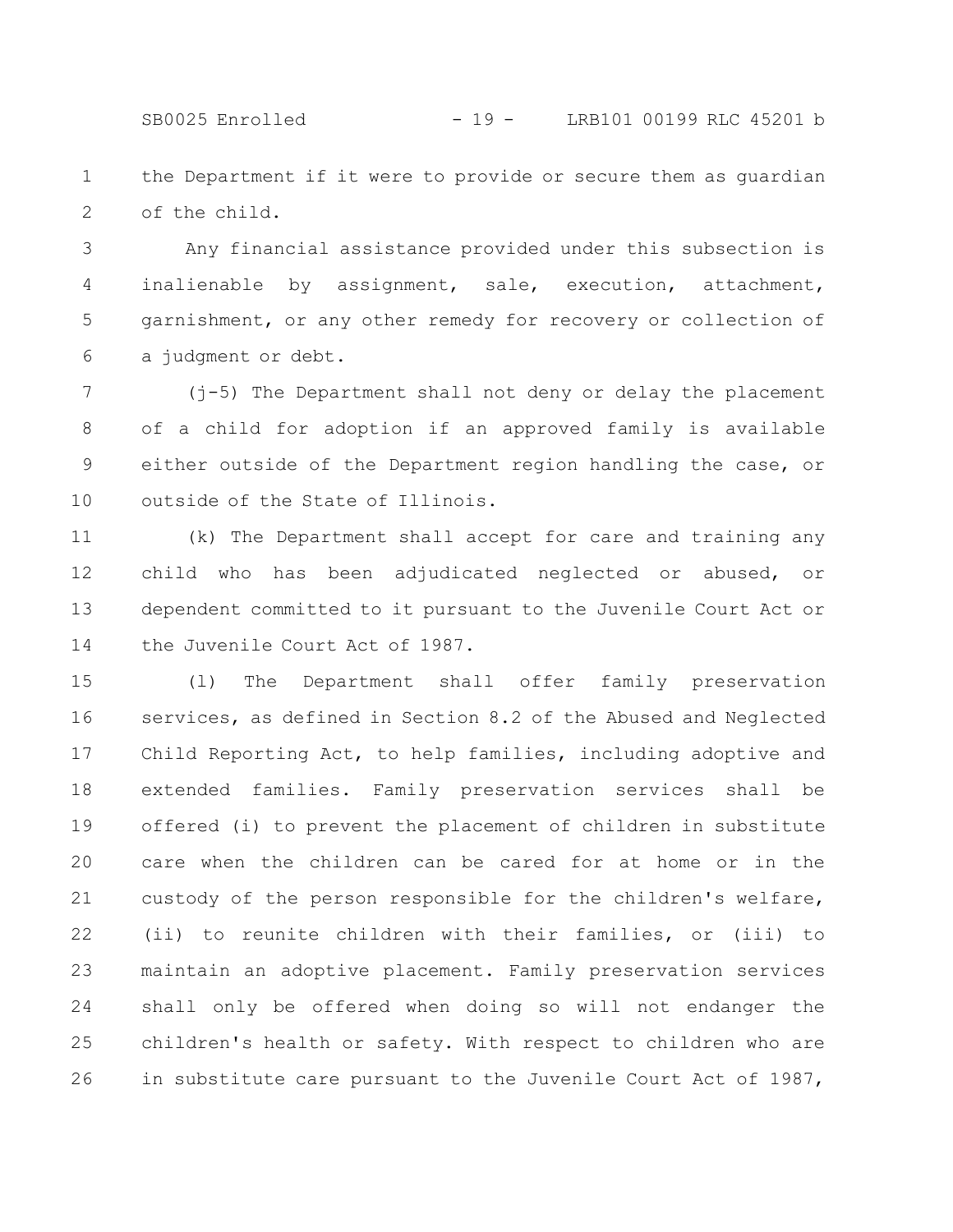the Department if it were to provide or secure them as guardian of the child.

Any financial assistance provided under this subsection is inalienable by assignment, sale, execution, attachment, garnishment, or any other remedy for recovery or collection of a judgment or debt.

(j-5) The Department shall not deny or delay the placement of a child for adoption if an approved family is available either outside of the Department region handling the case, or outside of the State of Illinois.

(k) The Department shall accept for care and training any child who has been adjudicated neglected or abused, or dependent committed to it pursuant to the Juvenile Court Act or the Juvenile Court Act of 1987.

(l) The Department shall offer family preservation services, as defined in Section 8.2 of the Abused and Neglected Child Reporting Act, to help families, including adoptive and extended families. Family preservation services shall be offered (i) to prevent the placement of children in substitute care when the children can be cared for at home or in the custody of the person responsible for the children's welfare, (ii) to reunite children with their families, or (iii) to maintain an adoptive placement. Family preservation services shall only be offered when doing so will not endanger the children's health or safety. With respect to children who are in substitute care pursuant to the Juvenile Court Act of 1987,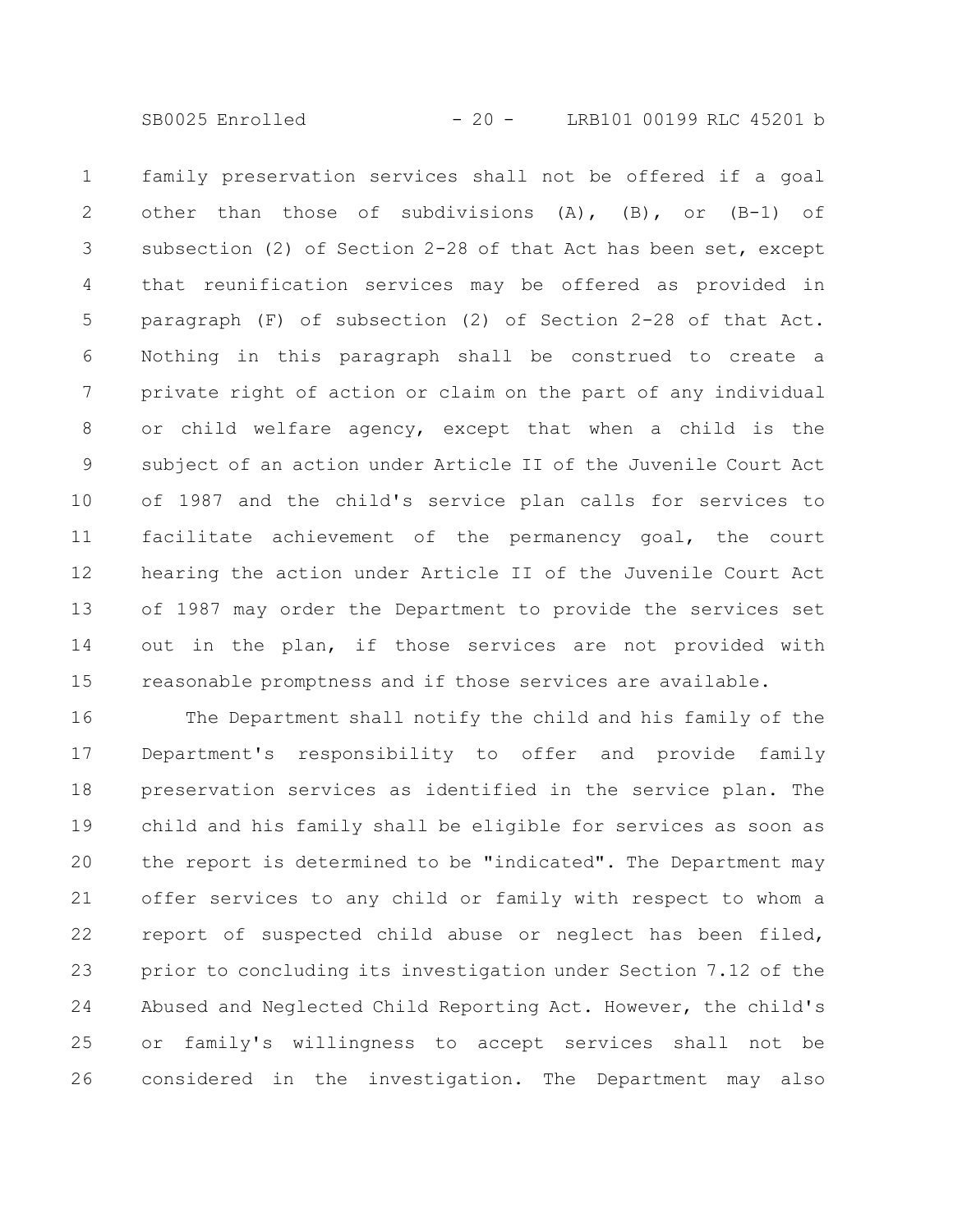family preservation services shall not be offered if a goal other than those of subdivisions (A), (B), or (B-1) of subsection (2) of Section 2-28 of that Act has been set, except that reunification services may be offered as provided in paragraph (F) of subsection (2) of Section 2-28 of that Act. Nothing in this paragraph shall be construed to create a private right of action or claim on the part of any individual or child welfare agency, except that when a child is the subject of an action under Article II of the Juvenile Court Act of 1987 and the child's service plan calls for services to facilitate achievement of the permanency goal, the court hearing the action under Article II of the Juvenile Court Act of 1987 may order the Department to provide the services set out in the plan, if those services are not provided with reasonable promptness and if those services are available.

The Department shall notify the child and his family of the Department's responsibility to offer and provide family preservation services as identified in the service plan. The child and his family shall be eligible for services as soon as the report is determined to be "indicated". The Department may offer services to any child or family with respect to whom a report of suspected child abuse or neglect has been filed, prior to concluding its investigation under Section 7.12 of the Abused and Neglected Child Reporting Act. However, the child's or family's willingness to accept services shall not be considered in the investigation. The Department may also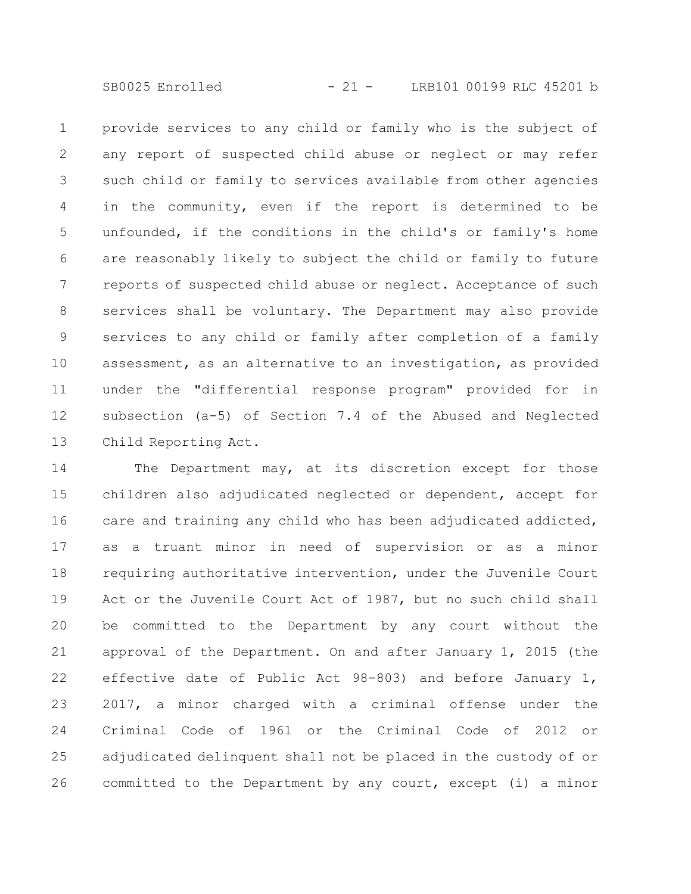provide services to any child or family who is the subject of any report of suspected child abuse or neglect or may refer such child or family to services available from other agencies in the community, even if the report is determined to be unfounded, if the conditions in the child's or family's home are reasonably likely to subject the child or family to future reports of suspected child abuse or neglect. Acceptance of such services shall be voluntary. The Department may also provide services to any child or family after completion of a family assessment, as an alternative to an investigation, as provided under the "differential response program" provided for in subsection (a-5) of Section 7.4 of the Abused and Neglected Child Reporting Act.

The Department may, at its discretion except for those children also adjudicated neglected or dependent, accept for care and training any child who has been adjudicated addicted, as a truant minor in need of supervision or as a minor requiring authoritative intervention, under the Juvenile Court Act or the Juvenile Court Act of 1987, but no such child shall be committed to the Department by any court without the approval of the Department. On and after January 1, 2015 (the effective date of Public Act 98-803) and before January 1, 2017, a minor charged with a criminal offense under the Criminal Code of 1961 or the Criminal Code of 2012 or adjudicated delinquent shall not be placed in the custody of or committed to the Department by any court, except (i) a minor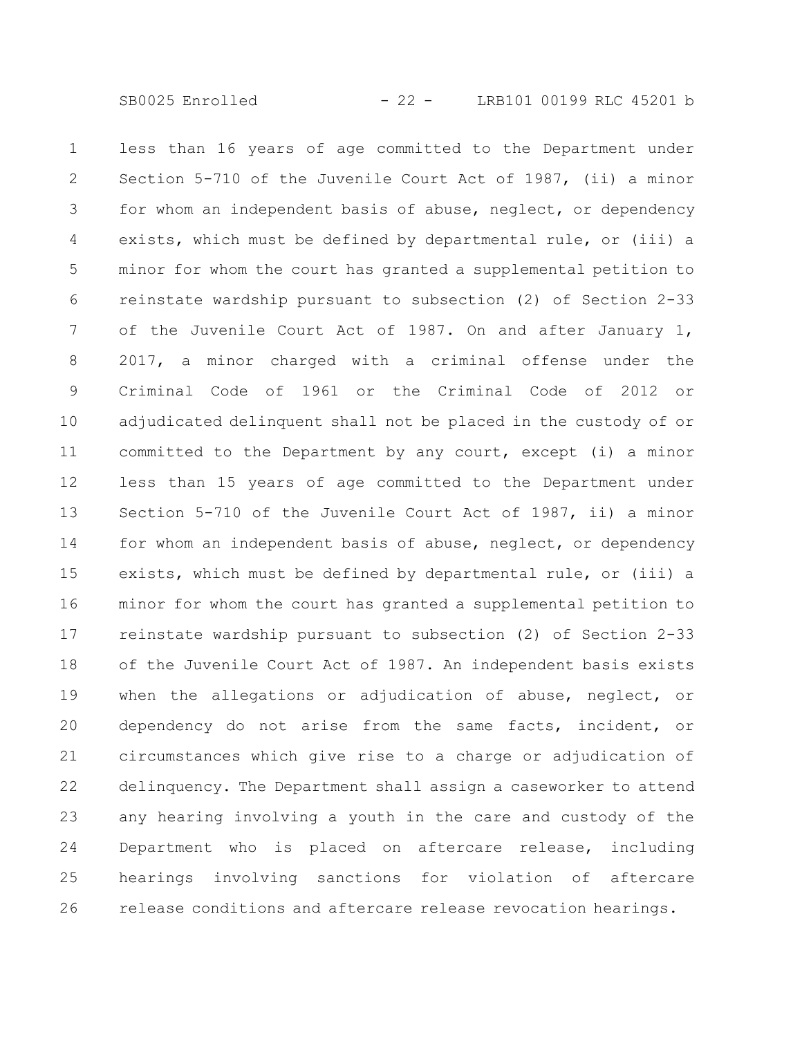less than 16 years of age committed to the Department under Section 5-710 of the Juvenile Court Act of 1987, (ii) a minor for whom an independent basis of abuse, neglect, or dependency exists, which must be defined by departmental rule, or (iii) a minor for whom the court has granted a supplemental petition to reinstate wardship pursuant to subsection (2) of Section 2-33 of the Juvenile Court Act of 1987. On and after January 1, 2017, a minor charged with a criminal offense under the Criminal Code of 1961 or the Criminal Code of 2012 or adjudicated delinquent shall not be placed in the custody of or committed to the Department by any court, except (i) a minor less than 15 years of age committed to the Department under Section 5-710 of the Juvenile Court Act of 1987, ii) a minor for whom an independent basis of abuse, neglect, or dependency exists, which must be defined by departmental rule, or (iii) a minor for whom the court has granted a supplemental petition to reinstate wardship pursuant to subsection (2) of Section 2-33 of the Juvenile Court Act of 1987. An independent basis exists when the allegations or adjudication of abuse, neglect, or dependency do not arise from the same facts, incident, or circumstances which give rise to a charge or adjudication of delinquency. The Department shall assign a caseworker to attend any hearing involving a youth in the care and custody of the Department who is placed on aftercare release, including hearings involving sanctions for violation of aftercare release conditions and aftercare release revocation hearings.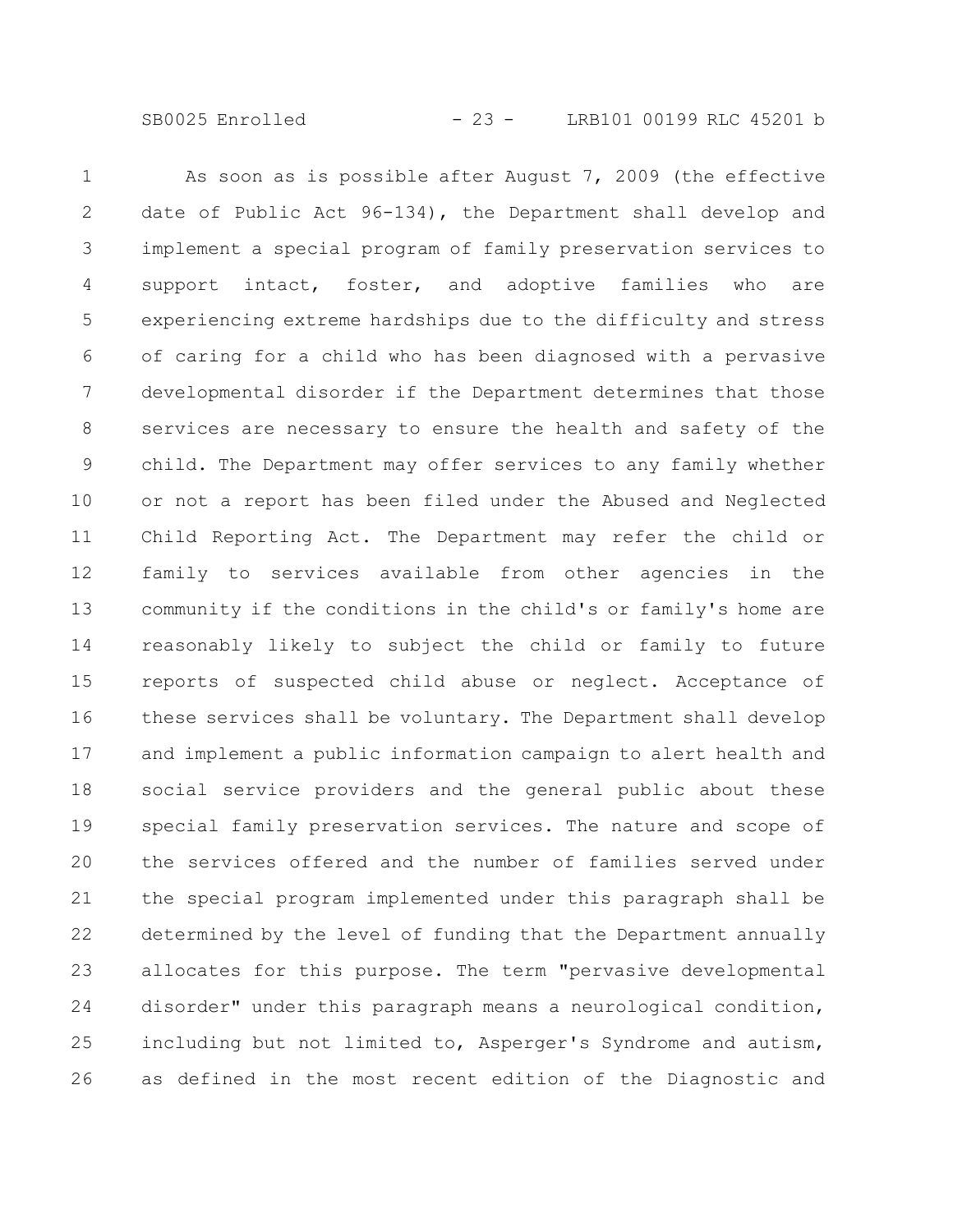As soon as is possible after August 7, 2009 (the effective date of Public Act 96-134), the Department shall develop and implement a special program of family preservation services to support intact, foster, and adoptive families who are experiencing extreme hardships due to the difficulty and stress of caring for a child who has been diagnosed with a pervasive developmental disorder if the Department determines that those services are necessary to ensure the health and safety of the child. The Department may offer services to any family whether or not a report has been filed under the Abused and Neglected Child Reporting Act. The Department may refer the child or family to services available from other agencies in the community if the conditions in the child's or family's home are reasonably likely to subject the child or family to future reports of suspected child abuse or neglect. Acceptance of these services shall be voluntary. The Department shall develop and implement a public information campaign to alert health and social service providers and the general public about these special family preservation services. The nature and scope of the services offered and the number of families served under the special program implemented under this paragraph shall be determined by the level of funding that the Department annually allocates for this purpose. The term "pervasive developmental disorder" under this paragraph means a neurological condition, including but not limited to, Asperger's Syndrome and autism, as defined in the most recent edition of the Diagnostic and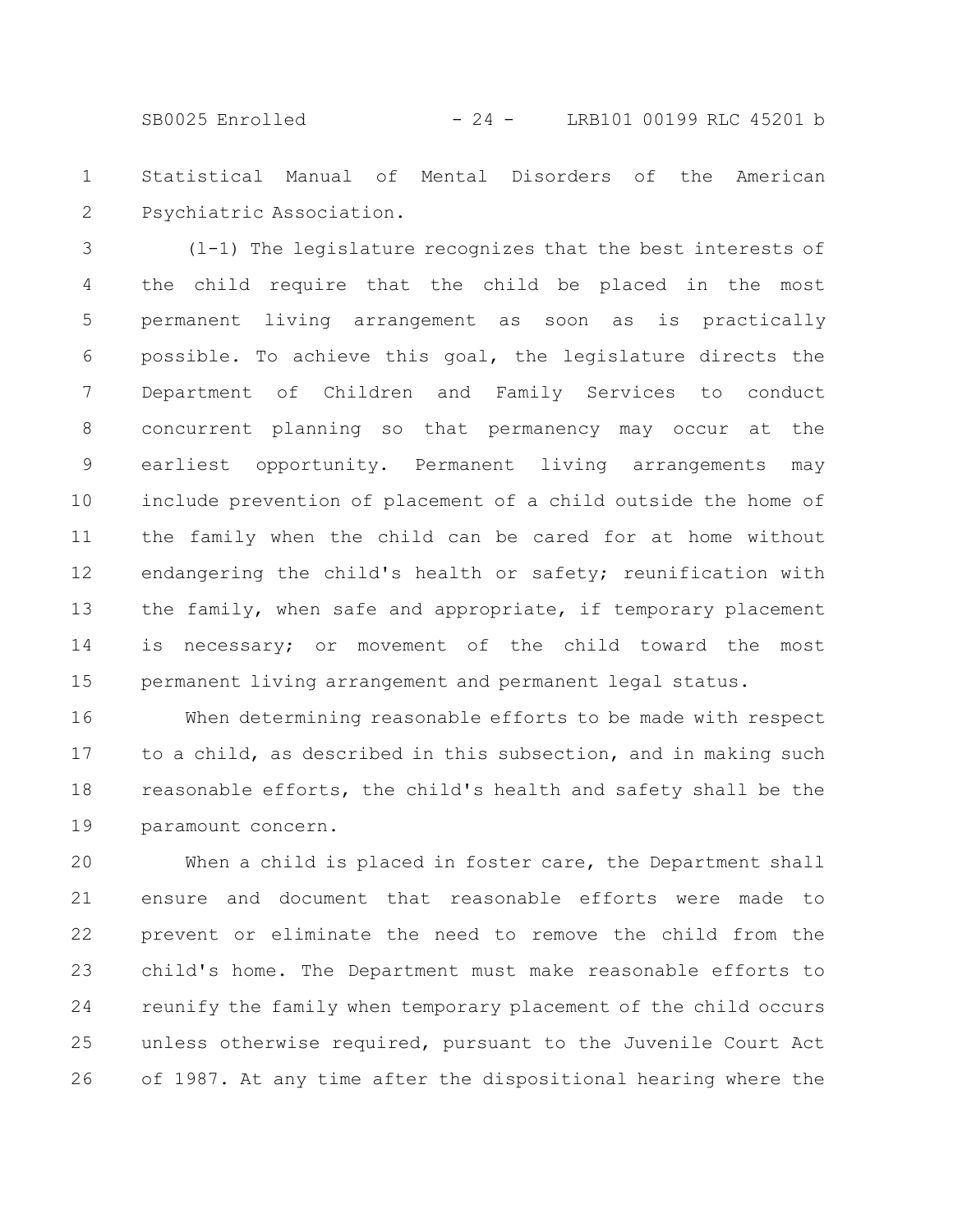Statistical Manual of Mental Disorders of the American Psychiatric Association.

(l-1) The legislature recognizes that the best interests of the child require that the child be placed in the most permanent living arrangement as soon as is practically possible. To achieve this goal, the legislature directs the Department of Children and Family Services to conduct concurrent planning so that permanency may occur at the earliest opportunity. Permanent living arrangements may include prevention of placement of a child outside the home of the family when the child can be cared for at home without endangering the child's health or safety; reunification with the family, when safe and appropriate, if temporary placement is necessary; or movement of the child toward the most permanent living arrangement and permanent legal status.

When determining reasonable efforts to be made with respect to a child, as described in this subsection, and in making such reasonable efforts, the child's health and safety shall be the paramount concern.

When a child is placed in foster care, the Department shall ensure and document that reasonable efforts were made to prevent or eliminate the need to remove the child from the child's home. The Department must make reasonable efforts to reunify the family when temporary placement of the child occurs unless otherwise required, pursuant to the Juvenile Court Act of 1987. At any time after the dispositional hearing where the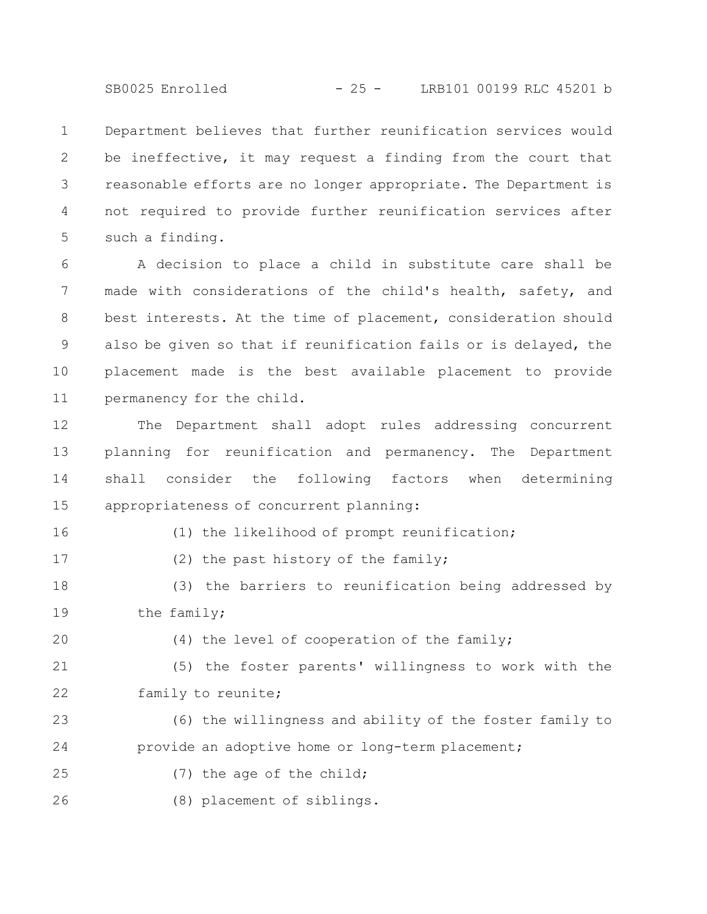Department believes that further reunification services would be ineffective, it may request a finding from the court that reasonable efforts are no longer appropriate. The Department is not required to provide further reunification services after such a finding.

A decision to place a child in substitute care shall be made with considerations of the child's health, safety, and best interests. At the time of placement, consideration should also be given so that if reunification fails or is delayed, the placement made is the best available placement to provide permanency for the child.

The Department shall adopt rules addressing concurrent planning for reunification and permanency. The Department shall consider the following factors when determining appropriateness of concurrent planning:

(1) the likelihood of prompt reunification;

(2) the past history of the family;

(3) the barriers to reunification being addressed by the family;

(4) the level of cooperation of the family;

(5) the foster parents' willingness to work with the family to reunite;

(6) the willingness and ability of the foster family to provide an adoptive home or long-term placement;

(7) the age of the child;

(8) placement of siblings.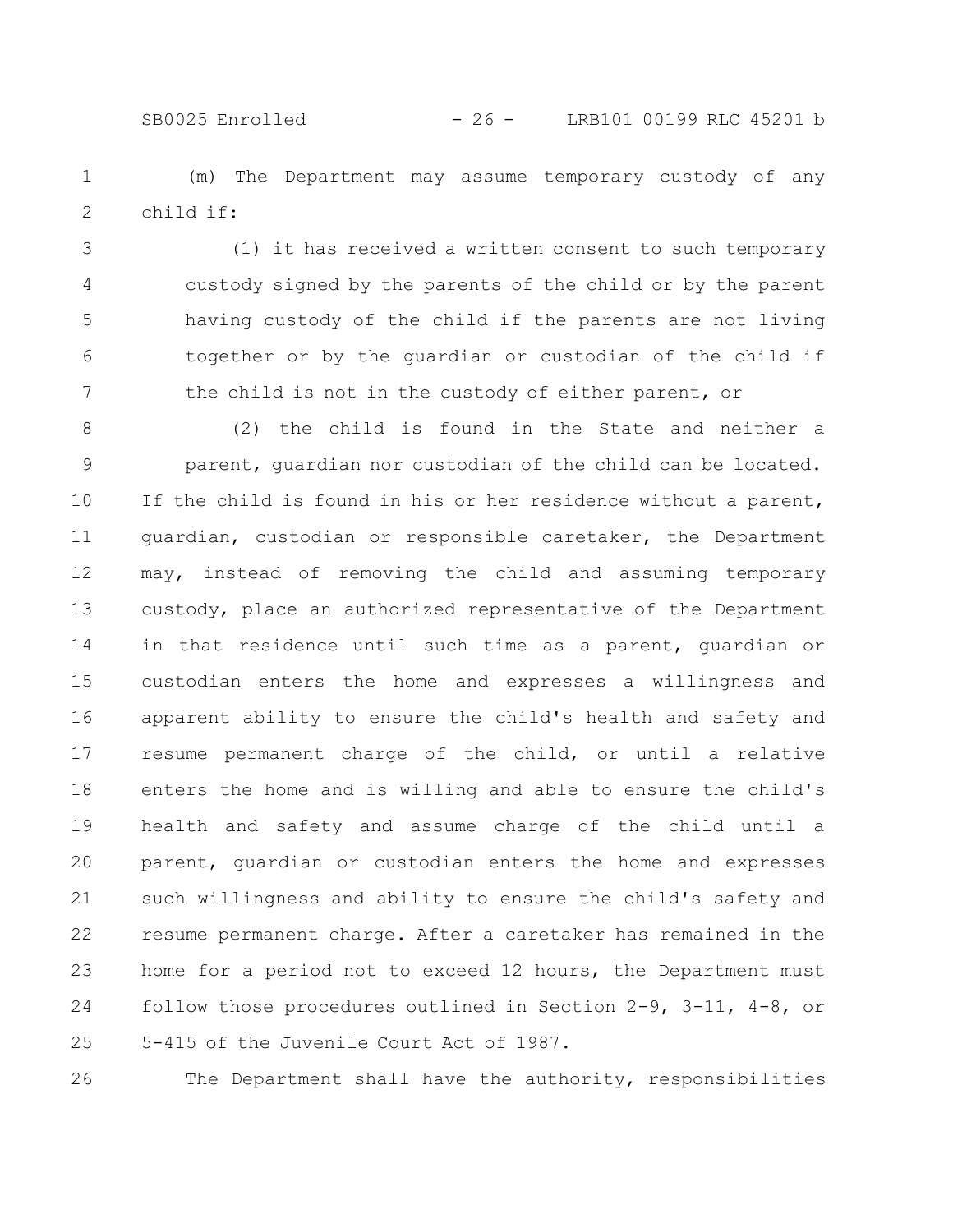(m) The Department may assume temporary custody of any child if:

(1) it has received a written consent to such temporary custody signed by the parents of the child or by the parent having custody of the child if the parents are not living together or by the guardian or custodian of the child if the child is not in the custody of either parent, or

(2) the child is found in the State and neither a parent, guardian nor custodian of the child can be located.

If the child is found in his or her residence without a parent, guardian, custodian or responsible caretaker, the Department may, instead of removing the child and assuming temporary custody, place an authorized representative of the Department in that residence until such time as a parent, guardian or custodian enters the home and expresses a willingness and apparent ability to ensure the child's health and safety and resume permanent charge of the child, or until a relative enters the home and is willing and able to ensure the child's health and safety and assume charge of the child until a parent, guardian or custodian enters the home and expresses such willingness and ability to ensure the child's safety and resume permanent charge. After a caretaker has remained in the home for a period not to exceed 12 hours, the Department must follow those procedures outlined in Section 2-9, 3-11, 4-8, or 5-415 of the Juvenile Court Act of 1987.

The Department shall have the authority, responsibilities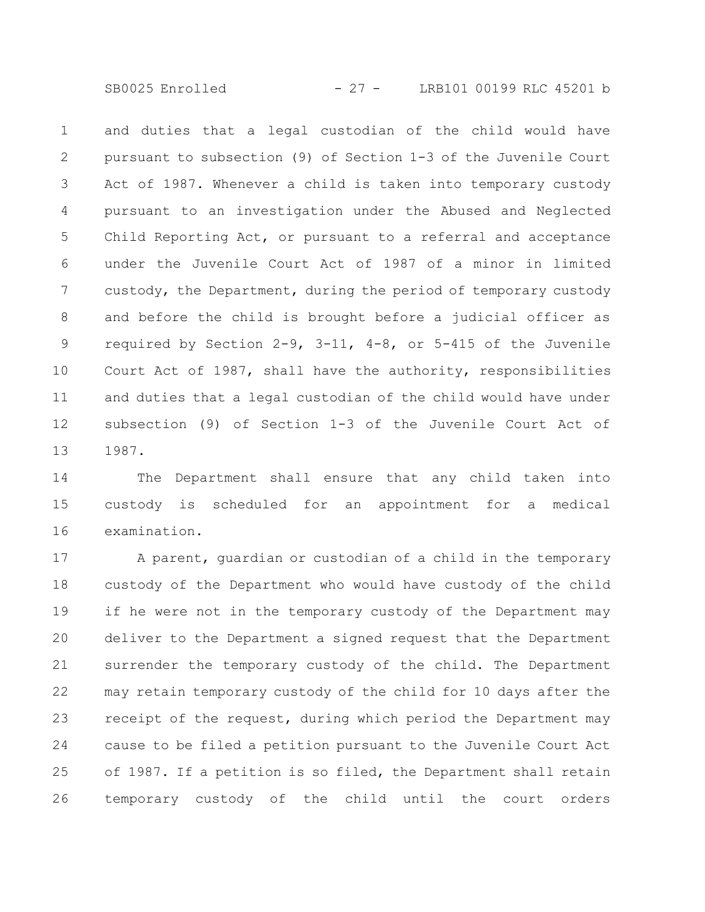and duties that a legal custodian of the child would have pursuant to subsection (9) of Section 1-3 of the Juvenile Court Act of 1987. Whenever a child is taken into temporary custody pursuant to an investigation under the Abused and Neglected Child Reporting Act, or pursuant to a referral and acceptance under the Juvenile Court Act of 1987 of a minor in limited custody, the Department, during the period of temporary custody and before the child is brought before a judicial officer as required by Section 2-9, 3-11, 4-8, or 5-415 of the Juvenile Court Act of 1987, shall have the authority, responsibilities and duties that a legal custodian of the child would have under subsection (9) of Section 1-3 of the Juvenile Court Act of 1987.

The Department shall ensure that any child taken into custody is scheduled for an appointment for a medical examination.

A parent, guardian or custodian of a child in the temporary custody of the Department who would have custody of the child if he were not in the temporary custody of the Department may deliver to the Department a signed request that the Department surrender the temporary custody of the child. The Department may retain temporary custody of the child for 10 days after the receipt of the request, during which period the Department may cause to be filed a petition pursuant to the Juvenile Court Act of 1987. If a petition is so filed, the Department shall retain temporary custody of the child until the court orders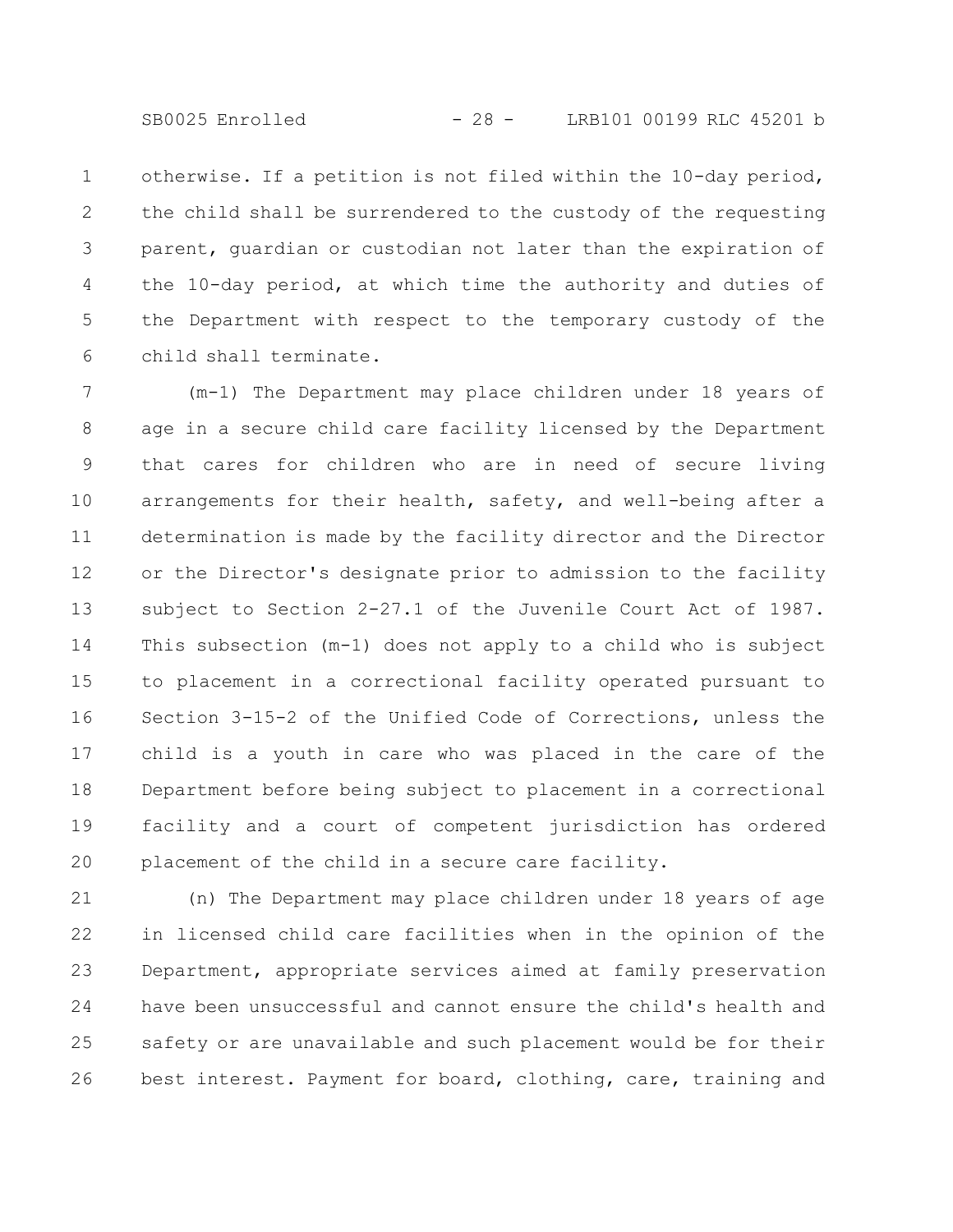otherwise. If a petition is not filed within the 10-day period, the child shall be surrendered to the custody of the requesting parent, guardian or custodian not later than the expiration of the 10-day period, at which time the authority and duties of the Department with respect to the temporary custody of the child shall terminate.

(m-1) The Department may place children under 18 years of age in a secure child care facility licensed by the Department that cares for children who are in need of secure living arrangements for their health, safety, and well-being after a determination is made by the facility director and the Director or the Director's designate prior to admission to the facility subject to Section 2-27.1 of the Juvenile Court Act of 1987. This subsection (m-1) does not apply to a child who is subject to placement in a correctional facility operated pursuant to Section 3-15-2 of the Unified Code of Corrections, unless the child is a youth in care who was placed in the care of the Department before being subject to placement in a correctional facility and a court of competent jurisdiction has ordered placement of the child in a secure care facility.

(n) The Department may place children under 18 years of age in licensed child care facilities when in the opinion of the Department, appropriate services aimed at family preservation have been unsuccessful and cannot ensure the child's health and safety or are unavailable and such placement would be for their best interest. Payment for board, clothing, care, training and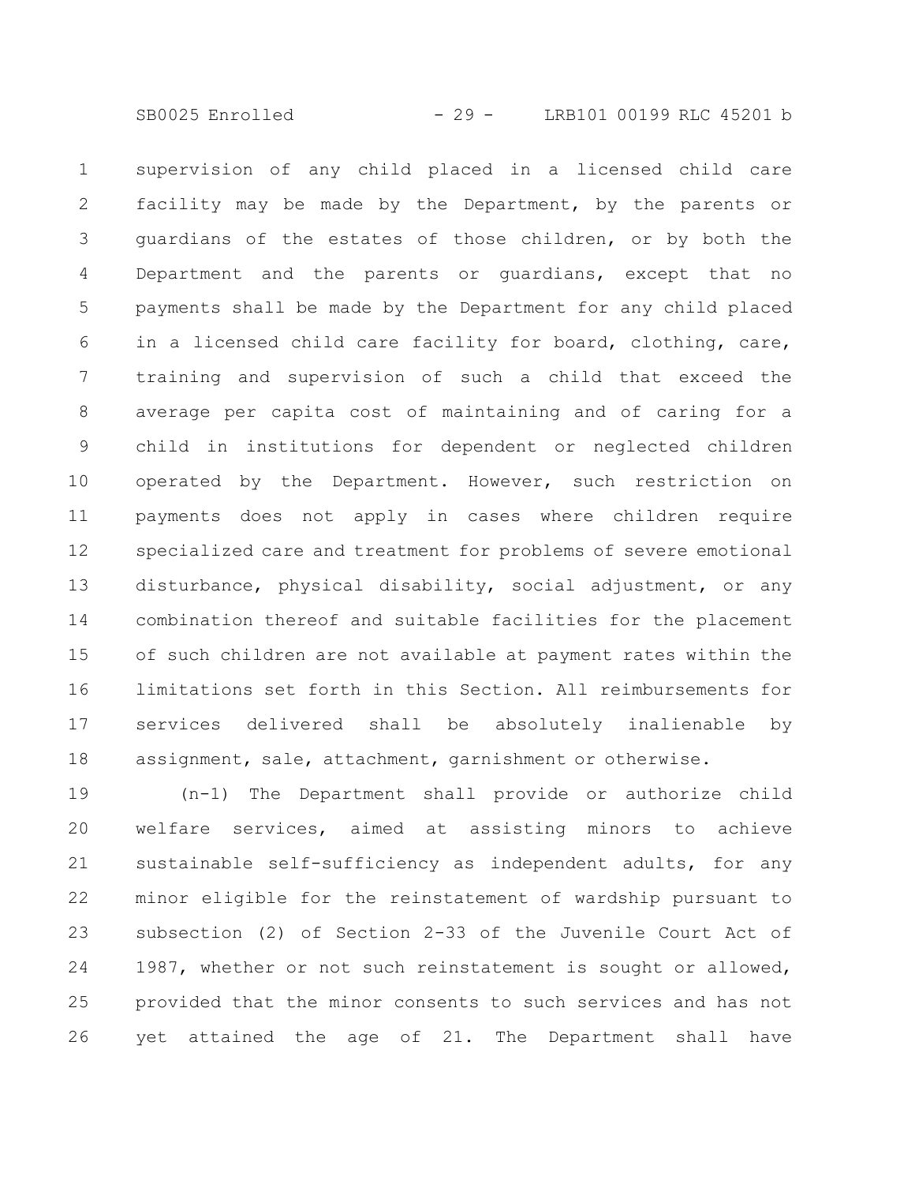supervision of any child placed in a licensed child care facility may be made by the Department, by the parents or guardians of the estates of those children, or by both the Department and the parents or guardians, except that no payments shall be made by the Department for any child placed in a licensed child care facility for board, clothing, care, training and supervision of such a child that exceed the average per capita cost of maintaining and of caring for a child in institutions for dependent or neglected children operated by the Department. However, such restriction on payments does not apply in cases where children require specialized care and treatment for problems of severe emotional disturbance, physical disability, social adjustment, or any combination thereof and suitable facilities for the placement of such children are not available at payment rates within the limitations set forth in this Section. All reimbursements for services delivered shall be absolutely inalienable by assignment, sale, attachment, garnishment or otherwise.

(n-1) The Department shall provide or authorize child welfare services, aimed at assisting minors to achieve sustainable self-sufficiency as independent adults, for any minor eligible for the reinstatement of wardship pursuant to subsection (2) of Section 2-33 of the Juvenile Court Act of 1987, whether or not such reinstatement is sought or allowed, provided that the minor consents to such services and has not yet attained the age of 21. The Department shall have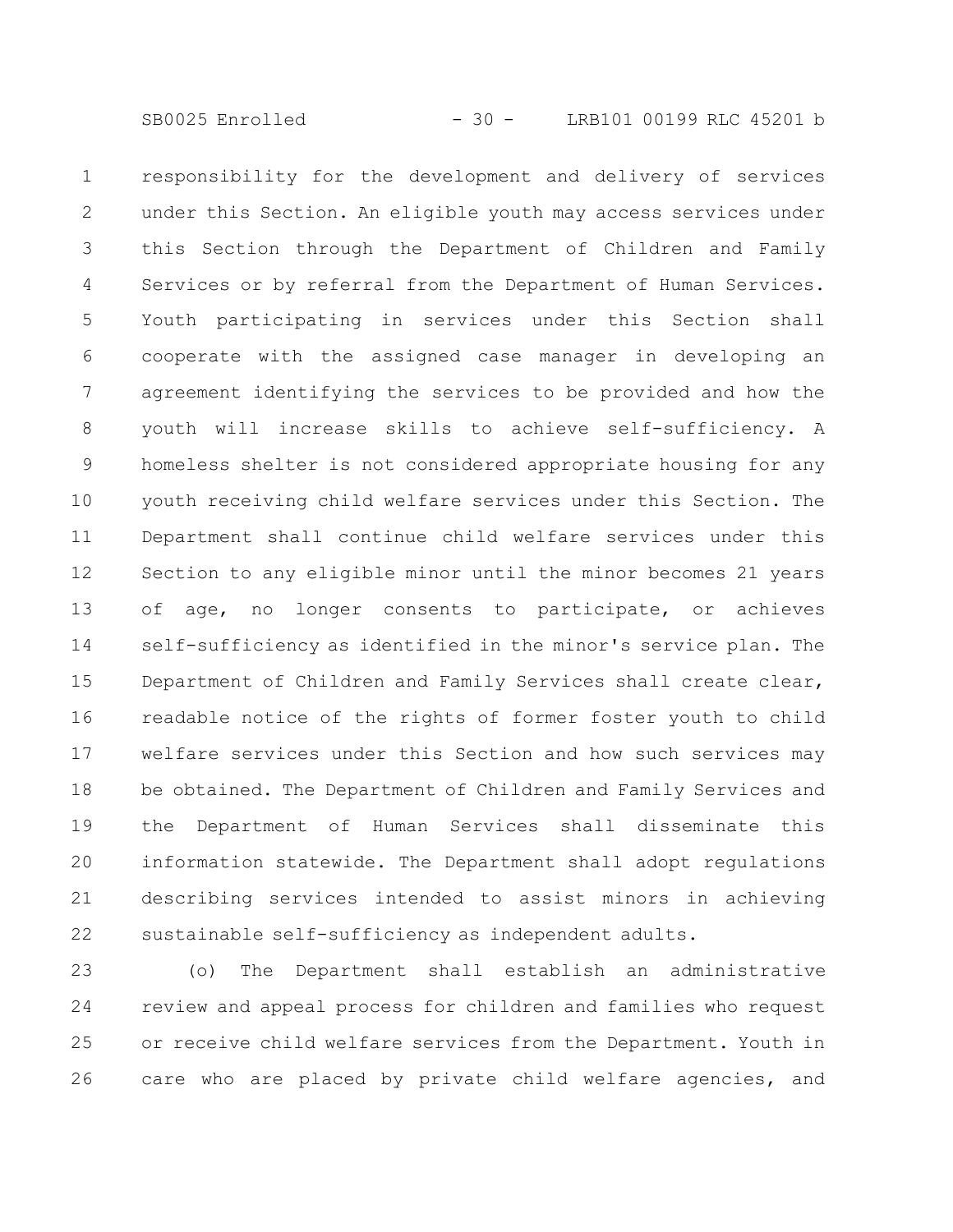responsibility for the development and delivery of services under this Section. An eligible youth may access services under this Section through the Department of Children and Family Services or by referral from the Department of Human Services. Youth participating in services under this Section shall cooperate with the assigned case manager in developing an agreement identifying the services to be provided and how the youth will increase skills to achieve self-sufficiency. A homeless shelter is not considered appropriate housing for any youth receiving child welfare services under this Section. The Department shall continue child welfare services under this Section to any eligible minor until the minor becomes 21 years of age, no longer consents to participate, or achieves self-sufficiency as identified in the minor's service plan. The Department of Children and Family Services shall create clear, readable notice of the rights of former foster youth to child welfare services under this Section and how such services may be obtained. The Department of Children and Family Services and the Department of Human Services shall disseminate this information statewide. The Department shall adopt regulations describing services intended to assist minors in achieving sustainable self-sufficiency as independent adults.

(o) The Department shall establish an administrative review and appeal process for children and families who request or receive child welfare services from the Department. Youth in care who are placed by private child welfare agencies, and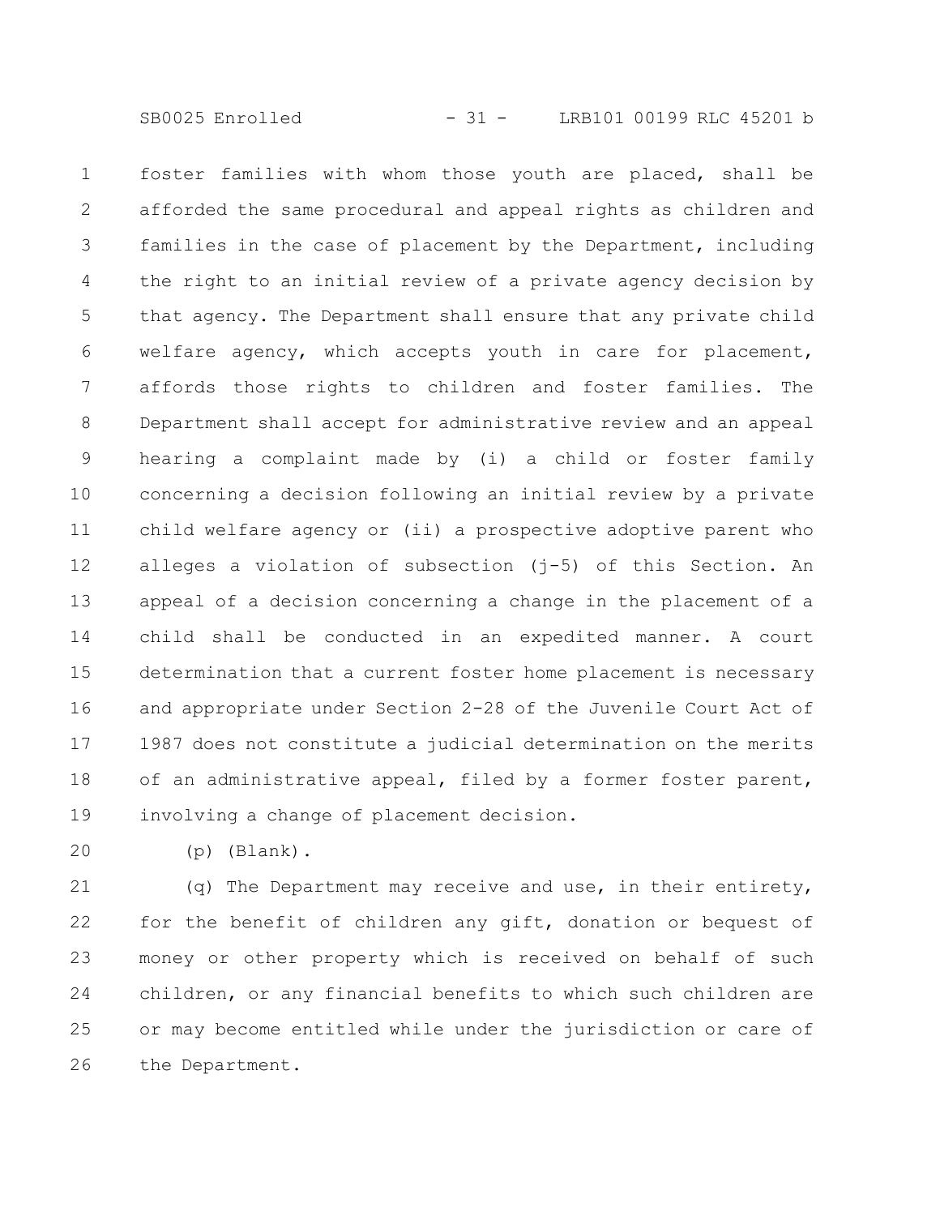foster families with whom those youth are placed, shall be afforded the same procedural and appeal rights as children and families in the case of placement by the Department, including the right to an initial review of a private agency decision by that agency. The Department shall ensure that any private child welfare agency, which accepts youth in care for placement, affords those rights to children and foster families. The Department shall accept for administrative review and an appeal hearing a complaint made by (i) a child or foster family concerning a decision following an initial review by a private child welfare agency or (ii) a prospective adoptive parent who alleges a violation of subsection (j-5) of this Section. An appeal of a decision concerning a change in the placement of a child shall be conducted in an expedited manner. A court determination that a current foster home placement is necessary and appropriate under Section 2-28 of the Juvenile Court Act of 1987 does not constitute a judicial determination on the merits of an administrative appeal, filed by a former foster parent, involving a change of placement decision.

(p) (Blank).

(q) The Department may receive and use, in their entirety, for the benefit of children any gift, donation or bequest of money or other property which is received on behalf of such children, or any financial benefits to which such children are or may become entitled while under the jurisdiction or care of the Department.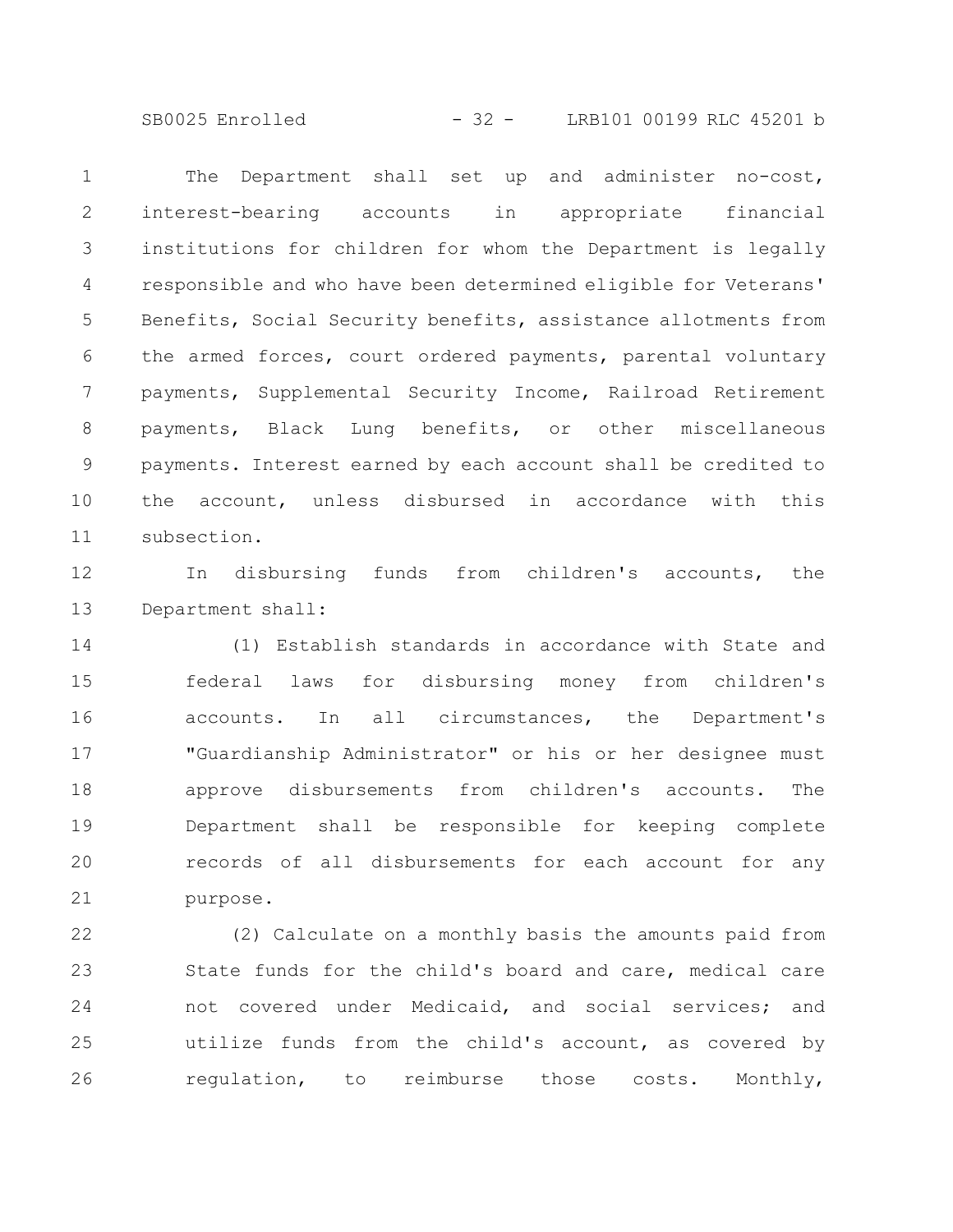The Department shall set up and administer no-cost, interest-bearing accounts in appropriate financial institutions for children for whom the Department is legally responsible and who have been determined eligible for Veterans' Benefits, Social Security benefits, assistance allotments from the armed forces, court ordered payments, parental voluntary payments, Supplemental Security Income, Railroad Retirement payments, Black Lung benefits, or other miscellaneous payments. Interest earned by each account shall be credited to the account, unless disbursed in accordance with this subsection.

In disbursing funds from children's accounts, the Department shall:

(1) Establish standards in accordance with State and federal laws for disbursing money from children's accounts. In all circumstances, the Department's "Guardianship Administrator" or his or her designee must approve disbursements from children's accounts. The Department shall be responsible for keeping complete records of all disbursements for each account for any purpose.

(2) Calculate on a monthly basis the amounts paid from State funds for the child's board and care, medical care not covered under Medicaid, and social services; and utilize funds from the child's account, as covered by regulation, to reimburse those costs. Monthly,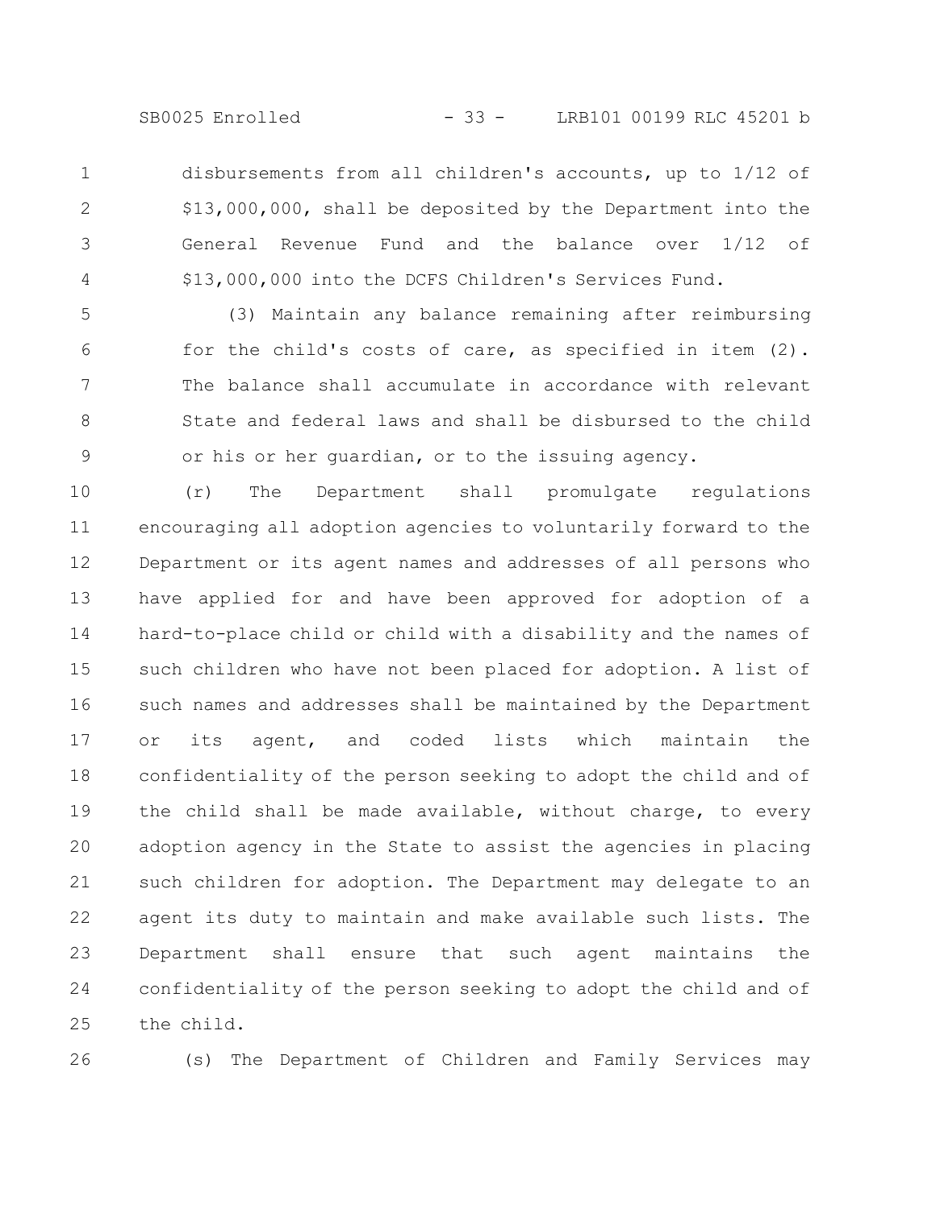disbursements from all children's accounts, up to 1/12 of $13,000,000, shall be deposited by the Department into the General Revenue Fund and the balance over 1/12 of $13,000,000 into the DCFS Children's Services Fund.

(3) Maintain any balance remaining after reimbursing for the child's costs of care, as specified in item (2). The balance shall accumulate in accordance with relevant State and federal laws and shall be disbursed to the child or his or her guardian, or to the issuing agency.

(r) The Department shall promulgate regulations encouraging all adoption agencies to voluntarily forward to the Department or its agent names and addresses of all persons who have applied for and have been approved for adoption of a hard-to-place child or child with a disability and the names of such children who have not been placed for adoption. A list of such names and addresses shall be maintained by the Department or its agent, and coded lists which maintain the confidentiality of the person seeking to adopt the child and of the child shall be made available, without charge, to every adoption agency in the State to assist the agencies in placing such children for adoption. The Department may delegate to an agent its duty to maintain and make available such lists. The Department shall ensure that such agent maintains the confidentiality of the person seeking to adopt the child and of the child.

(s) The Department of Children and Family Services may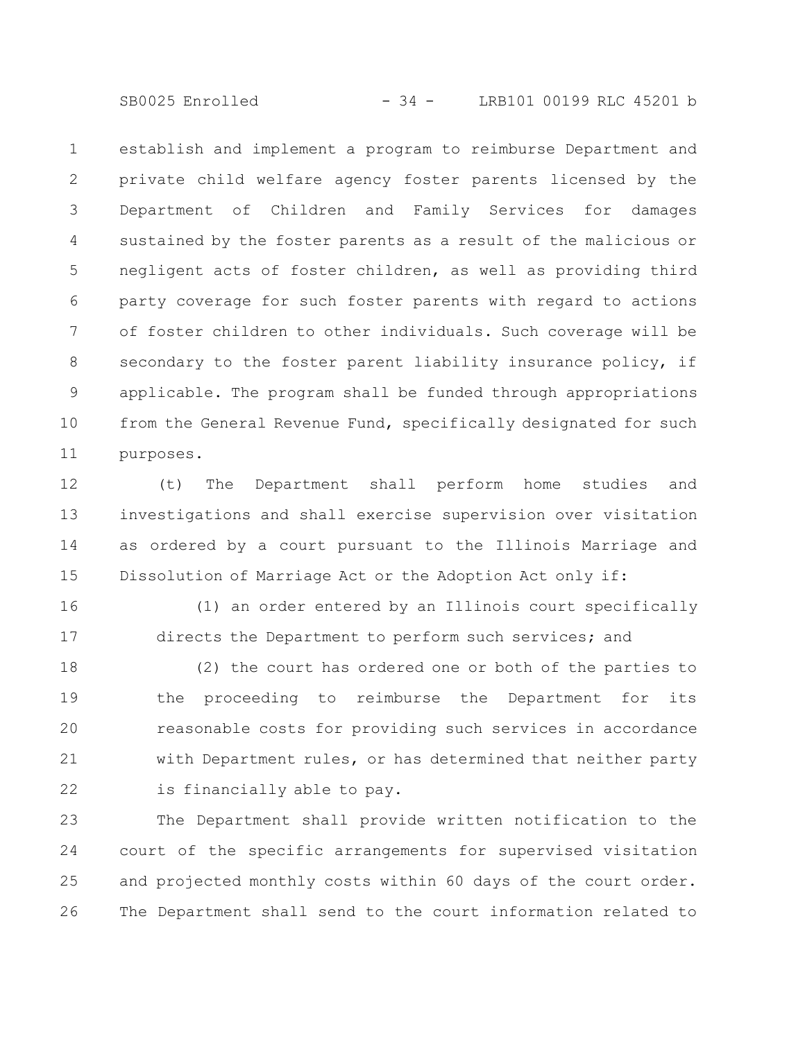establish and implement a program to reimburse Department and private child welfare agency foster parents licensed by the Department of Children and Family Services for damages sustained by the foster parents as a result of the malicious or negligent acts of foster children, as well as providing third party coverage for such foster parents with regard to actions of foster children to other individuals. Such coverage will be secondary to the foster parent liability insurance policy, if applicable. The program shall be funded through appropriations from the General Revenue Fund, specifically designated for such purposes.

(t) The Department shall perform home studies and investigations and shall exercise supervision over visitation as ordered by a court pursuant to the Illinois Marriage and Dissolution of Marriage Act or the Adoption Act only if:

(1) an order entered by an Illinois court specifically directs the Department to perform such services; and

(2) the court has ordered one or both of the parties to the proceeding to reimburse the Department for its reasonable costs for providing such services in accordance with Department rules, or has determined that neither party is financially able to pay.

The Department shall provide written notification to the court of the specific arrangements for supervised visitation and projected monthly costs within 60 days of the court order. The Department shall send to the court information related to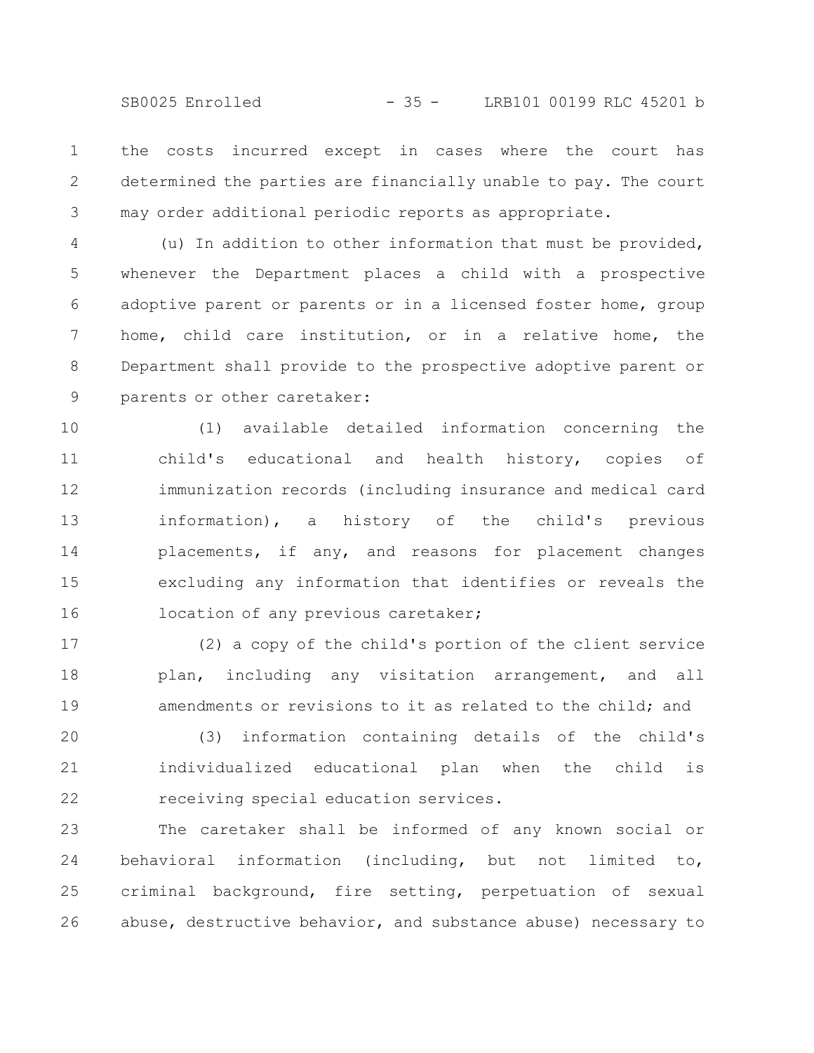the costs incurred except in cases where the court has determined the parties are financially unable to pay. The court may order additional periodic reports as appropriate.

(u) In addition to other information that must be provided, whenever the Department places a child with a prospective adoptive parent or parents or in a licensed foster home, group home, child care institution, or in a relative home, the Department shall provide to the prospective adoptive parent or parents or other caretaker:

(1) available detailed information concerning the child's educational and health history, copies of immunization records (including insurance and medical card information), a history of the child's previous placements, if any, and reasons for placement changes excluding any information that identifies or reveals the location of any previous caretaker;

(2) a copy of the child's portion of the client service plan, including any visitation arrangement, and all amendments or revisions to it as related to the child; and

(3) information containing details of the child's individualized educational plan when the child is receiving special education services.

The caretaker shall be informed of any known social or behavioral information (including, but not limited to, criminal background, fire setting, perpetuation of sexual abuse, destructive behavior, and substance abuse) necessary to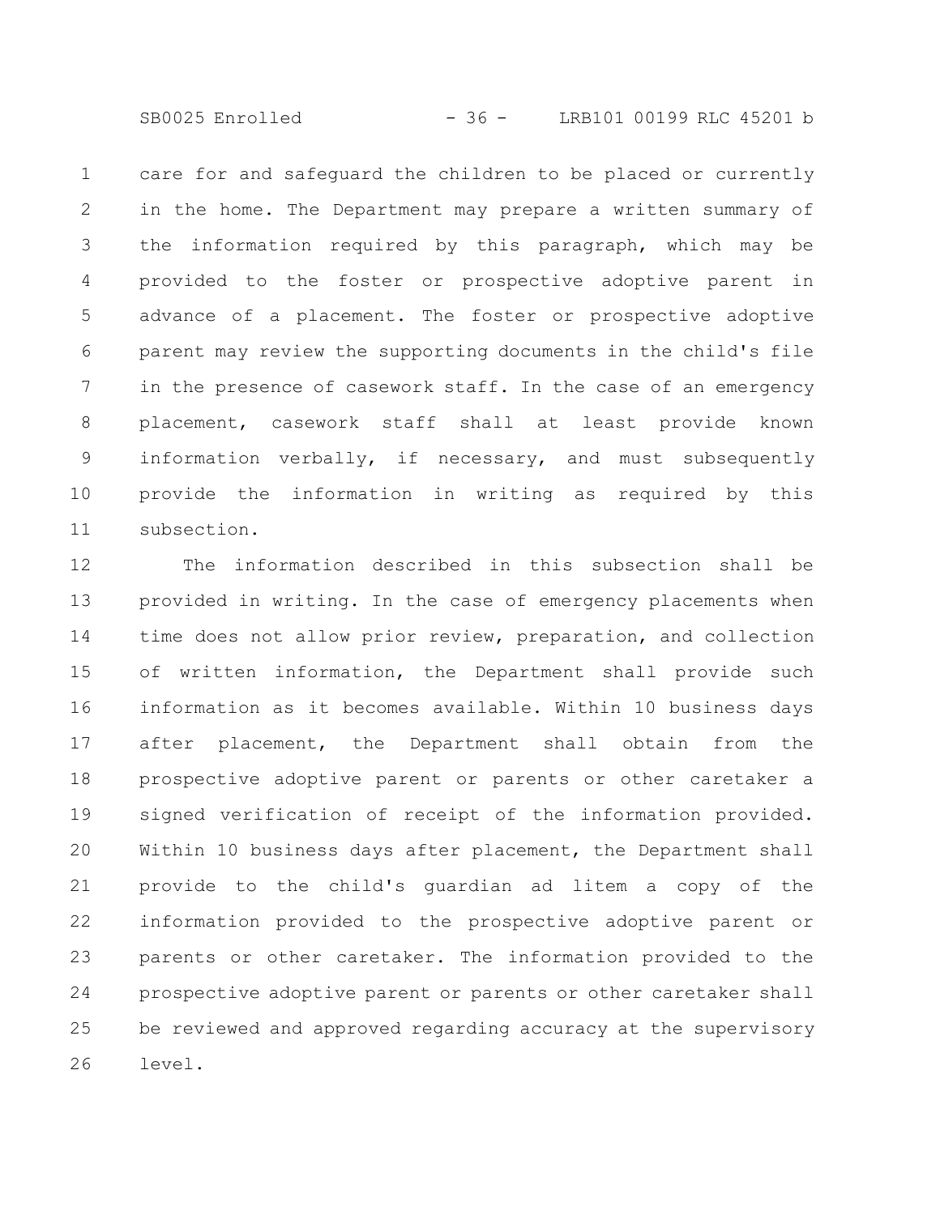care for and safeguard the children to be placed or currently in the home. The Department may prepare a written summary of the information required by this paragraph, which may be provided to the foster or prospective adoptive parent in advance of a placement. The foster or prospective adoptive parent may review the supporting documents in the child's file in the presence of casework staff. In the case of an emergency placement, casework staff shall at least provide known information verbally, if necessary, and must subsequently provide the information in writing as required by this subsection.

The information described in this subsection shall be provided in writing. In the case of emergency placements when time does not allow prior review, preparation, and collection of written information, the Department shall provide such information as it becomes available. Within 10 business days after placement, the Department shall obtain from the prospective adoptive parent or parents or other caretaker a signed verification of receipt of the information provided. Within 10 business days after placement, the Department shall provide to the child's guardian ad litem a copy of the information provided to the prospective adoptive parent or parents or other caretaker. The information provided to the prospective adoptive parent or parents or other caretaker shall be reviewed and approved regarding accuracy at the supervisory level.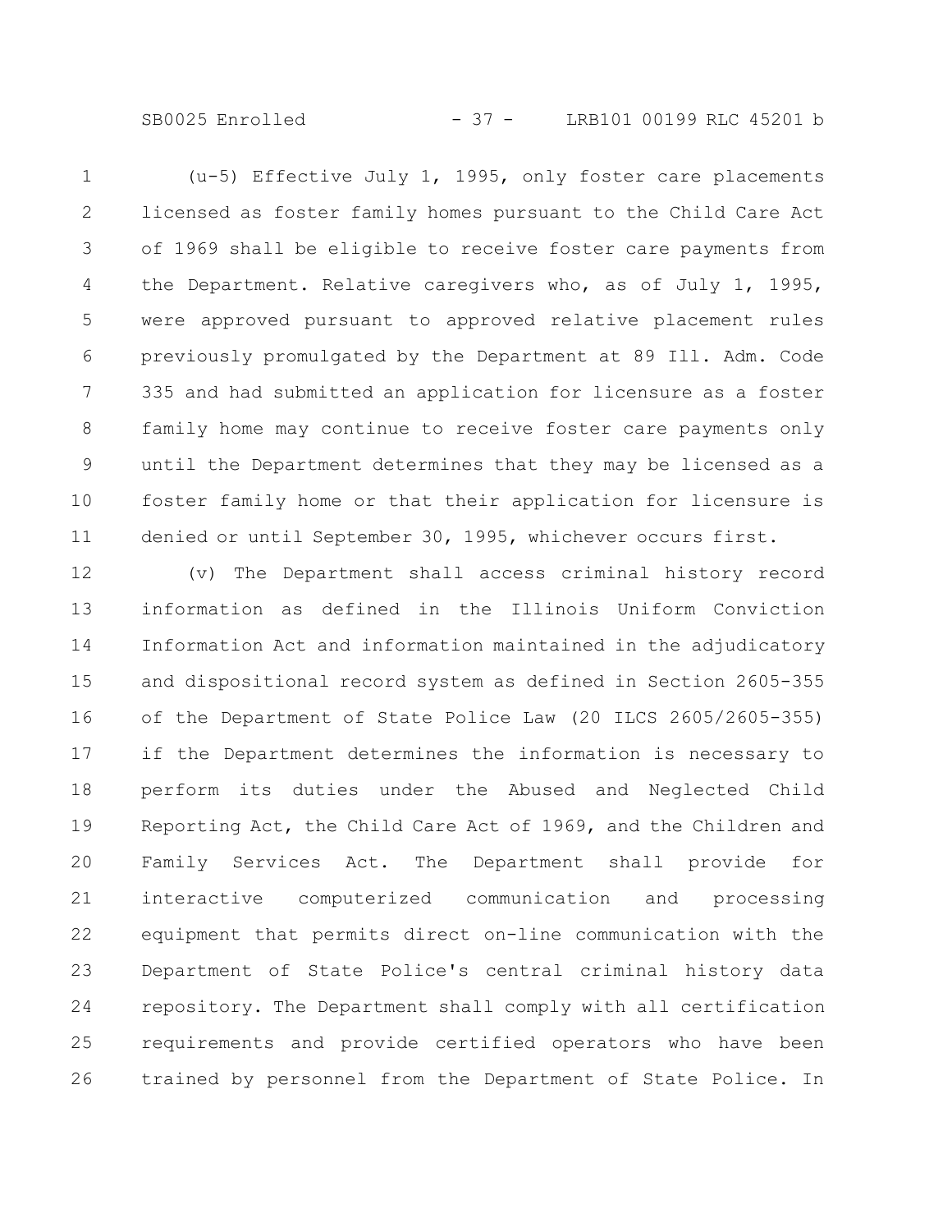(u-5) Effective July 1, 1995, only foster care placements licensed as foster family homes pursuant to the Child Care Act of 1969 shall be eligible to receive foster care payments from the Department. Relative caregivers who, as of July 1, 1995, were approved pursuant to approved relative placement rules previously promulgated by the Department at 89 Ill. Adm. Code 335 and had submitted an application for licensure as a foster family home may continue to receive foster care payments only until the Department determines that they may be licensed as a foster family home or that their application for licensure is denied or until September 30, 1995, whichever occurs first.

(v) The Department shall access criminal history record information as defined in the Illinois Uniform Conviction Information Act and information maintained in the adjudicatory and dispositional record system as defined in Section 2605-355 of the Department of State Police Law (20 ILCS 2605/2605-355) if the Department determines the information is necessary to perform its duties under the Abused and Neglected Child Reporting Act, the Child Care Act of 1969, and the Children and Family Services Act. The Department shall provide for interactive computerized communication and processing equipment that permits direct on-line communication with the Department of State Police's central criminal history data repository. The Department shall comply with all certification requirements and provide certified operators who have been trained by personnel from the Department of State Police. In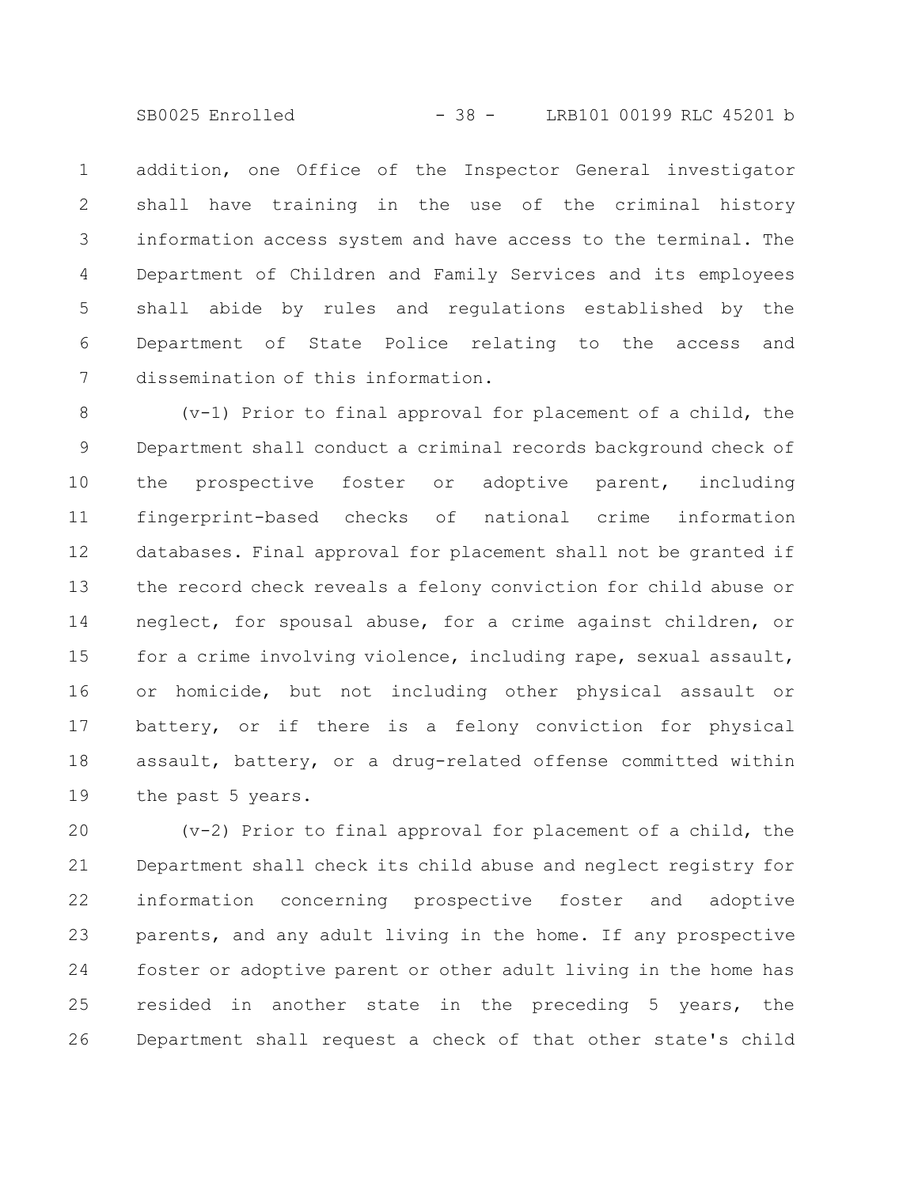addition, one Office of the Inspector General investigator shall have training in the use of the criminal history information access system and have access to the terminal. The Department of Children and Family Services and its employees shall abide by rules and regulations established by the Department of State Police relating to the access and dissemination of this information.

(v-1) Prior to final approval for placement of a child, the Department shall conduct a criminal records background check of the prospective foster or adoptive parent, including fingerprint-based checks of national crime information databases. Final approval for placement shall not be granted if the record check reveals a felony conviction for child abuse or neglect, for spousal abuse, for a crime against children, or for a crime involving violence, including rape, sexual assault, or homicide, but not including other physical assault or battery, or if there is a felony conviction for physical assault, battery, or a drug-related offense committed within the past 5 years.

(v-2) Prior to final approval for placement of a child, the Department shall check its child abuse and neglect registry for information concerning prospective foster and adoptive parents, and any adult living in the home. If any prospective foster or adoptive parent or other adult living in the home has resided in another state in the preceding 5 years, the Department shall request a check of that other state's child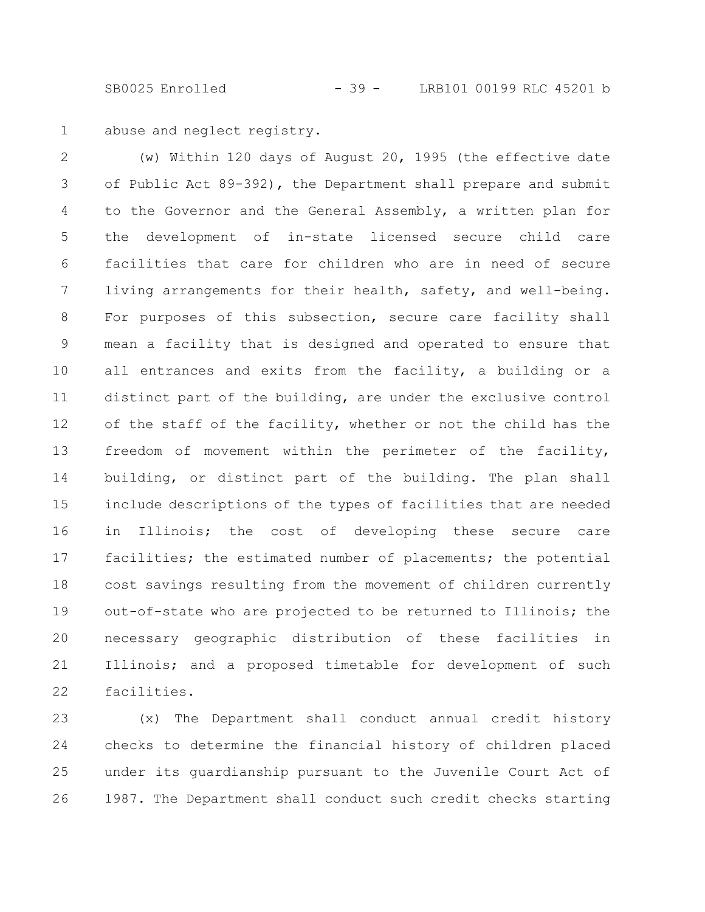abuse and neglect registry.

(w) Within 120 days of August 20, 1995 (the effective date of Public Act 89-392), the Department shall prepare and submit to the Governor and the General Assembly, a written plan for the development of in-state licensed secure child care facilities that care for children who are in need of secure living arrangements for their health, safety, and well-being. For purposes of this subsection, secure care facility shall mean a facility that is designed and operated to ensure that all entrances and exits from the facility, a building or a distinct part of the building, are under the exclusive control of the staff of the facility, whether or not the child has the freedom of movement within the perimeter of the facility, building, or distinct part of the building. The plan shall include descriptions of the types of facilities that are needed in Illinois; the cost of developing these secure care facilities; the estimated number of placements; the potential cost savings resulting from the movement of children currently out-of-state who are projected to be returned to Illinois; the necessary geographic distribution of these facilities in Illinois; and a proposed timetable for development of such facilities.

(x) The Department shall conduct annual credit history checks to determine the financial history of children placed under its guardianship pursuant to the Juvenile Court Act of 1987. The Department shall conduct such credit checks starting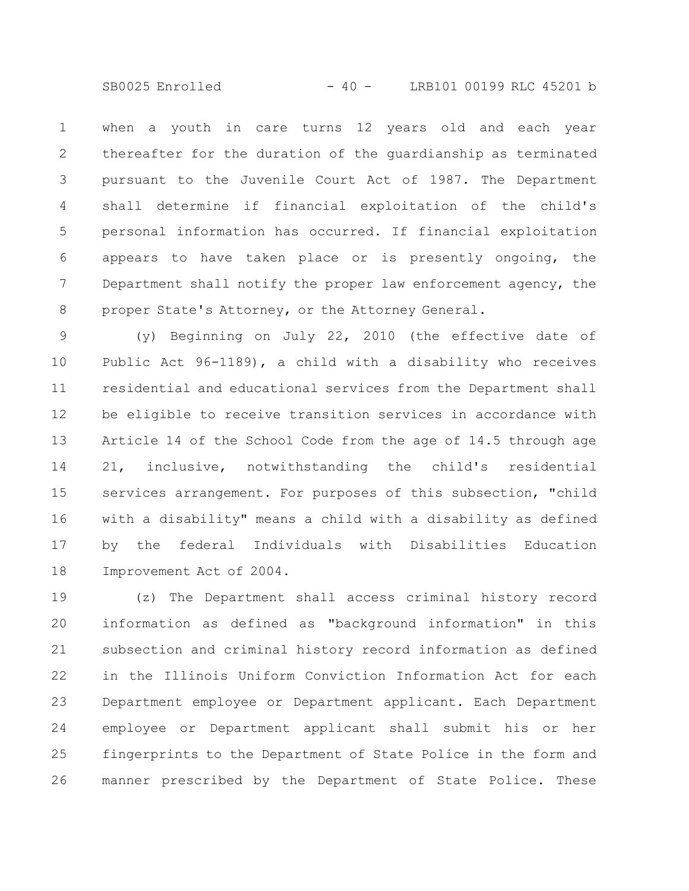when a youth in care turns 12 years old and each year thereafter for the duration of the guardianship as terminated pursuant to the Juvenile Court Act of 1987. The Department shall determine if financial exploitation of the child's personal information has occurred. If financial exploitation appears to have taken place or is presently ongoing, the Department shall notify the proper law enforcement agency, the proper State's Attorney, or the Attorney General.

(y) Beginning on July 22, 2010 (the effective date of Public Act 96-1189), a child with a disability who receives residential and educational services from the Department shall be eligible to receive transition services in accordance with Article 14 of the School Code from the age of 14.5 through age 21, inclusive, notwithstanding the child's residential services arrangement. For purposes of this subsection, "child with a disability" means a child with a disability as defined by the federal Individuals with Disabilities Education Improvement Act of 2004.

(z) The Department shall access criminal history record information as defined as "background information" in this subsection and criminal history record information as defined in the Illinois Uniform Conviction Information Act for each Department employee or Department applicant. Each Department employee or Department applicant shall submit his or her fingerprints to the Department of State Police in the form and manner prescribed by the Department of State Police. These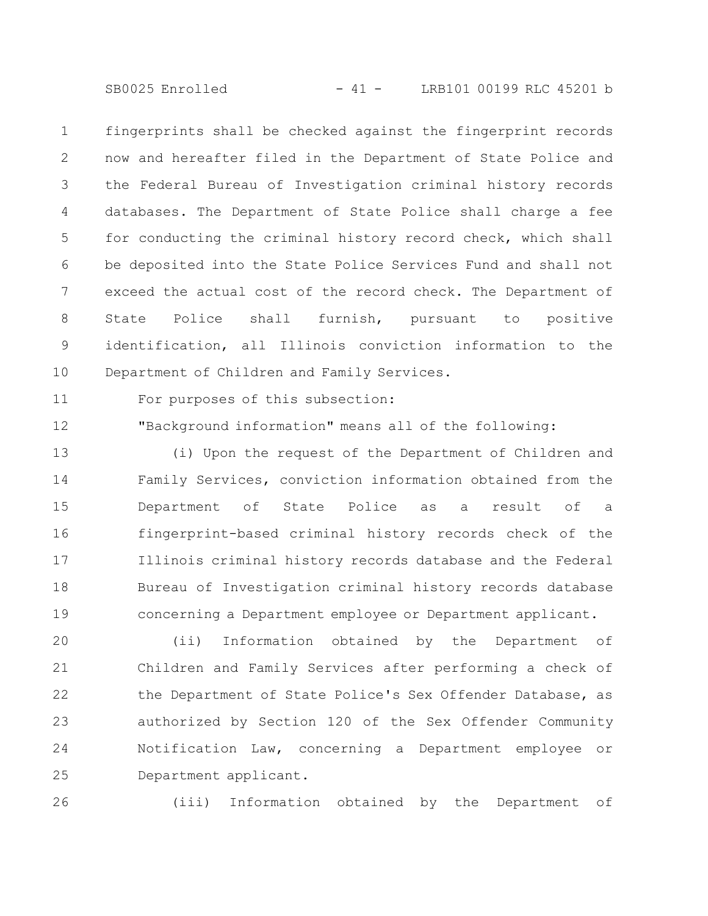fingerprints shall be checked against the fingerprint records now and hereafter filed in the Department of State Police and the Federal Bureau of Investigation criminal history records databases. The Department of State Police shall charge a fee for conducting the criminal history record check, which shall be deposited into the State Police Services Fund and shall not exceed the actual cost of the record check. The Department of State Police shall furnish, pursuant to positive identification, all Illinois conviction information to the Department of Children and Family Services.

For purposes of this subsection:

"Background information" means all of the following:

(i) Upon the request of the Department of Children and Family Services, conviction information obtained from the Department of State Police as a result of a fingerprint-based criminal history records check of the Illinois criminal history records database and the Federal Bureau of Investigation criminal history records database concerning a Department employee or Department applicant.

(ii) Information obtained by the Department of Children and Family Services after performing a check of the Department of State Police's Sex Offender Database, as authorized by Section 120 of the Sex Offender Community Notification Law, concerning a Department employee or Department applicant.

(iii) Information obtained by the Department of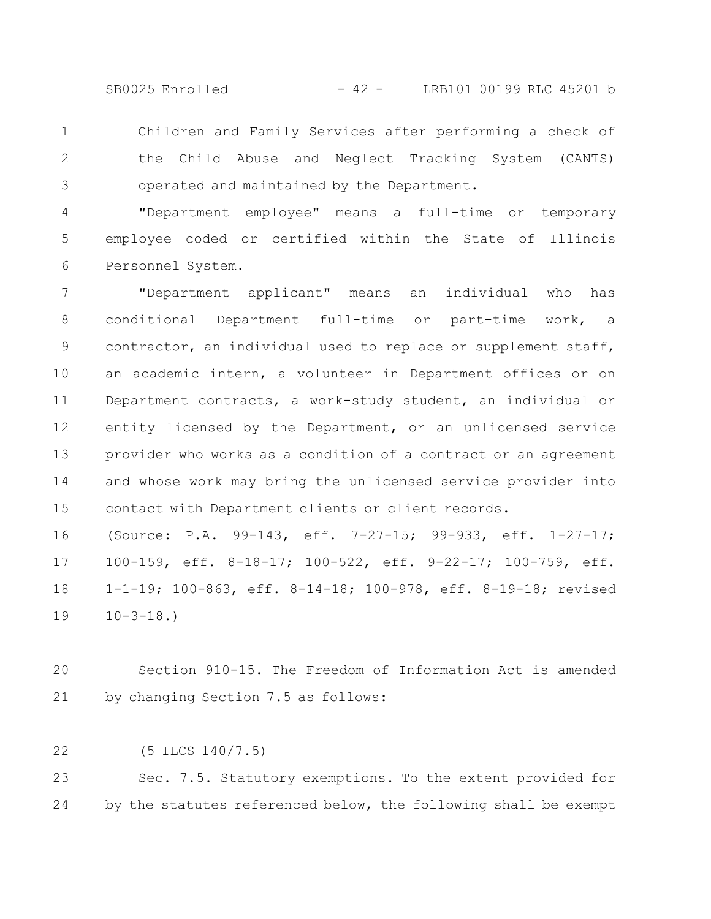Children and Family Services after performing a check of the Child Abuse and Neglect Tracking System (CANTS) operated and maintained by the Department.

"Department employee" means a full-time or temporary employee coded or certified within the State of Illinois Personnel System.

"Department applicant" means an individual who has conditional Department full-time or part-time work, a contractor, an individual used to replace or supplement staff, an academic intern, a volunteer in Department offices or on Department contracts, a work-study student, an individual or entity licensed by the Department, or an unlicensed service provider who works as a condition of a contract or an agreement and whose work may bring the unlicensed service provider into contact with Department clients or client records.

(Source: P.A. 99-143, eff. 7-27-15; 99-933, eff. 1-27-17; 100-159, eff. 8-18-17; 100-522, eff. 9-22-17; 100-759, eff. 1-1-19; 100-863, eff. 8-14-18; 100-978, eff. 8-19-18; revised 10-3-18.)

Section 910-15. The Freedom of Information Act is amended by changing Section 7.5 as follows:

(5 ILCS 140/7.5)

Sec. 7.5. Statutory exemptions. To the extent provided for by the statutes referenced below, the following shall be exempt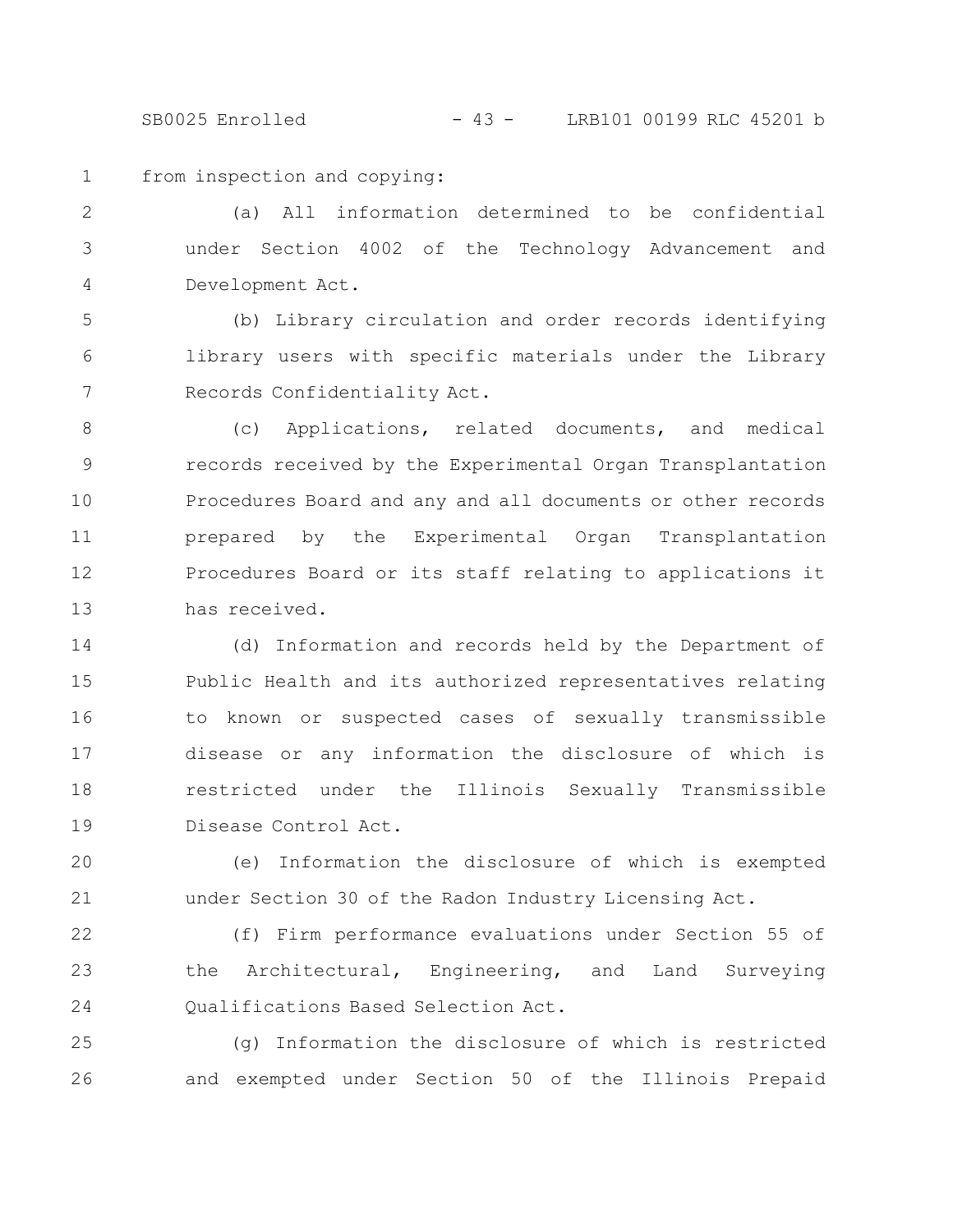from inspection and copying:

(a) All information determined to be confidential under Section 4002 of the Technology Advancement and Development Act.

(b) Library circulation and order records identifying library users with specific materials under the Library Records Confidentiality Act.

(c) Applications, related documents, and medical records received by the Experimental Organ Transplantation Procedures Board and any and all documents or other records prepared by the Experimental Organ Transplantation Procedures Board or its staff relating to applications it has received.

(d) Information and records held by the Department of Public Health and its authorized representatives relating to known or suspected cases of sexually transmissible disease or any information the disclosure of which is restricted under the Illinois Sexually Transmissible Disease Control Act.

(e) Information the disclosure of which is exempted under Section 30 of the Radon Industry Licensing Act.

(f) Firm performance evaluations under Section 55 of the Architectural, Engineering, and Land Surveying Qualifications Based Selection Act.

(g) Information the disclosure of which is restricted and exempted under Section 50 of the Illinois Prepaid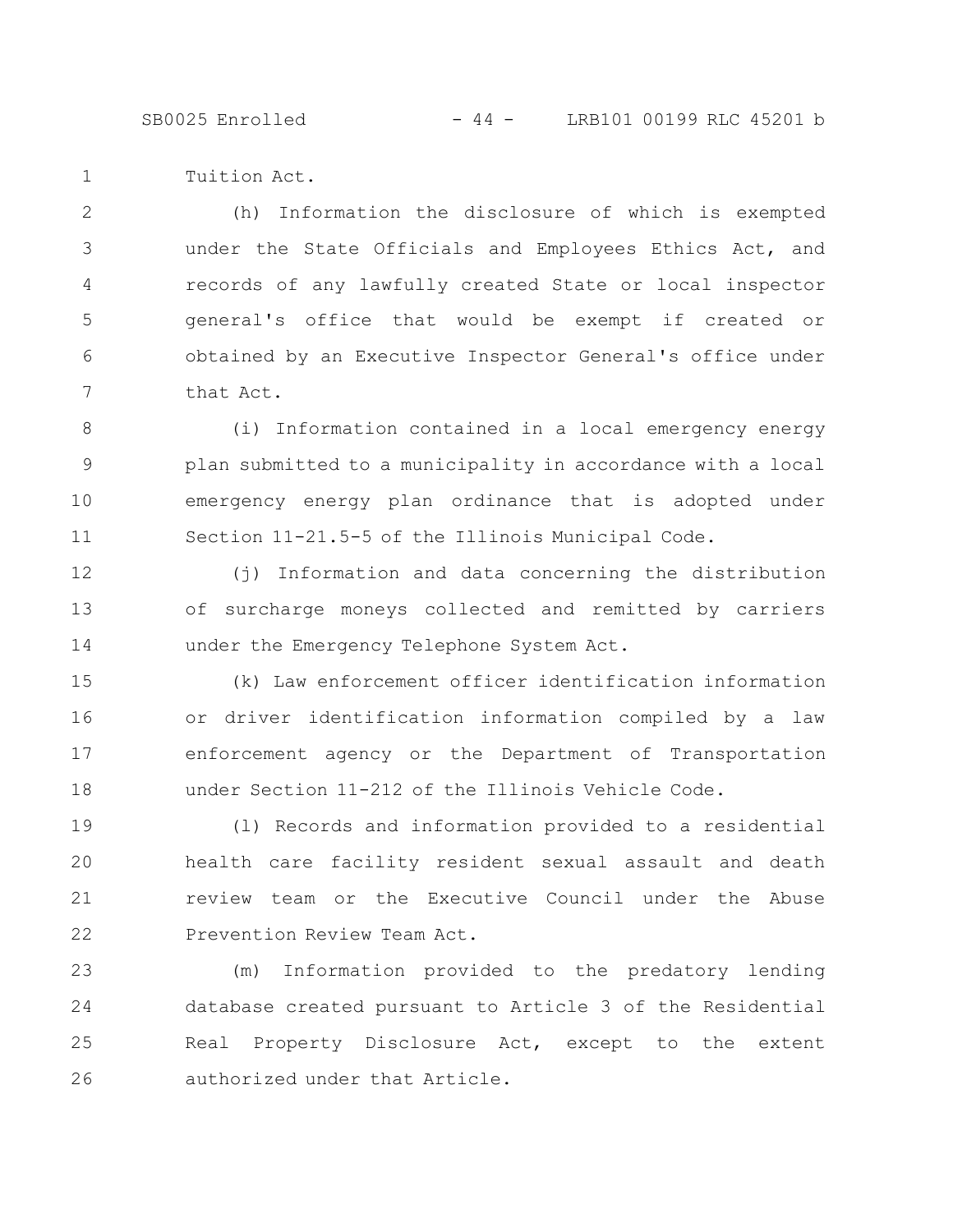Tuition Act.

(h) Information the disclosure of which is exempted under the State Officials and Employees Ethics Act, and records of any lawfully created State or local inspector general's office that would be exempt if created or obtained by an Executive Inspector General's office under that Act.

(i) Information contained in a local emergency energy plan submitted to a municipality in accordance with a local emergency energy plan ordinance that is adopted under Section 11-21.5-5 of the Illinois Municipal Code.

(j) Information and data concerning the distribution of surcharge moneys collected and remitted by carriers under the Emergency Telephone System Act.

(k) Law enforcement officer identification information or driver identification information compiled by a law enforcement agency or the Department of Transportation under Section 11-212 of the Illinois Vehicle Code.

(l) Records and information provided to a residential health care facility resident sexual assault and death review team or the Executive Council under the Abuse Prevention Review Team Act.

(m) Information provided to the predatory lending database created pursuant to Article 3 of the Residential Real Property Disclosure Act, except to the extent authorized under that Article.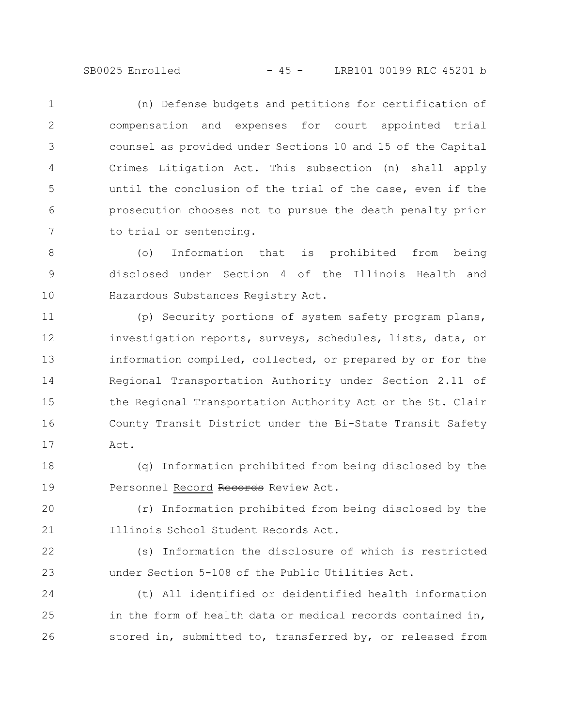(n) Defense budgets and petitions for certification of compensation and expenses for court appointed trial counsel as provided under Sections 10 and 15 of the Capital Crimes Litigation Act. This subsection (n) shall apply until the conclusion of the trial of the case, even if the prosecution chooses not to pursue the death penalty prior to trial or sentencing.

(o) Information that is prohibited from being disclosed under Section 4 of the Illinois Health and Hazardous Substances Registry Act.

(p) Security portions of system safety program plans, investigation reports, surveys, schedules, lists, data, or information compiled, collected, or prepared by or for the Regional Transportation Authority under Section 2.11 of the Regional Transportation Authority Act or the St. Clair County Transit District under the Bi-State Transit Safety Act.

(q) Information prohibited from being disclosed by the Personnel Record ~~Records~~ Review Act.

(r) Information prohibited from being disclosed by the Illinois School Student Records Act.

(s) Information the disclosure of which is restricted under Section 5-108 of the Public Utilities Act.

(t) All identified or deidentified health information in the form of health data or medical records contained in, stored in, submitted to, transferred by, or released from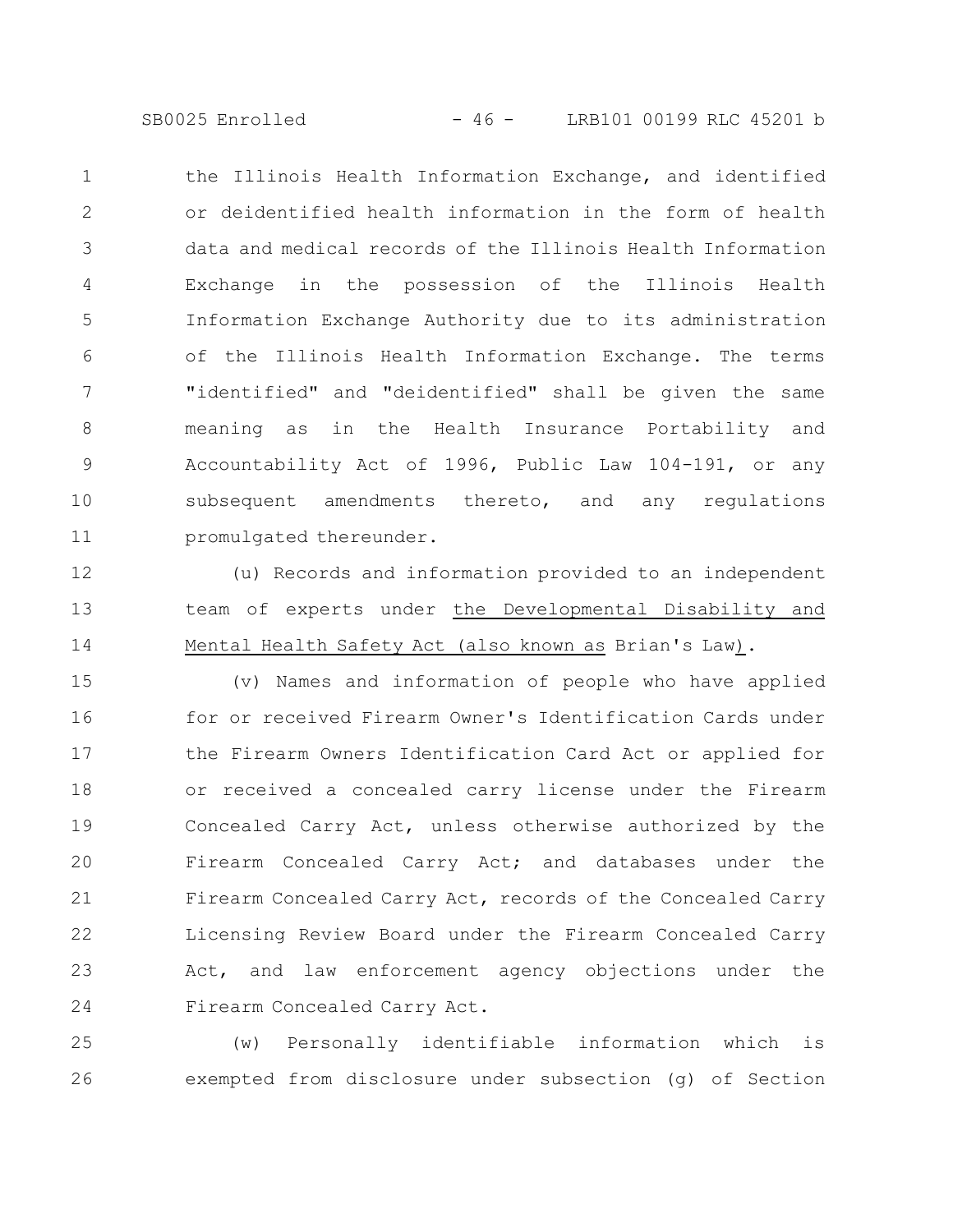the Illinois Health Information Exchange, and identified or deidentified health information in the form of health data and medical records of the Illinois Health Information Exchange in the possession of the Illinois Health Information Exchange Authority due to its administration of the Illinois Health Information Exchange. The terms "identified" and "deidentified" shall be given the same meaning as in the Health Insurance Portability and Accountability Act of 1996, Public Law 104-191, or any subsequent amendments thereto, and any regulations promulgated thereunder.

(u) Records and information provided to an independent team of experts under the Developmental Disability and Mental Health Safety Act (also known as Brian's Law).

(v) Names and information of people who have applied for or received Firearm Owner's Identification Cards under the Firearm Owners Identification Card Act or applied for or received a concealed carry license under the Firearm Concealed Carry Act, unless otherwise authorized by the Firearm Concealed Carry Act; and databases under the Firearm Concealed Carry Act, records of the Concealed Carry Licensing Review Board under the Firearm Concealed Carry Act, and law enforcement agency objections under the Firearm Concealed Carry Act.

(w) Personally identifiable information which is exempted from disclosure under subsection (g) of Section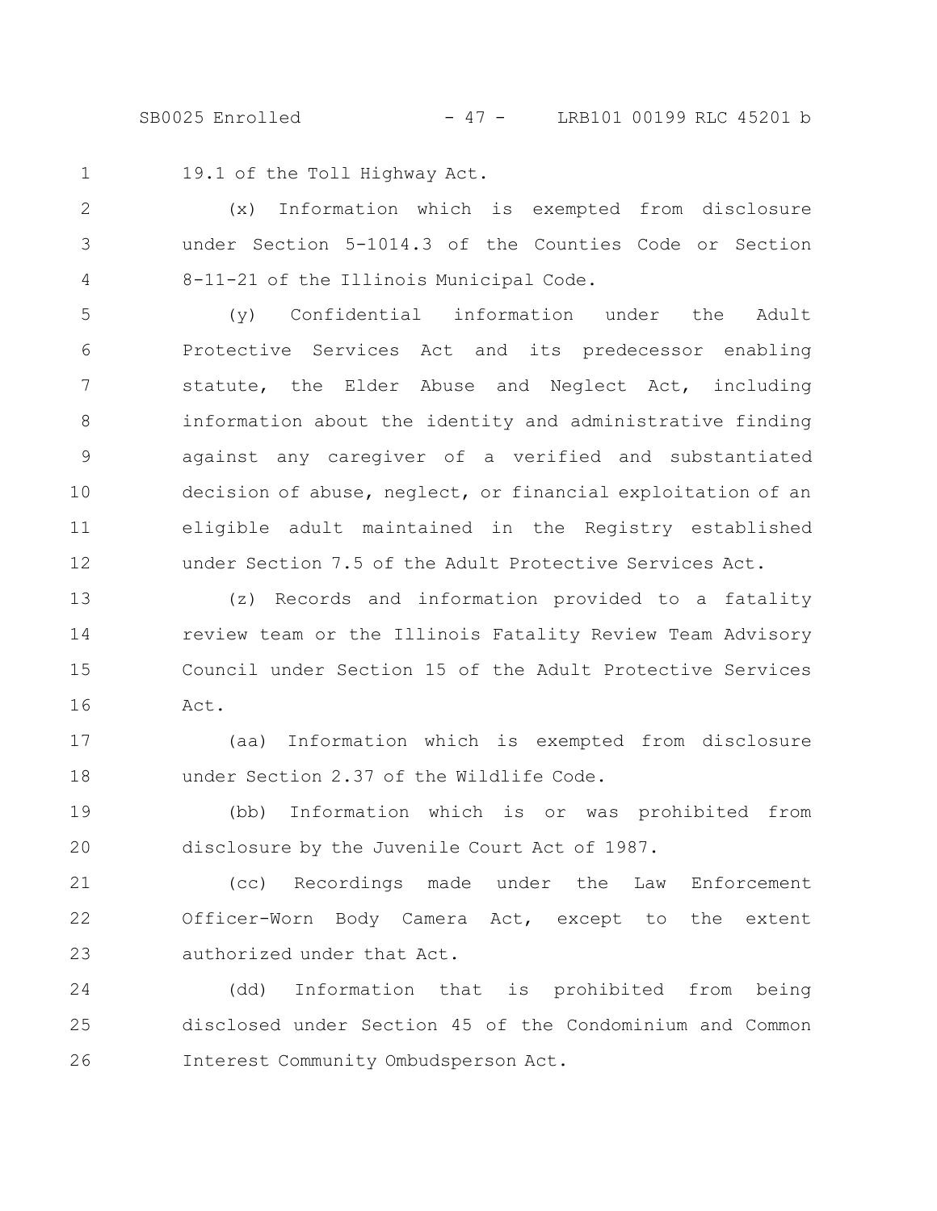19.1 of the Toll Highway Act.

(x) Information which is exempted from disclosure under Section 5-1014.3 of the Counties Code or Section 8-11-21 of the Illinois Municipal Code.

(y) Confidential information under the Adult Protective Services Act and its predecessor enabling statute, the Elder Abuse and Neglect Act, including information about the identity and administrative finding against any caregiver of a verified and substantiated decision of abuse, neglect, or financial exploitation of an eligible adult maintained in the Registry established under Section 7.5 of the Adult Protective Services Act.

(z) Records and information provided to a fatality review team or the Illinois Fatality Review Team Advisory Council under Section 15 of the Adult Protective Services Act.

(aa) Information which is exempted from disclosure under Section 2.37 of the Wildlife Code.

(bb) Information which is or was prohibited from disclosure by the Juvenile Court Act of 1987.

(cc) Recordings made under the Law Enforcement Officer-Worn Body Camera Act, except to the extent authorized under that Act.

(dd) Information that is prohibited from being disclosed under Section 45 of the Condominium and Common Interest Community Ombudsperson Act.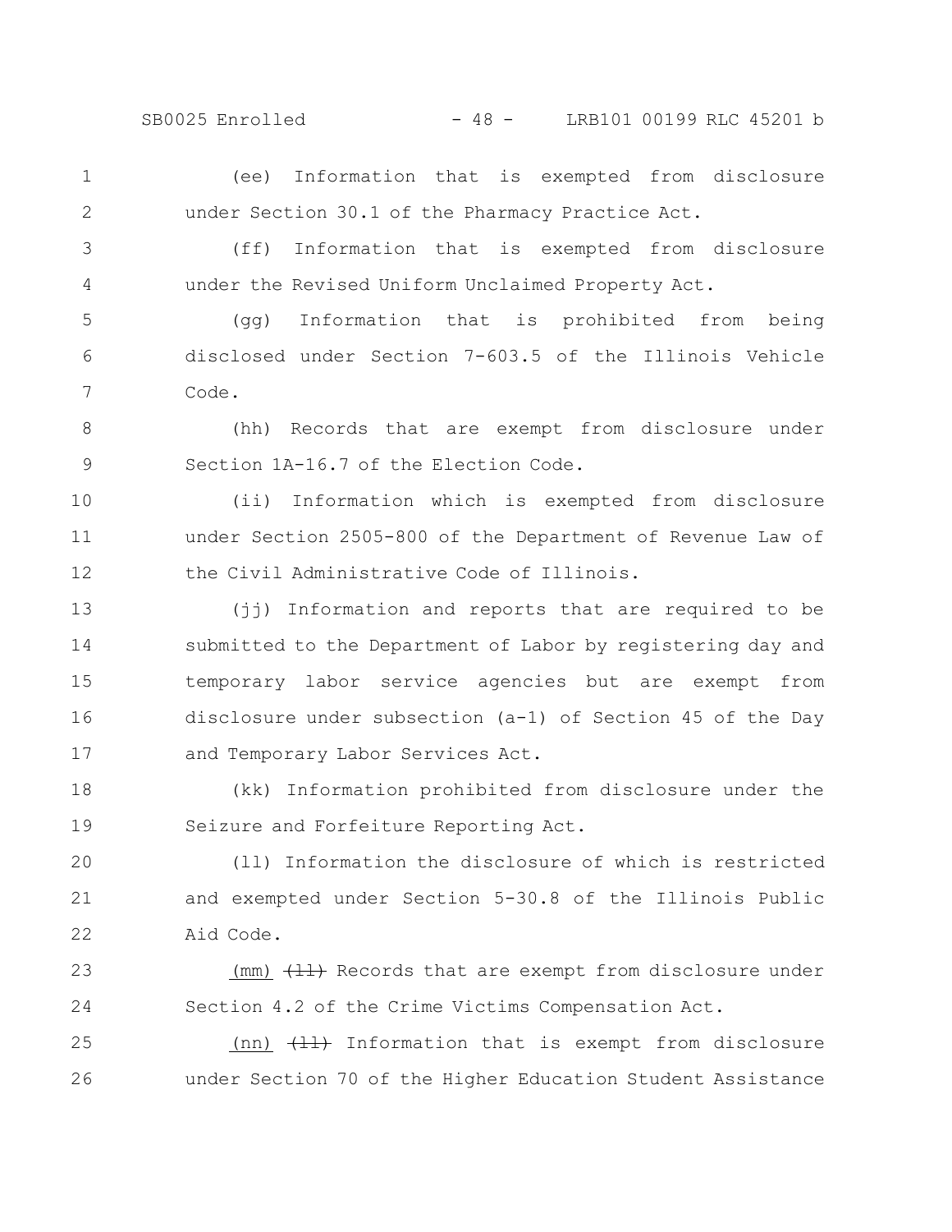(ee) Information that is exempted from disclosure under Section 30.1 of the Pharmacy Practice Act.

(ff) Information that is exempted from disclosure under the Revised Uniform Unclaimed Property Act.

(gg) Information that is prohibited from being disclosed under Section 7-603.5 of the Illinois Vehicle Code.

(hh) Records that are exempt from disclosure under Section 1A-16.7 of the Election Code.

(ii) Information which is exempted from disclosure under Section 2505-800 of the Department of Revenue Law of the Civil Administrative Code of Illinois.

(jj) Information and reports that are required to be submitted to the Department of Labor by registering day and temporary labor service agencies but are exempt from disclosure under subsection (a-1) of Section 45 of the Day and Temporary Labor Services Act.

(kk) Information prohibited from disclosure under the Seizure and Forfeiture Reporting Act.

(ll) Information the disclosure of which is restricted and exempted under Section 5-30.8 of the Illinois Public Aid Code.

(mm) ~~(ll)~~ Records that are exempt from disclosure under Section 4.2 of the Crime Victims Compensation Act.

(nn) ~~(ll)~~ Information that is exempt from disclosure under Section 70 of the Higher Education Student Assistance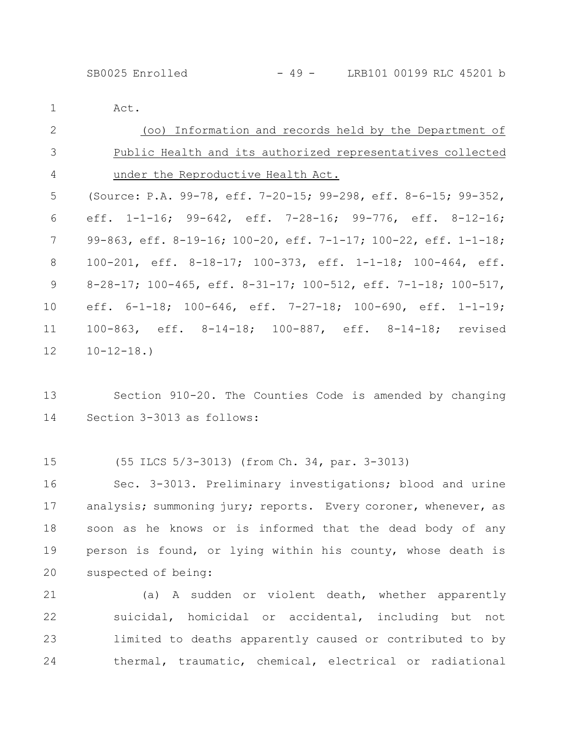Act.

<u>(oo) Information and records held by the Department of Public Health and its authorized representatives collected under the Reproductive Health Act.</u>

(Source: P.A. 99-78, eff. 7-20-15; 99-298, eff. 8-6-15; 99-352, eff. 1-1-16; 99-642, eff. 7-28-16; 99-776, eff. 8-12-16; 99-863, eff. 8-19-16; 100-20, eff. 7-1-17; 100-22, eff. 1-1-18; 100-201, eff. 8-18-17; 100-373, eff. 1-1-18; 100-464, eff. 8-28-17; 100-465, eff. 8-31-17; 100-512, eff. 7-1-18; 100-517, eff. 6-1-18; 100-646, eff. 7-27-18; 100-690, eff. 1-1-19; 100-863, eff. 8-14-18; 100-887, eff. 8-14-18; revised 10-12-18.)

Section 910-20. The Counties Code is amended by changing Section 3-3013 as follows:

(55 ILCS 5/3-3013) (from Ch. 34, par. 3-3013)

Sec. 3-3013. Preliminary investigations; blood and urine analysis; summoning jury; reports. Every coroner, whenever, as soon as he knows or is informed that the dead body of any person is found, or lying within his county, whose death is suspected of being:

(a) A sudden or violent death, whether apparently suicidal, homicidal or accidental, including but not limited to deaths apparently caused or contributed to by thermal, traumatic, chemical, electrical or radiational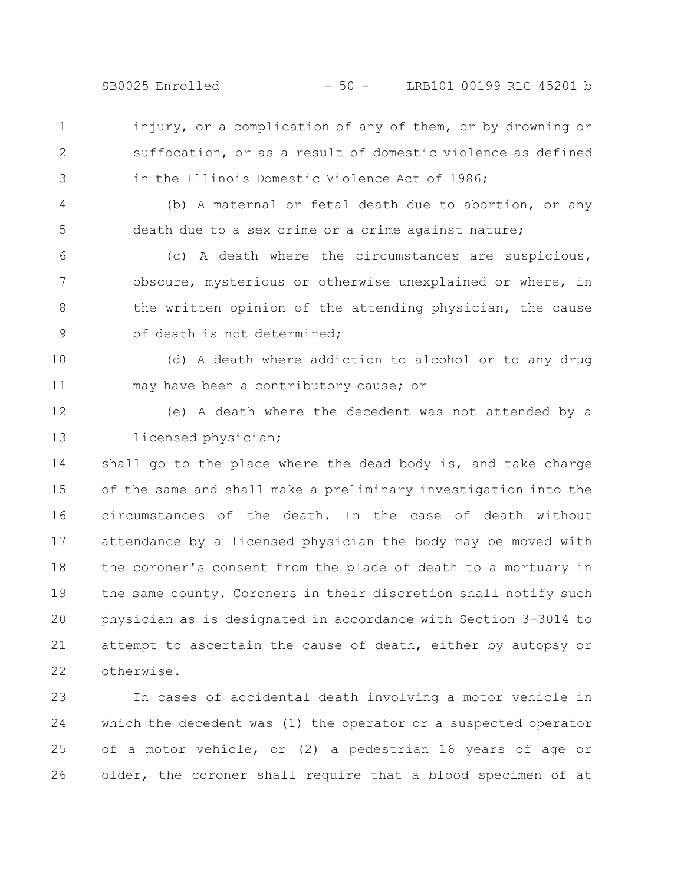injury, or a complication of any of them, or by drowning or suffocation, or as a result of domestic violence as defined in the Illinois Domestic Violence Act of 1986;

(b) A ~~maternal or fetal death due to abortion, or any~~ death due to a sex crime ~~or a crime against nature~~;

(c) A death where the circumstances are suspicious, obscure, mysterious or otherwise unexplained or where, in the written opinion of the attending physician, the cause of death is not determined;

(d) A death where addiction to alcohol or to any drug may have been a contributory cause; or

(e) A death where the decedent was not attended by a licensed physician;

shall go to the place where the dead body is, and take charge of the same and shall make a preliminary investigation into the circumstances of the death. In the case of death without attendance by a licensed physician the body may be moved with the coroner's consent from the place of death to a mortuary in the same county. Coroners in their discretion shall notify such physician as is designated in accordance with Section 3-3014 to attempt to ascertain the cause of death, either by autopsy or otherwise.

In cases of accidental death involving a motor vehicle in which the decedent was (1) the operator or a suspected operator of a motor vehicle, or (2) a pedestrian 16 years of age or older, the coroner shall require that a blood specimen of at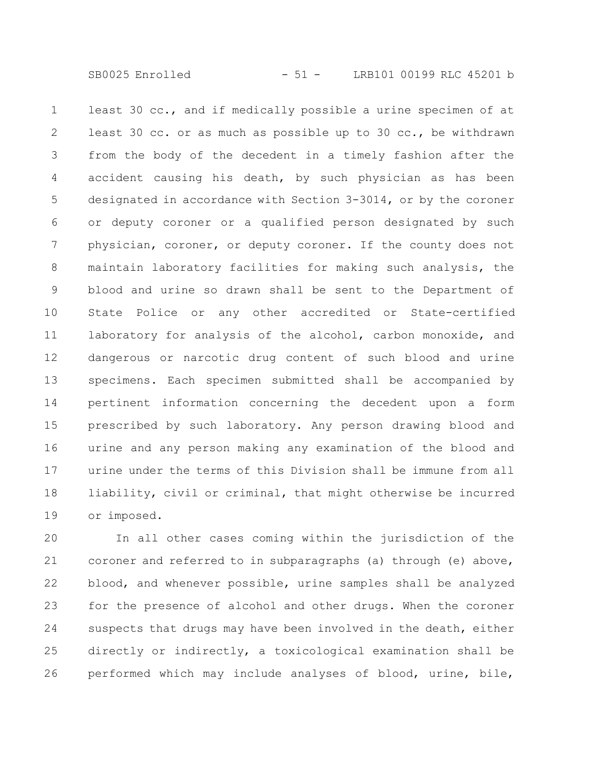least 30 cc., and if medically possible a urine specimen of at least 30 cc. or as much as possible up to 30 cc., be withdrawn from the body of the decedent in a timely fashion after the accident causing his death, by such physician as has been designated in accordance with Section 3-3014, or by the coroner or deputy coroner or a qualified person designated by such physician, coroner, or deputy coroner. If the county does not maintain laboratory facilities for making such analysis, the blood and urine so drawn shall be sent to the Department of State Police or any other accredited or State-certified laboratory for analysis of the alcohol, carbon monoxide, and dangerous or narcotic drug content of such blood and urine specimens. Each specimen submitted shall be accompanied by pertinent information concerning the decedent upon a form prescribed by such laboratory. Any person drawing blood and urine and any person making any examination of the blood and urine under the terms of this Division shall be immune from all liability, civil or criminal, that might otherwise be incurred or imposed.

In all other cases coming within the jurisdiction of the coroner and referred to in subparagraphs (a) through (e) above, blood, and whenever possible, urine samples shall be analyzed for the presence of alcohol and other drugs. When the coroner suspects that drugs may have been involved in the death, either directly or indirectly, a toxicological examination shall be performed which may include analyses of blood, urine, bile,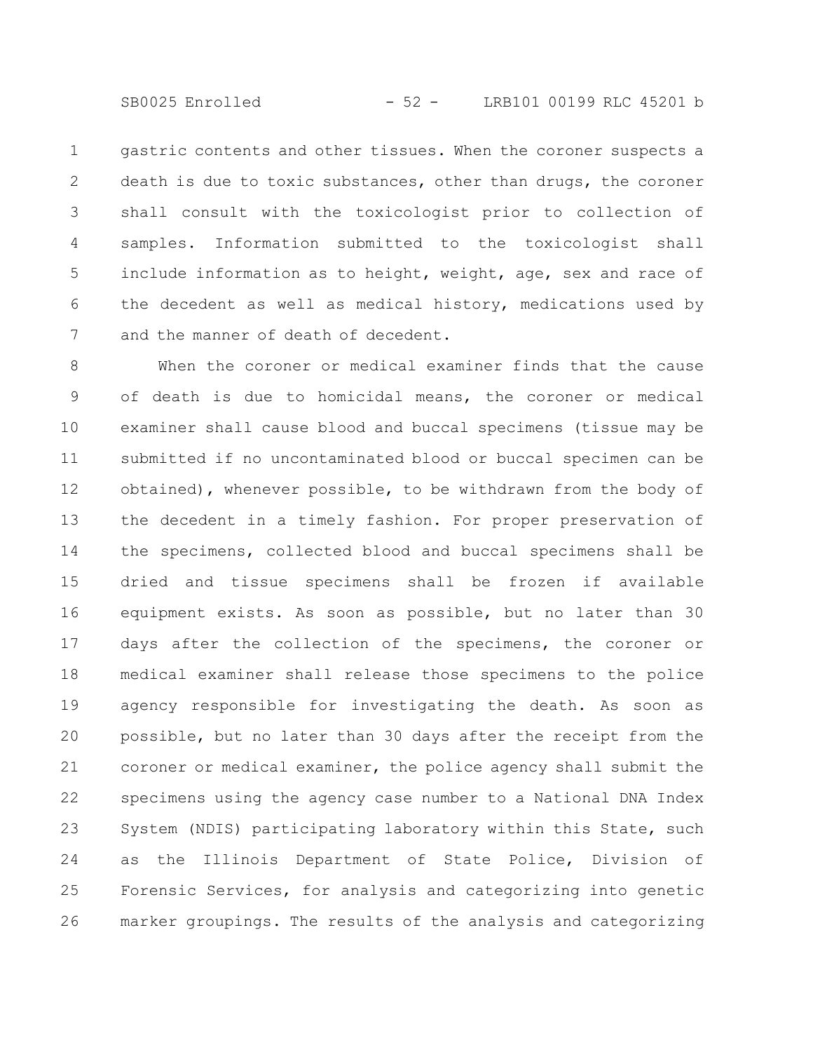gastric contents and other tissues. When the coroner suspects a death is due to toxic substances, other than drugs, the coroner shall consult with the toxicologist prior to collection of samples. Information submitted to the toxicologist shall include information as to height, weight, age, sex and race of the decedent as well as medical history, medications used by and the manner of death of decedent.

When the coroner or medical examiner finds that the cause of death is due to homicidal means, the coroner or medical examiner shall cause blood and buccal specimens (tissue may be submitted if no uncontaminated blood or buccal specimen can be obtained), whenever possible, to be withdrawn from the body of the decedent in a timely fashion. For proper preservation of the specimens, collected blood and buccal specimens shall be dried and tissue specimens shall be frozen if available equipment exists. As soon as possible, but no later than 30 days after the collection of the specimens, the coroner or medical examiner shall release those specimens to the police agency responsible for investigating the death. As soon as possible, but no later than 30 days after the receipt from the coroner or medical examiner, the police agency shall submit the specimens using the agency case number to a National DNA Index System (NDIS) participating laboratory within this State, such as the Illinois Department of State Police, Division of Forensic Services, for analysis and categorizing into genetic marker groupings. The results of the analysis and categorizing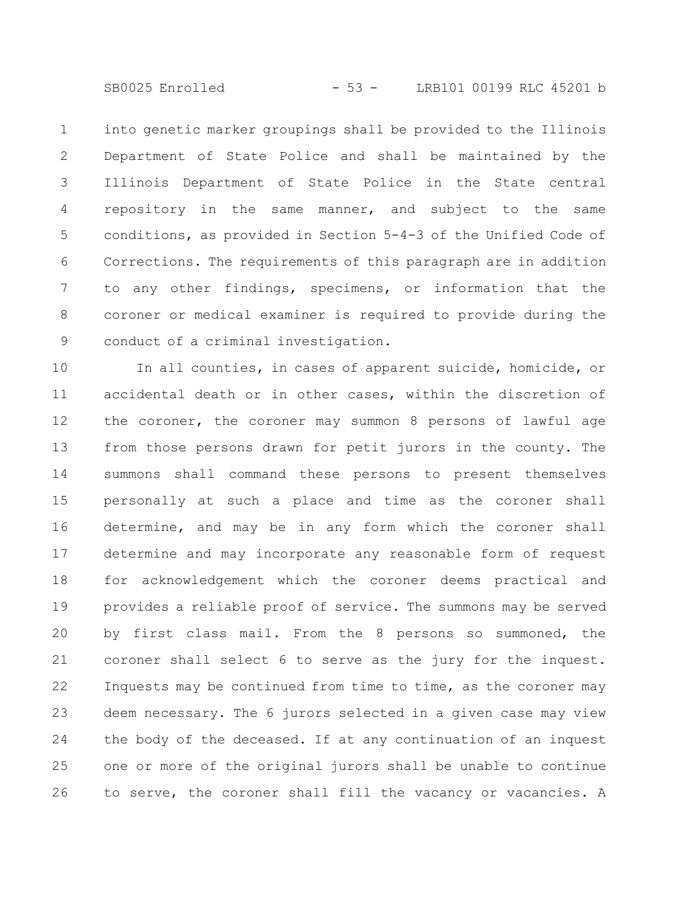into genetic marker groupings shall be provided to the Illinois Department of State Police and shall be maintained by the Illinois Department of State Police in the State central repository in the same manner, and subject to the same conditions, as provided in Section 5-4-3 of the Unified Code of Corrections. The requirements of this paragraph are in addition to any other findings, specimens, or information that the coroner or medical examiner is required to provide during the conduct of a criminal investigation.

In all counties, in cases of apparent suicide, homicide, or accidental death or in other cases, within the discretion of the coroner, the coroner may summon 8 persons of lawful age from those persons drawn for petit jurors in the county. The summons shall command these persons to present themselves personally at such a place and time as the coroner shall determine, and may be in any form which the coroner shall determine and may incorporate any reasonable form of request for acknowledgement which the coroner deems practical and provides a reliable proof of service. The summons may be served by first class mail. From the 8 persons so summoned, the coroner shall select 6 to serve as the jury for the inquest. Inquests may be continued from time to time, as the coroner may deem necessary. The 6 jurors selected in a given case may view the body of the deceased. If at any continuation of an inquest one or more of the original jurors shall be unable to continue to serve, the coroner shall fill the vacancy or vacancies. A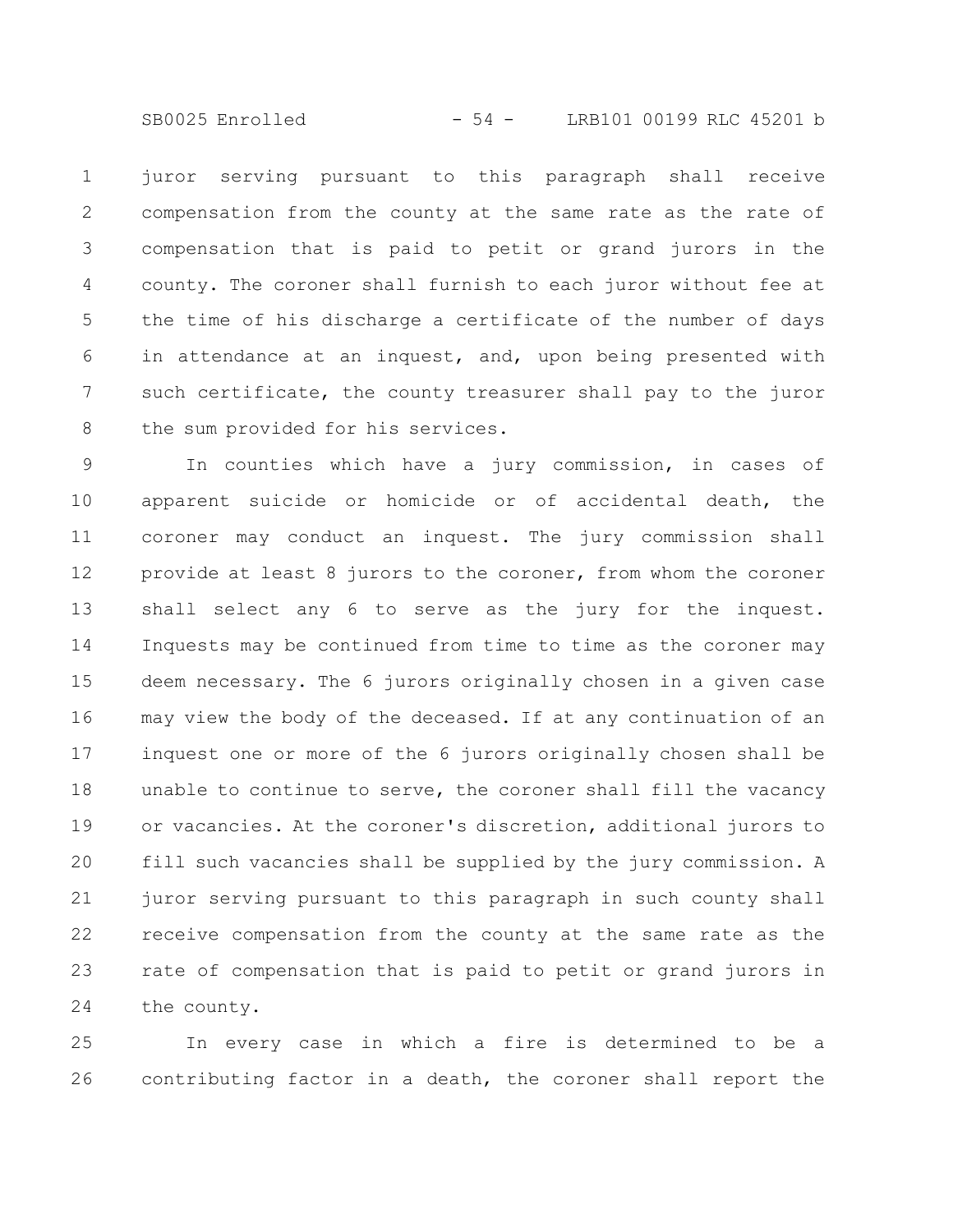juror serving pursuant to this paragraph shall receive compensation from the county at the same rate as the rate of compensation that is paid to petit or grand jurors in the county. The coroner shall furnish to each juror without fee at the time of his discharge a certificate of the number of days in attendance at an inquest, and, upon being presented with such certificate, the county treasurer shall pay to the juror the sum provided for his services.

In counties which have a jury commission, in cases of apparent suicide or homicide or of accidental death, the coroner may conduct an inquest. The jury commission shall provide at least 8 jurors to the coroner, from whom the coroner shall select any 6 to serve as the jury for the inquest. Inquests may be continued from time to time as the coroner may deem necessary. The 6 jurors originally chosen in a given case may view the body of the deceased. If at any continuation of an inquest one or more of the 6 jurors originally chosen shall be unable to continue to serve, the coroner shall fill the vacancy or vacancies. At the coroner's discretion, additional jurors to fill such vacancies shall be supplied by the jury commission. A juror serving pursuant to this paragraph in such county shall receive compensation from the county at the same rate as the rate of compensation that is paid to petit or grand jurors in the county.

In every case in which a fire is determined to be a contributing factor in a death, the coroner shall report the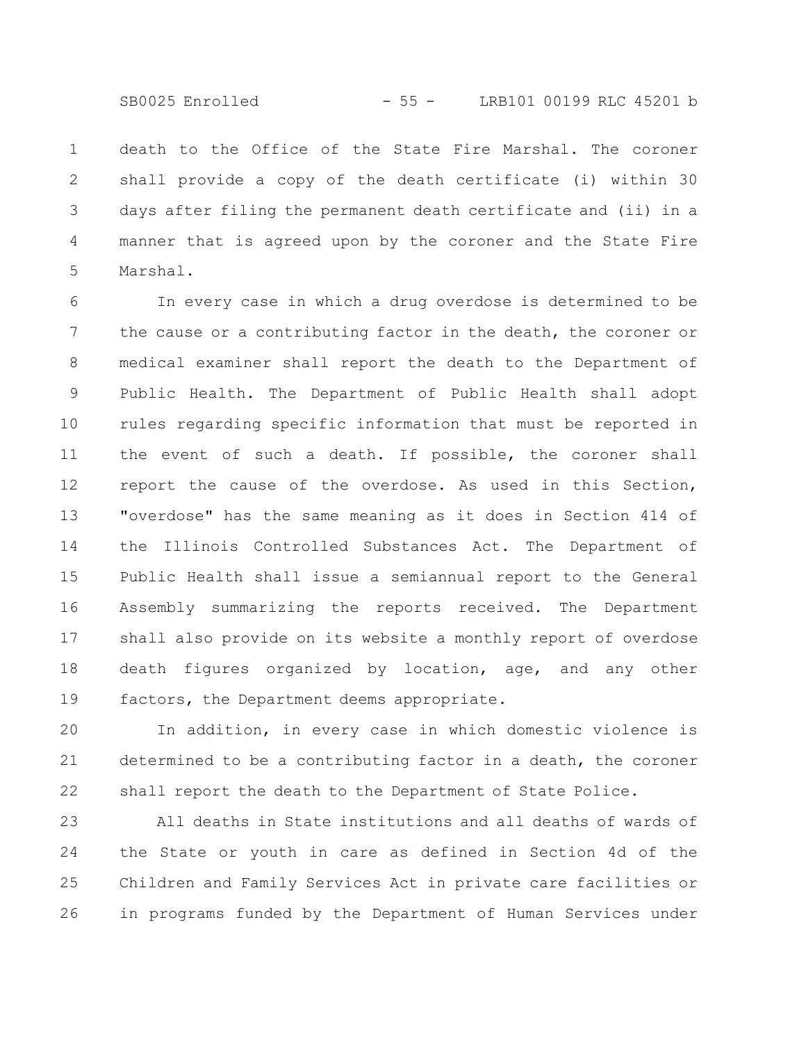death to the Office of the State Fire Marshal. The coroner shall provide a copy of the death certificate (i) within 30 days after filing the permanent death certificate and (ii) in a manner that is agreed upon by the coroner and the State Fire Marshal.

In every case in which a drug overdose is determined to be the cause or a contributing factor in the death, the coroner or medical examiner shall report the death to the Department of Public Health. The Department of Public Health shall adopt rules regarding specific information that must be reported in the event of such a death. If possible, the coroner shall report the cause of the overdose. As used in this Section, "overdose" has the same meaning as it does in Section 414 of the Illinois Controlled Substances Act. The Department of Public Health shall issue a semiannual report to the General Assembly summarizing the reports received. The Department shall also provide on its website a monthly report of overdose death figures organized by location, age, and any other factors, the Department deems appropriate.

In addition, in every case in which domestic violence is determined to be a contributing factor in a death, the coroner shall report the death to the Department of State Police.

All deaths in State institutions and all deaths of wards of the State or youth in care as defined in Section 4d of the Children and Family Services Act in private care facilities or in programs funded by the Department of Human Services under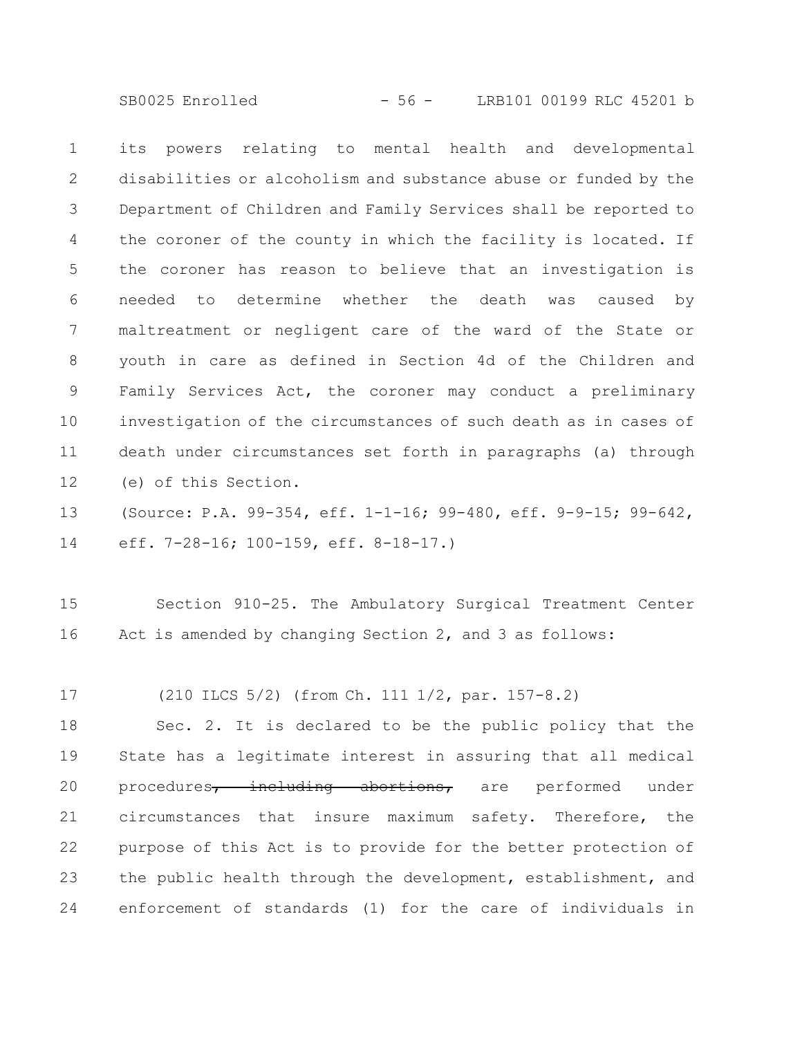its powers relating to mental health and developmental disabilities or alcoholism and substance abuse or funded by the Department of Children and Family Services shall be reported to the coroner of the county in which the facility is located. If the coroner has reason to believe that an investigation is needed to determine whether the death was caused by maltreatment or negligent care of the ward of the State or youth in care as defined in Section 4d of the Children and Family Services Act, the coroner may conduct a preliminary investigation of the circumstances of such death as in cases of death under circumstances set forth in paragraphs (a) through (e) of this Section.

(Source: P.A. 99-354, eff. 1-1-16; 99-480, eff. 9-9-15; 99-642, eff. 7-28-16; 100-159, eff. 8-18-17.)

Section 910-25. The Ambulatory Surgical Treatment Center Act is amended by changing Section 2, and 3 as follows:

(210 ILCS 5/2) (from Ch. 111 1/2, par. 157-8.2)

Sec. 2. It is declared to be the public policy that the State has a legitimate interest in assuring that all medical procedures~~, including abortions,~~ are performed under circumstances that insure maximum safety. Therefore, the purpose of this Act is to provide for the better protection of the public health through the development, establishment, and enforcement of standards (1) for the care of individuals in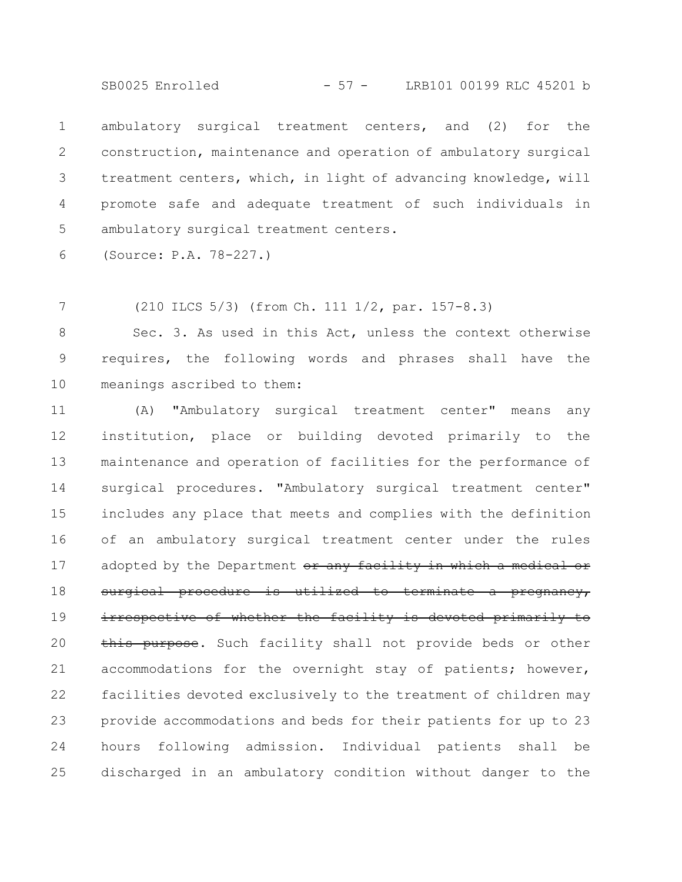ambulatory surgical treatment centers, and (2) for the construction, maintenance and operation of ambulatory surgical treatment centers, which, in light of advancing knowledge, will promote safe and adequate treatment of such individuals in ambulatory surgical treatment centers.

(Source: P.A. 78-227.)

(210 ILCS 5/3) (from Ch. 111 1/2, par. 157-8.3)

Sec. 3. As used in this Act, unless the context otherwise requires, the following words and phrases shall have the meanings ascribed to them:

(A) "Ambulatory surgical treatment center" means any institution, place or building devoted primarily to the maintenance and operation of facilities for the performance of surgical procedures. "Ambulatory surgical treatment center" includes any place that meets and complies with the definition of an ambulatory surgical treatment center under the rules adopted by the Department ~~or any facility in which a medical or surgical procedure is utilized to terminate a pregnancy, irrespective of whether the facility is devoted primarily to this purpose~~. Such facility shall not provide beds or other accommodations for the overnight stay of patients; however, facilities devoted exclusively to the treatment of children may provide accommodations and beds for their patients for up to 23 hours following admission. Individual patients shall be discharged in an ambulatory condition without danger to the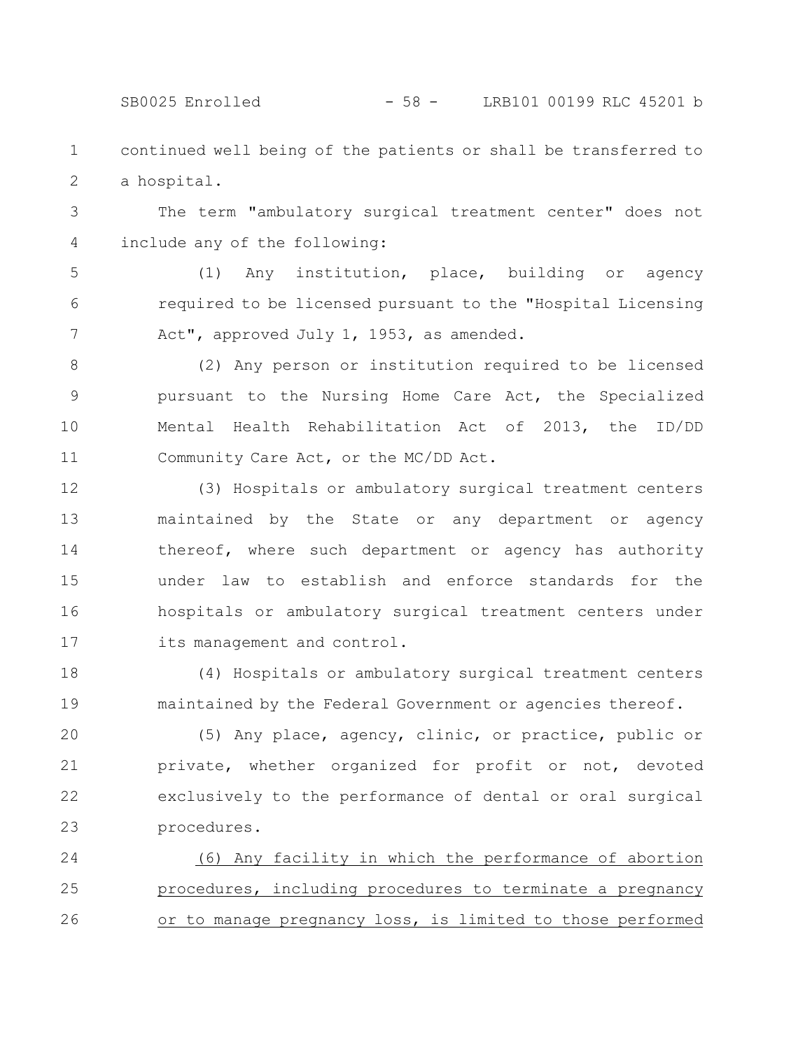continued well being of the patients or shall be transferred to a hospital.

The term "ambulatory surgical treatment center" does not include any of the following:

(1) Any institution, place, building or agency required to be licensed pursuant to the "Hospital Licensing Act", approved July 1, 1953, as amended.

(2) Any person or institution required to be licensed pursuant to the Nursing Home Care Act, the Specialized Mental Health Rehabilitation Act of 2013, the ID/DD Community Care Act, or the MC/DD Act.

(3) Hospitals or ambulatory surgical treatment centers maintained by the State or any department or agency thereof, where such department or agency has authority under law to establish and enforce standards for the hospitals or ambulatory surgical treatment centers under its management and control.

(4) Hospitals or ambulatory surgical treatment centers maintained by the Federal Government or agencies thereof.

(5) Any place, agency, clinic, or practice, public or private, whether organized for profit or not, devoted exclusively to the performance of dental or oral surgical procedures.

(6) Any facility in which the performance of abortion procedures, including procedures to terminate a pregnancy or to manage pregnancy loss, is limited to those performed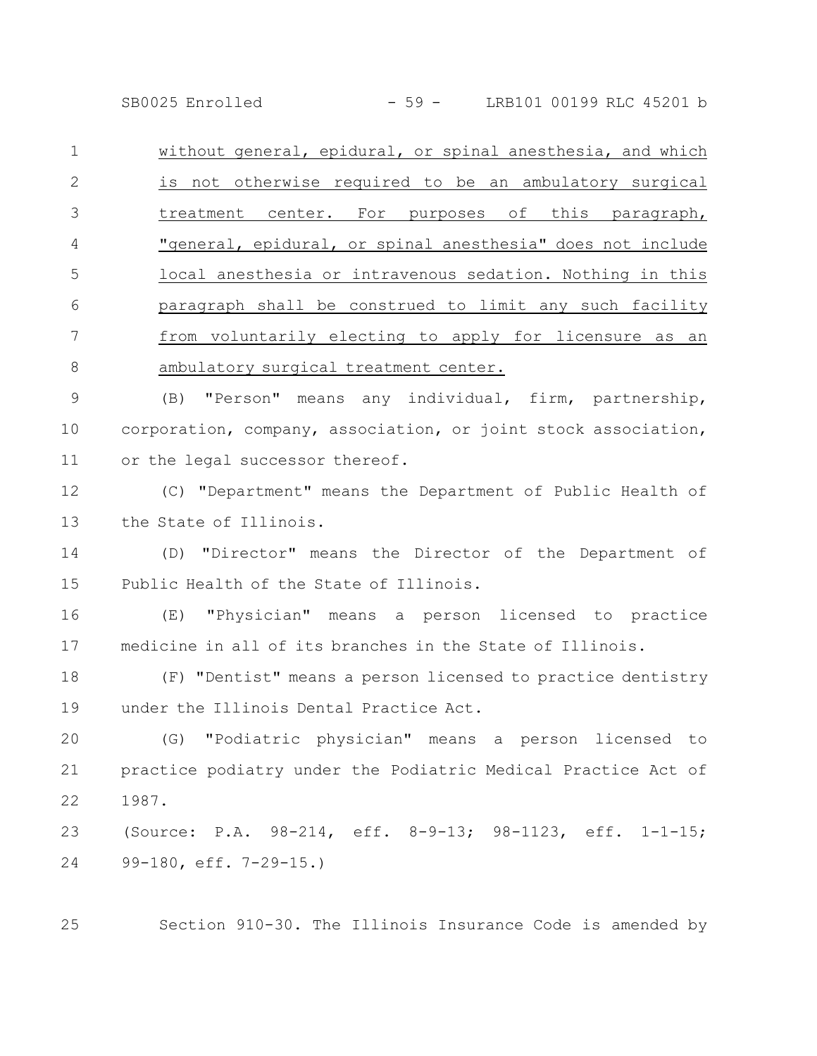without general, epidural, or spinal anesthesia, and which is not otherwise required to be an ambulatory surgical treatment center. For purposes of this paragraph, "general, epidural, or spinal anesthesia" does not include local anesthesia or intravenous sedation. Nothing in this paragraph shall be construed to limit any such facility from voluntarily electing to apply for licensure as an ambulatory surgical treatment center.

(B) "Person" means any individual, firm, partnership, corporation, company, association, or joint stock association, or the legal successor thereof.

(C) "Department" means the Department of Public Health of the State of Illinois.

(D) "Director" means the Director of the Department of Public Health of the State of Illinois.

(E) "Physician" means a person licensed to practice medicine in all of its branches in the State of Illinois.

(F) "Dentist" means a person licensed to practice dentistry under the Illinois Dental Practice Act.

(G) "Podiatric physician" means a person licensed to practice podiatry under the Podiatric Medical Practice Act of 1987.

(Source: P.A. 98-214, eff. 8-9-13; 98-1123, eff. 1-1-15; 99-180, eff. 7-29-15.)

Section 910-30. The Illinois Insurance Code is amended by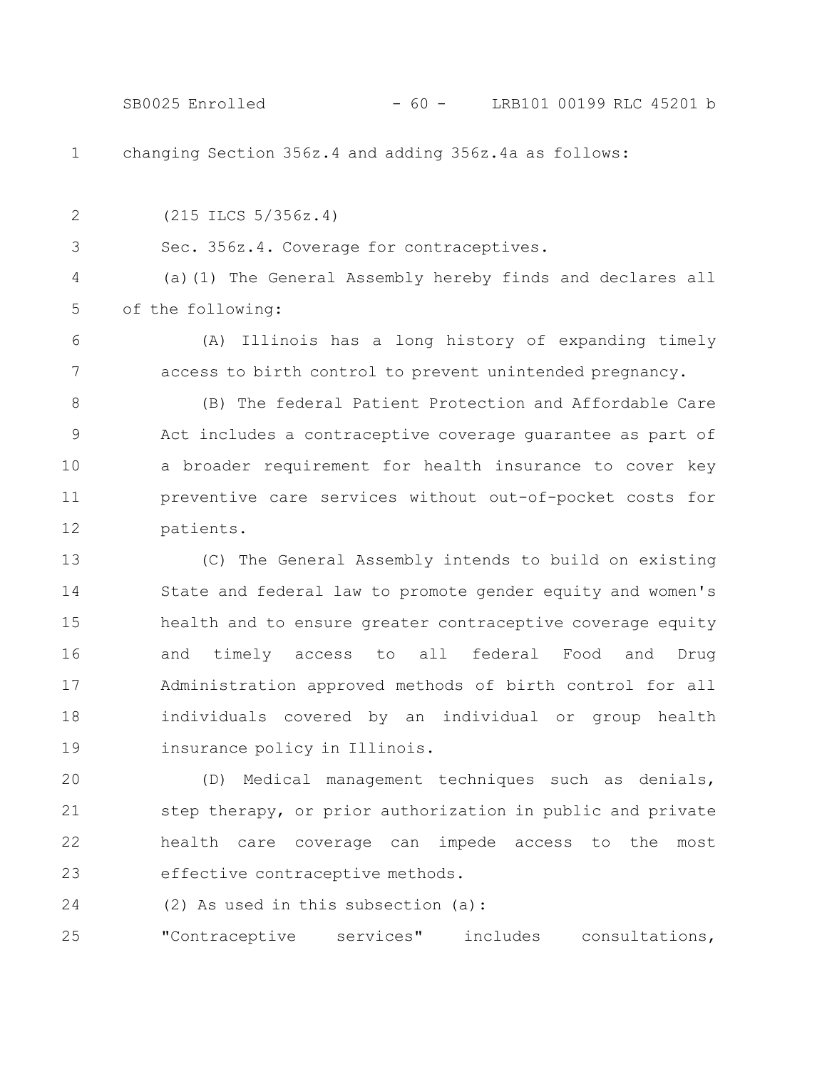changing Section 356z.4 and adding 356z.4a as follows:

(215 ILCS 5/356z.4)

Sec. 356z.4. Coverage for contraceptives.

(a)(1) The General Assembly hereby finds and declares all of the following:

(A) Illinois has a long history of expanding timely access to birth control to prevent unintended pregnancy.

(B) The federal Patient Protection and Affordable Care Act includes a contraceptive coverage guarantee as part of a broader requirement for health insurance to cover key preventive care services without out-of-pocket costs for patients.

(C) The General Assembly intends to build on existing State and federal law to promote gender equity and women's health and to ensure greater contraceptive coverage equity and timely access to all federal Food and Drug Administration approved methods of birth control for all individuals covered by an individual or group health insurance policy in Illinois.

(D) Medical management techniques such as denials, step therapy, or prior authorization in public and private health care coverage can impede access to the most effective contraceptive methods.

(2) As used in this subsection (a):

"Contraceptive services" includes consultations,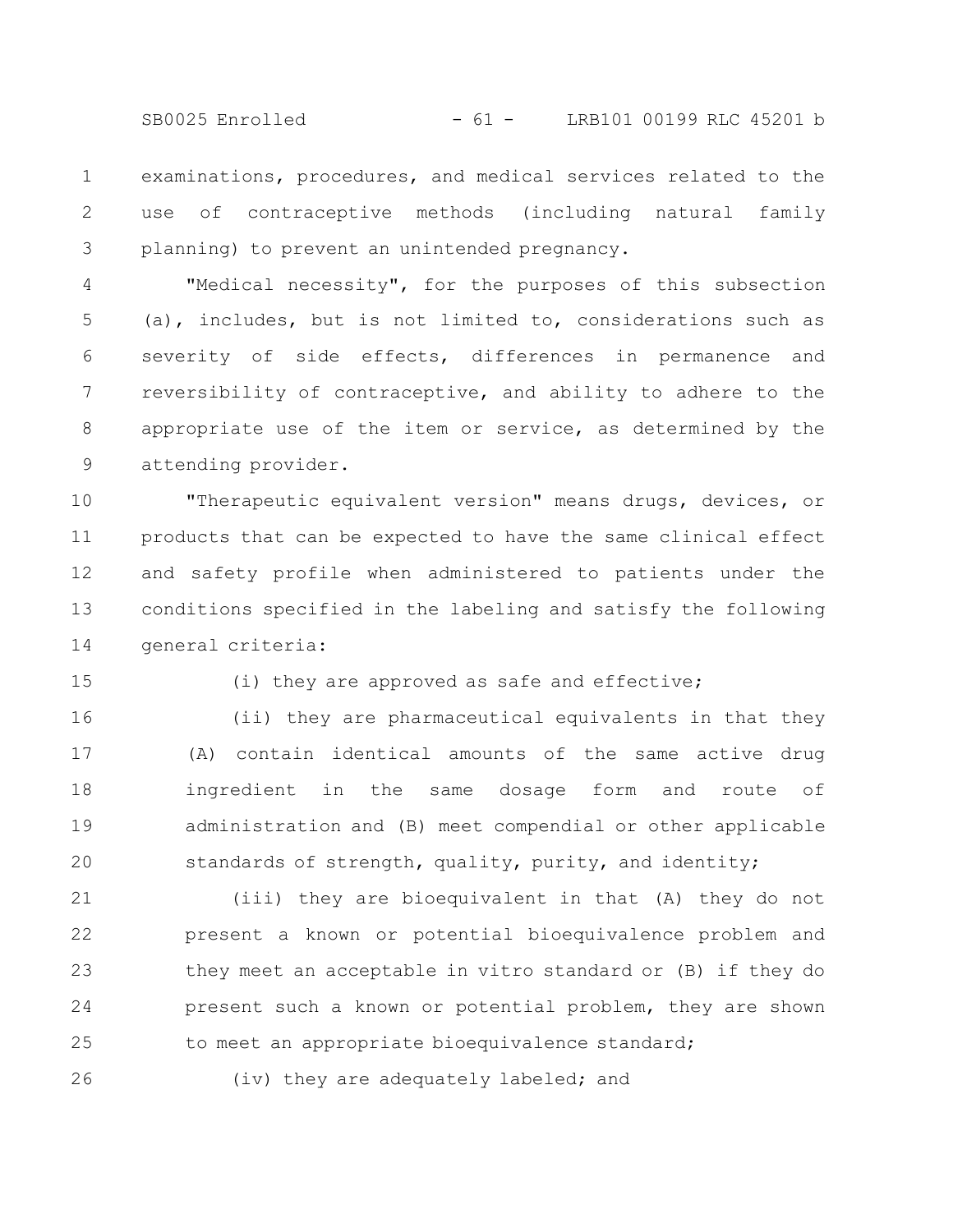examinations, procedures, and medical services related to the use of contraceptive methods (including natural family planning) to prevent an unintended pregnancy.

"Medical necessity", for the purposes of this subsection (a), includes, but is not limited to, considerations such as severity of side effects, differences in permanence and reversibility of contraceptive, and ability to adhere to the appropriate use of the item or service, as determined by the attending provider.

"Therapeutic equivalent version" means drugs, devices, or products that can be expected to have the same clinical effect and safety profile when administered to patients under the conditions specified in the labeling and satisfy the following general criteria:

(i) they are approved as safe and effective;

(ii) they are pharmaceutical equivalents in that they (A) contain identical amounts of the same active drug ingredient in the same dosage form and route of administration and (B) meet compendial or other applicable standards of strength, quality, purity, and identity;

(iii) they are bioequivalent in that (A) they do not present a known or potential bioequivalence problem and they meet an acceptable in vitro standard or (B) if they do present such a known or potential problem, they are shown to meet an appropriate bioequivalence standard;

(iv) they are adequately labeled; and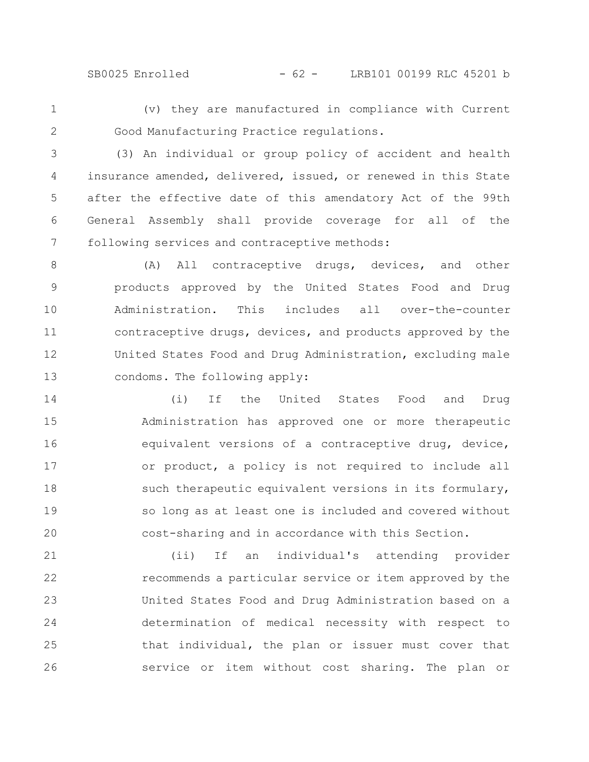(v) they are manufactured in compliance with Current Good Manufacturing Practice regulations.

(3) An individual or group policy of accident and health insurance amended, delivered, issued, or renewed in this State after the effective date of this amendatory Act of the 99th General Assembly shall provide coverage for all of the following services and contraceptive methods:

(A) All contraceptive drugs, devices, and other products approved by the United States Food and Drug Administration. This includes all over-the-counter contraceptive drugs, devices, and products approved by the United States Food and Drug Administration, excluding male condoms. The following apply:

(i) If the United States Food and Drug Administration has approved one or more therapeutic equivalent versions of a contraceptive drug, device, or product, a policy is not required to include all such therapeutic equivalent versions in its formulary, so long as at least one is included and covered without cost-sharing and in accordance with this Section.

(ii) If an individual's attending provider recommends a particular service or item approved by the United States Food and Drug Administration based on a determination of medical necessity with respect to that individual, the plan or issuer must cover that service or item without cost sharing. The plan or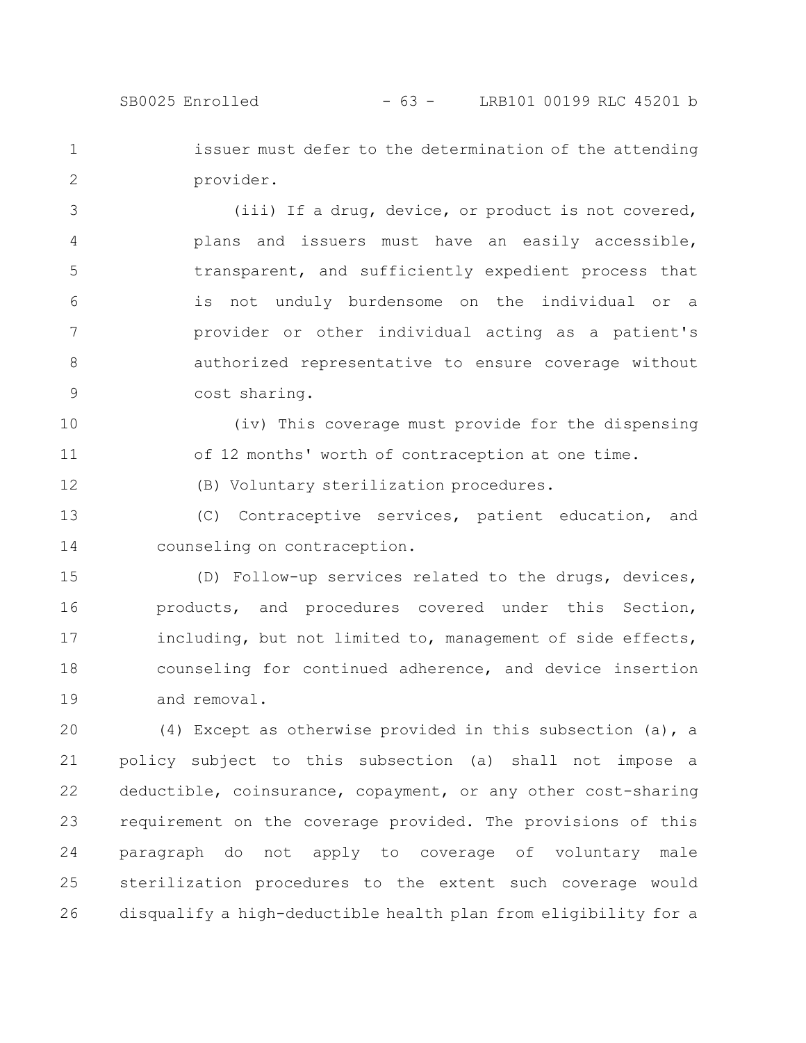issuer must defer to the determination of the attending provider.

(iii) If a drug, device, or product is not covered, plans and issuers must have an easily accessible, transparent, and sufficiently expedient process that is not unduly burdensome on the individual or a provider or other individual acting as a patient's authorized representative to ensure coverage without cost sharing.

(iv) This coverage must provide for the dispensing of 12 months' worth of contraception at one time.

(B) Voluntary sterilization procedures.

(C) Contraceptive services, patient education, and counseling on contraception.

(D) Follow-up services related to the drugs, devices, products, and procedures covered under this Section, including, but not limited to, management of side effects, counseling for continued adherence, and device insertion and removal.

(4) Except as otherwise provided in this subsection (a), a policy subject to this subsection (a) shall not impose a deductible, coinsurance, copayment, or any other cost-sharing requirement on the coverage provided. The provisions of this paragraph do not apply to coverage of voluntary male sterilization procedures to the extent such coverage would disqualify a high-deductible health plan from eligibility for a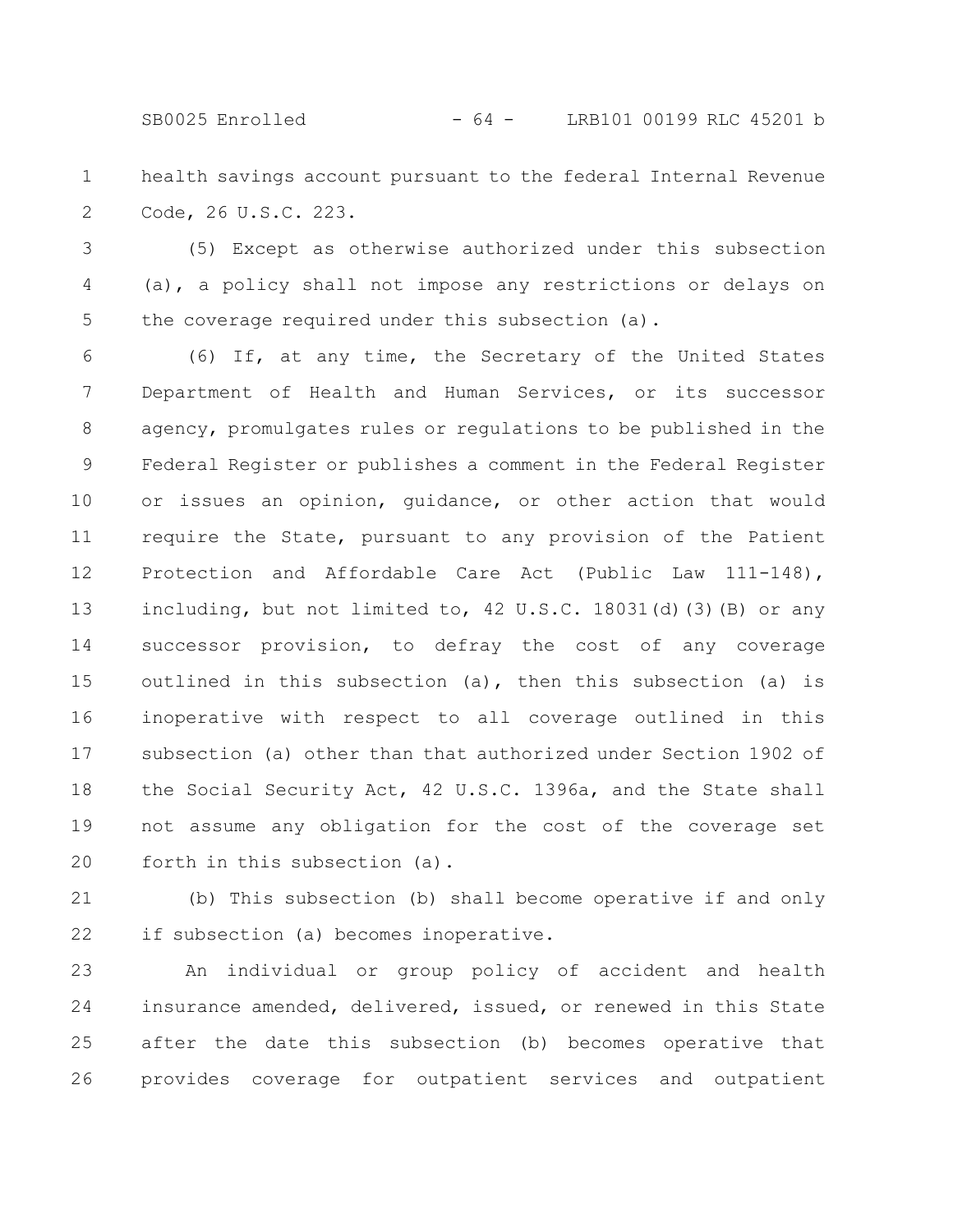health savings account pursuant to the federal Internal Revenue Code, 26 U.S.C. 223.

(5) Except as otherwise authorized under this subsection (a), a policy shall not impose any restrictions or delays on the coverage required under this subsection (a).

(6) If, at any time, the Secretary of the United States Department of Health and Human Services, or its successor agency, promulgates rules or regulations to be published in the Federal Register or publishes a comment in the Federal Register or issues an opinion, guidance, or other action that would require the State, pursuant to any provision of the Patient Protection and Affordable Care Act (Public Law 111-148), including, but not limited to, 42 U.S.C. 18031(d)(3)(B) or any successor provision, to defray the cost of any coverage outlined in this subsection (a), then this subsection (a) is inoperative with respect to all coverage outlined in this subsection (a) other than that authorized under Section 1902 of the Social Security Act, 42 U.S.C. 1396a, and the State shall not assume any obligation for the cost of the coverage set forth in this subsection (a).

(b) This subsection (b) shall become operative if and only if subsection (a) becomes inoperative.

An individual or group policy of accident and health insurance amended, delivered, issued, or renewed in this State after the date this subsection (b) becomes operative that provides coverage for outpatient services and outpatient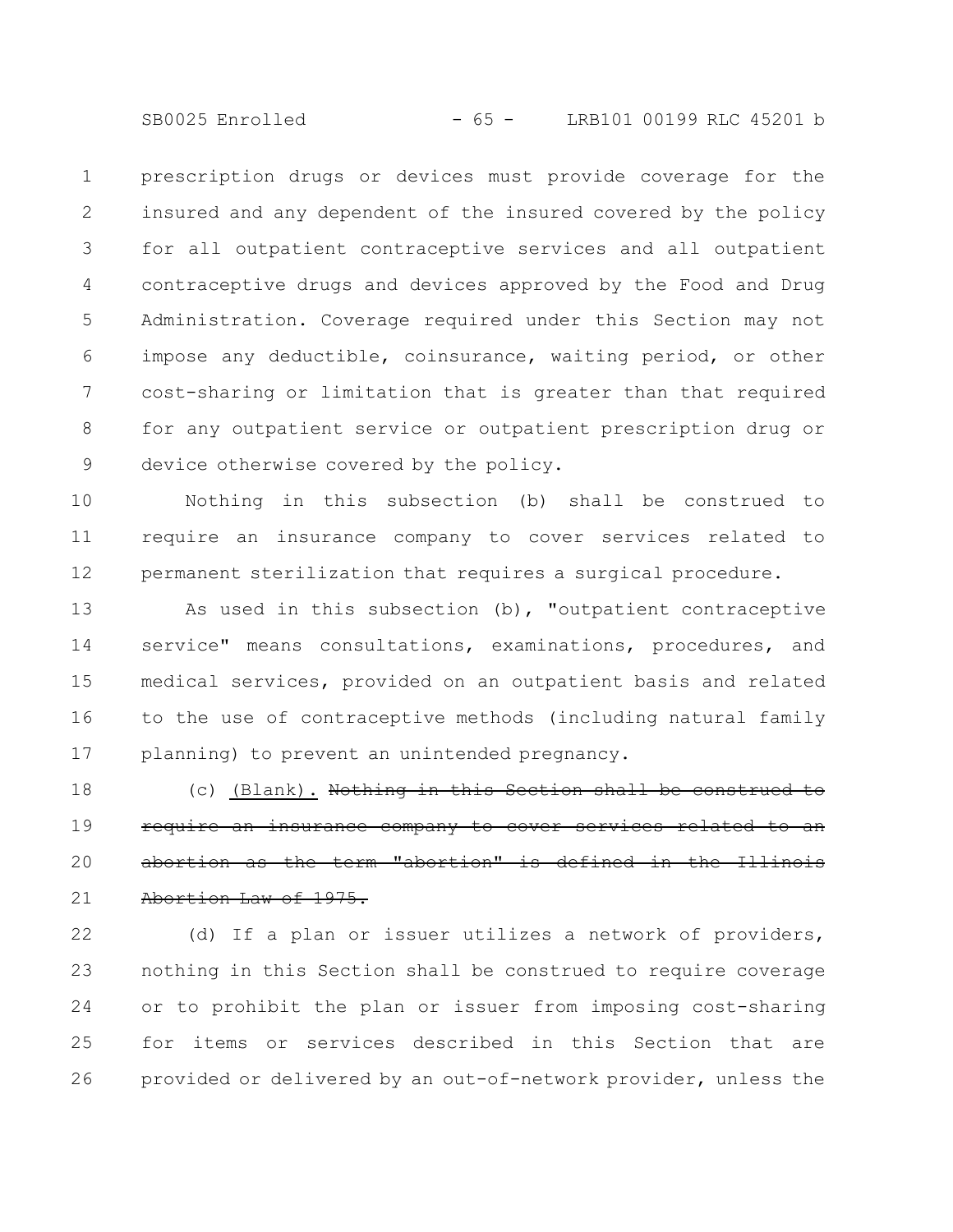prescription drugs or devices must provide coverage for the insured and any dependent of the insured covered by the policy for all outpatient contraceptive services and all outpatient contraceptive drugs and devices approved by the Food and Drug Administration. Coverage required under this Section may not impose any deductible, coinsurance, waiting period, or other cost-sharing or limitation that is greater than that required for any outpatient service or outpatient prescription drug or device otherwise covered by the policy.

Nothing in this subsection (b) shall be construed to require an insurance company to cover services related to permanent sterilization that requires a surgical procedure.

As used in this subsection (b), "outpatient contraceptive service" means consultations, examinations, procedures, and medical services, provided on an outpatient basis and related to the use of contraceptive methods (including natural family planning) to prevent an unintended pregnancy.

(c) (Blank). ~~Nothing in this Section shall be construed to require an insurance company to cover services related to an abortion as the term "abortion" is defined in the Illinois Abortion Law of 1975.~~

(d) If a plan or issuer utilizes a network of providers, nothing in this Section shall be construed to require coverage or to prohibit the plan or issuer from imposing cost-sharing for items or services described in this Section that are provided or delivered by an out-of-network provider, unless the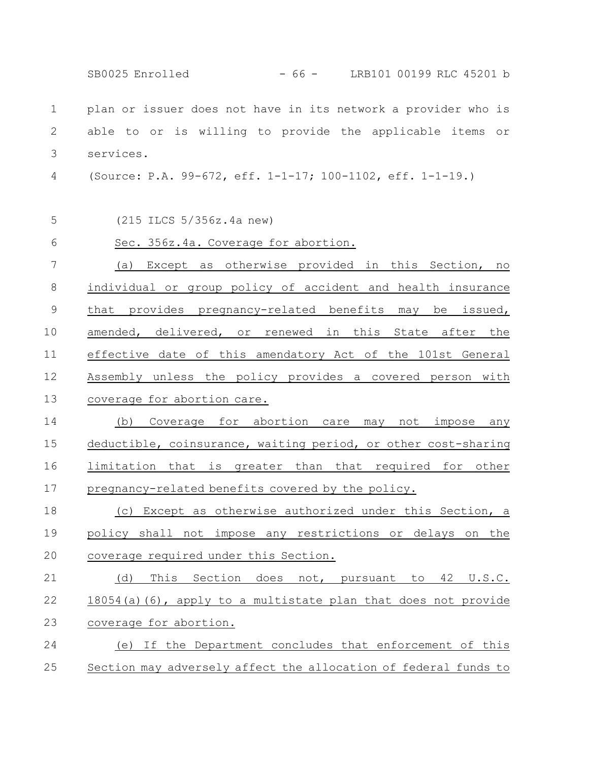plan or issuer does not have in its network a provider who is able to or is willing to provide the applicable items or services.

(Source: P.A. 99-672, eff. 1-1-17; 100-1102, eff. 1-1-19.)

(215 ILCS 5/356z.4a new)

Sec. 356z.4a. Coverage for abortion.

(a) Except as otherwise provided in this Section, no individual or group policy of accident and health insurance that provides pregnancy-related benefits may be issued, amended, delivered, or renewed in this State after the effective date of this amendatory Act of the 101st General Assembly unless the policy provides a covered person with coverage for abortion care.

(b) Coverage for abortion care may not impose any deductible, coinsurance, waiting period, or other cost-sharing limitation that is greater than that required for other pregnancy-related benefits covered by the policy.

(c) Except as otherwise authorized under this Section, a policy shall not impose any restrictions or delays on the coverage required under this Section.

(d) This Section does not, pursuant to 42 U.S.C. 18054(a)(6), apply to a multistate plan that does not provide coverage for abortion.

(e) If the Department concludes that enforcement of this Section may adversely affect the allocation of federal funds to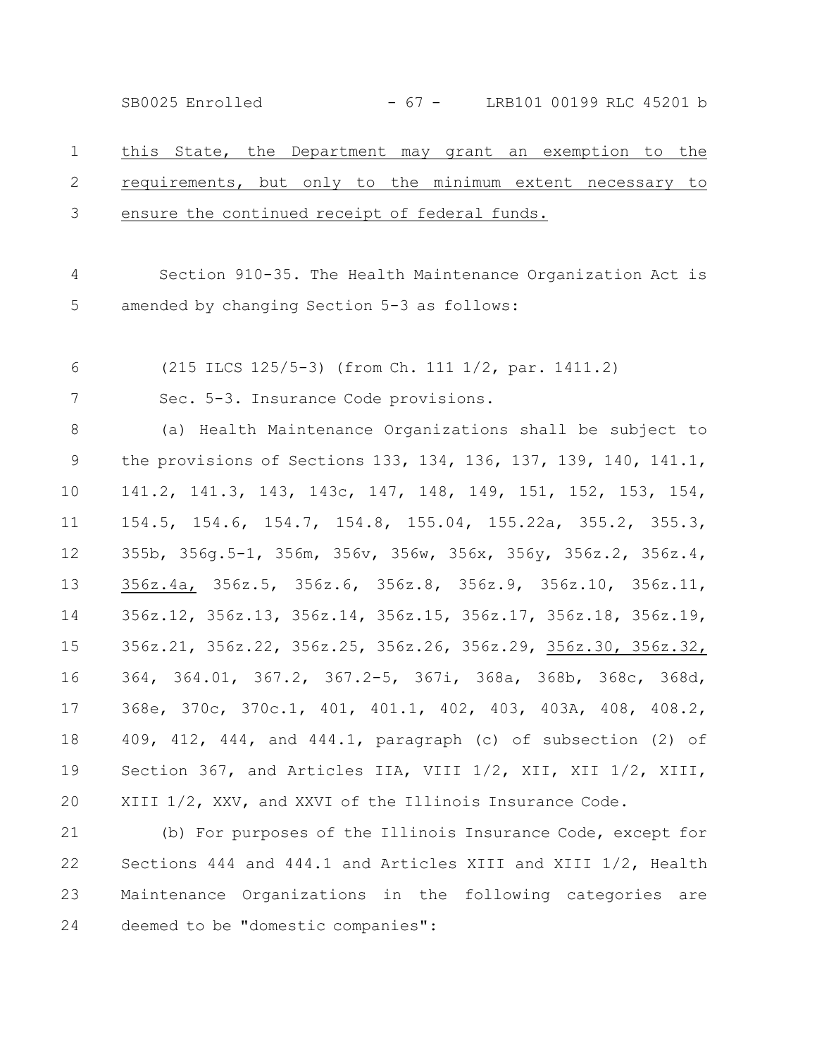<u>this State, the Department may grant an exemption to the requirements, but only to the minimum extent necessary to ensure the continued receipt of federal funds.</u>

Section 910-35. The Health Maintenance Organization Act is amended by changing Section 5-3 as follows:

(215 ILCS 125/5-3) (from Ch. 111 1/2, par. 1411.2)

Sec. 5-3. Insurance Code provisions.

(a) Health Maintenance Organizations shall be subject to the provisions of Sections 133, 134, 136, 137, 139, 140, 141.1, 141.2, 141.3, 143, 143c, 147, 148, 149, 151, 152, 153, 154, 154.5, 154.6, 154.7, 154.8, 155.04, 155.22a, 355.2, 355.3, 355b, 356g.5-1, 356m, 356v, 356w, 356x, 356y, 356z.2, 356z.4, <u>356z.4a,</u> 356z.5, 356z.6, 356z.8, 356z.9, 356z.10, 356z.11, 356z.12, 356z.13, 356z.14, 356z.15, 356z.17, 356z.18, 356z.19, 356z.21, 356z.22, 356z.25, 356z.26, 356z.29, <u>356z.30, 356z.32,</u> 364, 364.01, 367.2, 367.2-5, 367i, 368a, 368b, 368c, 368d, 368e, 370c, 370c.1, 401, 401.1, 402, 403, 403A, 408, 408.2, 409, 412, 444, and 444.1, paragraph (c) of subsection (2) of Section 367, and Articles IIA, VIII 1/2, XII, XII 1/2, XIII, XIII 1/2, XXV, and XXVI of the Illinois Insurance Code.

(b) For purposes of the Illinois Insurance Code, except for Sections 444 and 444.1 and Articles XIII and XIII 1/2, Health Maintenance Organizations in the following categories are deemed to be "domestic companies":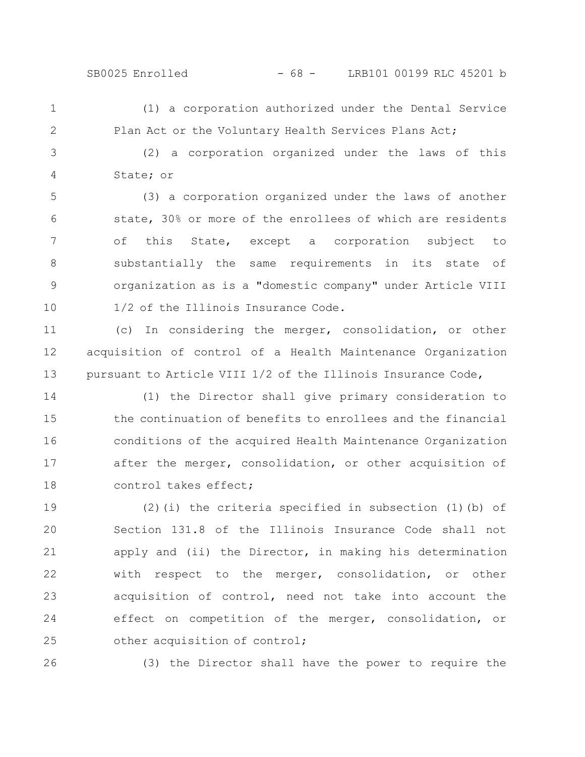(1) a corporation authorized under the Dental Service Plan Act or the Voluntary Health Services Plans Act;

(2) a corporation organized under the laws of this State; or

(3) a corporation organized under the laws of another state, 30% or more of the enrollees of which are residents of this State, except a corporation subject to substantially the same requirements in its state of organization as is a "domestic company" under Article VIII 1/2 of the Illinois Insurance Code.

(c) In considering the merger, consolidation, or other acquisition of control of a Health Maintenance Organization pursuant to Article VIII 1/2 of the Illinois Insurance Code,

(1) the Director shall give primary consideration to the continuation of benefits to enrollees and the financial conditions of the acquired Health Maintenance Organization after the merger, consolidation, or other acquisition of control takes effect;

(2)(i) the criteria specified in subsection (1)(b) of Section 131.8 of the Illinois Insurance Code shall not apply and (ii) the Director, in making his determination with respect to the merger, consolidation, or other acquisition of control, need not take into account the effect on competition of the merger, consolidation, or other acquisition of control;

(3) the Director shall have the power to require the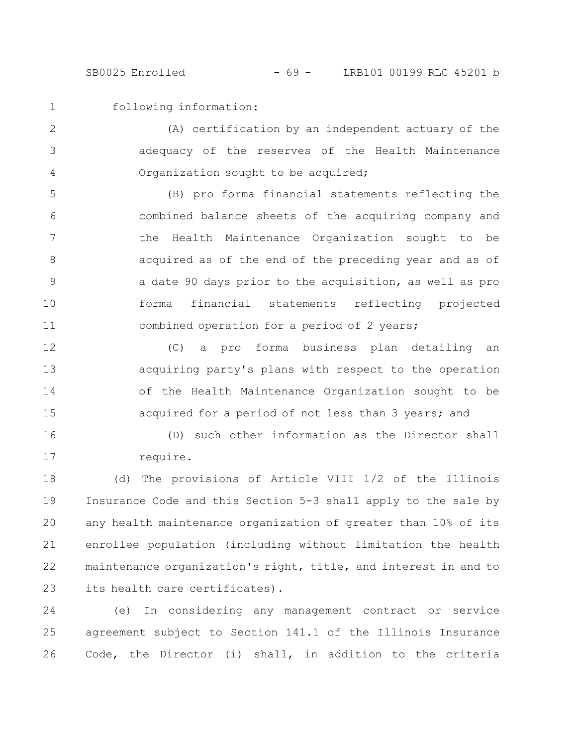following information:

(A) certification by an independent actuary of the adequacy of the reserves of the Health Maintenance Organization sought to be acquired;

(B) pro forma financial statements reflecting the combined balance sheets of the acquiring company and the Health Maintenance Organization sought to be acquired as of the end of the preceding year and as of a date 90 days prior to the acquisition, as well as pro forma financial statements reflecting projected combined operation for a period of 2 years;

(C) a pro forma business plan detailing an acquiring party's plans with respect to the operation of the Health Maintenance Organization sought to be acquired for a period of not less than 3 years; and

(D) such other information as the Director shall require.

(d) The provisions of Article VIII 1/2 of the Illinois Insurance Code and this Section 5-3 shall apply to the sale by any health maintenance organization of greater than 10% of its enrollee population (including without limitation the health maintenance organization's right, title, and interest in and to its health care certificates).

(e) In considering any management contract or service agreement subject to Section 141.1 of the Illinois Insurance Code, the Director (i) shall, in addition to the criteria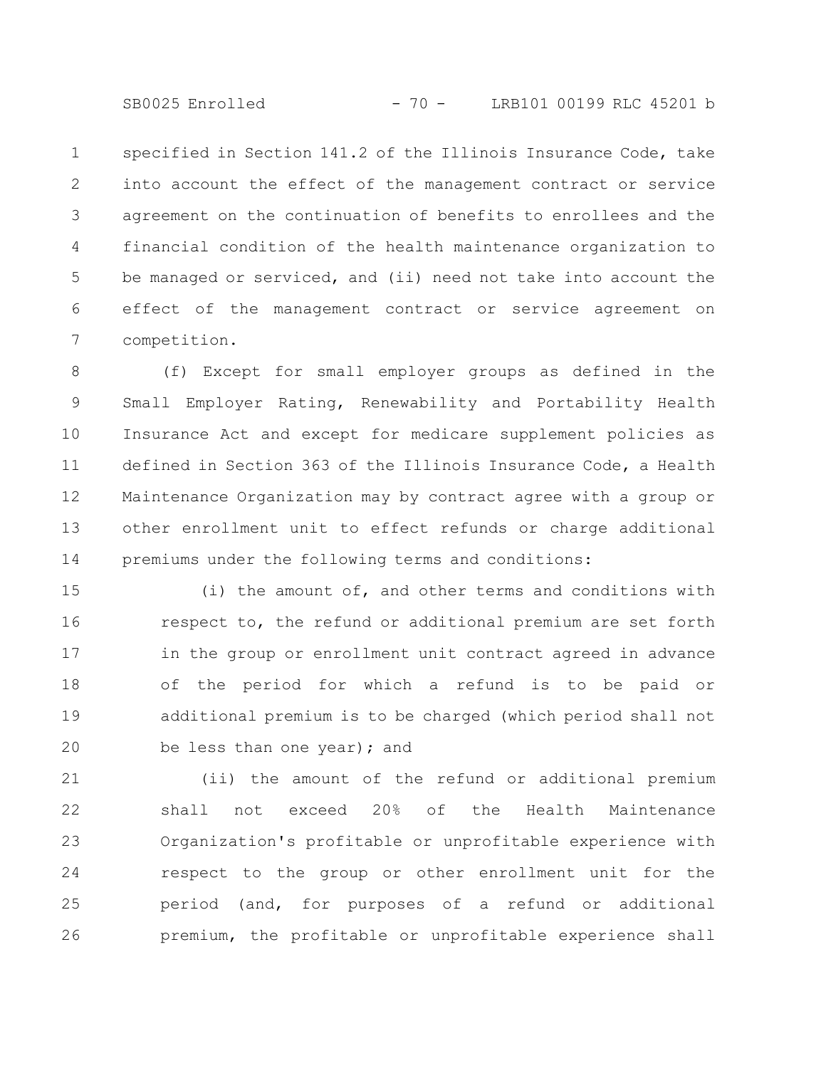specified in Section 141.2 of the Illinois Insurance Code, take into account the effect of the management contract or service agreement on the continuation of benefits to enrollees and the financial condition of the health maintenance organization to be managed or serviced, and (ii) need not take into account the effect of the management contract or service agreement on competition.

(f) Except for small employer groups as defined in the Small Employer Rating, Renewability and Portability Health Insurance Act and except for medicare supplement policies as defined in Section 363 of the Illinois Insurance Code, a Health Maintenance Organization may by contract agree with a group or other enrollment unit to effect refunds or charge additional premiums under the following terms and conditions:

(i) the amount of, and other terms and conditions with respect to, the refund or additional premium are set forth in the group or enrollment unit contract agreed in advance of the period for which a refund is to be paid or additional premium is to be charged (which period shall not be less than one year); and

(ii) the amount of the refund or additional premium shall not exceed 20% of the Health Maintenance Organization's profitable or unprofitable experience with respect to the group or other enrollment unit for the period (and, for purposes of a refund or additional premium, the profitable or unprofitable experience shall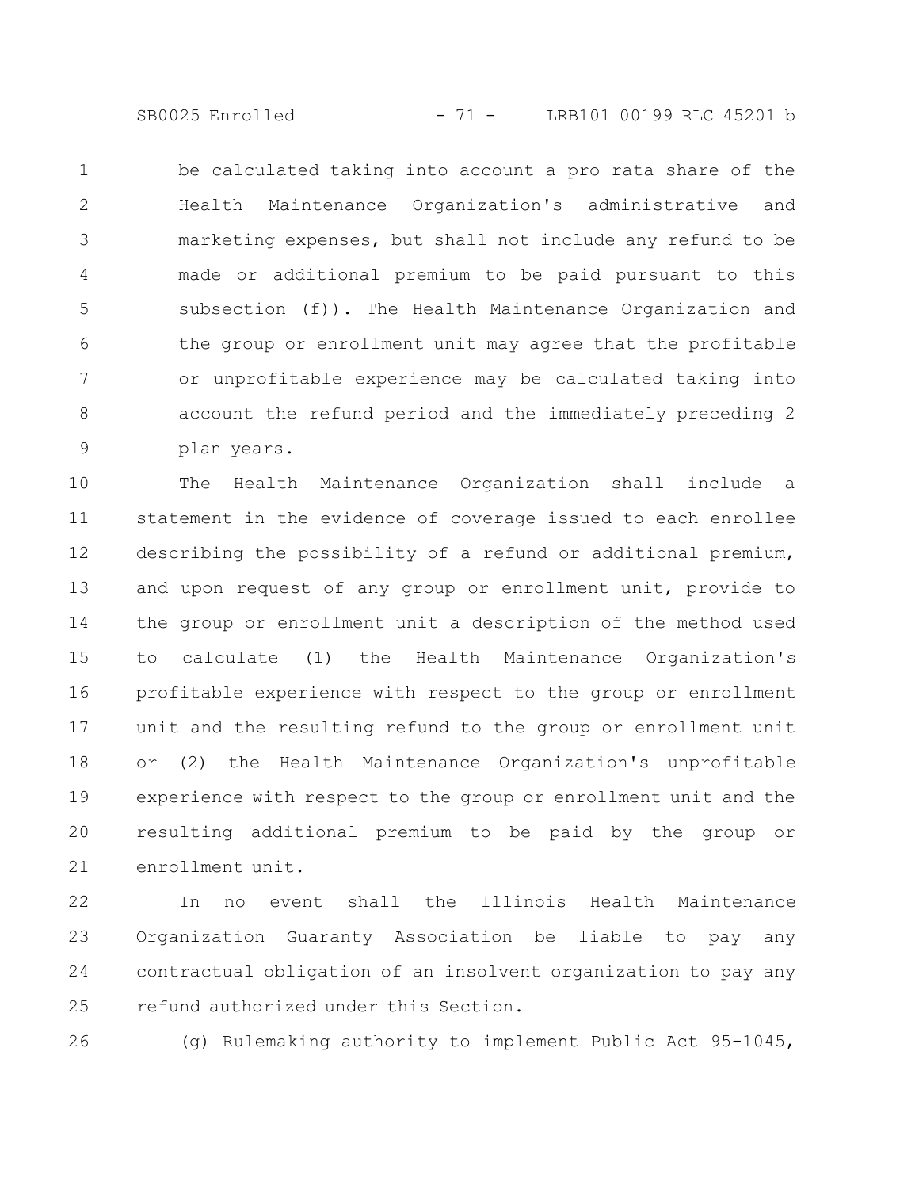be calculated taking into account a pro rata share of the Health Maintenance Organization's administrative and marketing expenses, but shall not include any refund to be made or additional premium to be paid pursuant to this subsection (f)). The Health Maintenance Organization and the group or enrollment unit may agree that the profitable or unprofitable experience may be calculated taking into account the refund period and the immediately preceding 2 plan years.

The Health Maintenance Organization shall include a statement in the evidence of coverage issued to each enrollee describing the possibility of a refund or additional premium, and upon request of any group or enrollment unit, provide to the group or enrollment unit a description of the method used to calculate (1) the Health Maintenance Organization's profitable experience with respect to the group or enrollment unit and the resulting refund to the group or enrollment unit or (2) the Health Maintenance Organization's unprofitable experience with respect to the group or enrollment unit and the resulting additional premium to be paid by the group or enrollment unit.

In no event shall the Illinois Health Maintenance Organization Guaranty Association be liable to pay any contractual obligation of an insolvent organization to pay any refund authorized under this Section.

(g) Rulemaking authority to implement Public Act 95-1045,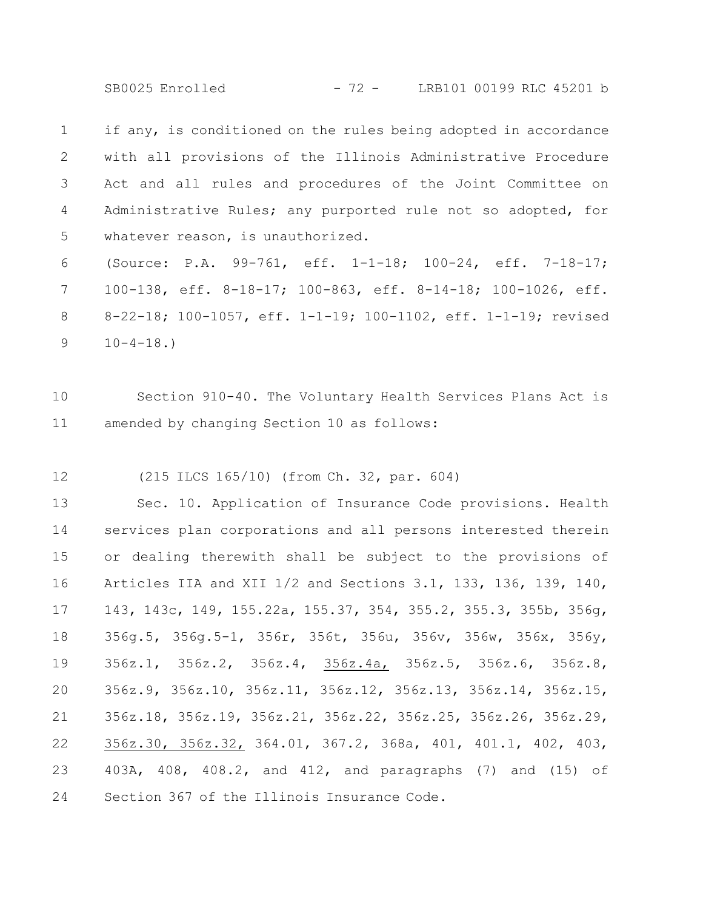if any, is conditioned on the rules being adopted in accordance with all provisions of the Illinois Administrative Procedure Act and all rules and procedures of the Joint Committee on Administrative Rules; any purported rule not so adopted, for whatever reason, is unauthorized.

(Source: P.A. 99-761, eff. 1-1-18; 100-24, eff. 7-18-17; 100-138, eff. 8-18-17; 100-863, eff. 8-14-18; 100-1026, eff. 8-22-18; 100-1057, eff. 1-1-19; 100-1102, eff. 1-1-19; revised 10-4-18.)

Section 910-40. The Voluntary Health Services Plans Act is amended by changing Section 10 as follows:

(215 ILCS 165/10) (from Ch. 32, par. 604)

Sec. 10. Application of Insurance Code provisions. Health services plan corporations and all persons interested therein or dealing therewith shall be subject to the provisions of Articles IIA and XII 1/2 and Sections 3.1, 133, 136, 139, 140, 143, 143c, 149, 155.22a, 155.37, 354, 355.2, 355.3, 355b, 356g, 356g.5, 356g.5-1, 356r, 356t, 356u, 356v, 356w, 356x, 356y, 356z.1, 356z.2, 356z.4, <u>356z.4a,</u> 356z.5, 356z.6, 356z.8, 356z.9, 356z.10, 356z.11, 356z.12, 356z.13, 356z.14, 356z.15, 356z.18, 356z.19, 356z.21, 356z.22, 356z.25, 356z.26, 356z.29, <u>356z.30, 356z.32,</u> 364.01, 367.2, 368a, 401, 401.1, 402, 403, 403A, 408, 408.2, and 412, and paragraphs (7) and (15) of Section 367 of the Illinois Insurance Code.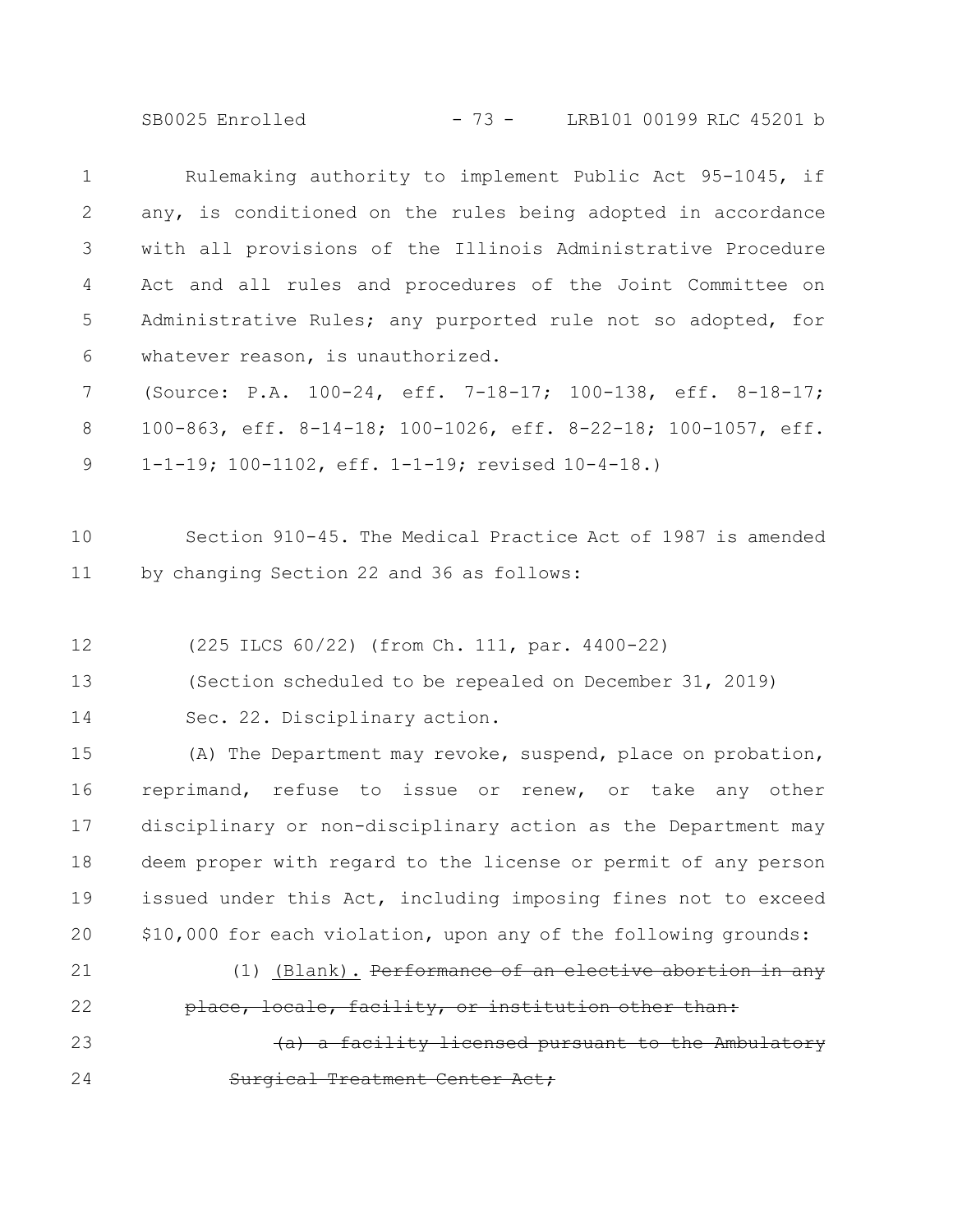Rulemaking authority to implement Public Act 95-1045, if any, is conditioned on the rules being adopted in accordance with all provisions of the Illinois Administrative Procedure Act and all rules and procedures of the Joint Committee on Administrative Rules; any purported rule not so adopted, for whatever reason, is unauthorized.

(Source: P.A. 100-24, eff. 7-18-17; 100-138, eff. 8-18-17; 100-863, eff. 8-14-18; 100-1026, eff. 8-22-18; 100-1057, eff. 1-1-19; 100-1102, eff. 1-1-19; revised 10-4-18.)

Section 910-45. The Medical Practice Act of 1987 is amended by changing Section 22 and 36 as follows:

(225 ILCS 60/22) (from Ch. 111, par. 4400-22)

(Section scheduled to be repealed on December 31, 2019)

Sec. 22. Disciplinary action.

(A) The Department may revoke, suspend, place on probation, reprimand, refuse to issue or renew, or take any other disciplinary or non-disciplinary action as the Department may deem proper with regard to the license or permit of any person issued under this Act, including imposing fines not to exceed $10,000 for each violation, upon any of the following grounds:

(1) <u>(Blank).</u> ~~Performance of an elective abortion in any place, locale, facility, or institution other than:~~

~~(a) a facility licensed pursuant to the Ambulatory Surgical Treatment Center Act;~~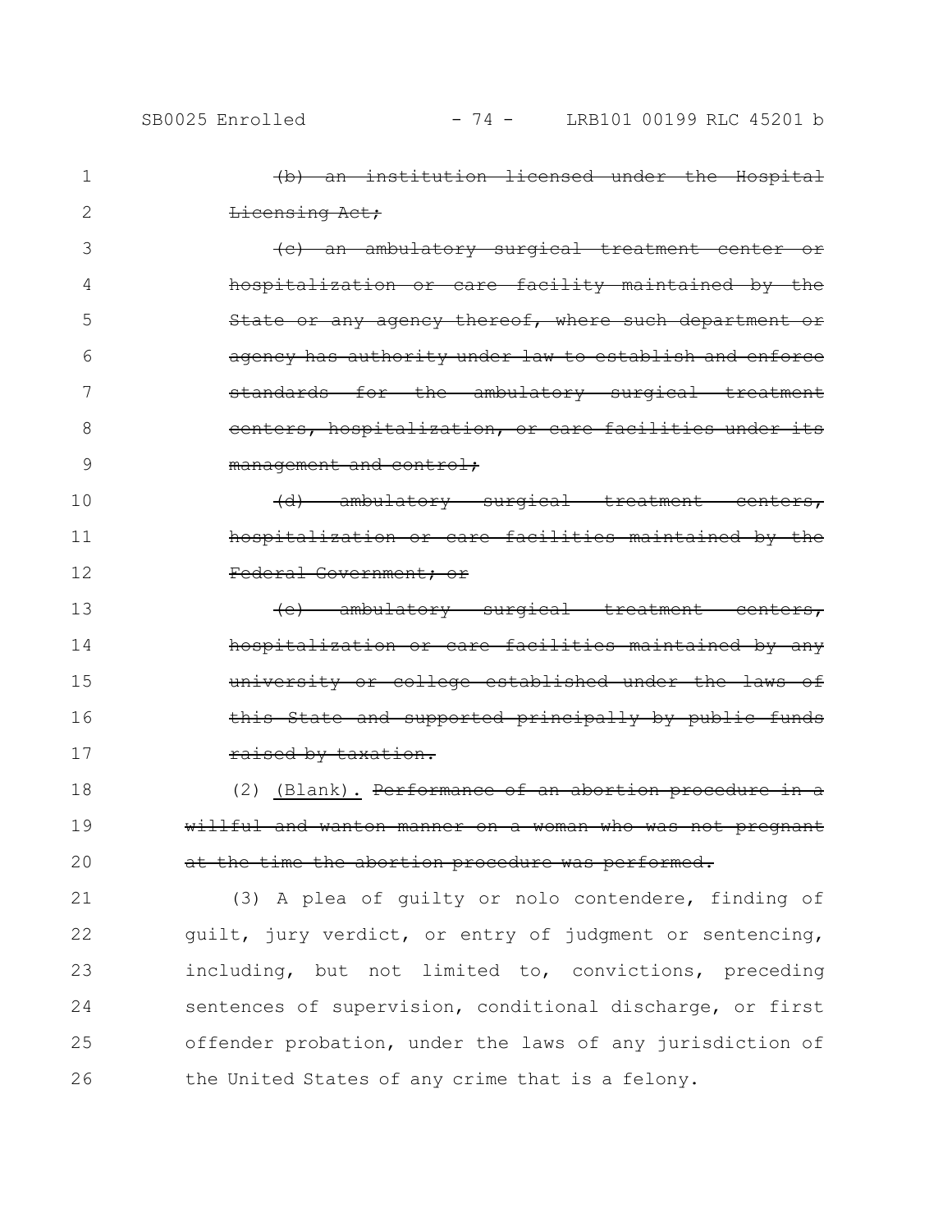~~(b) an institution licensed under the Hospital Licensing Act;~~

~~(c) an ambulatory surgical treatment center or hospitalization or care facility maintained by the State or any agency thereof, where such department or agency has authority under law to establish and enforce standards for the ambulatory surgical treatment centers, hospitalization, or care facilities under its management and control;~~

~~(d) ambulatory surgical treatment centers, hospitalization or care facilities maintained by the Federal Government; or~~

~~(e) ambulatory surgical treatment centers, hospitalization or care facilities maintained by any university or college established under the laws of this State and supported principally by public funds raised by taxation.~~

(2) <u>(Blank).</u> ~~Performance of an abortion procedure in a willful and wanton manner on a woman who was not pregnant at the time the abortion procedure was performed.~~

(3) A plea of guilty or nolo contendere, finding of guilt, jury verdict, or entry of judgment or sentencing, including, but not limited to, convictions, preceding sentences of supervision, conditional discharge, or first offender probation, under the laws of any jurisdiction of the United States of any crime that is a felony.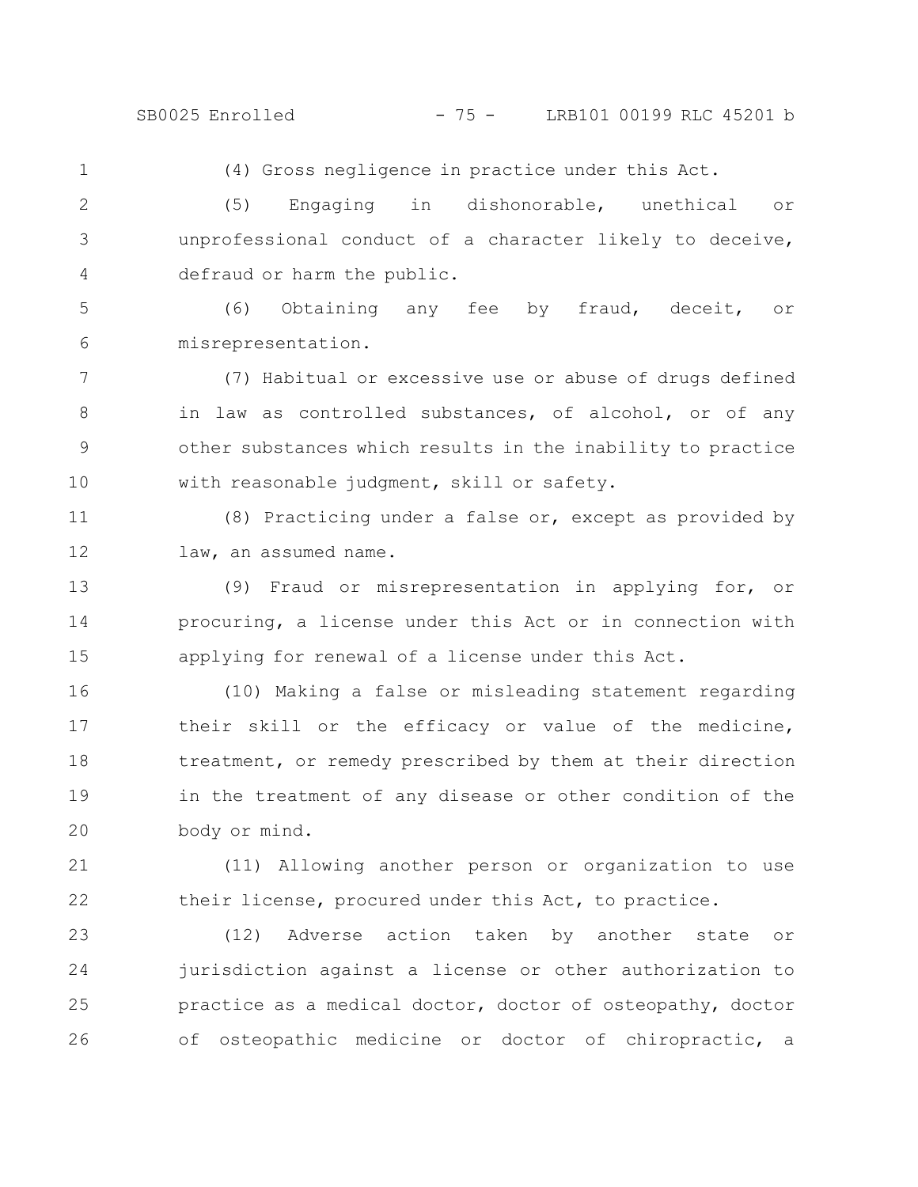(4) Gross negligence in practice under this Act.

(5) Engaging in dishonorable, unethical or unprofessional conduct of a character likely to deceive, defraud or harm the public.

(6) Obtaining any fee by fraud, deceit, or misrepresentation.

(7) Habitual or excessive use or abuse of drugs defined in law as controlled substances, of alcohol, or of any other substances which results in the inability to practice with reasonable judgment, skill or safety.

(8) Practicing under a false or, except as provided by law, an assumed name.

(9) Fraud or misrepresentation in applying for, or procuring, a license under this Act or in connection with applying for renewal of a license under this Act.

(10) Making a false or misleading statement regarding their skill or the efficacy or value of the medicine, treatment, or remedy prescribed by them at their direction in the treatment of any disease or other condition of the body or mind.

(11) Allowing another person or organization to use their license, procured under this Act, to practice.

(12) Adverse action taken by another state or jurisdiction against a license or other authorization to practice as a medical doctor, doctor of osteopathy, doctor of osteopathic medicine or doctor of chiropractic, a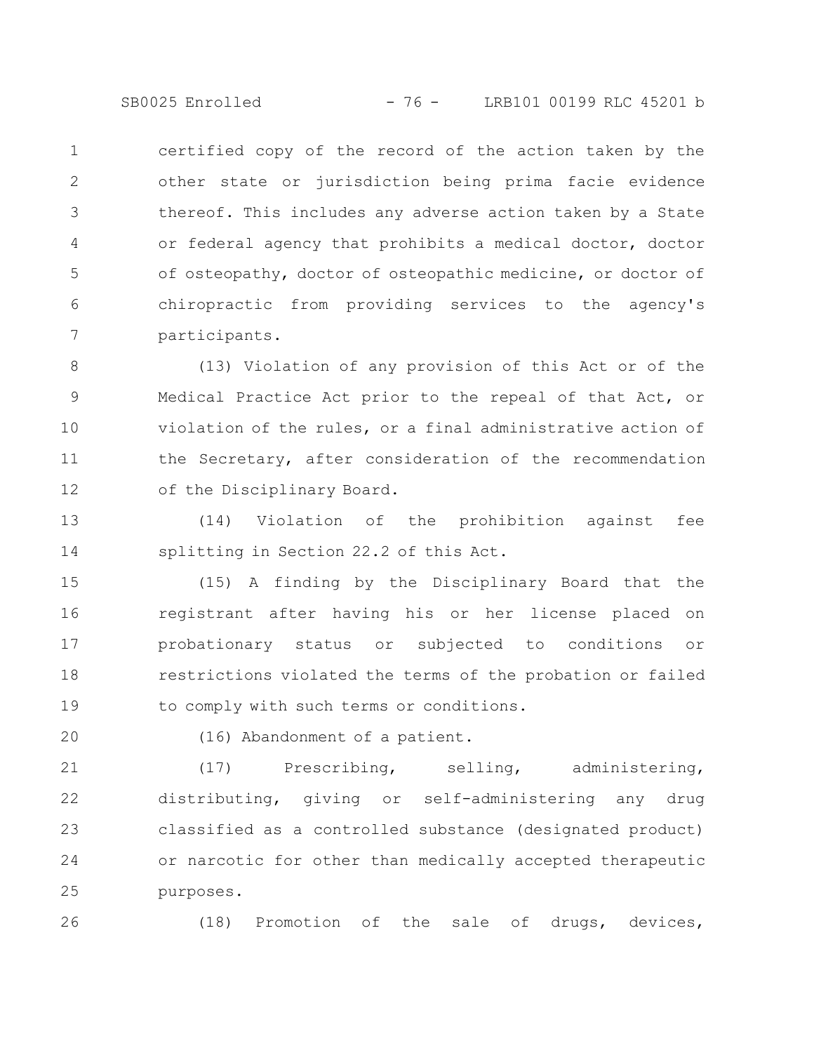certified copy of the record of the action taken by the other state or jurisdiction being prima facie evidence thereof. This includes any adverse action taken by a State or federal agency that prohibits a medical doctor, doctor of osteopathy, doctor of osteopathic medicine, or doctor of chiropractic from providing services to the agency's participants.

(13) Violation of any provision of this Act or of the Medical Practice Act prior to the repeal of that Act, or violation of the rules, or a final administrative action of the Secretary, after consideration of the recommendation of the Disciplinary Board.

(14) Violation of the prohibition against fee splitting in Section 22.2 of this Act.

(15) A finding by the Disciplinary Board that the registrant after having his or her license placed on probationary status or subjected to conditions or restrictions violated the terms of the probation or failed to comply with such terms or conditions.

(16) Abandonment of a patient.

(17) Prescribing, selling, administering, distributing, giving or self-administering any drug classified as a controlled substance (designated product) or narcotic for other than medically accepted therapeutic purposes.

(18) Promotion of the sale of drugs, devices,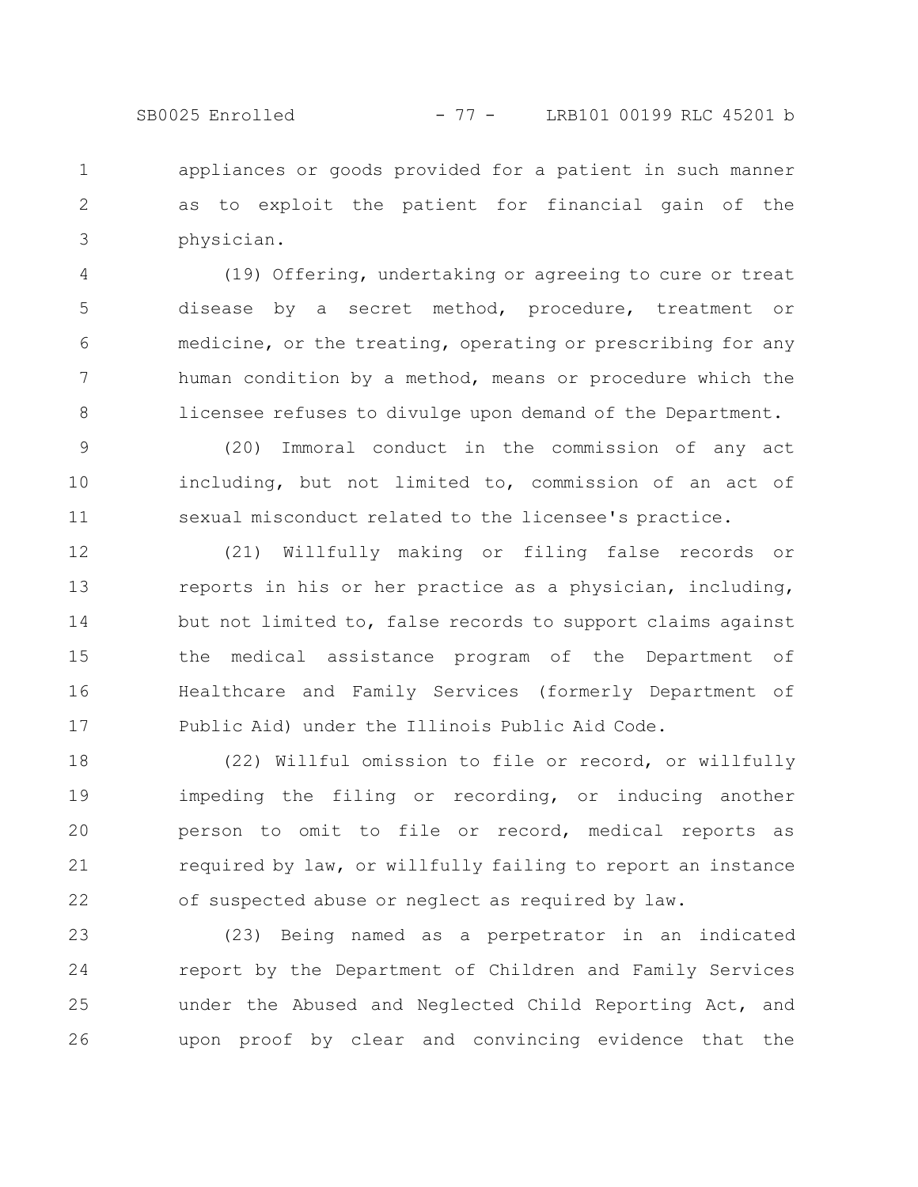appliances or goods provided for a patient in such manner as to exploit the patient for financial gain of the physician.

(19) Offering, undertaking or agreeing to cure or treat disease by a secret method, procedure, treatment or medicine, or the treating, operating or prescribing for any human condition by a method, means or procedure which the licensee refuses to divulge upon demand of the Department.

(20) Immoral conduct in the commission of any act including, but not limited to, commission of an act of sexual misconduct related to the licensee's practice.

(21) Willfully making or filing false records or reports in his or her practice as a physician, including, but not limited to, false records to support claims against the medical assistance program of the Department of Healthcare and Family Services (formerly Department of Public Aid) under the Illinois Public Aid Code.

(22) Willful omission to file or record, or willfully impeding the filing or recording, or inducing another person to omit to file or record, medical reports as required by law, or willfully failing to report an instance of suspected abuse or neglect as required by law.

(23) Being named as a perpetrator in an indicated report by the Department of Children and Family Services under the Abused and Neglected Child Reporting Act, and upon proof by clear and convincing evidence that the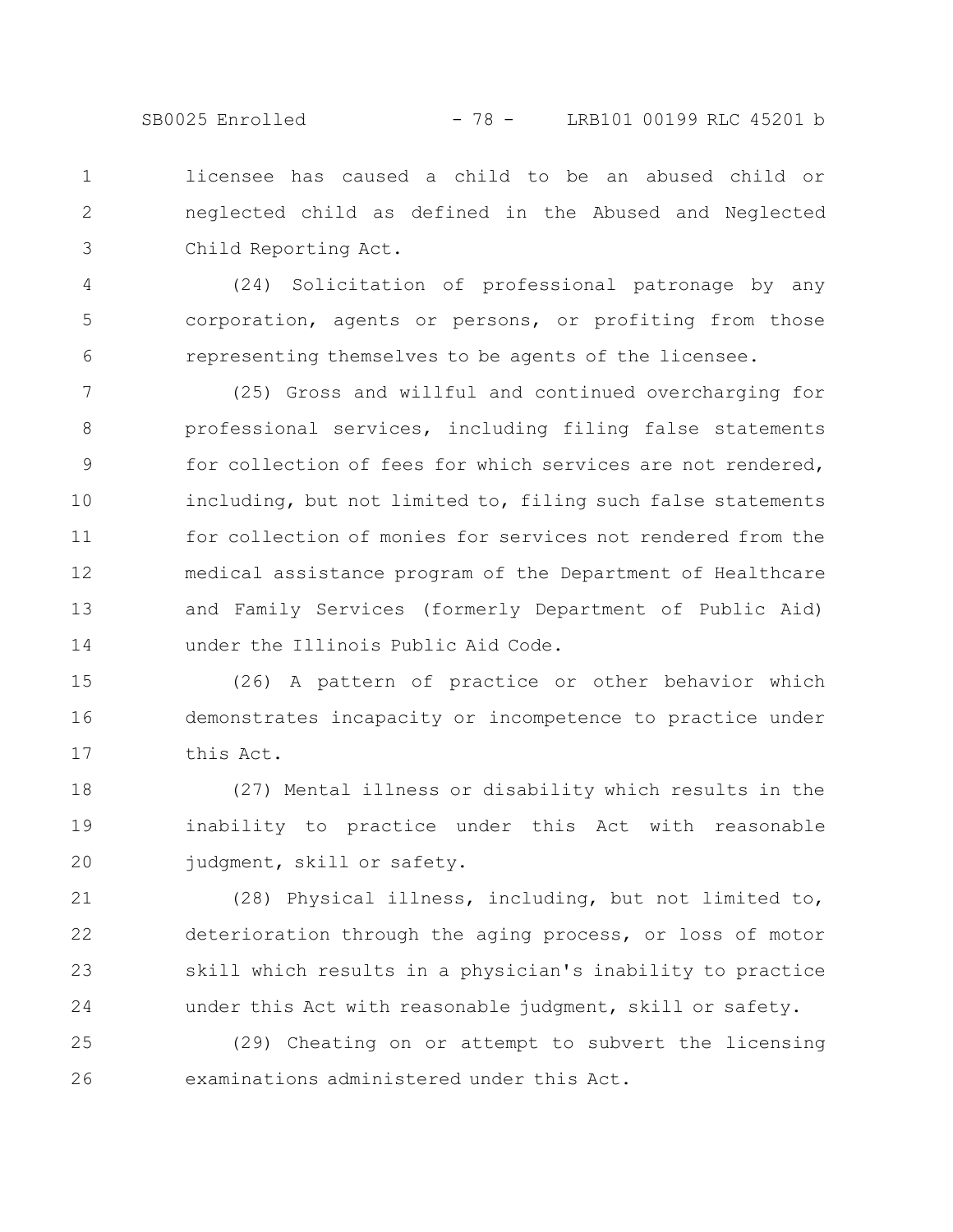licensee has caused a child to be an abused child or neglected child as defined in the Abused and Neglected Child Reporting Act.

(24) Solicitation of professional patronage by any corporation, agents or persons, or profiting from those representing themselves to be agents of the licensee.

(25) Gross and willful and continued overcharging for professional services, including filing false statements for collection of fees for which services are not rendered, including, but not limited to, filing such false statements for collection of monies for services not rendered from the medical assistance program of the Department of Healthcare and Family Services (formerly Department of Public Aid) under the Illinois Public Aid Code.

(26) A pattern of practice or other behavior which demonstrates incapacity or incompetence to practice under this Act.

(27) Mental illness or disability which results in the inability to practice under this Act with reasonable judgment, skill or safety.

(28) Physical illness, including, but not limited to, deterioration through the aging process, or loss of motor skill which results in a physician's inability to practice under this Act with reasonable judgment, skill or safety.

(29) Cheating on or attempt to subvert the licensing examinations administered under this Act.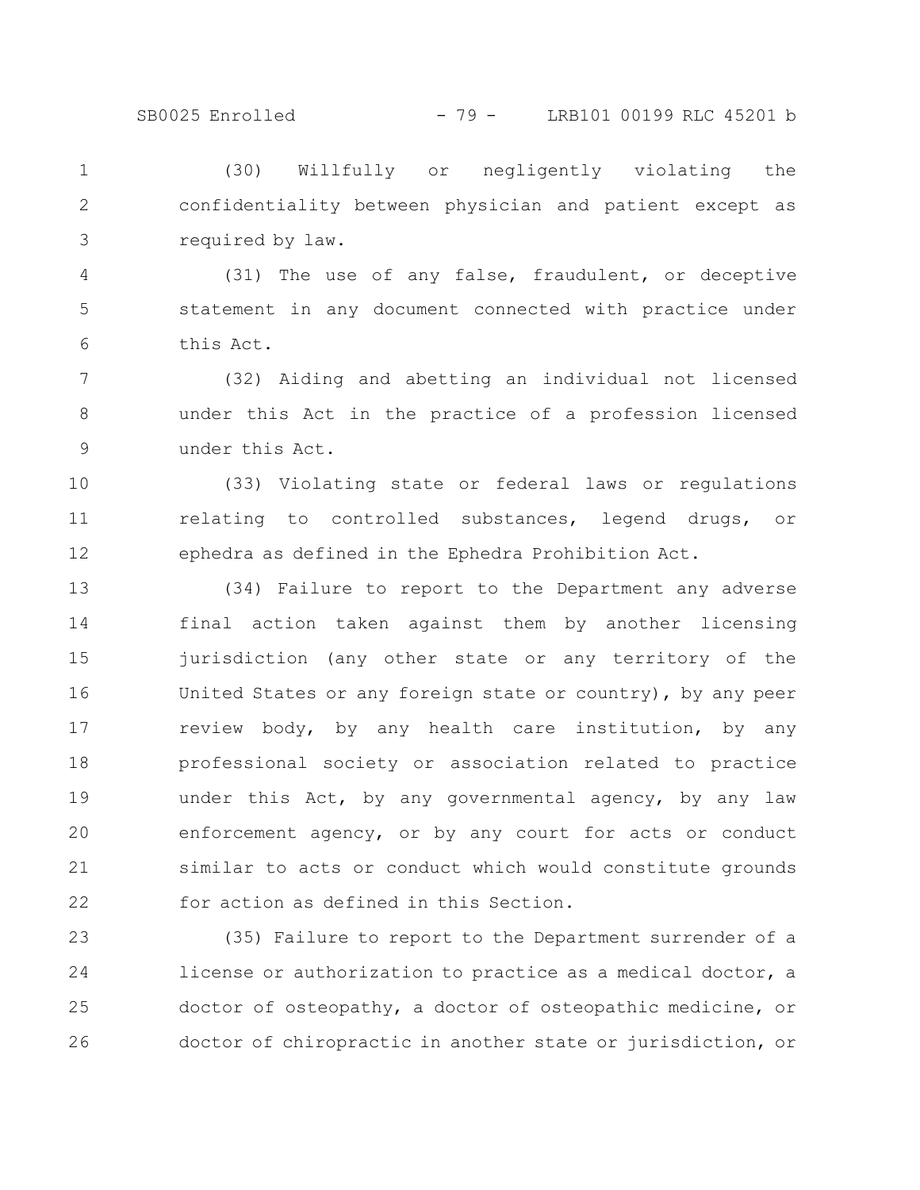(30) Willfully or negligently violating the confidentiality between physician and patient except as required by law.

(31) The use of any false, fraudulent, or deceptive statement in any document connected with practice under this Act.

(32) Aiding and abetting an individual not licensed under this Act in the practice of a profession licensed under this Act.

(33) Violating state or federal laws or regulations relating to controlled substances, legend drugs, or ephedra as defined in the Ephedra Prohibition Act.

(34) Failure to report to the Department any adverse final action taken against them by another licensing jurisdiction (any other state or any territory of the United States or any foreign state or country), by any peer review body, by any health care institution, by any professional society or association related to practice under this Act, by any governmental agency, by any law enforcement agency, or by any court for acts or conduct similar to acts or conduct which would constitute grounds for action as defined in this Section.

(35) Failure to report to the Department surrender of a license or authorization to practice as a medical doctor, a doctor of osteopathy, a doctor of osteopathic medicine, or doctor of chiropractic in another state or jurisdiction, or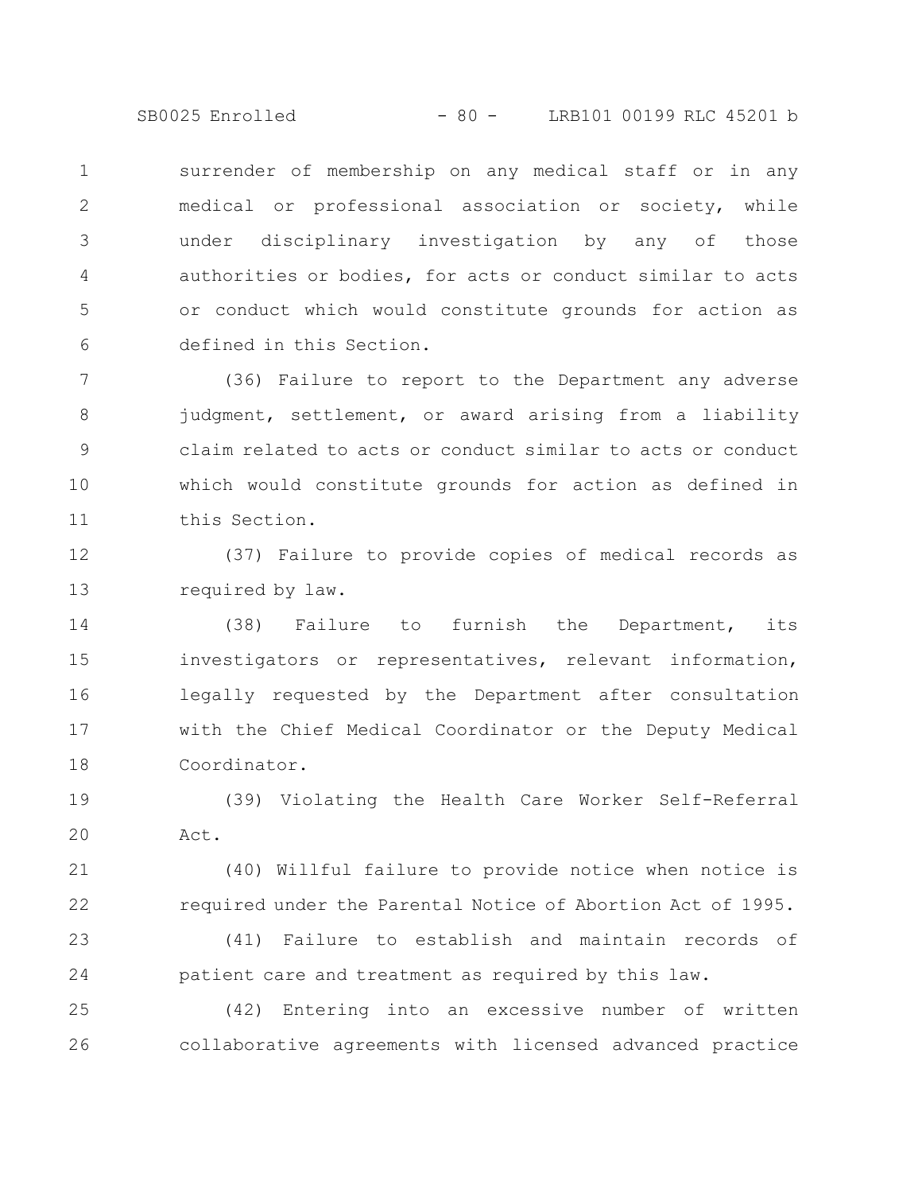surrender of membership on any medical staff or in any medical or professional association or society, while under disciplinary investigation by any of those authorities or bodies, for acts or conduct similar to acts or conduct which would constitute grounds for action as defined in this Section.

(36) Failure to report to the Department any adverse judgment, settlement, or award arising from a liability claim related to acts or conduct similar to acts or conduct which would constitute grounds for action as defined in this Section.

(37) Failure to provide copies of medical records as required by law.

(38) Failure to furnish the Department, its investigators or representatives, relevant information, legally requested by the Department after consultation with the Chief Medical Coordinator or the Deputy Medical Coordinator.

(39) Violating the Health Care Worker Self-Referral Act.

(40) Willful failure to provide notice when notice is required under the Parental Notice of Abortion Act of 1995.

(41) Failure to establish and maintain records of patient care and treatment as required by this law.

(42) Entering into an excessive number of written collaborative agreements with licensed advanced practice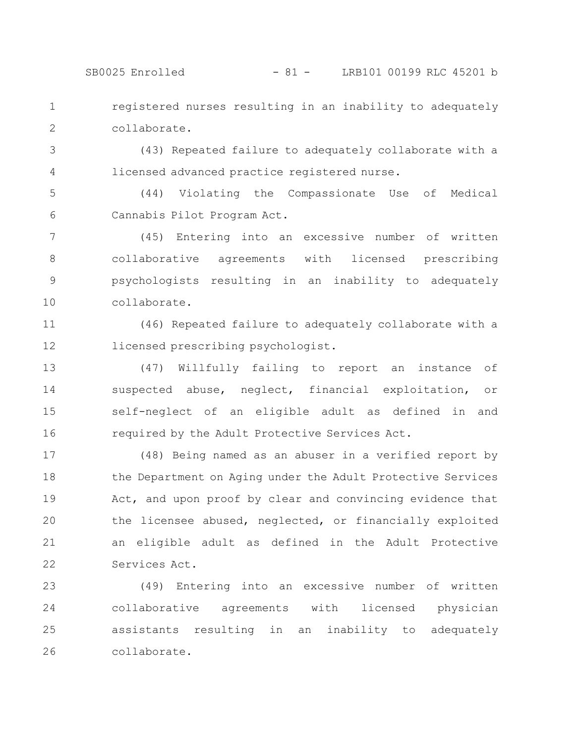registered nurses resulting in an inability to adequately collaborate.

(43) Repeated failure to adequately collaborate with a licensed advanced practice registered nurse.

(44) Violating the Compassionate Use of Medical Cannabis Pilot Program Act.

(45) Entering into an excessive number of written collaborative agreements with licensed prescribing psychologists resulting in an inability to adequately collaborate.

(46) Repeated failure to adequately collaborate with a licensed prescribing psychologist.

(47) Willfully failing to report an instance of suspected abuse, neglect, financial exploitation, or self-neglect of an eligible adult as defined in and required by the Adult Protective Services Act.

(48) Being named as an abuser in a verified report by the Department on Aging under the Adult Protective Services Act, and upon proof by clear and convincing evidence that the licensee abused, neglected, or financially exploited an eligible adult as defined in the Adult Protective Services Act.

(49) Entering into an excessive number of written collaborative agreements with licensed physician assistants resulting in an inability to adequately collaborate.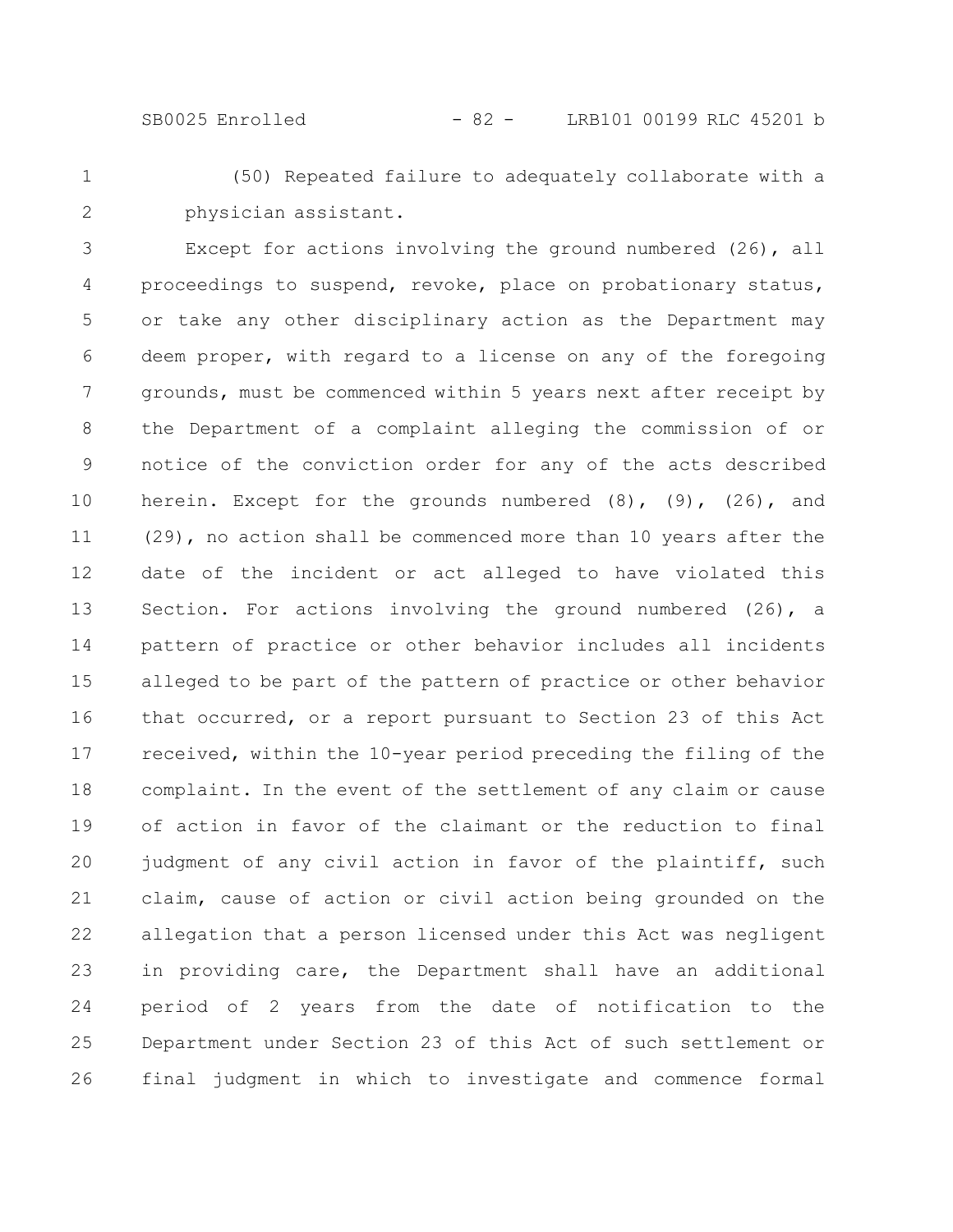(50) Repeated failure to adequately collaborate with a physician assistant.

Except for actions involving the ground numbered (26), all proceedings to suspend, revoke, place on probationary status, or take any other disciplinary action as the Department may deem proper, with regard to a license on any of the foregoing grounds, must be commenced within 5 years next after receipt by the Department of a complaint alleging the commission of or notice of the conviction order for any of the acts described herein. Except for the grounds numbered (8), (9), (26), and (29), no action shall be commenced more than 10 years after the date of the incident or act alleged to have violated this Section. For actions involving the ground numbered (26), a pattern of practice or other behavior includes all incidents alleged to be part of the pattern of practice or other behavior that occurred, or a report pursuant to Section 23 of this Act received, within the 10-year period preceding the filing of the complaint. In the event of the settlement of any claim or cause of action in favor of the claimant or the reduction to final judgment of any civil action in favor of the plaintiff, such claim, cause of action or civil action being grounded on the allegation that a person licensed under this Act was negligent in providing care, the Department shall have an additional period of 2 years from the date of notification to the Department under Section 23 of this Act of such settlement or final judgment in which to investigate and commence formal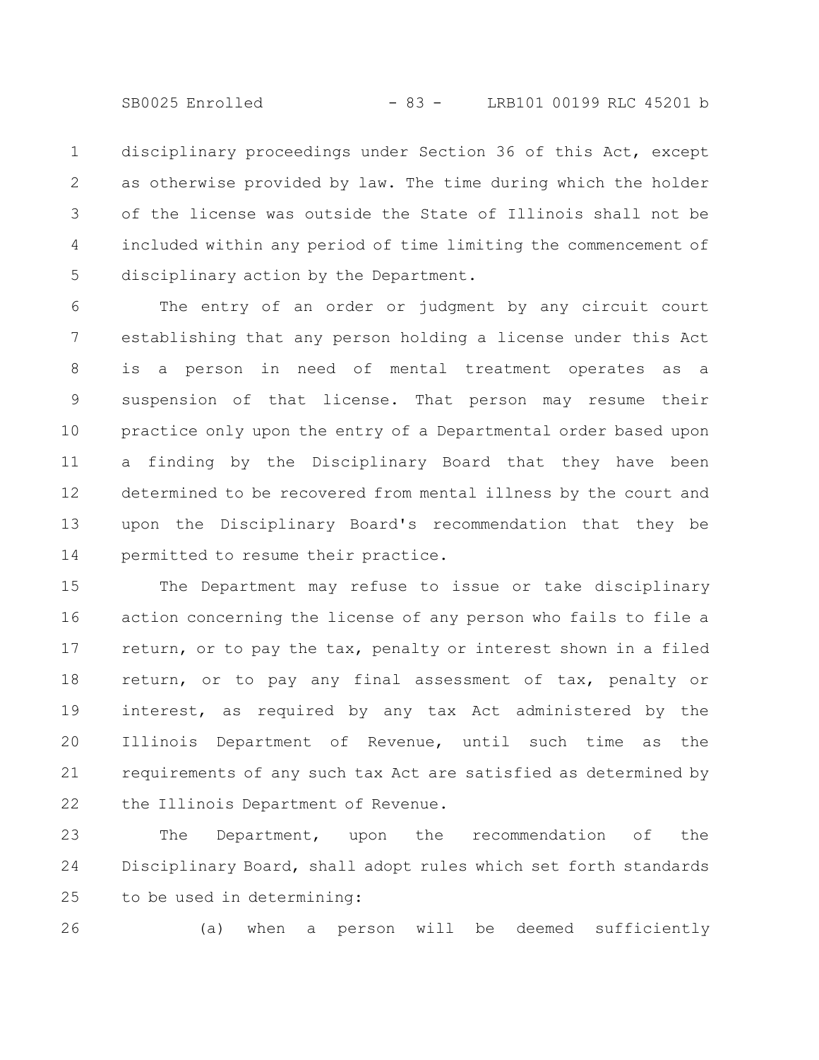disciplinary proceedings under Section 36 of this Act, except as otherwise provided by law. The time during which the holder of the license was outside the State of Illinois shall not be included within any period of time limiting the commencement of disciplinary action by the Department.

The entry of an order or judgment by any circuit court establishing that any person holding a license under this Act is a person in need of mental treatment operates as a suspension of that license. That person may resume their practice only upon the entry of a Departmental order based upon a finding by the Disciplinary Board that they have been determined to be recovered from mental illness by the court and upon the Disciplinary Board's recommendation that they be permitted to resume their practice.

The Department may refuse to issue or take disciplinary action concerning the license of any person who fails to file a return, or to pay the tax, penalty or interest shown in a filed return, or to pay any final assessment of tax, penalty or interest, as required by any tax Act administered by the Illinois Department of Revenue, until such time as the requirements of any such tax Act are satisfied as determined by the Illinois Department of Revenue.

The Department, upon the recommendation of the Disciplinary Board, shall adopt rules which set forth standards to be used in determining:

(a) when a person will be deemed sufficiently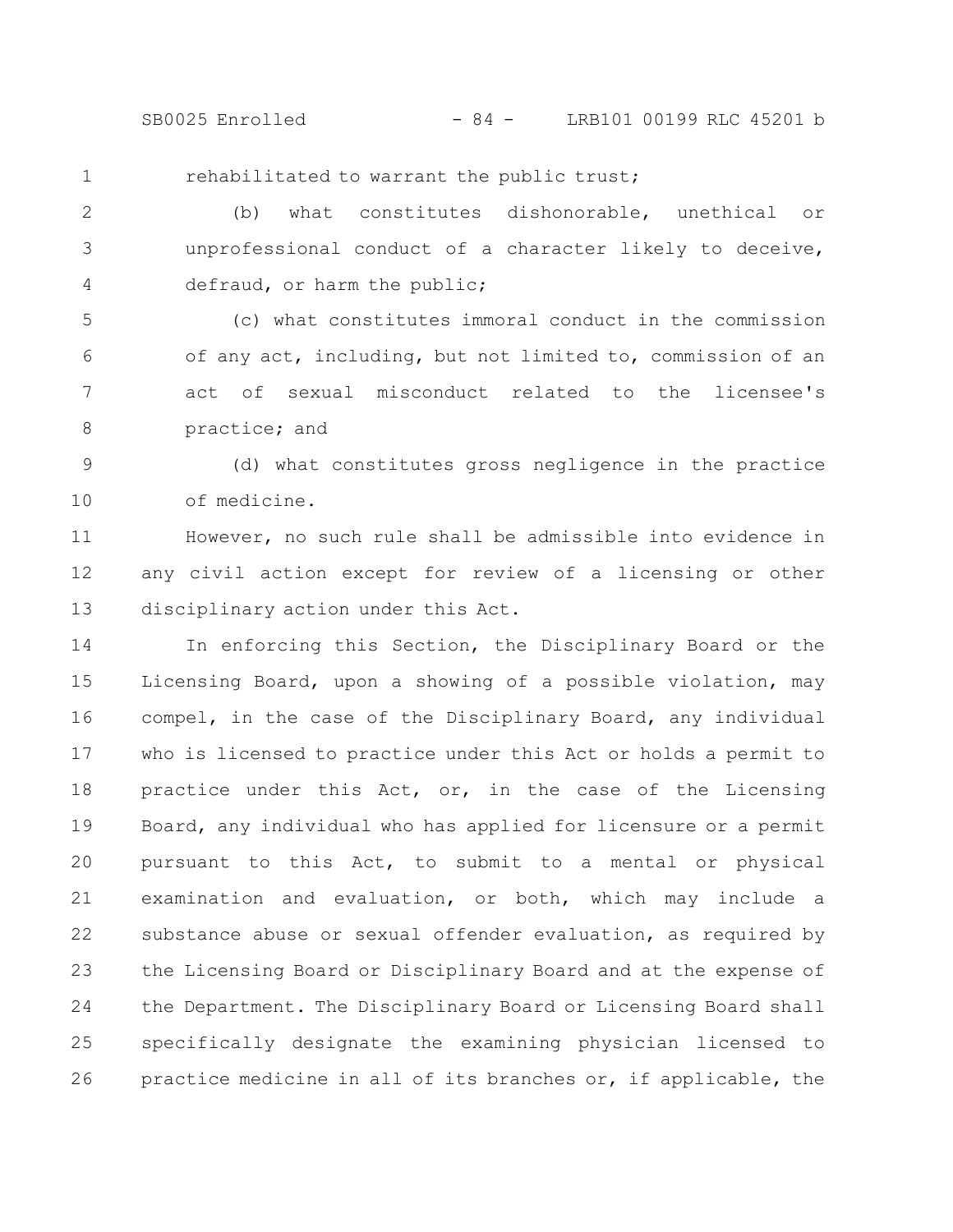rehabilitated to warrant the public trust;

(b) what constitutes dishonorable, unethical or unprofessional conduct of a character likely to deceive, defraud, or harm the public;

(c) what constitutes immoral conduct in the commission of any act, including, but not limited to, commission of an act of sexual misconduct related to the licensee's practice; and

(d) what constitutes gross negligence in the practice of medicine.

However, no such rule shall be admissible into evidence in any civil action except for review of a licensing or other disciplinary action under this Act.

In enforcing this Section, the Disciplinary Board or the Licensing Board, upon a showing of a possible violation, may compel, in the case of the Disciplinary Board, any individual who is licensed to practice under this Act or holds a permit to practice under this Act, or, in the case of the Licensing Board, any individual who has applied for licensure or a permit pursuant to this Act, to submit to a mental or physical examination and evaluation, or both, which may include a substance abuse or sexual offender evaluation, as required by the Licensing Board or Disciplinary Board and at the expense of the Department. The Disciplinary Board or Licensing Board shall specifically designate the examining physician licensed to practice medicine in all of its branches or, if applicable, the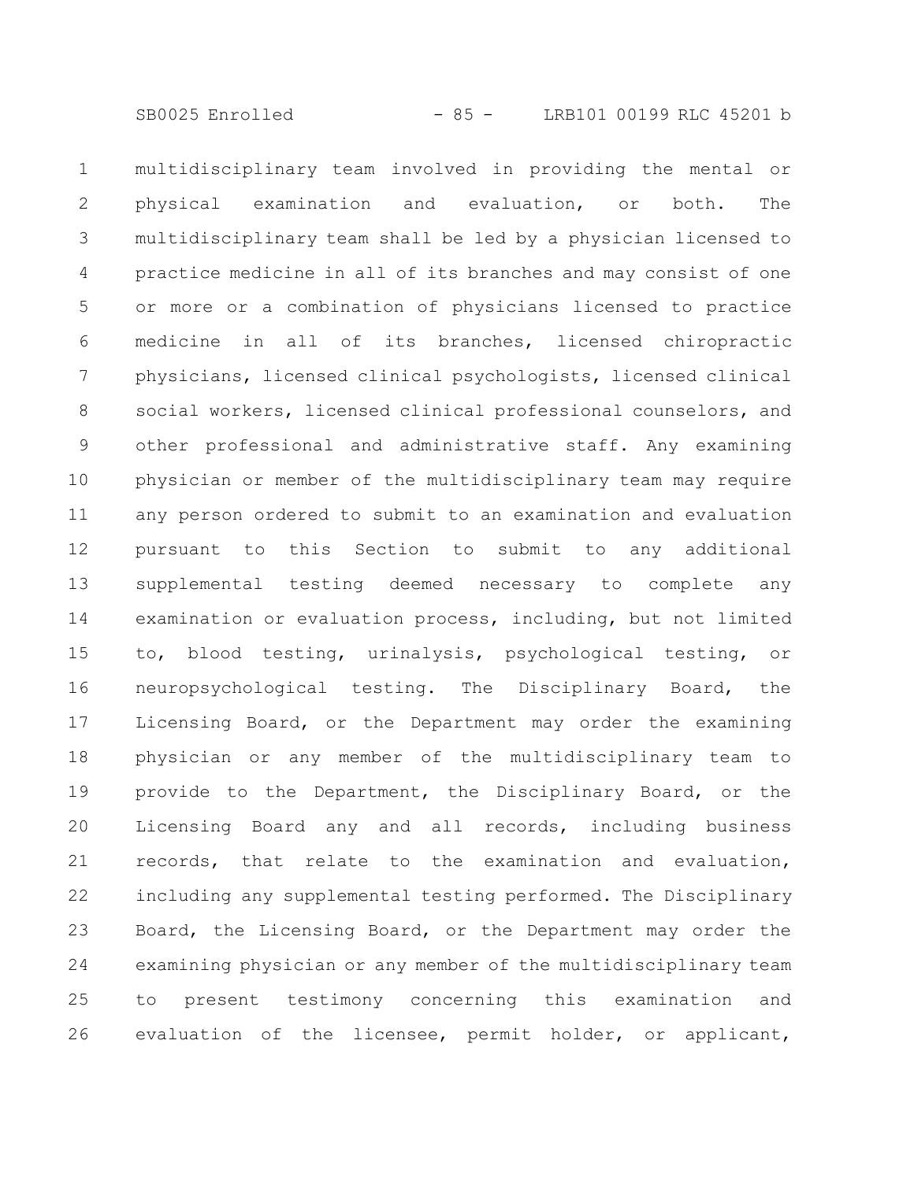multidisciplinary team involved in providing the mental or physical examination and evaluation, or both. The multidisciplinary team shall be led by a physician licensed to practice medicine in all of its branches and may consist of one or more or a combination of physicians licensed to practice medicine in all of its branches, licensed chiropractic physicians, licensed clinical psychologists, licensed clinical social workers, licensed clinical professional counselors, and other professional and administrative staff. Any examining physician or member of the multidisciplinary team may require any person ordered to submit to an examination and evaluation pursuant to this Section to submit to any additional supplemental testing deemed necessary to complete any examination or evaluation process, including, but not limited to, blood testing, urinalysis, psychological testing, or neuropsychological testing. The Disciplinary Board, the Licensing Board, or the Department may order the examining physician or any member of the multidisciplinary team to provide to the Department, the Disciplinary Board, or the Licensing Board any and all records, including business records, that relate to the examination and evaluation, including any supplemental testing performed. The Disciplinary Board, the Licensing Board, or the Department may order the examining physician or any member of the multidisciplinary team to present testimony concerning this examination and evaluation of the licensee, permit holder, or applicant,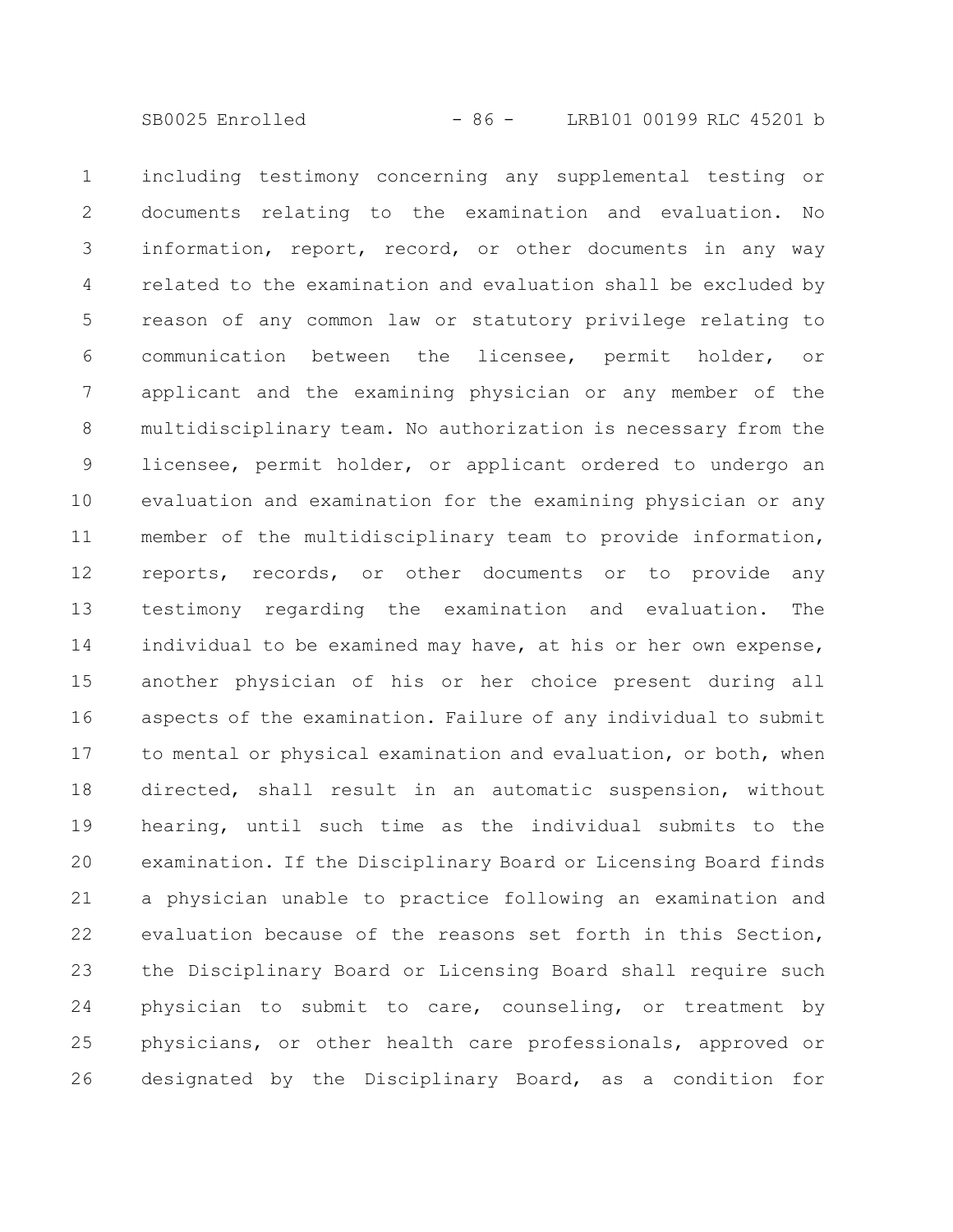including testimony concerning any supplemental testing or documents relating to the examination and evaluation. No information, report, record, or other documents in any way related to the examination and evaluation shall be excluded by reason of any common law or statutory privilege relating to communication between the licensee, permit holder, or applicant and the examining physician or any member of the multidisciplinary team. No authorization is necessary from the licensee, permit holder, or applicant ordered to undergo an evaluation and examination for the examining physician or any member of the multidisciplinary team to provide information, reports, records, or other documents or to provide any testimony regarding the examination and evaluation. The individual to be examined may have, at his or her own expense, another physician of his or her choice present during all aspects of the examination. Failure of any individual to submit to mental or physical examination and evaluation, or both, when directed, shall result in an automatic suspension, without hearing, until such time as the individual submits to the examination. If the Disciplinary Board or Licensing Board finds a physician unable to practice following an examination and evaluation because of the reasons set forth in this Section, the Disciplinary Board or Licensing Board shall require such physician to submit to care, counseling, or treatment by physicians, or other health care professionals, approved or designated by the Disciplinary Board, as a condition for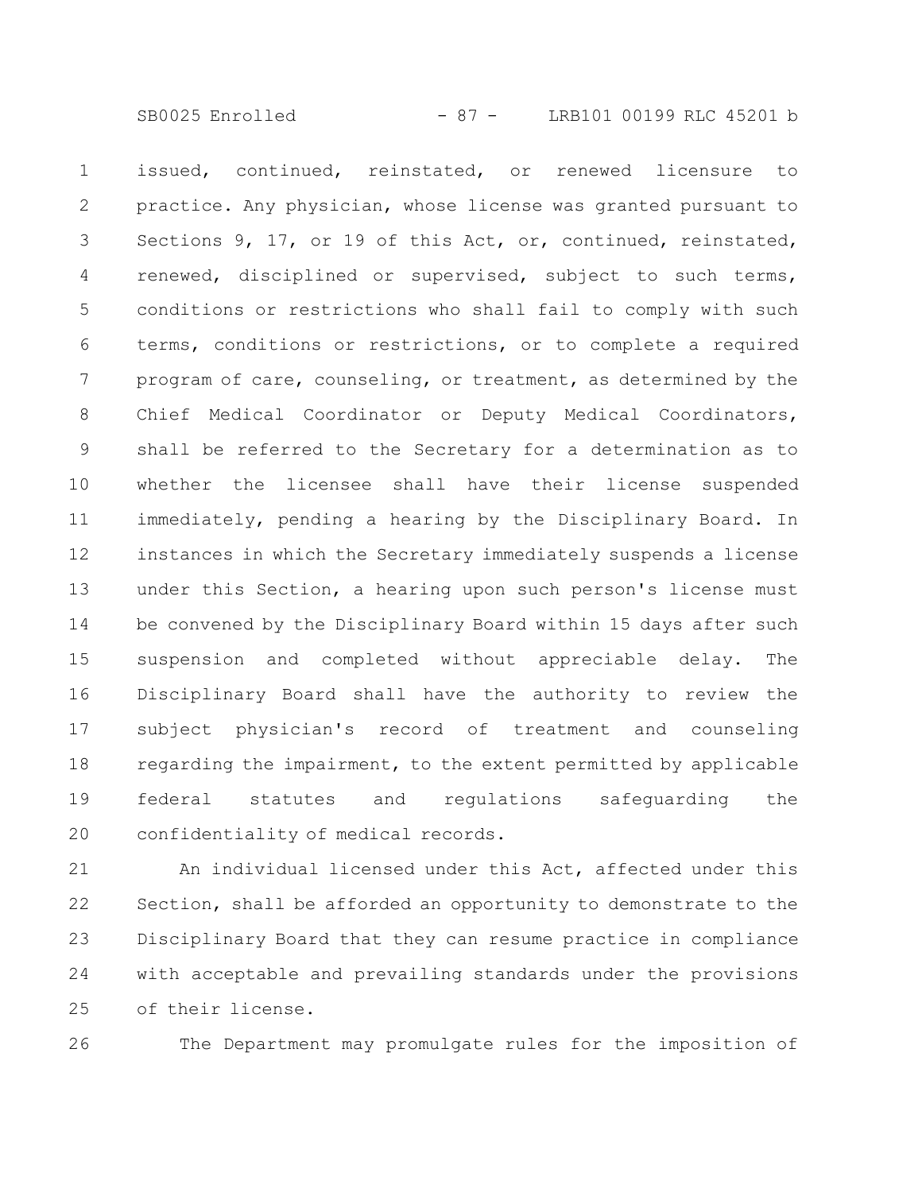issued, continued, reinstated, or renewed licensure to practice. Any physician, whose license was granted pursuant to Sections 9, 17, or 19 of this Act, or, continued, reinstated, renewed, disciplined or supervised, subject to such terms, conditions or restrictions who shall fail to comply with such terms, conditions or restrictions, or to complete a required program of care, counseling, or treatment, as determined by the Chief Medical Coordinator or Deputy Medical Coordinators, shall be referred to the Secretary for a determination as to whether the licensee shall have their license suspended immediately, pending a hearing by the Disciplinary Board. In instances in which the Secretary immediately suspends a license under this Section, a hearing upon such person's license must be convened by the Disciplinary Board within 15 days after such suspension and completed without appreciable delay. The Disciplinary Board shall have the authority to review the subject physician's record of treatment and counseling regarding the impairment, to the extent permitted by applicable federal statutes and regulations safeguarding the confidentiality of medical records.

An individual licensed under this Act, affected under this Section, shall be afforded an opportunity to demonstrate to the Disciplinary Board that they can resume practice in compliance with acceptable and prevailing standards under the provisions of their license.

The Department may promulgate rules for the imposition of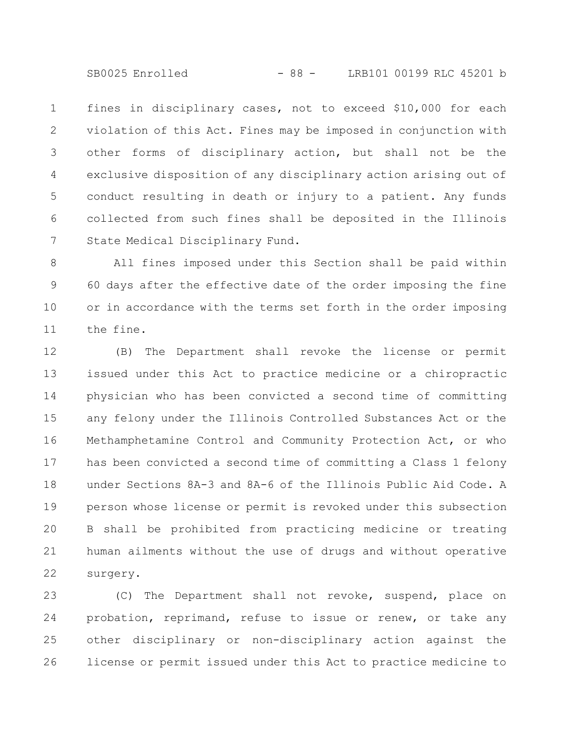fines in disciplinary cases, not to exceed $10,000 for each violation of this Act. Fines may be imposed in conjunction with other forms of disciplinary action, but shall not be the exclusive disposition of any disciplinary action arising out of conduct resulting in death or injury to a patient. Any funds collected from such fines shall be deposited in the Illinois State Medical Disciplinary Fund.

All fines imposed under this Section shall be paid within 60 days after the effective date of the order imposing the fine or in accordance with the terms set forth in the order imposing the fine.

(B) The Department shall revoke the license or permit issued under this Act to practice medicine or a chiropractic physician who has been convicted a second time of committing any felony under the Illinois Controlled Substances Act or the Methamphetamine Control and Community Protection Act, or who has been convicted a second time of committing a Class 1 felony under Sections 8A-3 and 8A-6 of the Illinois Public Aid Code. A person whose license or permit is revoked under this subsection B shall be prohibited from practicing medicine or treating human ailments without the use of drugs and without operative surgery.

(C) The Department shall not revoke, suspend, place on probation, reprimand, refuse to issue or renew, or take any other disciplinary or non-disciplinary action against the license or permit issued under this Act to practice medicine to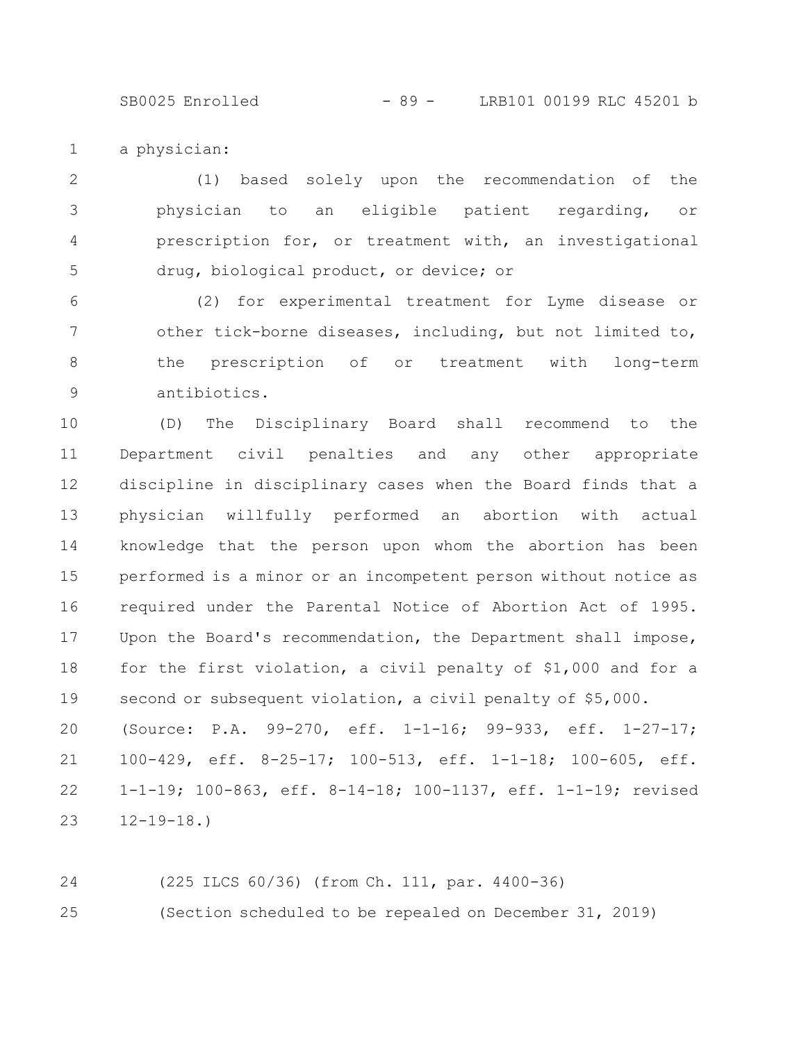a physician:

(1) based solely upon the recommendation of the physician to an eligible patient regarding, or prescription for, or treatment with, an investigational drug, biological product, or device; or

(2) for experimental treatment for Lyme disease or other tick-borne diseases, including, but not limited to, the prescription of or treatment with long-term antibiotics.

(D) The Disciplinary Board shall recommend to the Department civil penalties and any other appropriate discipline in disciplinary cases when the Board finds that a physician willfully performed an abortion with actual knowledge that the person upon whom the abortion has been performed is a minor or an incompetent person without notice as required under the Parental Notice of Abortion Act of 1995. Upon the Board's recommendation, the Department shall impose, for the first violation, a civil penalty of $1,000 and for a second or subsequent violation, a civil penalty of $5,000.

(Source: P.A. 99-270, eff. 1-1-16; 99-933, eff. 1-27-17; 100-429, eff. 8-25-17; 100-513, eff. 1-1-18; 100-605, eff. 1-1-19; 100-863, eff. 8-14-18; 100-1137, eff. 1-1-19; revised 12-19-18.)

(225 ILCS 60/36) (from Ch. 111, par. 4400-36)

(Section scheduled to be repealed on December 31, 2019)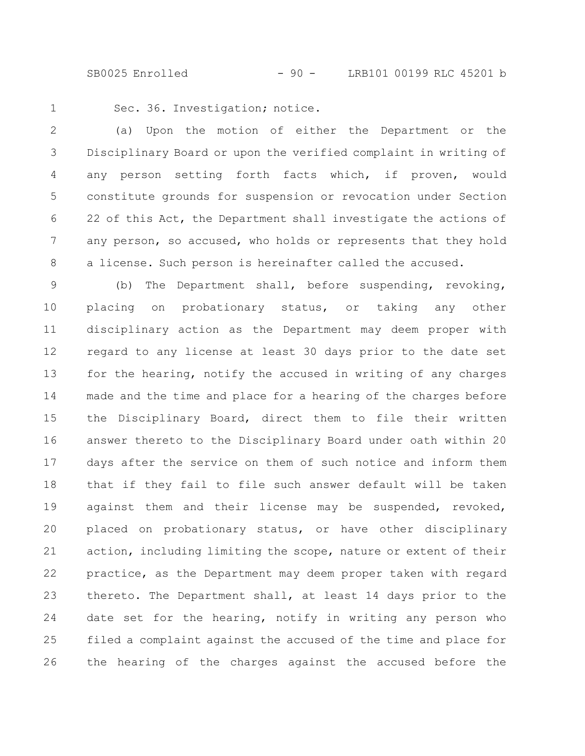Sec. 36. Investigation; notice.

(a) Upon the motion of either the Department or the Disciplinary Board or upon the verified complaint in writing of any person setting forth facts which, if proven, would constitute grounds for suspension or revocation under Section 22 of this Act, the Department shall investigate the actions of any person, so accused, who holds or represents that they hold a license. Such person is hereinafter called the accused.

(b) The Department shall, before suspending, revoking, placing on probationary status, or taking any other disciplinary action as the Department may deem proper with regard to any license at least 30 days prior to the date set for the hearing, notify the accused in writing of any charges made and the time and place for a hearing of the charges before the Disciplinary Board, direct them to file their written answer thereto to the Disciplinary Board under oath within 20 days after the service on them of such notice and inform them that if they fail to file such answer default will be taken against them and their license may be suspended, revoked, placed on probationary status, or have other disciplinary action, including limiting the scope, nature or extent of their practice, as the Department may deem proper taken with regard thereto. The Department shall, at least 14 days prior to the date set for the hearing, notify in writing any person who filed a complaint against the accused of the time and place for the hearing of the charges against the accused before the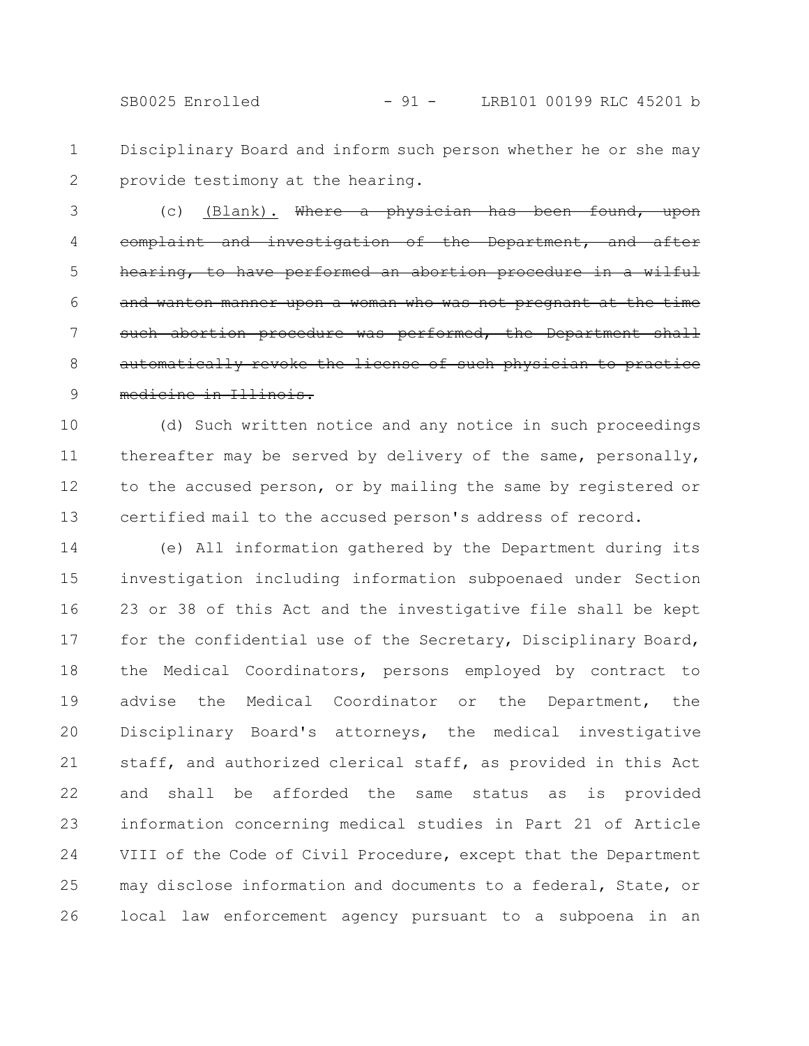Disciplinary Board and inform such person whether he or she may provide testimony at the hearing.

(c) <u>(Blank).</u> ~~Where a physician has been found, upon complaint and investigation of the Department, and after hearing, to have performed an abortion procedure in a wilful and wanton manner upon a woman who was not pregnant at the time such abortion procedure was performed, the Department shall automatically revoke the license of such physician to practice medicine in Illinois.~~

(d) Such written notice and any notice in such proceedings thereafter may be served by delivery of the same, personally, to the accused person, or by mailing the same by registered or certified mail to the accused person's address of record.

(e) All information gathered by the Department during its investigation including information subpoenaed under Section 23 or 38 of this Act and the investigative file shall be kept for the confidential use of the Secretary, Disciplinary Board, the Medical Coordinators, persons employed by contract to advise the Medical Coordinator or the Department, the Disciplinary Board's attorneys, the medical investigative staff, and authorized clerical staff, as provided in this Act and shall be afforded the same status as is provided information concerning medical studies in Part 21 of Article VIII of the Code of Civil Procedure, except that the Department may disclose information and documents to a federal, State, or local law enforcement agency pursuant to a subpoena in an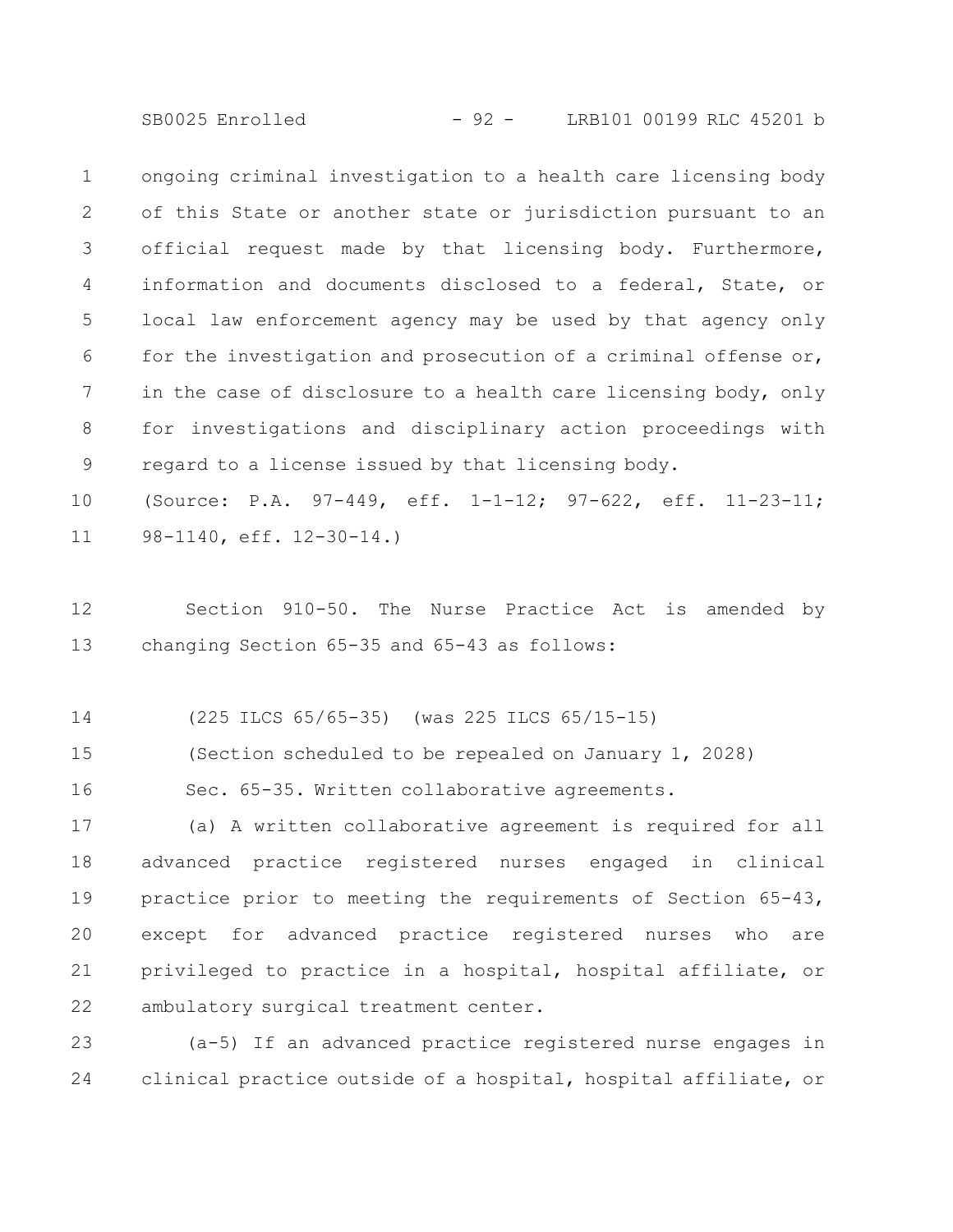ongoing criminal investigation to a health care licensing body of this State or another state or jurisdiction pursuant to an official request made by that licensing body. Furthermore, information and documents disclosed to a federal, State, or local law enforcement agency may be used by that agency only for the investigation and prosecution of a criminal offense or, in the case of disclosure to a health care licensing body, only for investigations and disciplinary action proceedings with regard to a license issued by that licensing body.

(Source: P.A. 97-449, eff. 1-1-12; 97-622, eff. 11-23-11; 98-1140, eff. 12-30-14.)

Section 910-50. The Nurse Practice Act is amended by changing Section 65-35 and 65-43 as follows:

(225 ILCS 65/65-35) (was 225 ILCS 65/15-15)

(Section scheduled to be repealed on January 1, 2028)

Sec. 65-35. Written collaborative agreements.

(a) A written collaborative agreement is required for all advanced practice registered nurses engaged in clinical practice prior to meeting the requirements of Section 65-43, except for advanced practice registered nurses who are privileged to practice in a hospital, hospital affiliate, or ambulatory surgical treatment center.

(a-5) If an advanced practice registered nurse engages in clinical practice outside of a hospital, hospital affiliate, or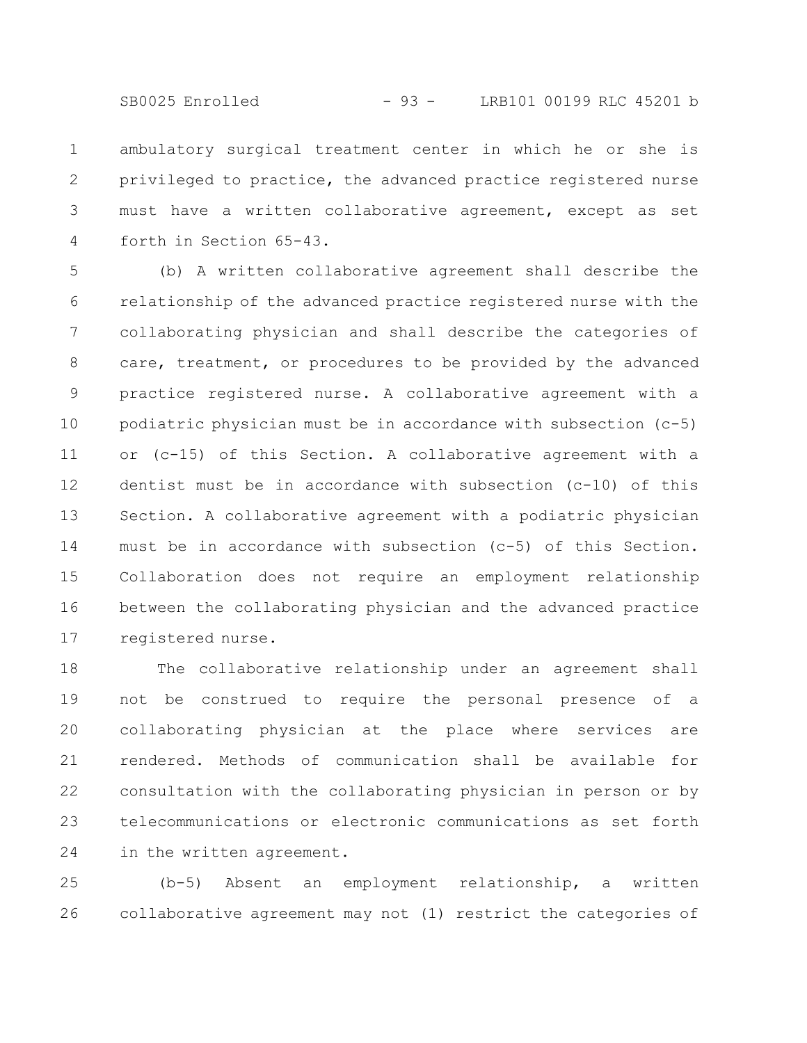ambulatory surgical treatment center in which he or she is privileged to practice, the advanced practice registered nurse must have a written collaborative agreement, except as set forth in Section 65-43.

(b) A written collaborative agreement shall describe the relationship of the advanced practice registered nurse with the collaborating physician and shall describe the categories of care, treatment, or procedures to be provided by the advanced practice registered nurse. A collaborative agreement with a podiatric physician must be in accordance with subsection (c-5) or (c-15) of this Section. A collaborative agreement with a dentist must be in accordance with subsection (c-10) of this Section. A collaborative agreement with a podiatric physician must be in accordance with subsection (c-5) of this Section. Collaboration does not require an employment relationship between the collaborating physician and the advanced practice registered nurse.

The collaborative relationship under an agreement shall not be construed to require the personal presence of a collaborating physician at the place where services are rendered. Methods of communication shall be available for consultation with the collaborating physician in person or by telecommunications or electronic communications as set forth in the written agreement.

(b-5) Absent an employment relationship, a written collaborative agreement may not (1) restrict the categories of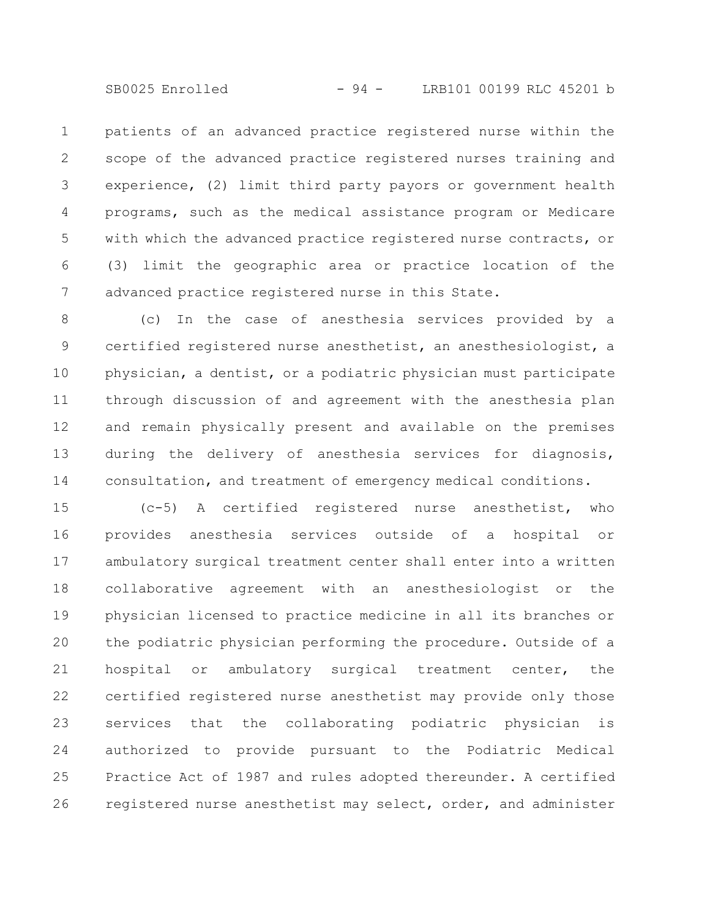patients of an advanced practice registered nurse within the scope of the advanced practice registered nurses training and experience, (2) limit third party payors or government health programs, such as the medical assistance program or Medicare with which the advanced practice registered nurse contracts, or (3) limit the geographic area or practice location of the advanced practice registered nurse in this State.

(c) In the case of anesthesia services provided by a certified registered nurse anesthetist, an anesthesiologist, a physician, a dentist, or a podiatric physician must participate through discussion of and agreement with the anesthesia plan and remain physically present and available on the premises during the delivery of anesthesia services for diagnosis, consultation, and treatment of emergency medical conditions.

(c-5) A certified registered nurse anesthetist, who provides anesthesia services outside of a hospital or ambulatory surgical treatment center shall enter into a written collaborative agreement with an anesthesiologist or the physician licensed to practice medicine in all its branches or the podiatric physician performing the procedure. Outside of a hospital or ambulatory surgical treatment center, the certified registered nurse anesthetist may provide only those services that the collaborating podiatric physician is authorized to provide pursuant to the Podiatric Medical Practice Act of 1987 and rules adopted thereunder. A certified registered nurse anesthetist may select, order, and administer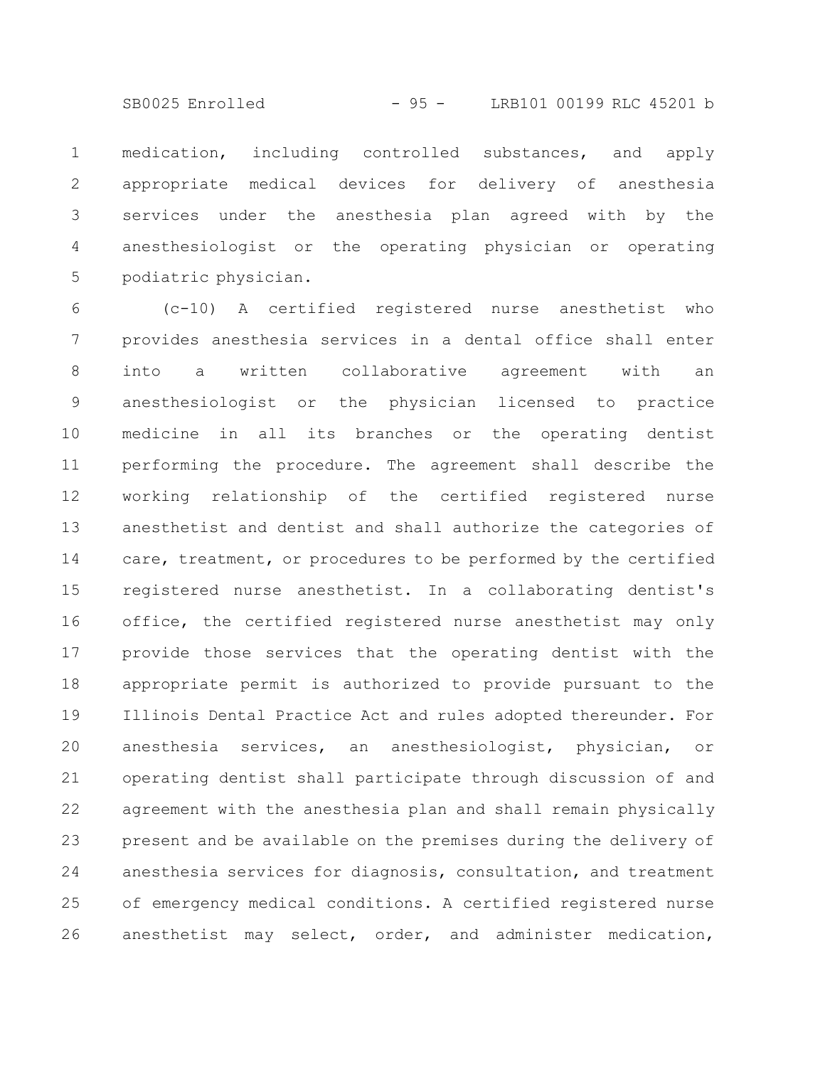medication, including controlled substances, and apply appropriate medical devices for delivery of anesthesia services under the anesthesia plan agreed with by the anesthesiologist or the operating physician or operating podiatric physician.

(c-10) A certified registered nurse anesthetist who provides anesthesia services in a dental office shall enter into a written collaborative agreement with an anesthesiologist or the physician licensed to practice medicine in all its branches or the operating dentist performing the procedure. The agreement shall describe the working relationship of the certified registered nurse anesthetist and dentist and shall authorize the categories of care, treatment, or procedures to be performed by the certified registered nurse anesthetist. In a collaborating dentist's office, the certified registered nurse anesthetist may only provide those services that the operating dentist with the appropriate permit is authorized to provide pursuant to the Illinois Dental Practice Act and rules adopted thereunder. For anesthesia services, an anesthesiologist, physician, or operating dentist shall participate through discussion of and agreement with the anesthesia plan and shall remain physically present and be available on the premises during the delivery of anesthesia services for diagnosis, consultation, and treatment of emergency medical conditions. A certified registered nurse anesthetist may select, order, and administer medication,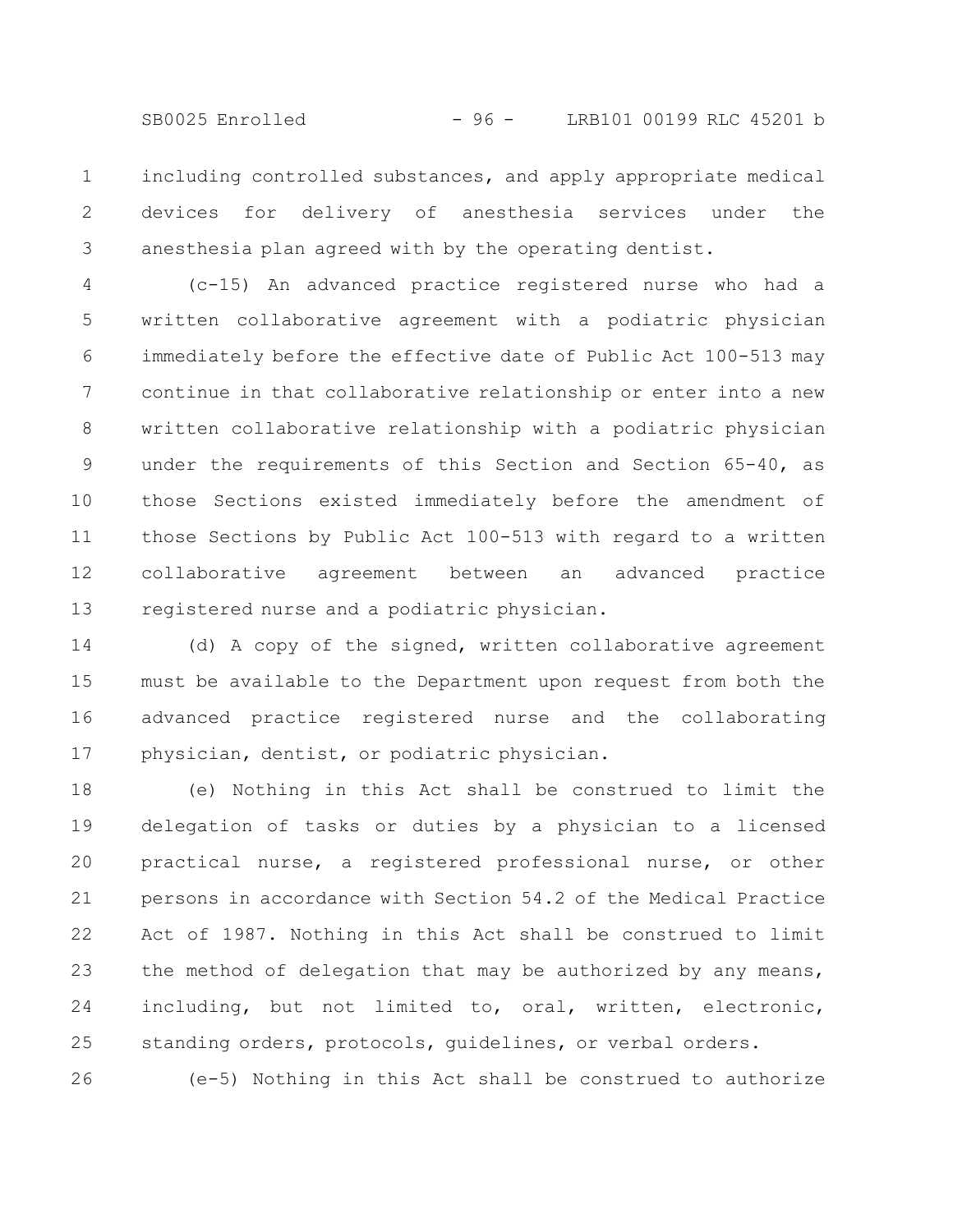including controlled substances, and apply appropriate medical devices for delivery of anesthesia services under the anesthesia plan agreed with by the operating dentist.

(c-15) An advanced practice registered nurse who had a written collaborative agreement with a podiatric physician immediately before the effective date of Public Act 100-513 may continue in that collaborative relationship or enter into a new written collaborative relationship with a podiatric physician under the requirements of this Section and Section 65-40, as those Sections existed immediately before the amendment of those Sections by Public Act 100-513 with regard to a written collaborative agreement between an advanced practice registered nurse and a podiatric physician.

(d) A copy of the signed, written collaborative agreement must be available to the Department upon request from both the advanced practice registered nurse and the collaborating physician, dentist, or podiatric physician.

(e) Nothing in this Act shall be construed to limit the delegation of tasks or duties by a physician to a licensed practical nurse, a registered professional nurse, or other persons in accordance with Section 54.2 of the Medical Practice Act of 1987. Nothing in this Act shall be construed to limit the method of delegation that may be authorized by any means, including, but not limited to, oral, written, electronic, standing orders, protocols, guidelines, or verbal orders.

(e-5) Nothing in this Act shall be construed to authorize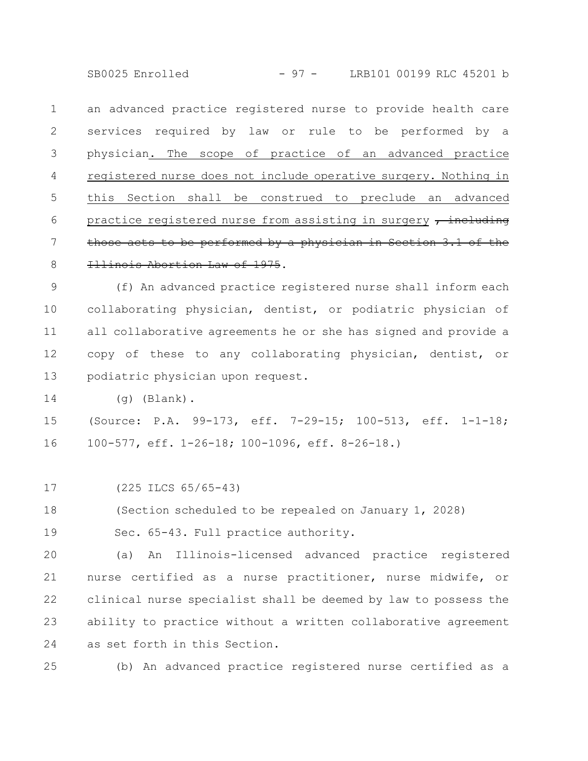an advanced practice registered nurse to provide health care services required by law or rule to be performed by a physician. The scope of practice of an advanced practice registered nurse does not include operative surgery. Nothing in this Section shall be construed to preclude an advanced practice registered nurse from assisting in surgery ~~, including those acts to be performed by a physician in Section 3.1 of the Illinois Abortion Law of 1975~~.

(f) An advanced practice registered nurse shall inform each collaborating physician, dentist, or podiatric physician of all collaborative agreements he or she has signed and provide a copy of these to any collaborating physician, dentist, or podiatric physician upon request.

(g) (Blank).

(Source: P.A. 99-173, eff. 7-29-15; 100-513, eff. 1-1-18; 100-577, eff. 1-26-18; 100-1096, eff. 8-26-18.)

(225 ILCS 65/65-43)

(Section scheduled to be repealed on January 1, 2028)

Sec. 65-43. Full practice authority.

(a) An Illinois-licensed advanced practice registered nurse certified as a nurse practitioner, nurse midwife, or clinical nurse specialist shall be deemed by law to possess the ability to practice without a written collaborative agreement as set forth in this Section.

(b) An advanced practice registered nurse certified as a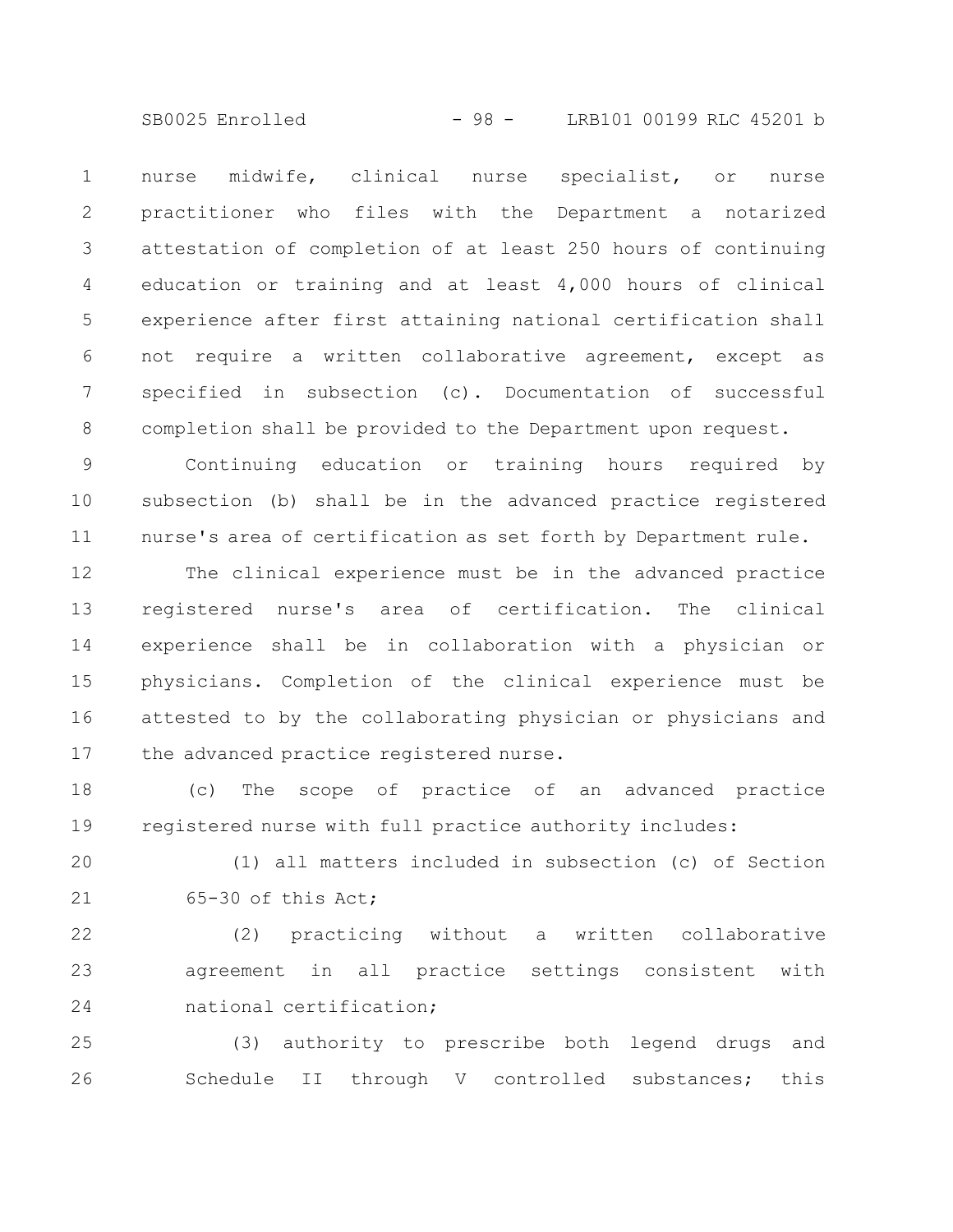nurse midwife, clinical nurse specialist, or nurse practitioner who files with the Department a notarized attestation of completion of at least 250 hours of continuing education or training and at least 4,000 hours of clinical experience after first attaining national certification shall not require a written collaborative agreement, except as specified in subsection (c). Documentation of successful completion shall be provided to the Department upon request.

Continuing education or training hours required by subsection (b) shall be in the advanced practice registered nurse's area of certification as set forth by Department rule.

The clinical experience must be in the advanced practice registered nurse's area of certification. The clinical experience shall be in collaboration with a physician or physicians. Completion of the clinical experience must be attested to by the collaborating physician or physicians and the advanced practice registered nurse.

(c) The scope of practice of an advanced practice registered nurse with full practice authority includes:

(1) all matters included in subsection (c) of Section 65-30 of this Act;

(2) practicing without a written collaborative agreement in all practice settings consistent with national certification;

(3) authority to prescribe both legend drugs and Schedule II through V controlled substances; this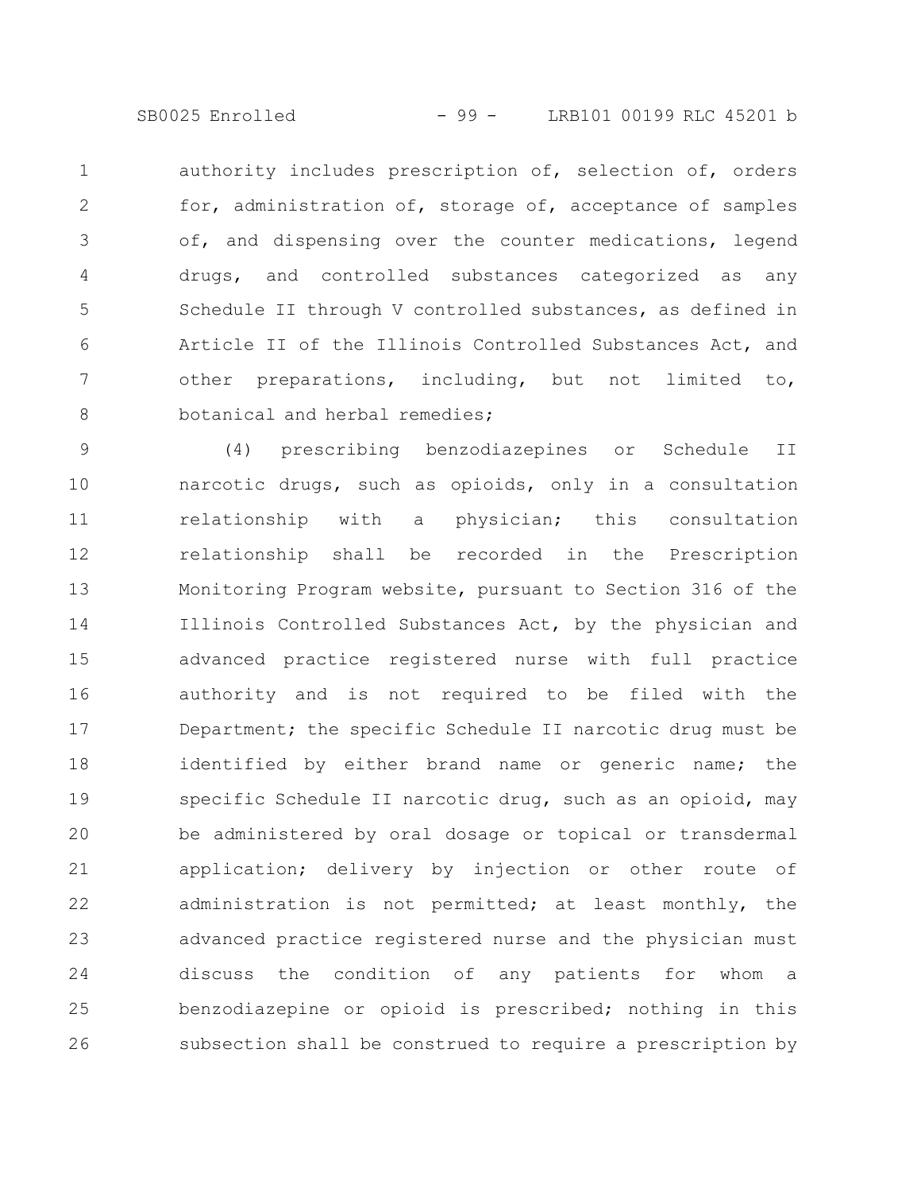authority includes prescription of, selection of, orders for, administration of, storage of, acceptance of samples of, and dispensing over the counter medications, legend drugs, and controlled substances categorized as any Schedule II through V controlled substances, as defined in Article II of the Illinois Controlled Substances Act, and other preparations, including, but not limited to, botanical and herbal remedies;

(4) prescribing benzodiazepines or Schedule II narcotic drugs, such as opioids, only in a consultation relationship with a physician; this consultation relationship shall be recorded in the Prescription Monitoring Program website, pursuant to Section 316 of the Illinois Controlled Substances Act, by the physician and advanced practice registered nurse with full practice authority and is not required to be filed with the Department; the specific Schedule II narcotic drug must be identified by either brand name or generic name; the specific Schedule II narcotic drug, such as an opioid, may be administered by oral dosage or topical or transdermal application; delivery by injection or other route of administration is not permitted; at least monthly, the advanced practice registered nurse and the physician must discuss the condition of any patients for whom a benzodiazepine or opioid is prescribed; nothing in this subsection shall be construed to require a prescription by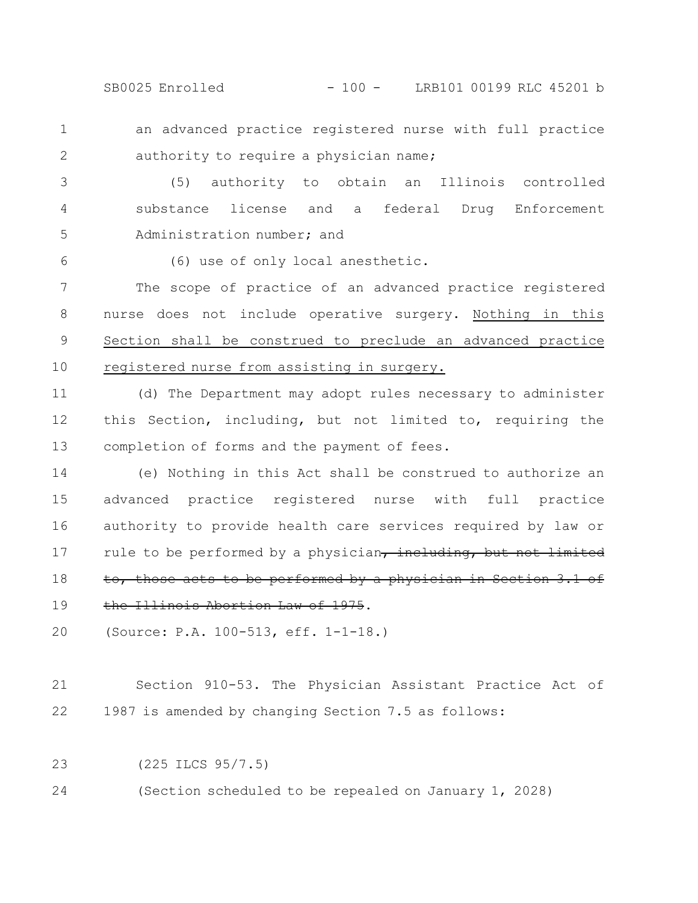an advanced practice registered nurse with full practice authority to require a physician name;

(5) authority to obtain an Illinois controlled substance license and a federal Drug Enforcement Administration number; and

(6) use of only local anesthetic.

The scope of practice of an advanced practice registered nurse does not include operative surgery. Nothing in this Section shall be construed to preclude an advanced practice registered nurse from assisting in surgery.

(d) The Department may adopt rules necessary to administer this Section, including, but not limited to, requiring the completion of forms and the payment of fees.

(e) Nothing in this Act shall be construed to authorize an advanced practice registered nurse with full practice authority to provide health care services required by law or rule to be performed by a physician~~, including, but not limited to, those acts to be performed by a physician in Section 3.1 of the Illinois Abortion Law of 1975~~.

(Source: P.A. 100-513, eff. 1-1-18.)

Section 910-53. The Physician Assistant Practice Act of 1987 is amended by changing Section 7.5 as follows:

(225 ILCS 95/7.5)

(Section scheduled to be repealed on January 1, 2028)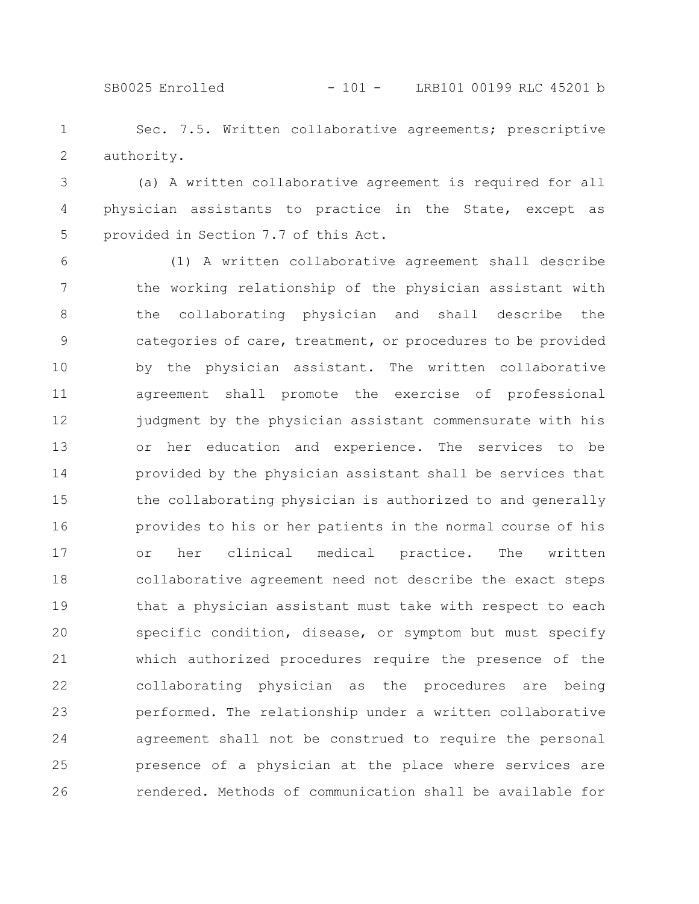Sec. 7.5. Written collaborative agreements; prescriptive authority.

(a) A written collaborative agreement is required for all physician assistants to practice in the State, except as provided in Section 7.7 of this Act.

(1) A written collaborative agreement shall describe the working relationship of the physician assistant with the collaborating physician and shall describe the categories of care, treatment, or procedures to be provided by the physician assistant. The written collaborative agreement shall promote the exercise of professional judgment by the physician assistant commensurate with his or her education and experience. The services to be provided by the physician assistant shall be services that the collaborating physician is authorized to and generally provides to his or her patients in the normal course of his or her clinical medical practice. The written collaborative agreement need not describe the exact steps that a physician assistant must take with respect to each specific condition, disease, or symptom but must specify which authorized procedures require the presence of the collaborating physician as the procedures are being performed. The relationship under a written collaborative agreement shall not be construed to require the personal presence of a physician at the place where services are rendered. Methods of communication shall be available for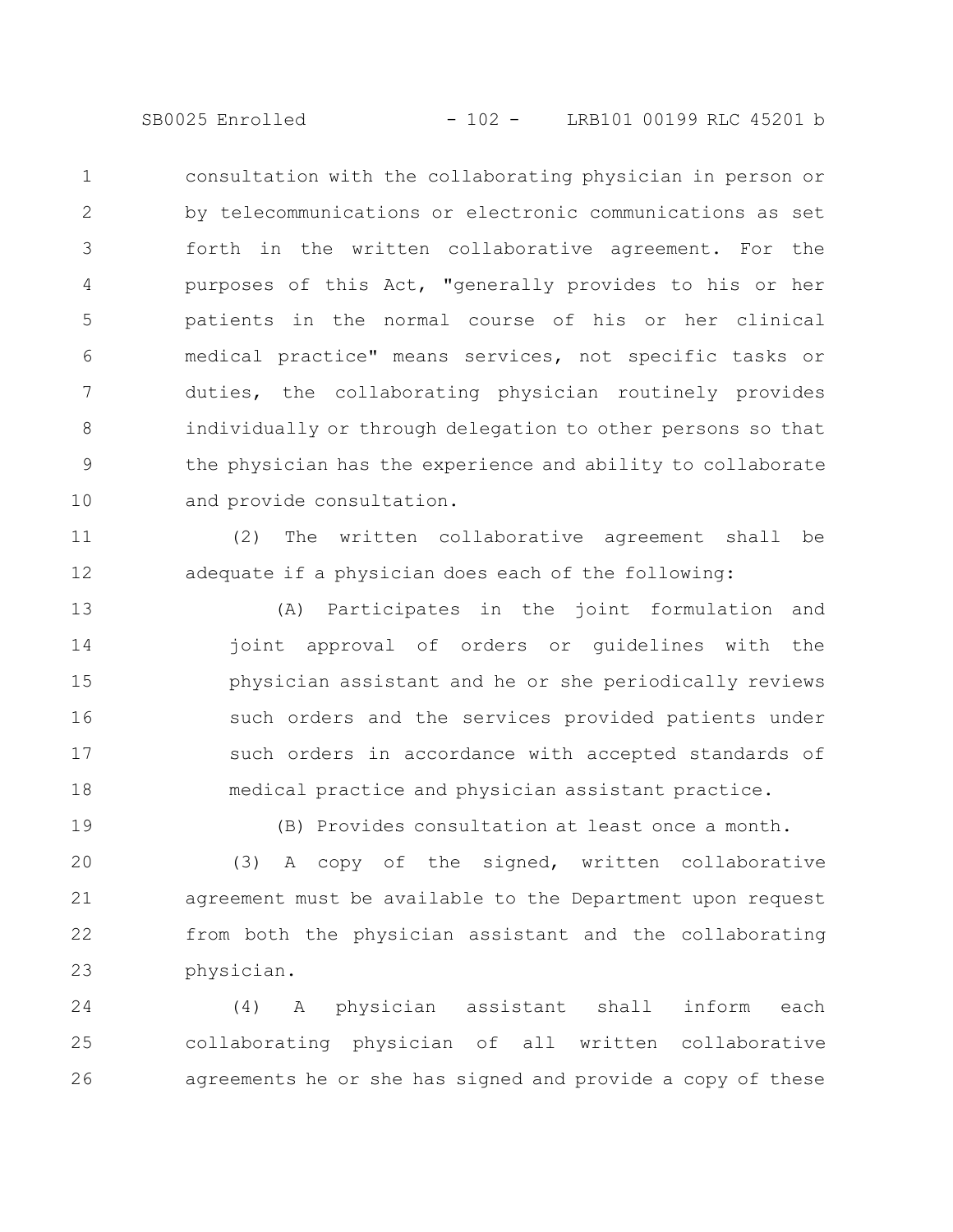consultation with the collaborating physician in person or by telecommunications or electronic communications as set forth in the written collaborative agreement. For the purposes of this Act, "generally provides to his or her patients in the normal course of his or her clinical medical practice" means services, not specific tasks or duties, the collaborating physician routinely provides individually or through delegation to other persons so that the physician has the experience and ability to collaborate and provide consultation.

(2) The written collaborative agreement shall be adequate if a physician does each of the following:

(A) Participates in the joint formulation and joint approval of orders or guidelines with the physician assistant and he or she periodically reviews such orders and the services provided patients under such orders in accordance with accepted standards of medical practice and physician assistant practice.

(B) Provides consultation at least once a month.

(3) A copy of the signed, written collaborative agreement must be available to the Department upon request from both the physician assistant and the collaborating physician.

(4) A physician assistant shall inform each collaborating physician of all written collaborative agreements he or she has signed and provide a copy of these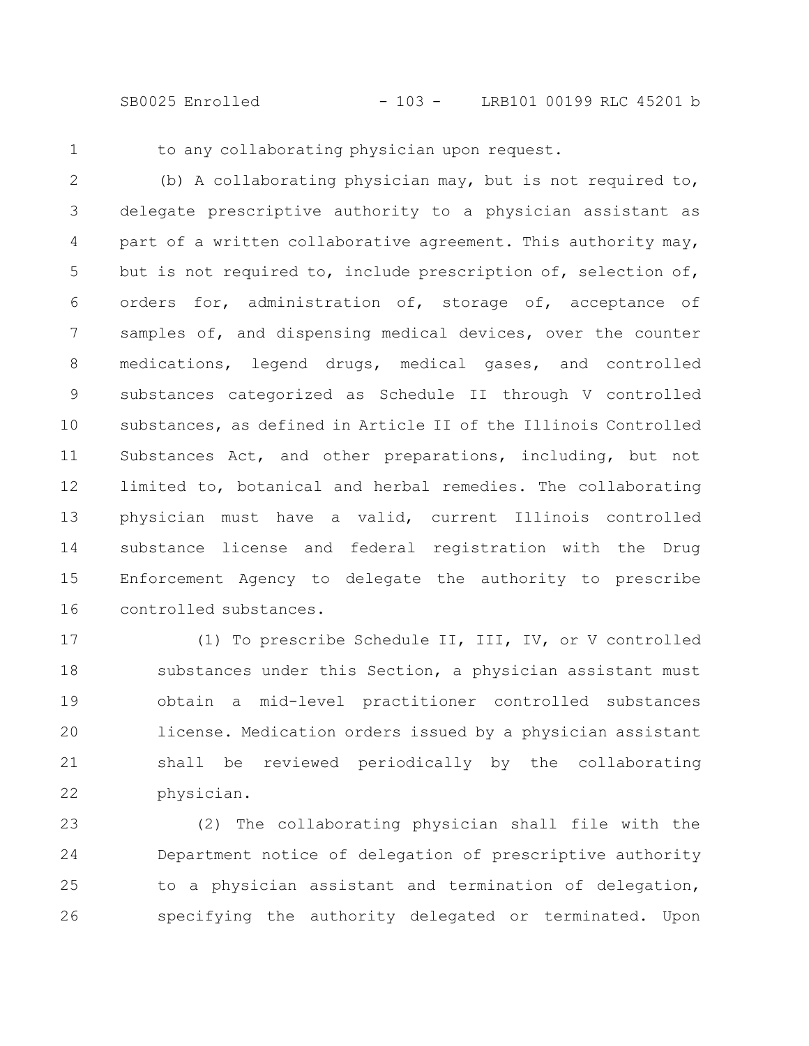to any collaborating physician upon request.

(b) A collaborating physician may, but is not required to, delegate prescriptive authority to a physician assistant as part of a written collaborative agreement. This authority may, but is not required to, include prescription of, selection of, orders for, administration of, storage of, acceptance of samples of, and dispensing medical devices, over the counter medications, legend drugs, medical gases, and controlled substances categorized as Schedule II through V controlled substances, as defined in Article II of the Illinois Controlled Substances Act, and other preparations, including, but not limited to, botanical and herbal remedies. The collaborating physician must have a valid, current Illinois controlled substance license and federal registration with the Drug Enforcement Agency to delegate the authority to prescribe controlled substances.

(1) To prescribe Schedule II, III, IV, or V controlled substances under this Section, a physician assistant must obtain a mid-level practitioner controlled substances license. Medication orders issued by a physician assistant shall be reviewed periodically by the collaborating physician.

(2) The collaborating physician shall file with the Department notice of delegation of prescriptive authority to a physician assistant and termination of delegation, specifying the authority delegated or terminated. Upon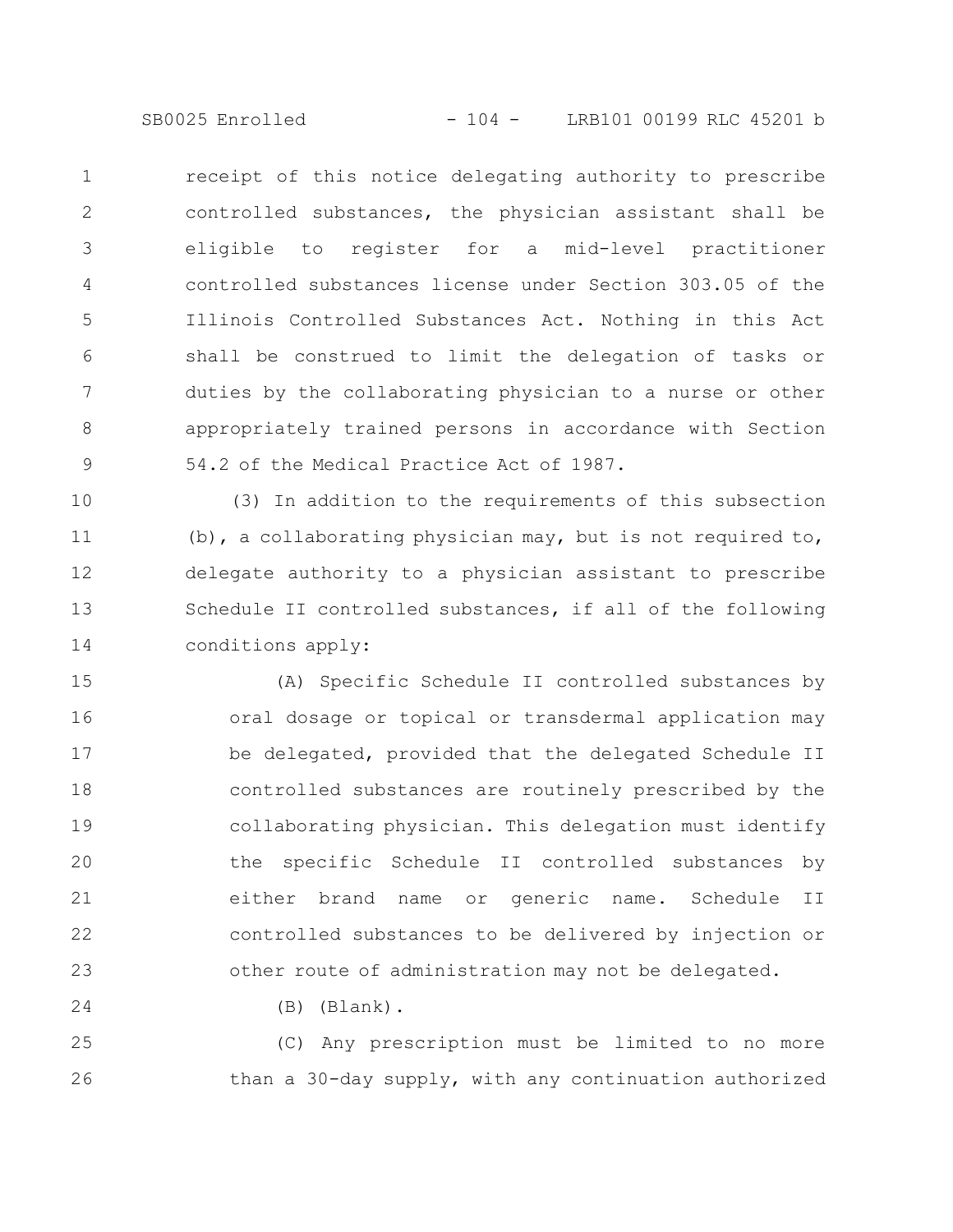receipt of this notice delegating authority to prescribe controlled substances, the physician assistant shall be eligible to register for a mid-level practitioner controlled substances license under Section 303.05 of the Illinois Controlled Substances Act. Nothing in this Act shall be construed to limit the delegation of tasks or duties by the collaborating physician to a nurse or other appropriately trained persons in accordance with Section 54.2 of the Medical Practice Act of 1987.

(3) In addition to the requirements of this subsection (b), a collaborating physician may, but is not required to, delegate authority to a physician assistant to prescribe Schedule II controlled substances, if all of the following conditions apply:

(A) Specific Schedule II controlled substances by oral dosage or topical or transdermal application may be delegated, provided that the delegated Schedule II controlled substances are routinely prescribed by the collaborating physician. This delegation must identify the specific Schedule II controlled substances by either brand name or generic name. Schedule II controlled substances to be delivered by injection or other route of administration may not be delegated.

(B) (Blank).

(C) Any prescription must be limited to no more than a 30-day supply, with any continuation authorized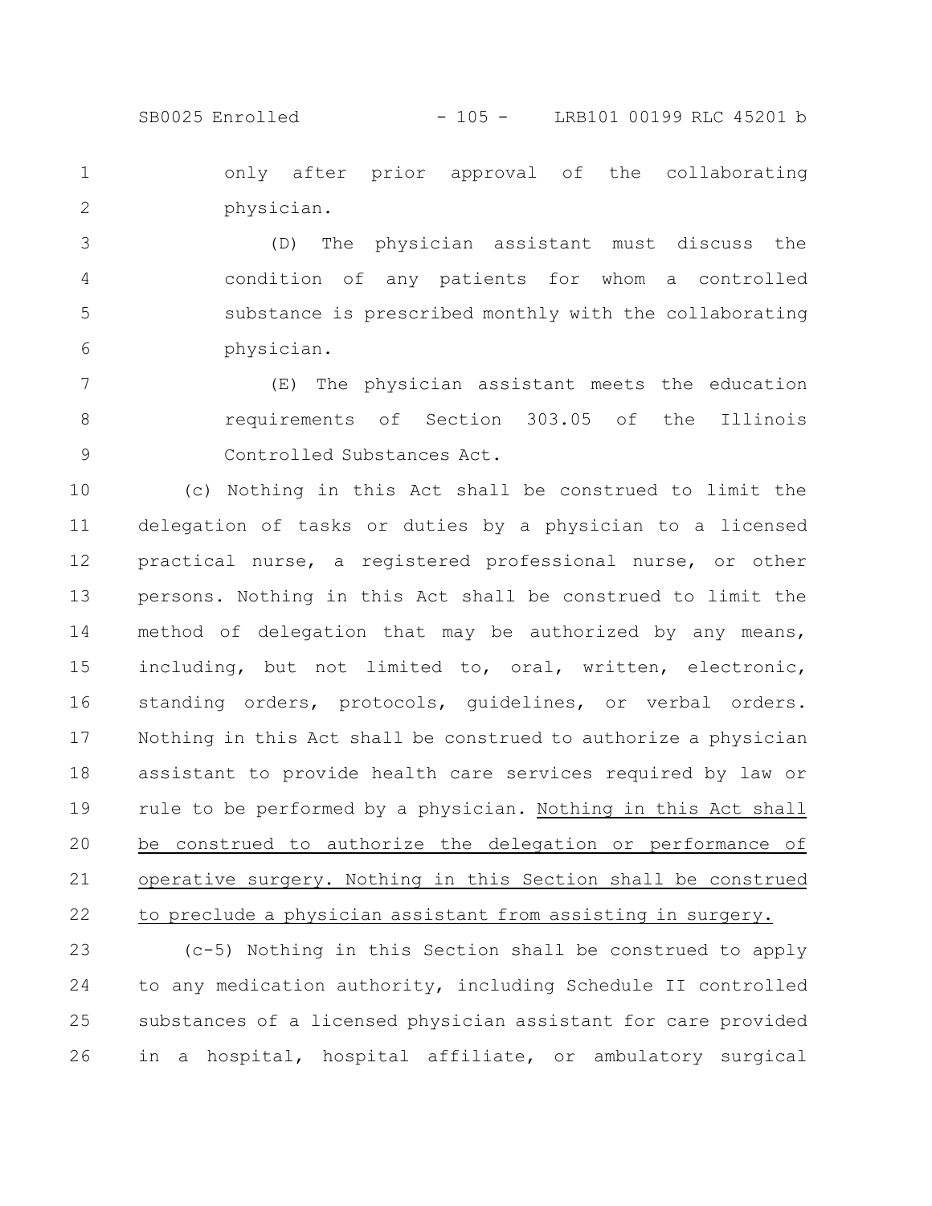only after prior approval of the collaborating physician.

(D) The physician assistant must discuss the condition of any patients for whom a controlled substance is prescribed monthly with the collaborating physician.

(E) The physician assistant meets the education requirements of Section 303.05 of the Illinois Controlled Substances Act.

(c) Nothing in this Act shall be construed to limit the delegation of tasks or duties by a physician to a licensed practical nurse, a registered professional nurse, or other persons. Nothing in this Act shall be construed to limit the method of delegation that may be authorized by any means, including, but not limited to, oral, written, electronic, standing orders, protocols, guidelines, or verbal orders. Nothing in this Act shall be construed to authorize a physician assistant to provide health care services required by law or rule to be performed by a physician. Nothing in this Act shall be construed to authorize the delegation or performance of operative surgery. Nothing in this Section shall be construed to preclude a physician assistant from assisting in surgery.

(c-5) Nothing in this Section shall be construed to apply to any medication authority, including Schedule II controlled substances of a licensed physician assistant for care provided in a hospital, hospital affiliate, or ambulatory surgical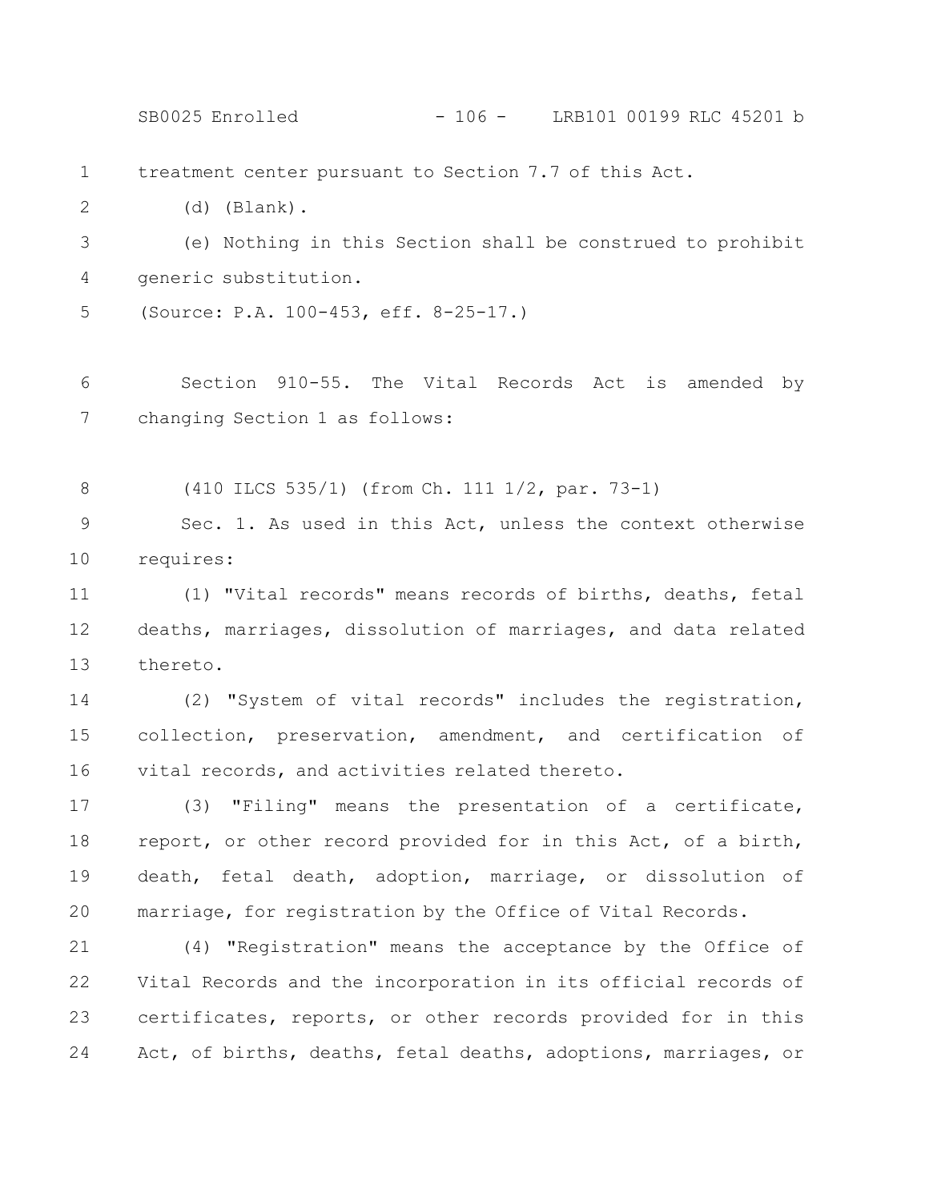treatment center pursuant to Section 7.7 of this Act.

(d) (Blank).

(e) Nothing in this Section shall be construed to prohibit generic substitution.

(Source: P.A. 100-453, eff. 8-25-17.)

Section 910-55. The Vital Records Act is amended by changing Section 1 as follows:

(410 ILCS 535/1) (from Ch. 111 1/2, par. 73-1)

Sec. 1. As used in this Act, unless the context otherwise requires:

(1) "Vital records" means records of births, deaths, fetal deaths, marriages, dissolution of marriages, and data related thereto.

(2) "System of vital records" includes the registration, collection, preservation, amendment, and certification of vital records, and activities related thereto.

(3) "Filing" means the presentation of a certificate, report, or other record provided for in this Act, of a birth, death, fetal death, adoption, marriage, or dissolution of marriage, for registration by the Office of Vital Records.

(4) "Registration" means the acceptance by the Office of Vital Records and the incorporation in its official records of certificates, reports, or other records provided for in this Act, of births, deaths, fetal deaths, adoptions, marriages, or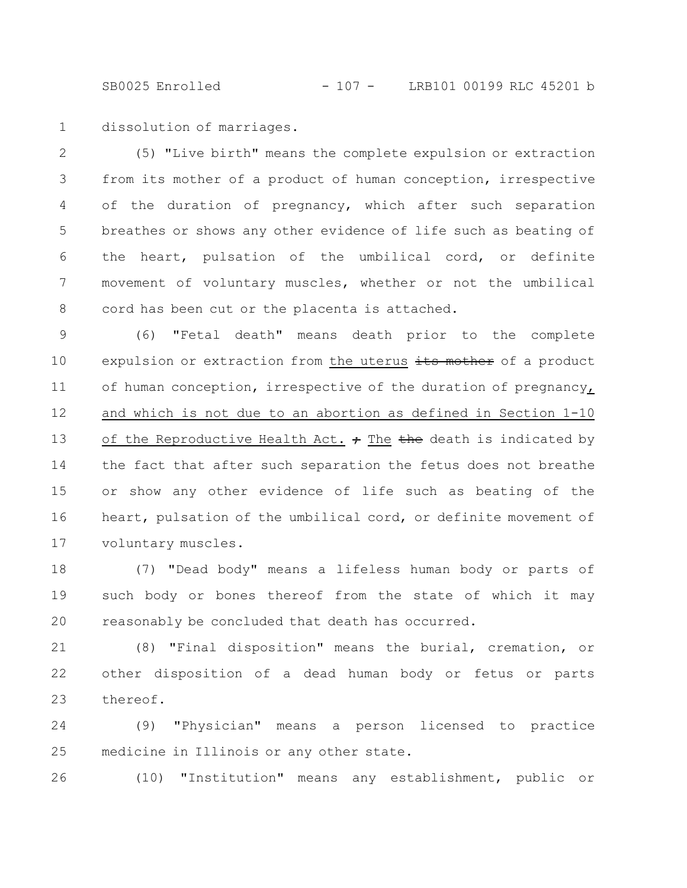dissolution of marriages.

(5) "Live birth" means the complete expulsion or extraction from its mother of a product of human conception, irrespective of the duration of pregnancy, which after such separation breathes or shows any other evidence of life such as beating of the heart, pulsation of the umbilical cord, or definite movement of voluntary muscles, whether or not the umbilical cord has been cut or the placenta is attached.

(6) "Fetal death" means death prior to the complete expulsion or extraction from the uterus ~~its mother~~ of a product of human conception, irrespective of the duration of pregnancy, and which is not due to an abortion as defined in Section 1-10 of the Reproductive Health Act. ~~;~~ The ~~the~~ death is indicated by the fact that after such separation the fetus does not breathe or show any other evidence of life such as beating of the heart, pulsation of the umbilical cord, or definite movement of voluntary muscles.

(7) "Dead body" means a lifeless human body or parts of such body or bones thereof from the state of which it may reasonably be concluded that death has occurred.

(8) "Final disposition" means the burial, cremation, or other disposition of a dead human body or fetus or parts thereof.

(9) "Physician" means a person licensed to practice medicine in Illinois or any other state.

(10) "Institution" means any establishment, public or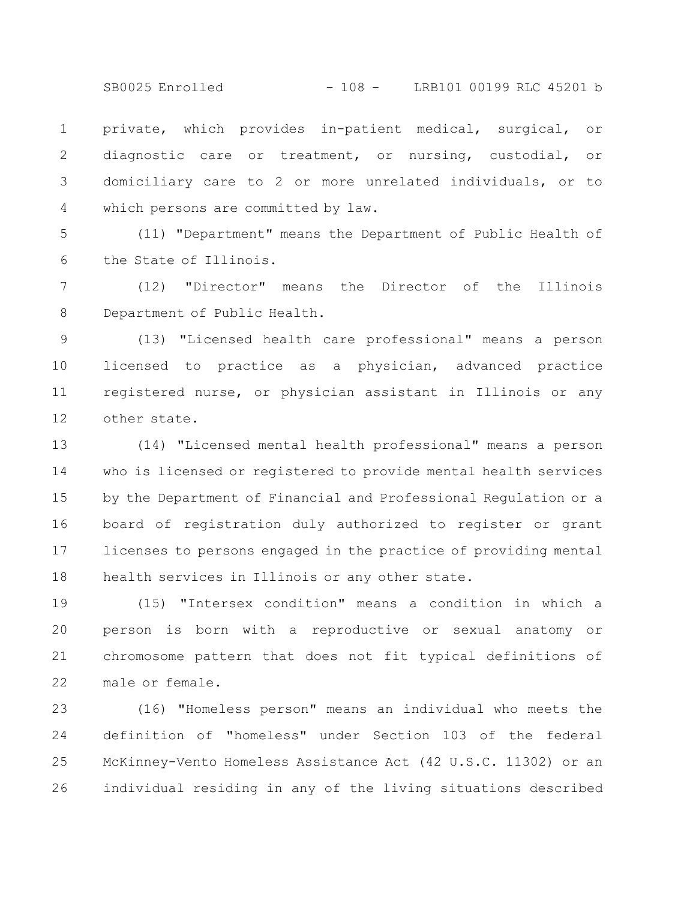private, which provides in-patient medical, surgical, or diagnostic care or treatment, or nursing, custodial, or domiciliary care to 2 or more unrelated individuals, or to which persons are committed by law.

(11) "Department" means the Department of Public Health of the State of Illinois.

(12) "Director" means the Director of the Illinois Department of Public Health.

(13) "Licensed health care professional" means a person licensed to practice as a physician, advanced practice registered nurse, or physician assistant in Illinois or any other state.

(14) "Licensed mental health professional" means a person who is licensed or registered to provide mental health services by the Department of Financial and Professional Regulation or a board of registration duly authorized to register or grant licenses to persons engaged in the practice of providing mental health services in Illinois or any other state.

(15) "Intersex condition" means a condition in which a person is born with a reproductive or sexual anatomy or chromosome pattern that does not fit typical definitions of male or female.

(16) "Homeless person" means an individual who meets the definition of "homeless" under Section 103 of the federal McKinney-Vento Homeless Assistance Act (42 U.S.C. 11302) or an individual residing in any of the living situations described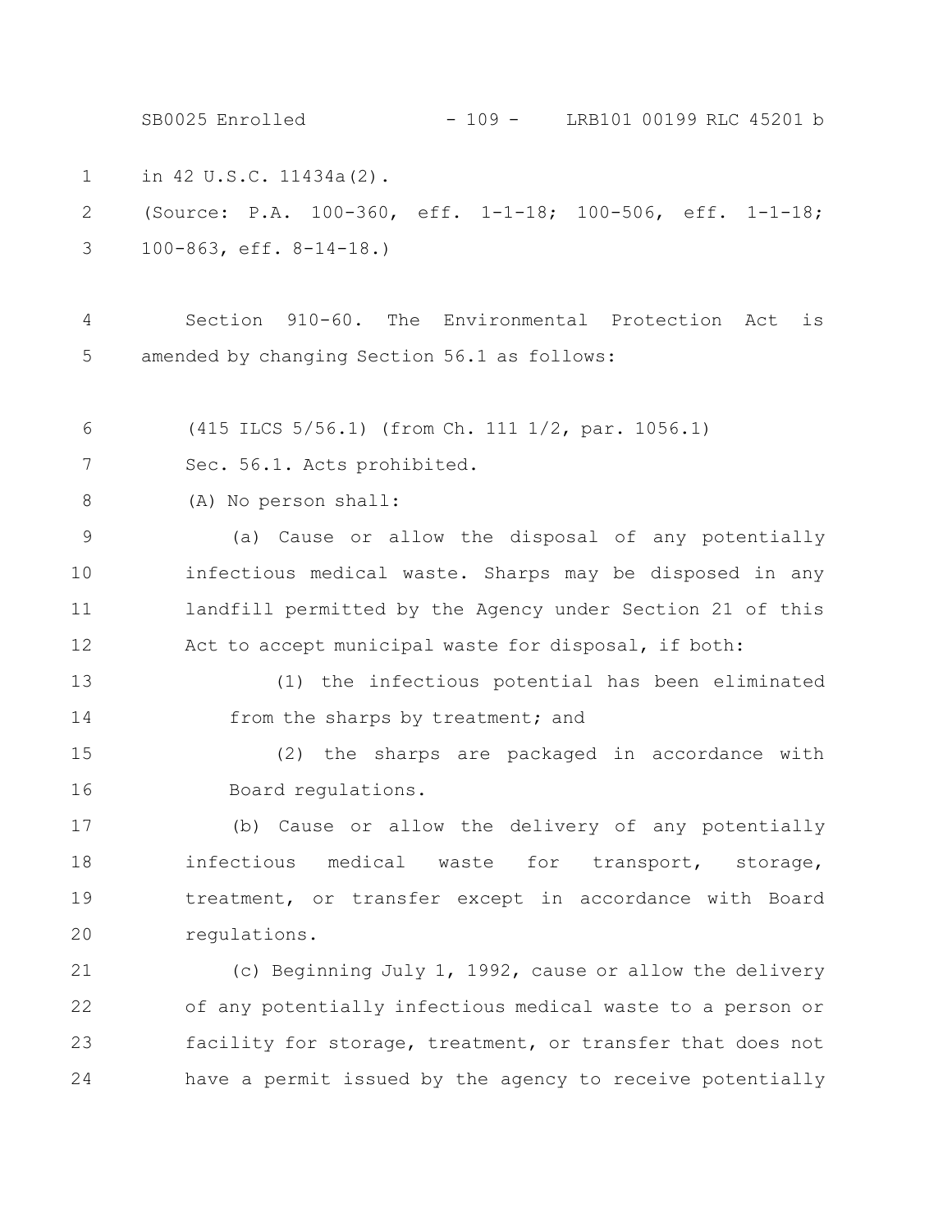in 42 U.S.C. 11434a(2).

(Source: P.A. 100-360, eff. 1-1-18; 100-506, eff. 1-1-18; 100-863, eff. 8-14-18.)

Section 910-60. The Environmental Protection Act is amended by changing Section 56.1 as follows:

(415 ILCS 5/56.1) (from Ch. 111 1/2, par. 1056.1)

Sec. 56.1. Acts prohibited.

(A) No person shall:

(a) Cause or allow the disposal of any potentially infectious medical waste. Sharps may be disposed in any landfill permitted by the Agency under Section 21 of this Act to accept municipal waste for disposal, if both:

(1) the infectious potential has been eliminated from the sharps by treatment; and

(2) the sharps are packaged in accordance with Board regulations.

(b) Cause or allow the delivery of any potentially infectious medical waste for transport, storage, treatment, or transfer except in accordance with Board regulations.

(c) Beginning July 1, 1992, cause or allow the delivery of any potentially infectious medical waste to a person or facility for storage, treatment, or transfer that does not have a permit issued by the agency to receive potentially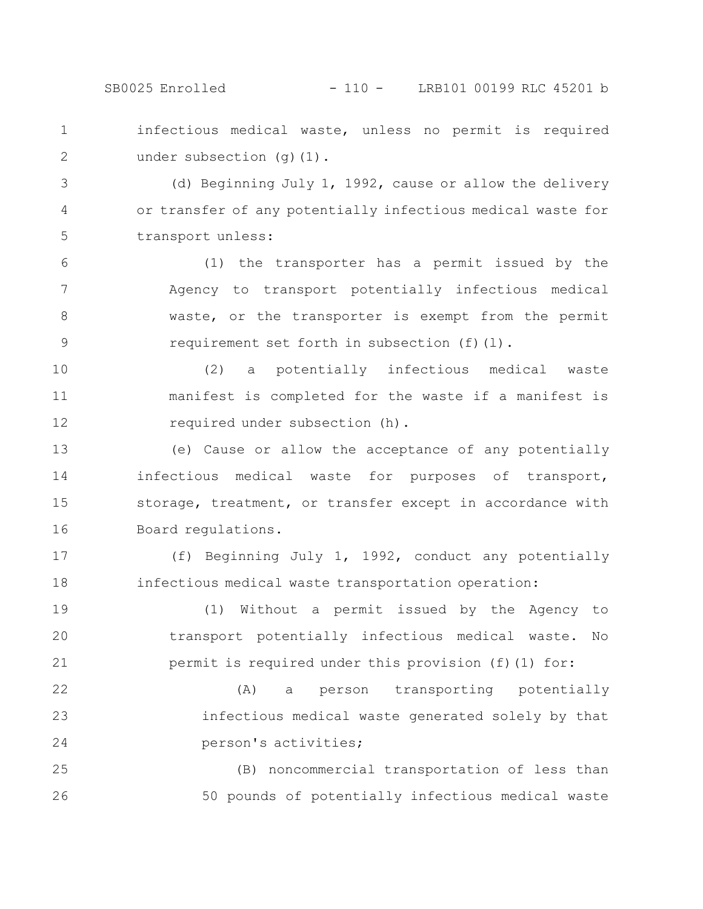infectious medical waste, unless no permit is required under subsection (g)(1).

(d) Beginning July 1, 1992, cause or allow the delivery or transfer of any potentially infectious medical waste for transport unless:

(1) the transporter has a permit issued by the Agency to transport potentially infectious medical waste, or the transporter is exempt from the permit requirement set forth in subsection (f)(l).

(2) a potentially infectious medical waste manifest is completed for the waste if a manifest is required under subsection (h).

(e) Cause or allow the acceptance of any potentially infectious medical waste for purposes of transport, storage, treatment, or transfer except in accordance with Board regulations.

(f) Beginning July 1, 1992, conduct any potentially infectious medical waste transportation operation:

(1) Without a permit issued by the Agency to transport potentially infectious medical waste. No permit is required under this provision (f)(1) for:

(A) a person transporting potentially infectious medical waste generated solely by that person's activities;

(B) noncommercial transportation of less than 50 pounds of potentially infectious medical waste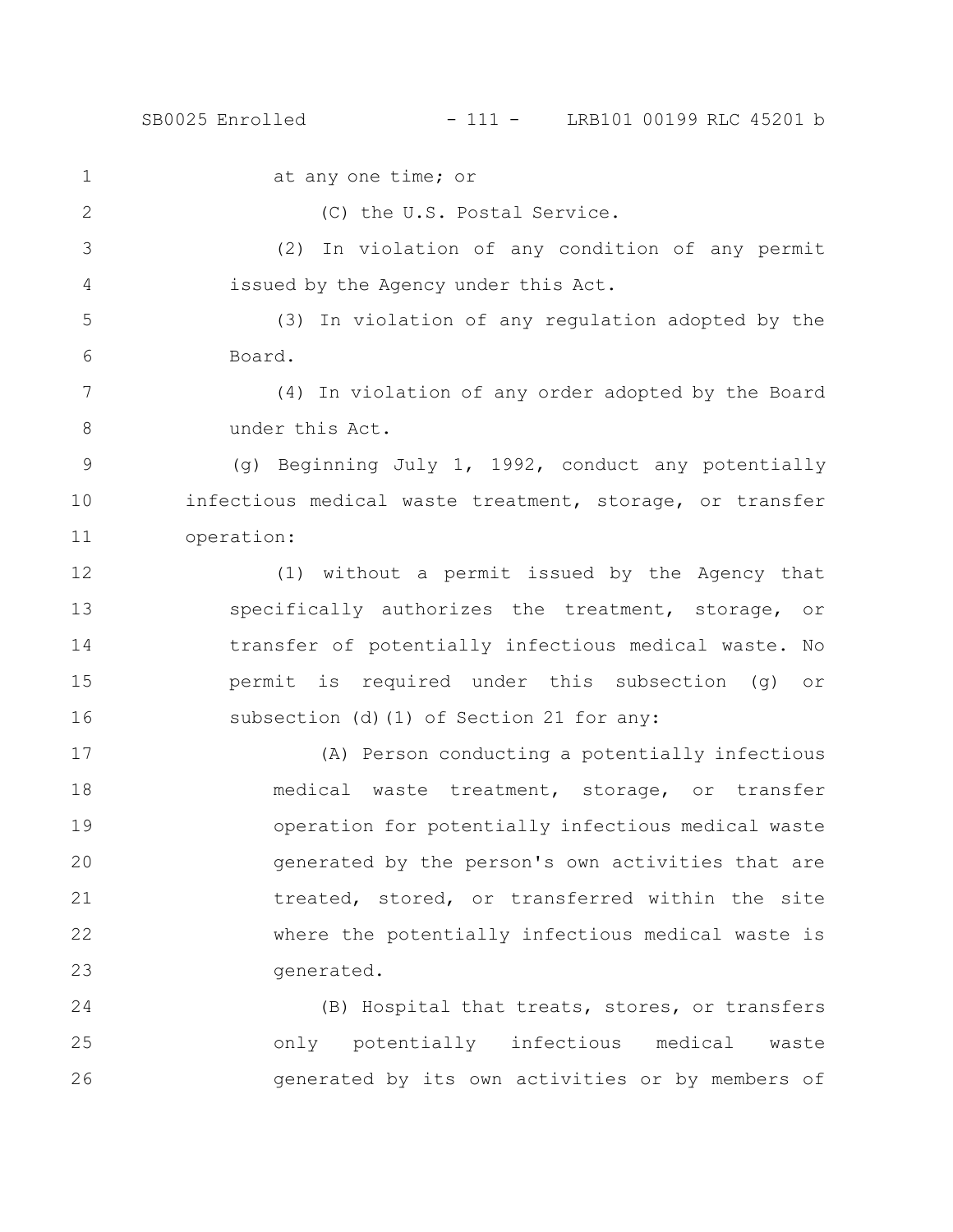at any one time; or

(C) the U.S. Postal Service.

(2) In violation of any condition of any permit issued by the Agency under this Act.

(3) In violation of any regulation adopted by the Board.

(4) In violation of any order adopted by the Board under this Act.

(g) Beginning July 1, 1992, conduct any potentially infectious medical waste treatment, storage, or transfer operation:

(1) without a permit issued by the Agency that specifically authorizes the treatment, storage, or transfer of potentially infectious medical waste. No permit is required under this subsection (g) or subsection (d)(1) of Section 21 for any:

(A) Person conducting a potentially infectious medical waste treatment, storage, or transfer operation for potentially infectious medical waste generated by the person's own activities that are treated, stored, or transferred within the site where the potentially infectious medical waste is generated.

(B) Hospital that treats, stores, or transfers only potentially infectious medical waste generated by its own activities or by members of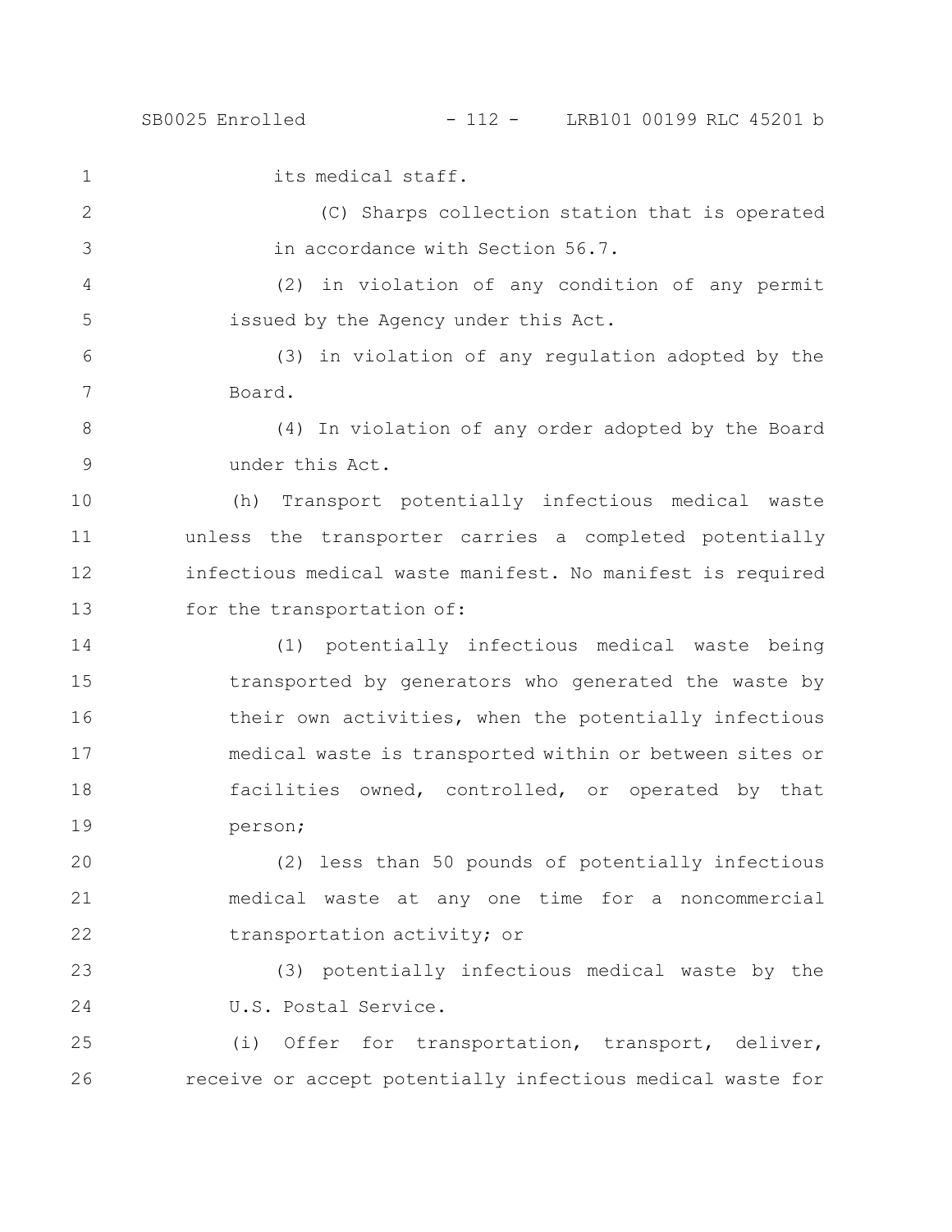its medical staff.

(C) Sharps collection station that is operated in accordance with Section 56.7.

(2) in violation of any condition of any permit issued by the Agency under this Act.

(3) in violation of any regulation adopted by the Board.

(4) In violation of any order adopted by the Board under this Act.

(h) Transport potentially infectious medical waste unless the transporter carries a completed potentially infectious medical waste manifest. No manifest is required for the transportation of:

(1) potentially infectious medical waste being transported by generators who generated the waste by their own activities, when the potentially infectious medical waste is transported within or between sites or facilities owned, controlled, or operated by that person;

(2) less than 50 pounds of potentially infectious medical waste at any one time for a noncommercial transportation activity; or

(3) potentially infectious medical waste by the U.S. Postal Service.

(i) Offer for transportation, transport, deliver, receive or accept potentially infectious medical waste for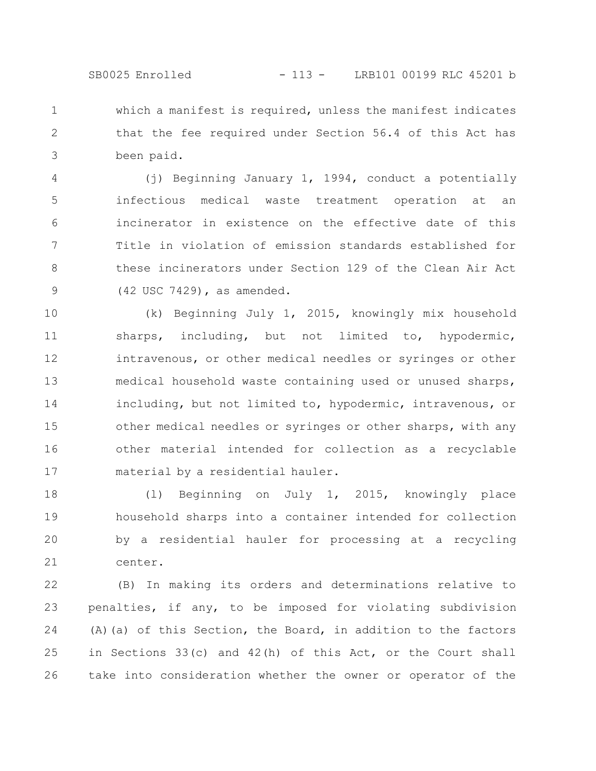which a manifest is required, unless the manifest indicates that the fee required under Section 56.4 of this Act has been paid.

(j) Beginning January 1, 1994, conduct a potentially infectious medical waste treatment operation at an incinerator in existence on the effective date of this Title in violation of emission standards established for these incinerators under Section 129 of the Clean Air Act (42 USC 7429), as amended.

(k) Beginning July 1, 2015, knowingly mix household sharps, including, but not limited to, hypodermic, intravenous, or other medical needles or syringes or other medical household waste containing used or unused sharps, including, but not limited to, hypodermic, intravenous, or other medical needles or syringes or other sharps, with any other material intended for collection as a recyclable material by a residential hauler.

(l) Beginning on July 1, 2015, knowingly place household sharps into a container intended for collection by a residential hauler for processing at a recycling center.

(B) In making its orders and determinations relative to penalties, if any, to be imposed for violating subdivision (A)(a) of this Section, the Board, in addition to the factors in Sections 33(c) and 42(h) of this Act, or the Court shall take into consideration whether the owner or operator of the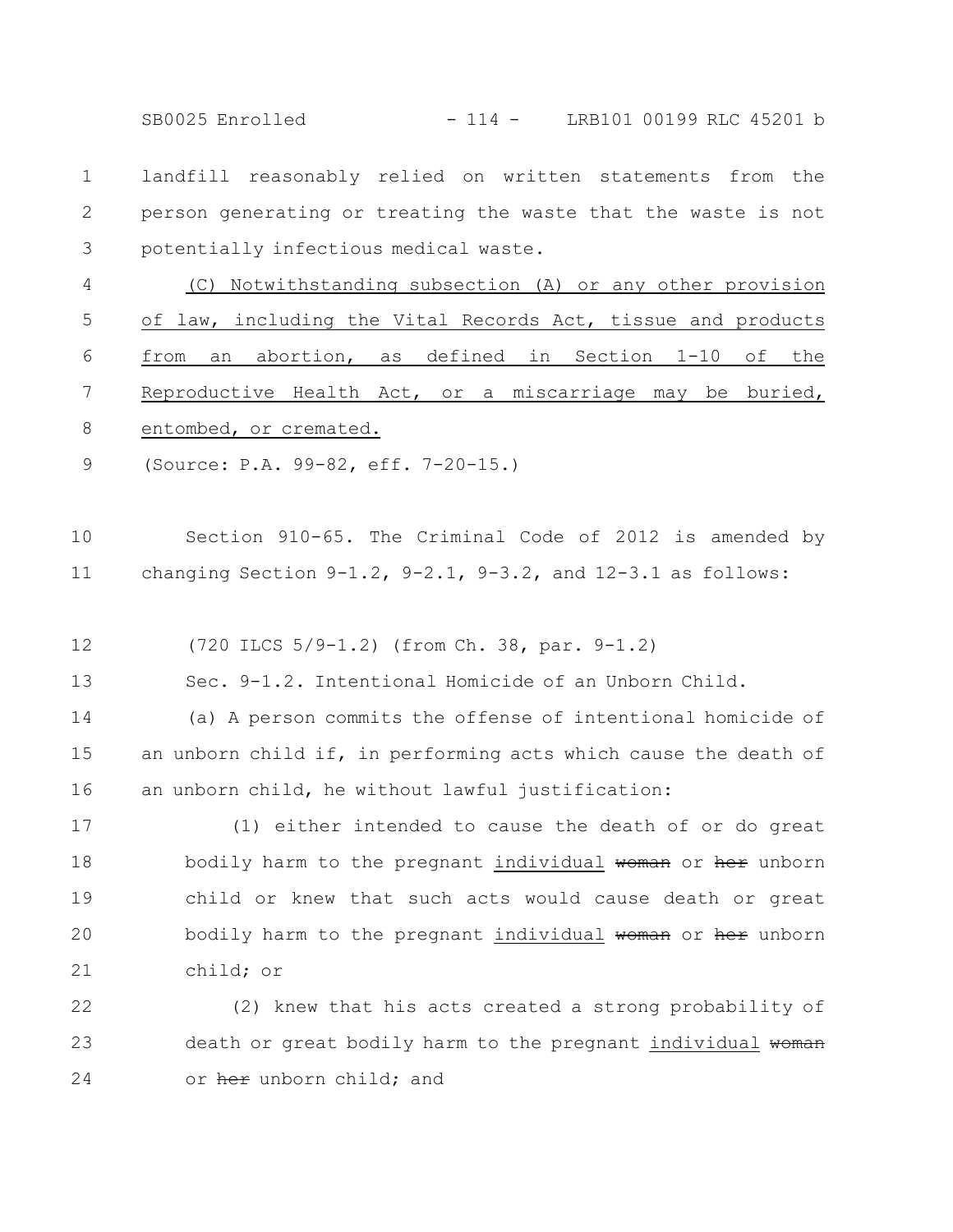landfill reasonably relied on written statements from the person generating or treating the waste that the waste is not potentially infectious medical waste.

(C) Notwithstanding subsection (A) or any other provision of law, including the Vital Records Act, tissue and products from an abortion, as defined in Section 1-10 of the Reproductive Health Act, or a miscarriage may be buried, entombed, or cremated.

(Source: P.A. 99-82, eff. 7-20-15.)

Section 910-65. The Criminal Code of 2012 is amended by changing Section 9-1.2, 9-2.1, 9-3.2, and 12-3.1 as follows:

(720 ILCS 5/9-1.2) (from Ch. 38, par. 9-1.2)

Sec. 9-1.2. Intentional Homicide of an Unborn Child.

(a) A person commits the offense of intentional homicide of an unborn child if, in performing acts which cause the death of an unborn child, he without lawful justification:

(1) either intended to cause the death of or do great bodily harm to the pregnant individual ~~woman~~ or ~~her~~ unborn child or knew that such acts would cause death or great bodily harm to the pregnant individual ~~woman~~ or ~~her~~ unborn child; or

(2) knew that his acts created a strong probability of death or great bodily harm to the pregnant individual ~~woman~~ or ~~her~~ unborn child; and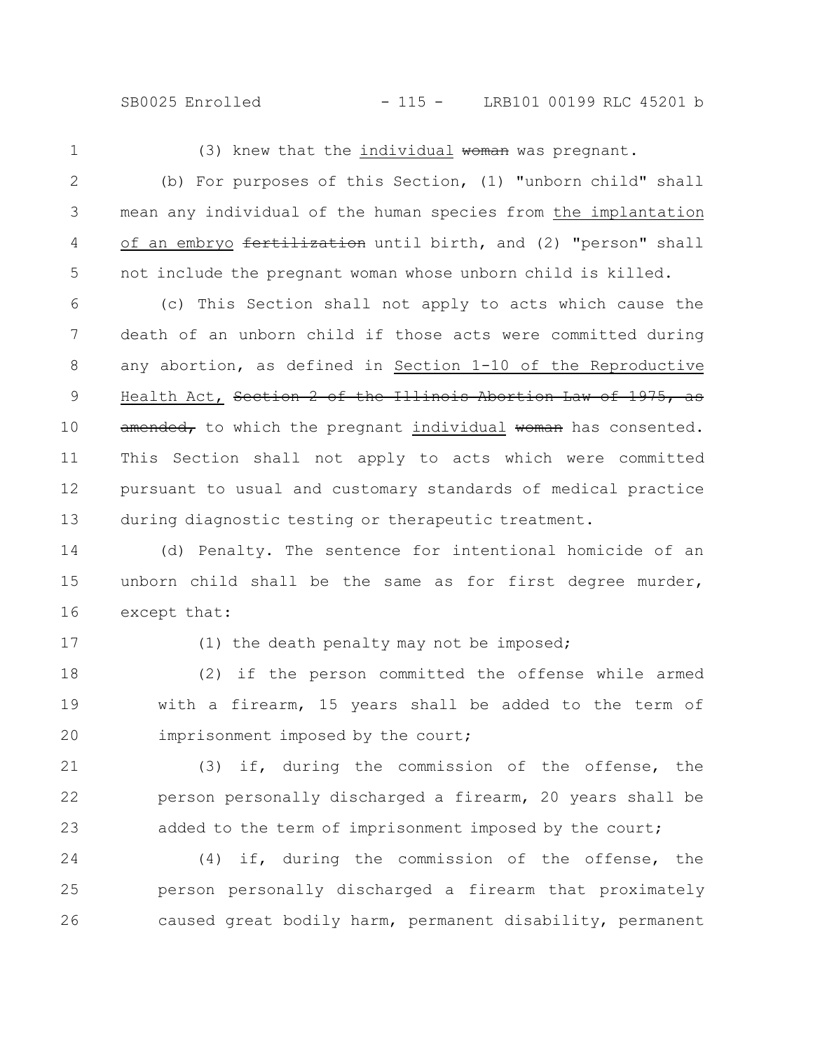(3) knew that the individual ~~woman~~ was pregnant.

(b) For purposes of this Section, (1) "unborn child" shall mean any individual of the human species from the implantation of an embryo ~~fertilization~~ until birth, and (2) "person" shall not include the pregnant woman whose unborn child is killed.

(c) This Section shall not apply to acts which cause the death of an unborn child if those acts were committed during any abortion, as defined in Section 1-10 of the Reproductive Health Act, ~~Section 2 of the Illinois Abortion Law of 1975, as amended,~~ to which the pregnant individual ~~woman~~ has consented. This Section shall not apply to acts which were committed pursuant to usual and customary standards of medical practice during diagnostic testing or therapeutic treatment.

(d) Penalty. The sentence for intentional homicide of an unborn child shall be the same as for first degree murder, except that:

(1) the death penalty may not be imposed;

(2) if the person committed the offense while armed with a firearm, 15 years shall be added to the term of imprisonment imposed by the court;

(3) if, during the commission of the offense, the person personally discharged a firearm, 20 years shall be added to the term of imprisonment imposed by the court;

(4) if, during the commission of the offense, the person personally discharged a firearm that proximately caused great bodily harm, permanent disability, permanent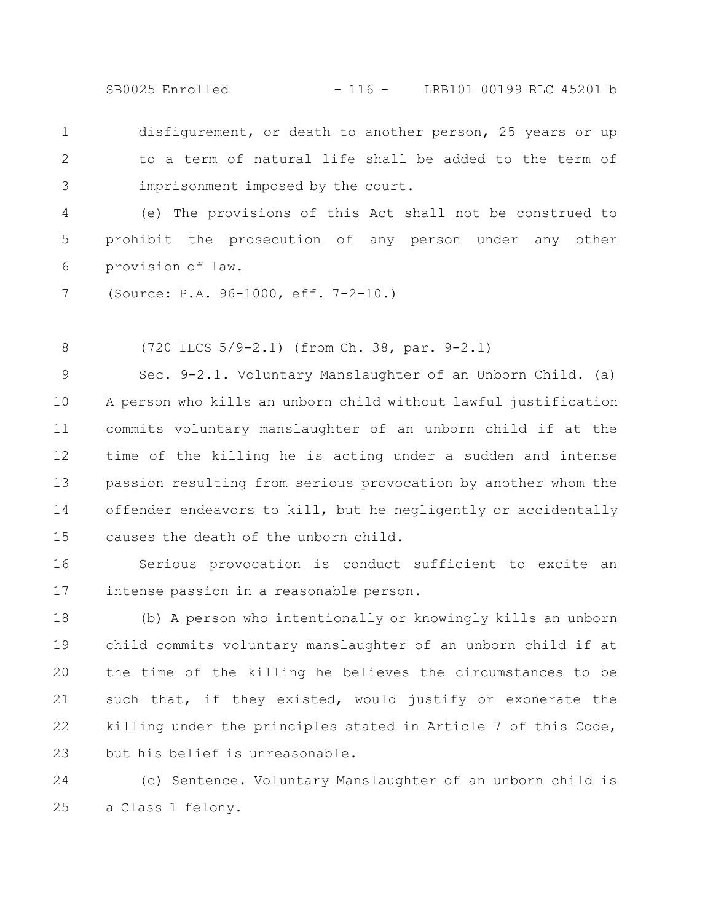disfigurement, or death to another person, 25 years or up to a term of natural life shall be added to the term of imprisonment imposed by the court.

(e) The provisions of this Act shall not be construed to prohibit the prosecution of any person under any other provision of law.

(Source: P.A. 96-1000, eff. 7-2-10.)

(720 ILCS 5/9-2.1) (from Ch. 38, par. 9-2.1)

Sec. 9-2.1. Voluntary Manslaughter of an Unborn Child. (a) A person who kills an unborn child without lawful justification commits voluntary manslaughter of an unborn child if at the time of the killing he is acting under a sudden and intense passion resulting from serious provocation by another whom the offender endeavors to kill, but he negligently or accidentally causes the death of the unborn child.

Serious provocation is conduct sufficient to excite an intense passion in a reasonable person.

(b) A person who intentionally or knowingly kills an unborn child commits voluntary manslaughter of an unborn child if at the time of the killing he believes the circumstances to be such that, if they existed, would justify or exonerate the killing under the principles stated in Article 7 of this Code, but his belief is unreasonable.

(c) Sentence. Voluntary Manslaughter of an unborn child is a Class 1 felony.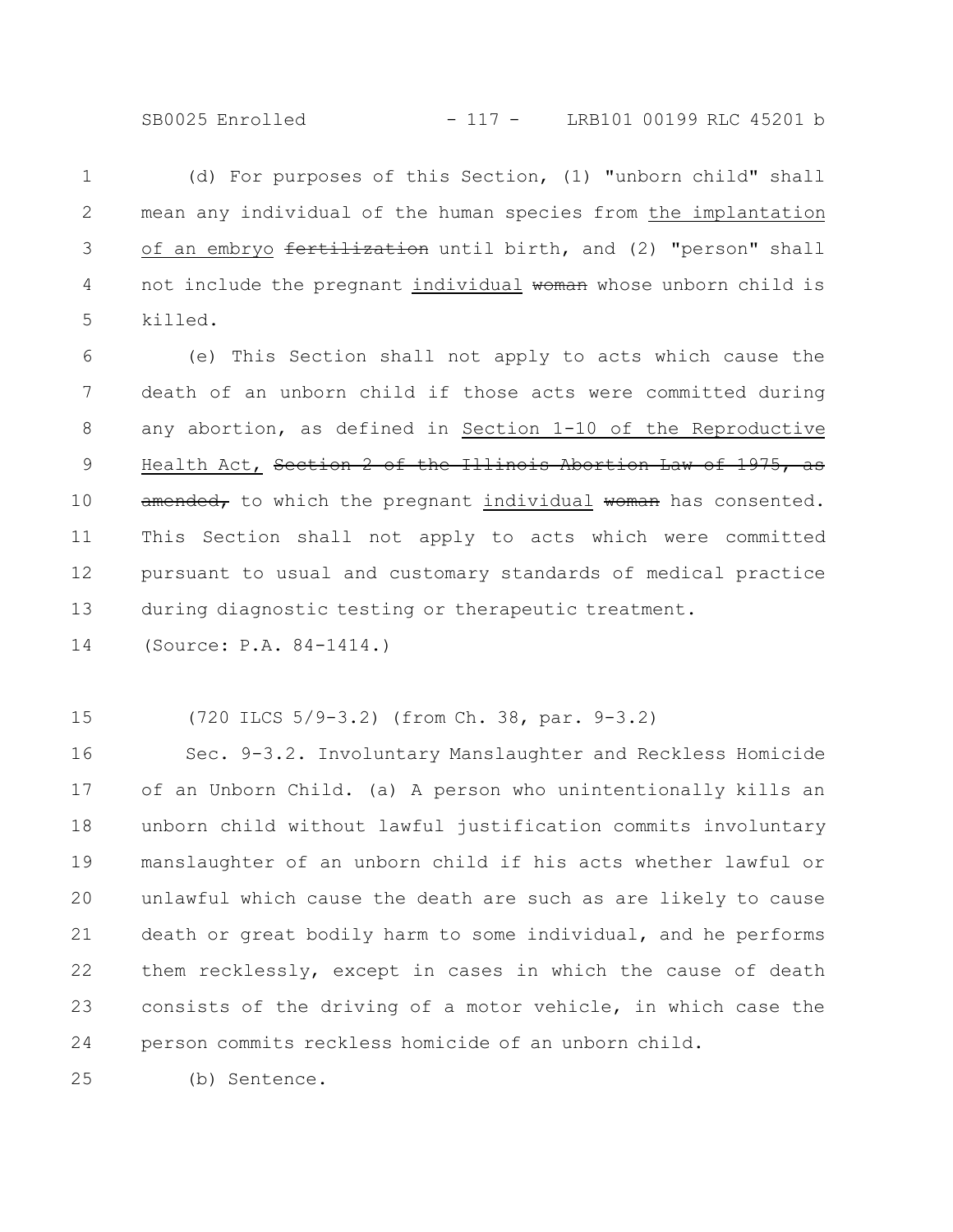(d) For purposes of this Section, (1) "unborn child" shall mean any individual of the human species from the implantation of an embryo ~~fertilization~~ until birth, and (2) "person" shall not include the pregnant individual ~~woman~~ whose unborn child is killed.

(e) This Section shall not apply to acts which cause the death of an unborn child if those acts were committed during any abortion, as defined in Section 1-10 of the Reproductive Health Act, ~~Section 2 of the Illinois Abortion Law of 1975, as amended,~~ to which the pregnant individual ~~woman~~ has consented. This Section shall not apply to acts which were committed pursuant to usual and customary standards of medical practice during diagnostic testing or therapeutic treatment.

(Source: P.A. 84-1414.)

(720 ILCS 5/9-3.2) (from Ch. 38, par. 9-3.2)

Sec. 9-3.2. Involuntary Manslaughter and Reckless Homicide of an Unborn Child. (a) A person who unintentionally kills an unborn child without lawful justification commits involuntary manslaughter of an unborn child if his acts whether lawful or unlawful which cause the death are such as are likely to cause death or great bodily harm to some individual, and he performs them recklessly, except in cases in which the cause of death consists of the driving of a motor vehicle, in which case the person commits reckless homicide of an unborn child.

(b) Sentence.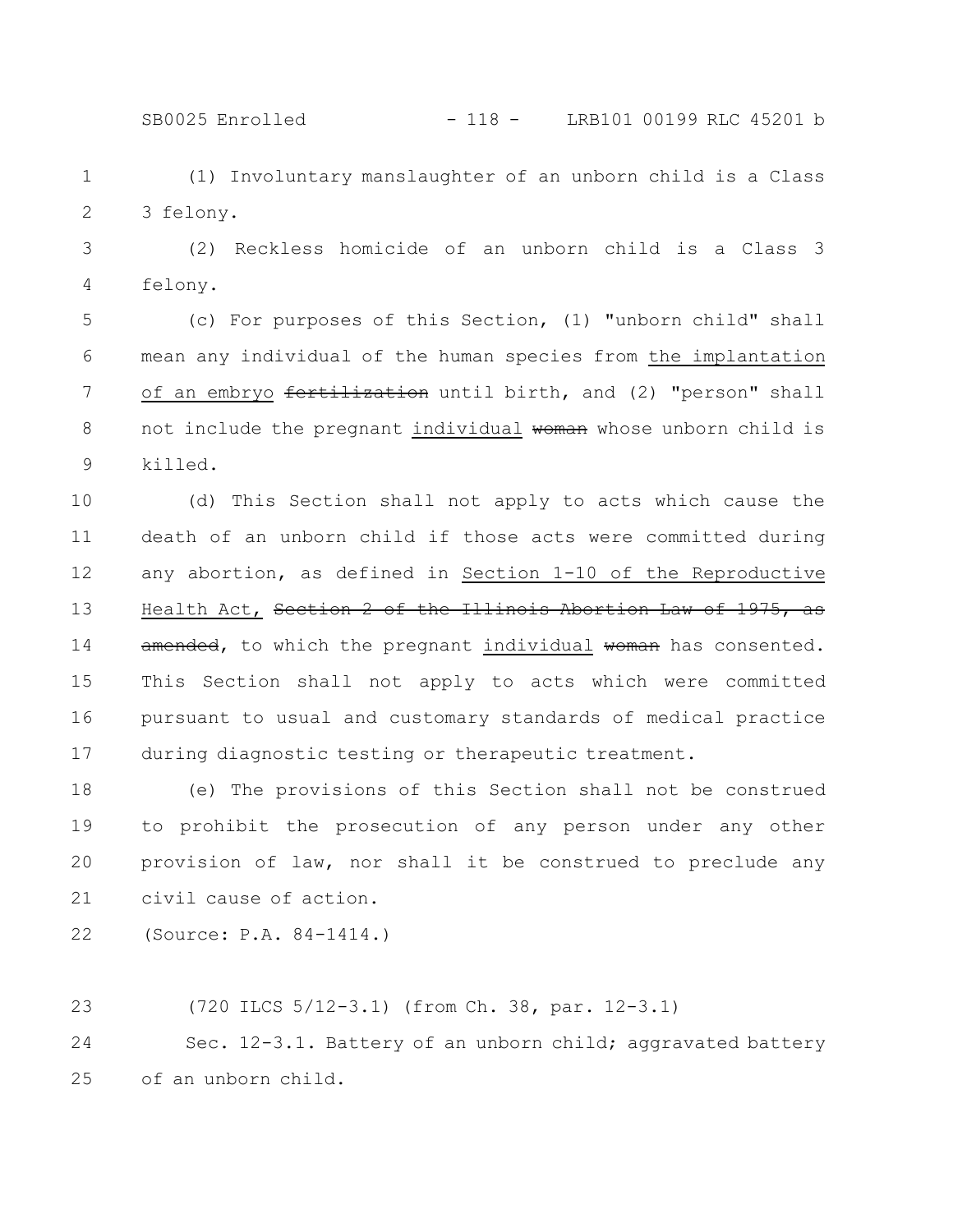(1) Involuntary manslaughter of an unborn child is a Class 3 felony.

(2) Reckless homicide of an unborn child is a Class 3 felony.

(c) For purposes of this Section, (1) "unborn child" shall mean any individual of the human species from <u>the implantation of an embryo</u> ~~fertilization~~ until birth, and (2) "person" shall not include the pregnant <u>individual</u> ~~woman~~ whose unborn child is killed.

(d) This Section shall not apply to acts which cause the death of an unborn child if those acts were committed during any abortion, as defined in <u>Section 1-10 of the Reproductive Health Act,</u> ~~Section 2 of the Illinois Abortion Law of 1975, as amended~~, to which the pregnant <u>individual</u> ~~woman~~ has consented. This Section shall not apply to acts which were committed pursuant to usual and customary standards of medical practice during diagnostic testing or therapeutic treatment.

(e) The provisions of this Section shall not be construed to prohibit the prosecution of any person under any other provision of law, nor shall it be construed to preclude any civil cause of action.

(Source: P.A. 84-1414.)

(720 ILCS 5/12-3.1) (from Ch. 38, par. 12-3.1)

Sec. 12-3.1. Battery of an unborn child; aggravated battery of an unborn child.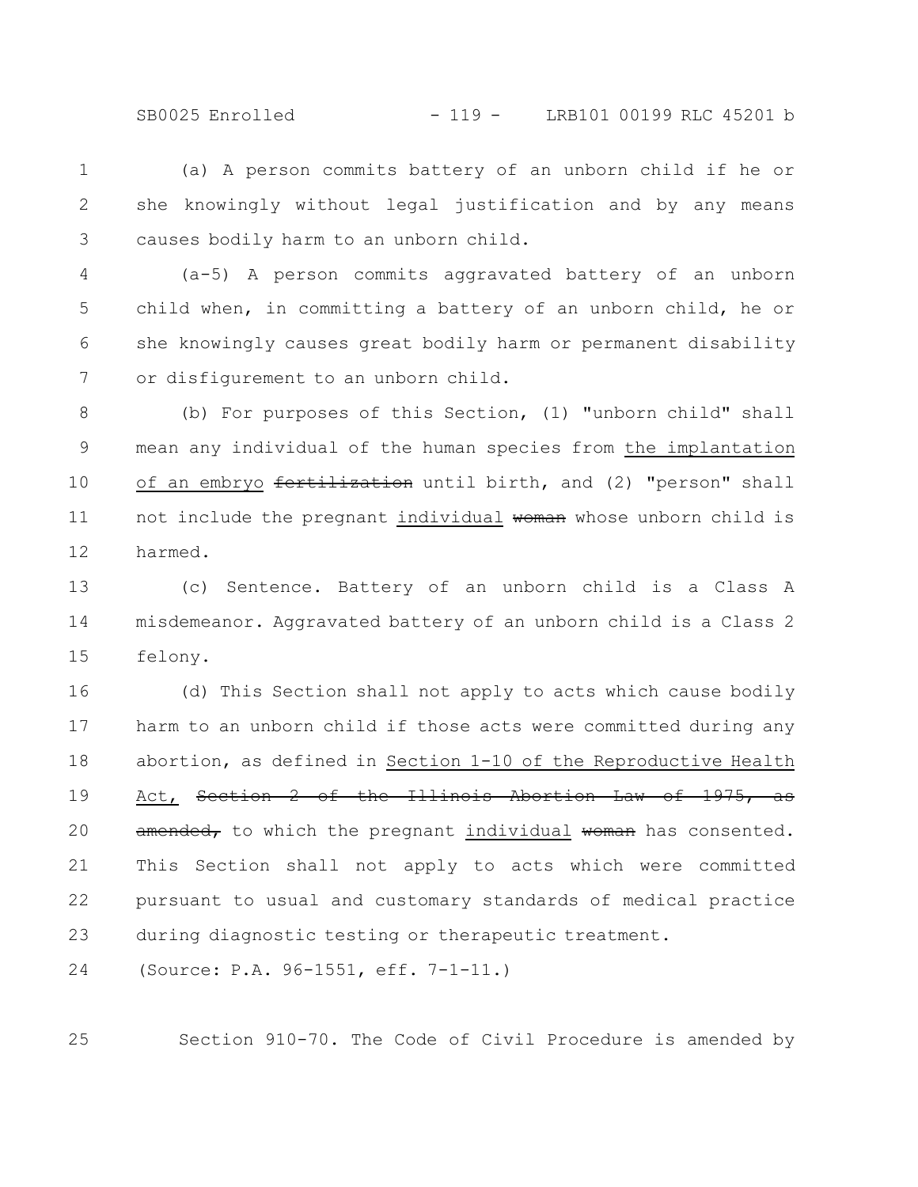(a) A person commits battery of an unborn child if he or she knowingly without legal justification and by any means causes bodily harm to an unborn child.

(a-5) A person commits aggravated battery of an unborn child when, in committing a battery of an unborn child, he or she knowingly causes great bodily harm or permanent disability or disfigurement to an unborn child.

(b) For purposes of this Section, (1) "unborn child" shall mean any individual of the human species from <u>the implantation of an embryo</u> ~~fertilization~~ until birth, and (2) "person" shall not include the pregnant <u>individual</u> ~~woman~~ whose unborn child is harmed.

(c) Sentence. Battery of an unborn child is a Class A misdemeanor. Aggravated battery of an unborn child is a Class 2 felony.

(d) This Section shall not apply to acts which cause bodily harm to an unborn child if those acts were committed during any abortion, as defined in <u>Section 1-10 of the Reproductive Health Act,</u> ~~Section 2 of the Illinois Abortion Law of 1975, as amended,~~ to which the pregnant <u>individual</u> ~~woman~~ has consented. This Section shall not apply to acts which were committed pursuant to usual and customary standards of medical practice during diagnostic testing or therapeutic treatment.

(Source: P.A. 96-1551, eff. 7-1-11.)

Section 910-70. The Code of Civil Procedure is amended by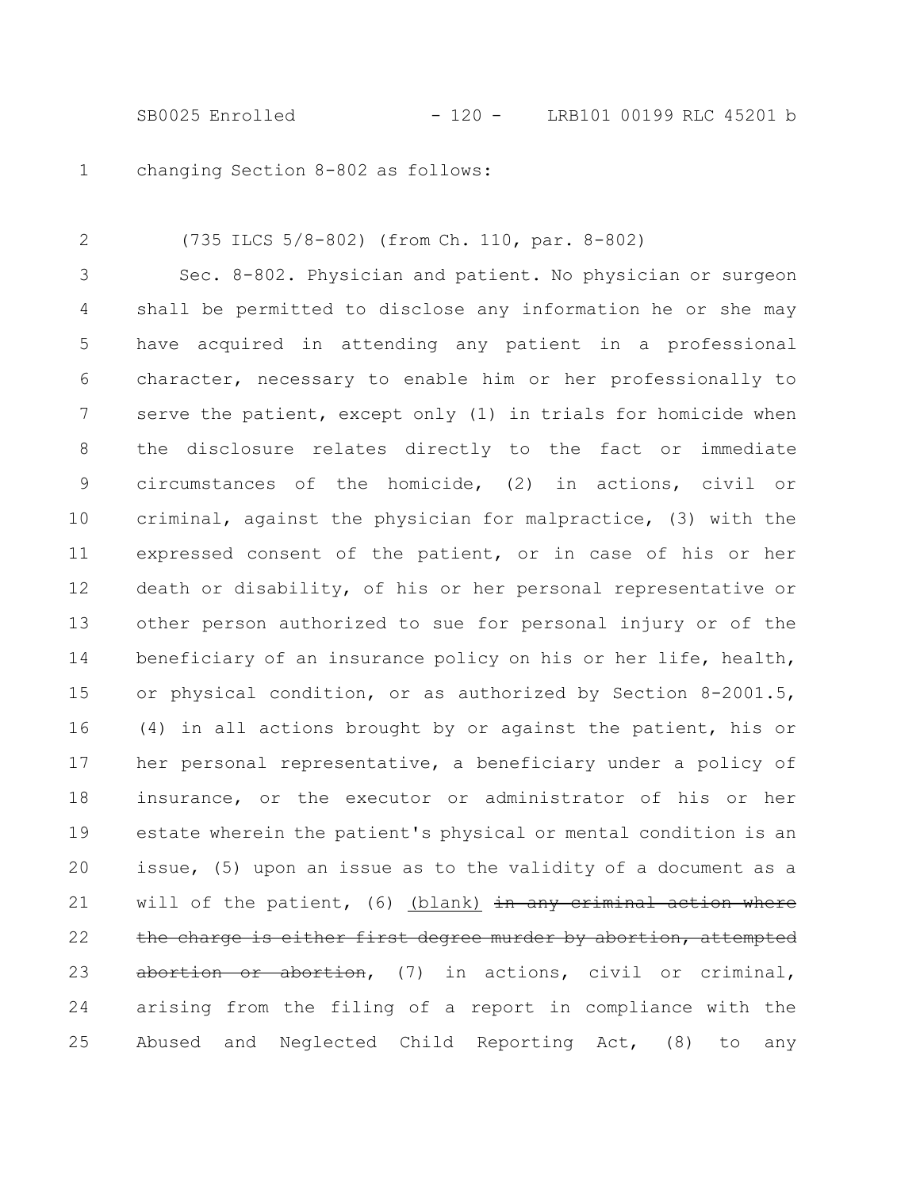changing Section 8-802 as follows:

(735 ILCS 5/8-802) (from Ch. 110, par. 8-802)

Sec. 8-802. Physician and patient. No physician or surgeon shall be permitted to disclose any information he or she may have acquired in attending any patient in a professional character, necessary to enable him or her professionally to serve the patient, except only (1) in trials for homicide when the disclosure relates directly to the fact or immediate circumstances of the homicide, (2) in actions, civil or criminal, against the physician for malpractice, (3) with the expressed consent of the patient, or in case of his or her death or disability, of his or her personal representative or other person authorized to sue for personal injury or of the beneficiary of an insurance policy on his or her life, health, or physical condition, or as authorized by Section 8-2001.5, (4) in all actions brought by or against the patient, his or her personal representative, a beneficiary under a policy of insurance, or the executor or administrator of his or her estate wherein the patient's physical or mental condition is an issue, (5) upon an issue as to the validity of a document as a will of the patient, (6) <u>(blank)</u> ~~in any criminal action where the charge is either first degree murder by abortion, attempted abortion or abortion~~, (7) in actions, civil or criminal, arising from the filing of a report in compliance with the Abused and Neglected Child Reporting Act, (8) to any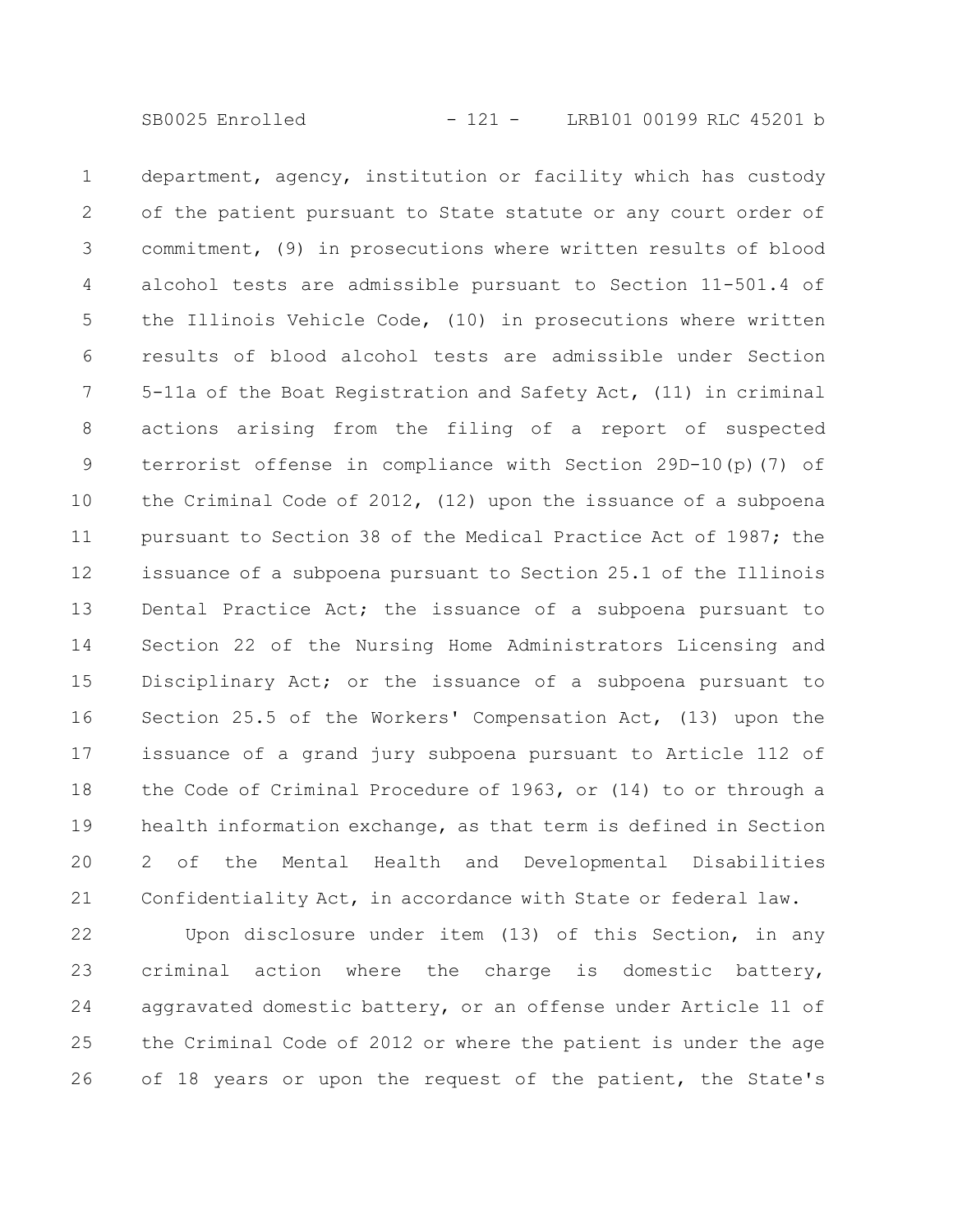department, agency, institution or facility which has custody of the patient pursuant to State statute or any court order of commitment, (9) in prosecutions where written results of blood alcohol tests are admissible pursuant to Section 11-501.4 of the Illinois Vehicle Code, (10) in prosecutions where written results of blood alcohol tests are admissible under Section 5-11a of the Boat Registration and Safety Act, (11) in criminal actions arising from the filing of a report of suspected terrorist offense in compliance with Section 29D-10(p)(7) of the Criminal Code of 2012, (12) upon the issuance of a subpoena pursuant to Section 38 of the Medical Practice Act of 1987; the issuance of a subpoena pursuant to Section 25.1 of the Illinois Dental Practice Act; the issuance of a subpoena pursuant to Section 22 of the Nursing Home Administrators Licensing and Disciplinary Act; or the issuance of a subpoena pursuant to Section 25.5 of the Workers' Compensation Act, (13) upon the issuance of a grand jury subpoena pursuant to Article 112 of the Code of Criminal Procedure of 1963, or (14) to or through a health information exchange, as that term is defined in Section 2 of the Mental Health and Developmental Disabilities Confidentiality Act, in accordance with State or federal law.

Upon disclosure under item (13) of this Section, in any criminal action where the charge is domestic battery, aggravated domestic battery, or an offense under Article 11 of the Criminal Code of 2012 or where the patient is under the age of 18 years or upon the request of the patient, the State's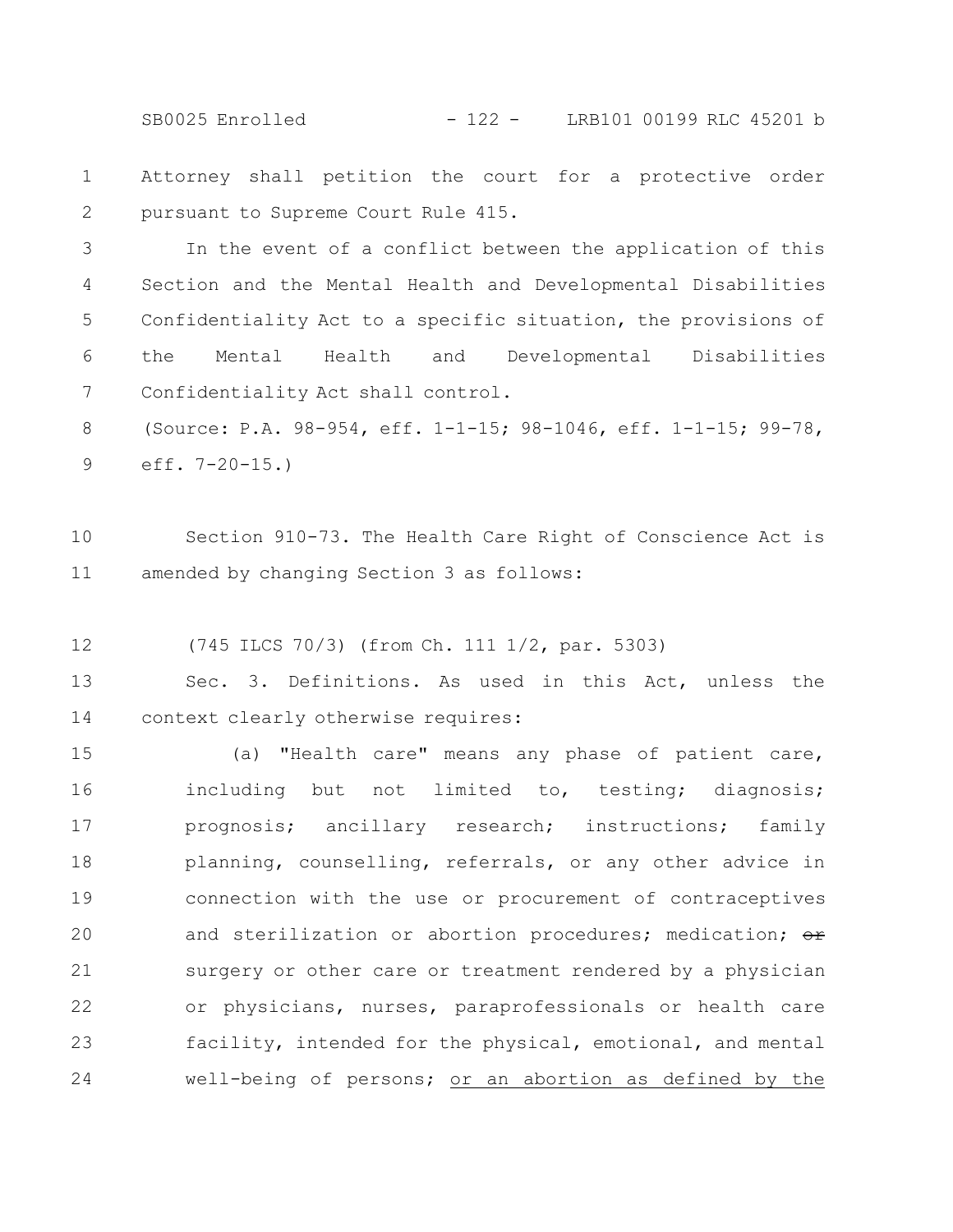Attorney shall petition the court for a protective order pursuant to Supreme Court Rule 415.

In the event of a conflict between the application of this Section and the Mental Health and Developmental Disabilities Confidentiality Act to a specific situation, the provisions of the Mental Health and Developmental Disabilities Confidentiality Act shall control.

(Source: P.A. 98-954, eff. 1-1-15; 98-1046, eff. 1-1-15; 99-78, eff. 7-20-15.)

Section 910-73. The Health Care Right of Conscience Act is amended by changing Section 3 as follows:

(745 ILCS 70/3) (from Ch. 111 1/2, par. 5303)

Sec. 3. Definitions. As used in this Act, unless the context clearly otherwise requires:

(a) "Health care" means any phase of patient care, including but not limited to, testing; diagnosis; prognosis; ancillary research; instructions; family planning, counselling, referrals, or any other advice in connection with the use or procurement of contraceptives and sterilization or abortion procedures; medication; ~~or~~ surgery or other care or treatment rendered by a physician or physicians, nurses, paraprofessionals or health care facility, intended for the physical, emotional, and mental well-being of persons; <u>or an abortion as defined by the</u>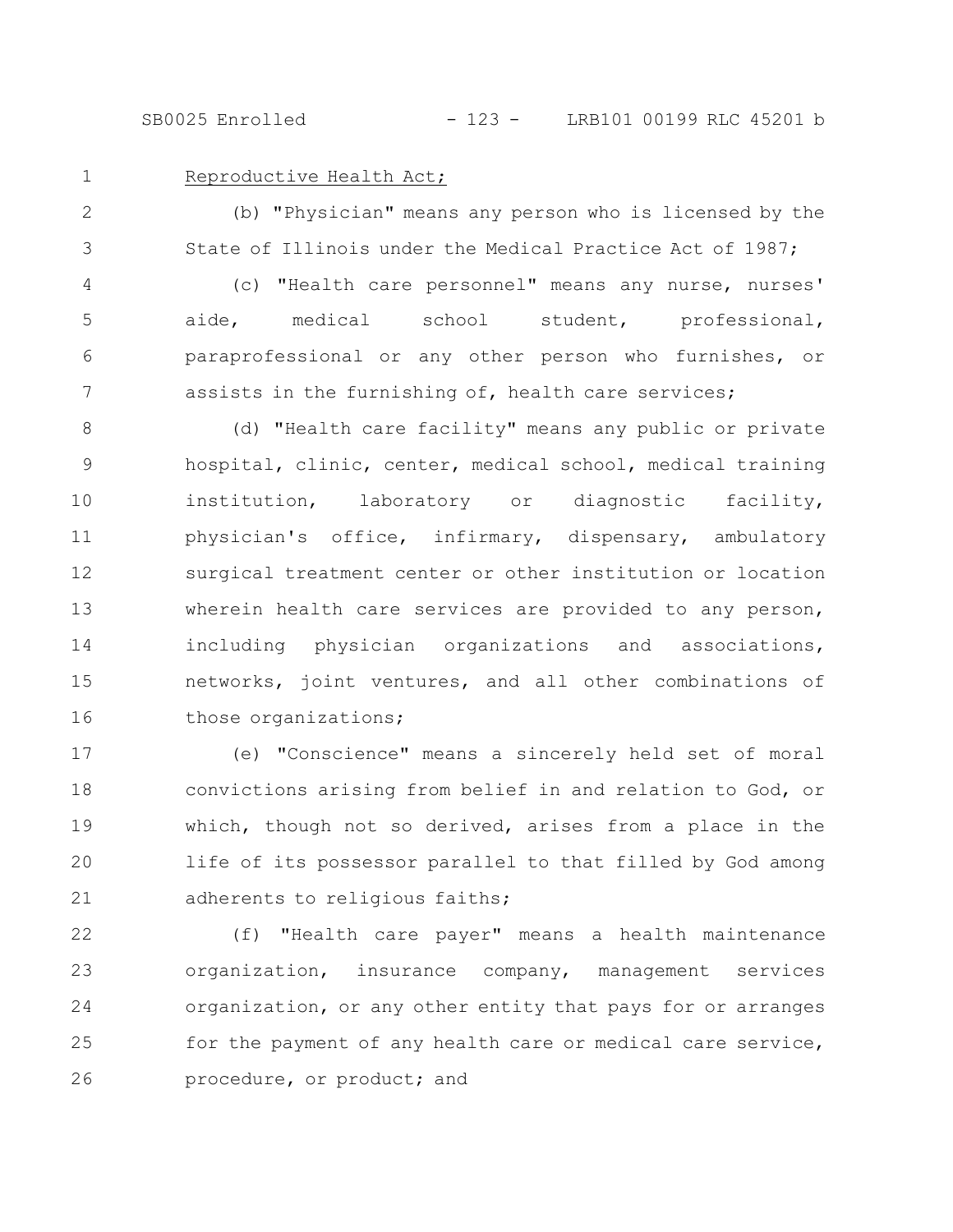Reproductive Health Act;

(b) "Physician" means any person who is licensed by the State of Illinois under the Medical Practice Act of 1987;

(c) "Health care personnel" means any nurse, nurses' aide, medical school student, professional, paraprofessional or any other person who furnishes, or assists in the furnishing of, health care services;

(d) "Health care facility" means any public or private hospital, clinic, center, medical school, medical training institution, laboratory or diagnostic facility, physician's office, infirmary, dispensary, ambulatory surgical treatment center or other institution or location wherein health care services are provided to any person, including physician organizations and associations, networks, joint ventures, and all other combinations of those organizations;

(e) "Conscience" means a sincerely held set of moral convictions arising from belief in and relation to God, or which, though not so derived, arises from a place in the life of its possessor parallel to that filled by God among adherents to religious faiths;

(f) "Health care payer" means a health maintenance organization, insurance company, management services organization, or any other entity that pays for or arranges for the payment of any health care or medical care service, procedure, or product; and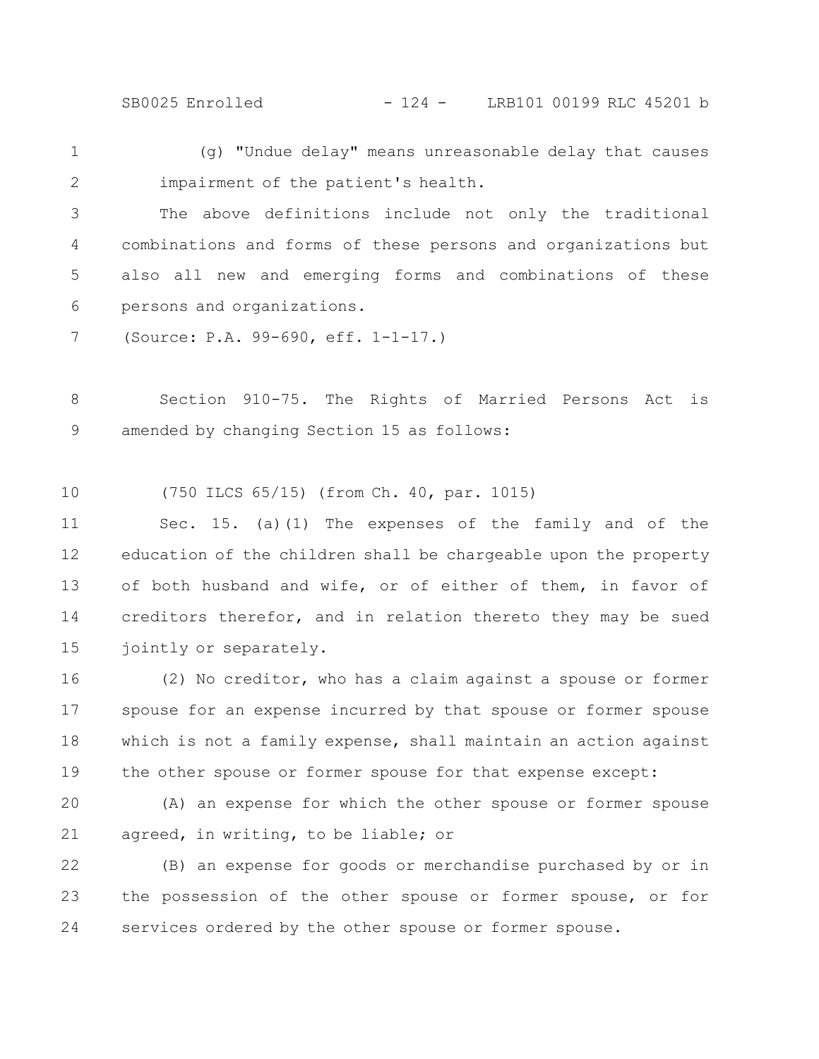(g) "Undue delay" means unreasonable delay that causes impairment of the patient's health.

The above definitions include not only the traditional combinations and forms of these persons and organizations but also all new and emerging forms and combinations of these persons and organizations.

(Source: P.A. 99-690, eff. 1-1-17.)

Section 910-75. The Rights of Married Persons Act is amended by changing Section 15 as follows:

(750 ILCS 65/15) (from Ch. 40, par. 1015)

Sec. 15. (a)(1) The expenses of the family and of the education of the children shall be chargeable upon the property of both husband and wife, or of either of them, in favor of creditors therefor, and in relation thereto they may be sued jointly or separately.

(2) No creditor, who has a claim against a spouse or former spouse for an expense incurred by that spouse or former spouse which is not a family expense, shall maintain an action against the other spouse or former spouse for that expense except:

(A) an expense for which the other spouse or former spouse agreed, in writing, to be liable; or

(B) an expense for goods or merchandise purchased by or in the possession of the other spouse or former spouse, or for services ordered by the other spouse or former spouse.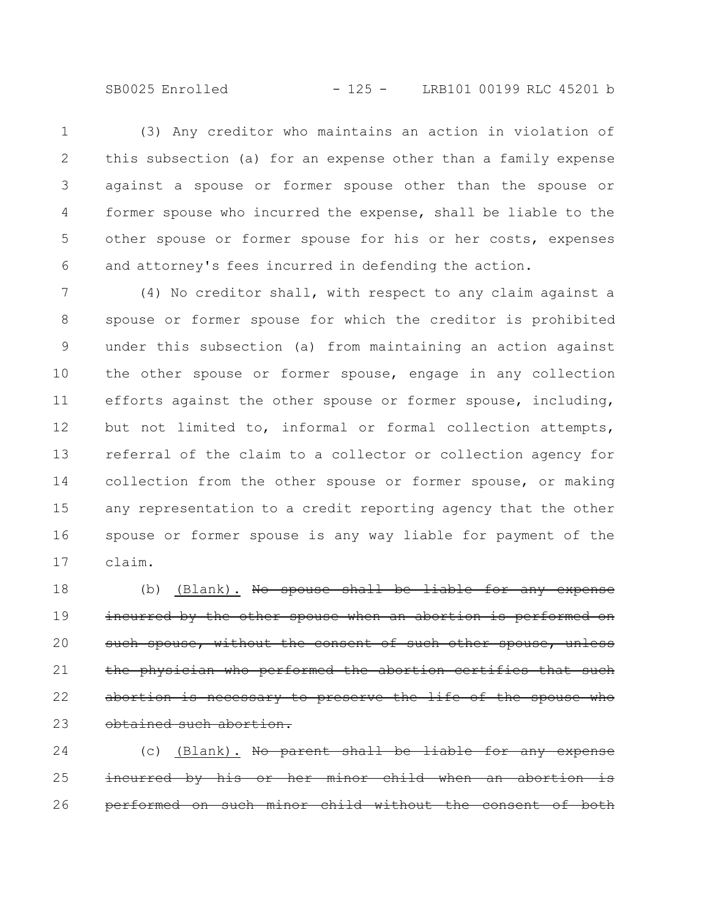(3) Any creditor who maintains an action in violation of this subsection (a) for an expense other than a family expense against a spouse or former spouse other than the spouse or former spouse who incurred the expense, shall be liable to the other spouse or former spouse for his or her costs, expenses and attorney's fees incurred in defending the action.

(4) No creditor shall, with respect to any claim against a spouse or former spouse for which the creditor is prohibited under this subsection (a) from maintaining an action against the other spouse or former spouse, engage in any collection efforts against the other spouse or former spouse, including, but not limited to, informal or formal collection attempts, referral of the claim to a collector or collection agency for collection from the other spouse or former spouse, or making any representation to a credit reporting agency that the other spouse or former spouse is any way liable for payment of the claim.

(b) <u>(Blank).</u> ~~No spouse shall be liable for any expense incurred by the other spouse when an abortion is performed on such spouse, without the consent of such other spouse, unless the physician who performed the abortion certifies that such abortion is necessary to preserve the life of the spouse who obtained such abortion.~~

(c) <u>(Blank).</u> ~~No parent shall be liable for any expense incurred by his or her minor child when an abortion is performed on such minor child without the consent of both~~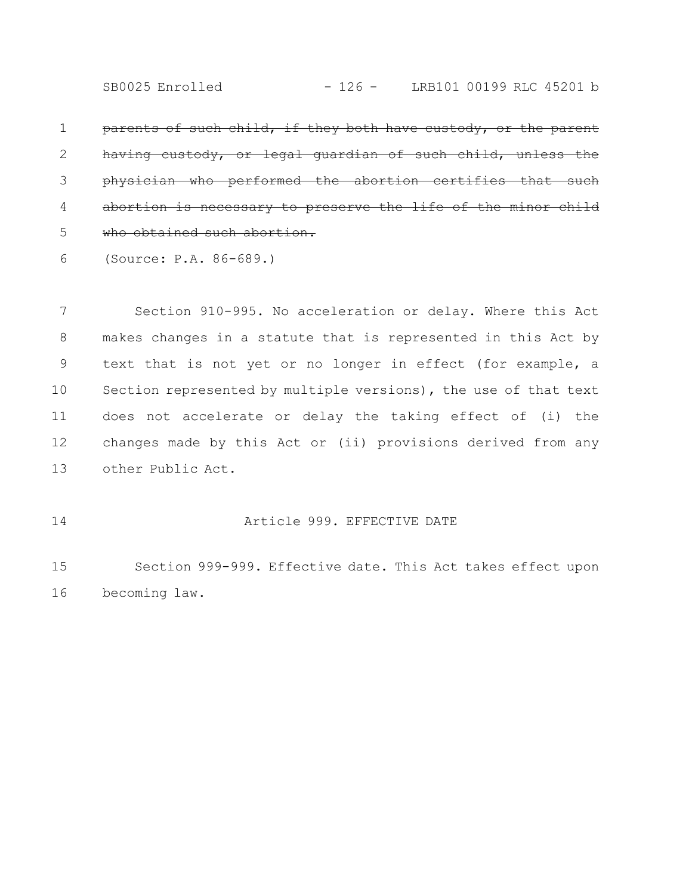~~parents of such child, if they both have custody, or the parent having custody, or legal guardian of such child, unless the physician who performed the abortion certifies that such abortion is necessary to preserve the life of the minor child who obtained such abortion.~~

(Source: P.A. 86-689.)

Section 910-995. No acceleration or delay. Where this Act makes changes in a statute that is represented in this Act by text that is not yet or no longer in effect (for example, a Section represented by multiple versions), the use of that text does not accelerate or delay the taking effect of (i) the changes made by this Act or (ii) provisions derived from any other Public Act.

## Article 999. EFFECTIVE DATE

Section 999-999. Effective date. This Act takes effect upon becoming law.